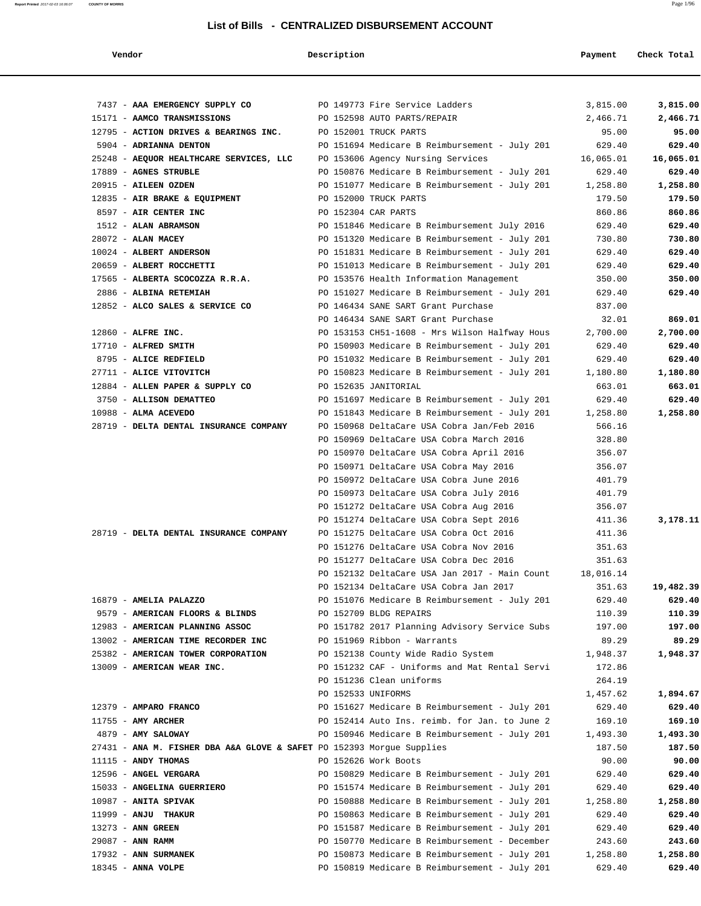## List of Bills - CENTRALIZED DISBURSEMENT ACCOUNT

| Vendor | Description | Payment | Check Total |
|---|---|---|---|
| 7437 - **AAA EMERGENCY SUPPLY CO** | PO 149773 Fire Service Ladders | 3,815.00 | **3,815.00** |
| 15171 - **AAMCO TRANSMISSIONS** | PO 152598 AUTO PARTS/REPAIR | 2,466.71 | **2,466.71** |
| 12795 - **ACTION DRIVES & BEARINGS INC.** | PO 152001 TRUCK PARTS | 95.00 | **95.00** |
| 5904 - **ADRIANNA DENTON** | PO 151694 Medicare B Reimbursement - July 201 | 629.40 | **629.40** |
| 25248 - **AEQUOR HEALTHCARE SERVICES, LLC** | PO 153606 Agency Nursing Services | 16,065.01 | **16,065.01** |
| 17889 - **AGNES STRUBLE** | PO 150876 Medicare B Reimbursement - July 201 | 629.40 | **629.40** |
| 20915 - **AILEEN OZDEN** | PO 151077 Medicare B Reimbursement - July 201 | 1,258.80 | **1,258.80** |
| 12835 - **AIR BRAKE & EQUIPMENT** | PO 152000 TRUCK PARTS | 179.50 | **179.50** |
| 8597 - **AIR CENTER INC** | PO 152304 CAR PARTS | 860.86 | **860.86** |
| 1512 - **ALAN ABRAMSON** | PO 151846 Medicare B Reimbursement July 2016 | 629.40 | **629.40** |
| 28072 - **ALAN MACEY** | PO 151320 Medicare B Reimbursement - July 201 | 730.80 | **730.80** |
| 10024 - **ALBERT ANDERSON** | PO 151831 Medicare B Reimbursement - July 201 | 629.40 | **629.40** |
| 20659 - **ALBERT ROCCHETTI** | PO 151013 Medicare B Reimbursement - July 201 | 629.40 | **629.40** |
| 17565 - **ALBERTA SCOCOZZA R.R.A.** | PO 153576 Health Information Management | 350.00 | **350.00** |
| 2886 - **ALBINA RETEMIAH** | PO 151027 Medicare B Reimbursement - July 201 | 629.40 | **629.40** |
| 12852 - **ALCO SALES & SERVICE CO** | PO 146434 SANE SART Grant Purchase | 837.00 | |
| | PO 146434 SANE SART Grant Purchase | 32.01 | **869.01** |
| 12860 - **ALFRE INC.** | PO 153153 CH51-1608 - Mrs Wilson Halfway Hous | 2,700.00 | **2,700.00** |
| 17710 - **ALFRED SMITH** | PO 150903 Medicare B Reimbursement - July 201 | 629.40 | **629.40** |
| 8795 - **ALICE REDFIELD** | PO 151032 Medicare B Reimbursement - July 201 | 629.40 | **629.40** |
| 27711 - **ALICE VITOVITCH** | PO 150823 Medicare B Reimbursement - July 201 | 1,180.80 | **1,180.80** |
| 12884 - **ALLEN PAPER & SUPPLY CO** | PO 152635 JANITORIAL | 663.01 | **663.01** |
| 3750 - **ALLISON DEMATTEO** | PO 151697 Medicare B Reimbursement - July 201 | 629.40 | **629.40** |
| 10988 - **ALMA ACEVEDO** | PO 151843 Medicare B Reimbursement - July 201 | 1,258.80 | **1,258.80** |
| 28719 - **DELTA DENTAL INSURANCE COMPANY** | PO 150968 DeltaCare USA Cobra Jan/Feb 2016 | 566.16 | |
| | PO 150969 DeltaCare USA Cobra March 2016 | 328.80 | |
| | PO 150970 DeltaCare USA Cobra April 2016 | 356.07 | |
| | PO 150971 DeltaCare USA Cobra May 2016 | 356.07 | |
| | PO 150972 DeltaCare USA Cobra June 2016 | 401.79 | |
| | PO 150973 DeltaCare USA Cobra July 2016 | 401.79 | |
| | PO 151272 DeltaCare USA Cobra Aug 2016 | 356.07 | |
| | PO 151274 DeltaCare USA Cobra Sept 2016 | 411.36 | **3,178.11** |
| 28719 - **DELTA DENTAL INSURANCE COMPANY** | PO 151275 DeltaCare USA Cobra Oct 2016 | 411.36 | |
| | PO 151276 DeltaCare USA Cobra Nov 2016 | 351.63 | |
| | PO 151277 DeltaCare USA Cobra Dec 2016 | 351.63 | |
| | PO 152132 DeltaCare USA Jan 2017 - Main Count | 18,016.14 | |
| | PO 152134 DeltaCare USA Cobra Jan 2017 | 351.63 | **19,482.39** |
| 16879 - **AMELIA PALAZZO** | PO 151076 Medicare B Reimbursement - July 201 | 629.40 | **629.40** |
| 9579 - **AMERICAN FLOORS & BLINDS** | PO 152709 BLDG REPAIRS | 110.39 | **110.39** |
| 12983 - **AMERICAN PLANNING ASSOC** | PO 151782 2017 Planning Advisory Service Subs | 197.00 | **197.00** |
| 13002 - **AMERICAN TIME RECORDER INC** | PO 151969 Ribbon - Warrants | 89.29 | **89.29** |
| 25382 - **AMERICAN TOWER CORPORATION** | PO 152138 County Wide Radio System | 1,948.37 | **1,948.37** |
| 13009 - **AMERICAN WEAR INC.** | PO 151232 CAF - Uniforms and Mat Rental Servi | 172.86 | |
| | PO 151236 Clean uniforms | 264.19 | |
| | PO 152533 UNIFORMS | 1,457.62 | **1,894.67** |
| 12379 - **AMPARO FRANCO** | PO 151627 Medicare B Reimbursement - July 201 | 629.40 | **629.40** |
| 11755 - **AMY ARCHER** | PO 152414 Auto Ins. reimb. for Jan. to June 2 | 169.10 | **169.10** |
| 4879 - **AMY SALOWAY** | PO 150946 Medicare B Reimbursement - July 201 | 1,493.30 | **1,493.30** |
| 27431 - **ANA M. FISHER DBA A&A GLOVE & SAFET** | PO 152393 Morgue Supplies | 187.50 | **187.50** |
| 11115 - **ANDY THOMAS** | PO 152626 Work Boots | 90.00 | **90.00** |
| 12596 - **ANGEL VERGARA** | PO 150829 Medicare B Reimbursement - July 201 | 629.40 | **629.40** |
| 15033 - **ANGELINA GUERRIERO** | PO 151574 Medicare B Reimbursement - July 201 | 629.40 | **629.40** |
| 10987 - **ANITA SPIVAK** | PO 150888 Medicare B Reimbursement - July 201 | 1,258.80 | **1,258.80** |
| 11999 - **ANJU THAKUR** | PO 150863 Medicare B Reimbursement - July 201 | 629.40 | **629.40** |
| 13273 - **ANN GREEN** | PO 151587 Medicare B Reimbursement - July 201 | 629.40 | **629.40** |
| 29087 - **ANN RAMM** | PO 150770 Medicare B Reimbursement - December | 243.60 | **243.60** |
| 17932 - **ANN SURMANEK** | PO 150873 Medicare B Reimbursement - July 201 | 1,258.80 | **1,258.80** |
| 18345 - **ANNA VOLPE** | PO 150819 Medicare B Reimbursement - July 201 | 629.40 | **629.40** |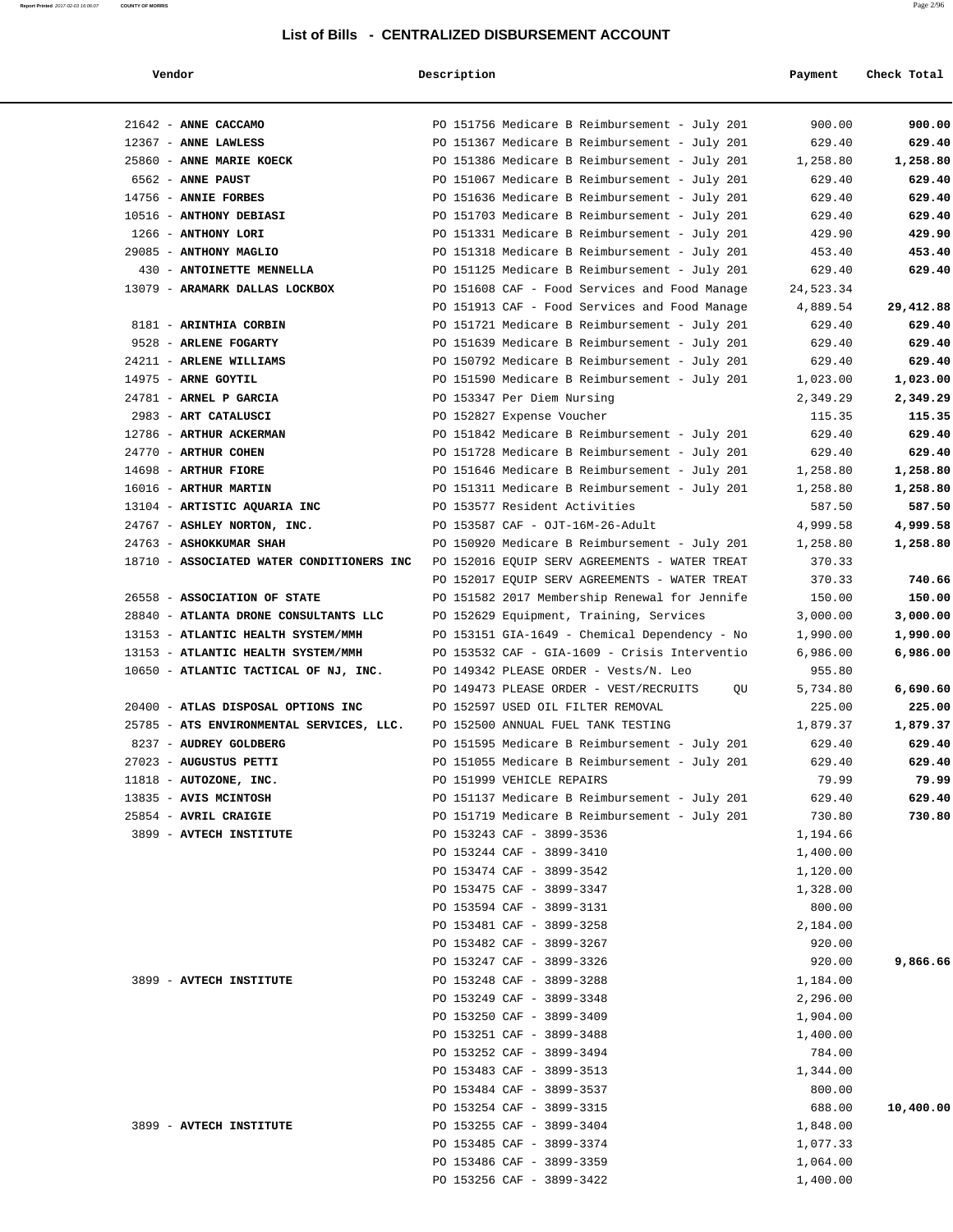## List of Bills - CENTRALIZED DISBURSEMENT ACCOUNT

| Vendor | Description | Payment | Check Total |
|---|---|---|---|
| 21642 - **ANNE CACCAMO** | PO 151756 Medicare B Reimbursement - July 201 | 900.00 | **900.00** |
| 12367 - **ANNE LAWLESS** | PO 151367 Medicare B Reimbursement - July 201 | 629.40 | **629.40** |
| 25860 - **ANNE MARIE KOECK** | PO 151386 Medicare B Reimbursement - July 201 | 1,258.80 | **1,258.80** |
| 6562 - **ANNE PAUST** | PO 151067 Medicare B Reimbursement - July 201 | 629.40 | **629.40** |
| 14756 - **ANNIE FORBES** | PO 151636 Medicare B Reimbursement - July 201 | 629.40 | **629.40** |
| 10516 - **ANTHONY DEBIASI** | PO 151703 Medicare B Reimbursement - July 201 | 629.40 | **629.40** |
| 1266 - **ANTHONY LORI** | PO 151331 Medicare B Reimbursement - July 201 | 429.90 | **429.90** |
| 29085 - **ANTHONY MAGLIO** | PO 151318 Medicare B Reimbursement - July 201 | 453.40 | **453.40** |
| 430 - **ANTOINETTE MENNELLA** | PO 151125 Medicare B Reimbursement - July 201 | 629.40 | **629.40** |
| 13079 - **ARAMARK DALLAS LOCKBOX** | PO 151608 CAF - Food Services and Food Manage | 24,523.34 | |
| | PO 151913 CAF - Food Services and Food Manage | 4,889.54 | **29,412.88** |
| 8181 - **ARINTHIA CORBIN** | PO 151721 Medicare B Reimbursement - July 201 | 629.40 | **629.40** |
| 9528 - **ARLENE FOGARTY** | PO 151639 Medicare B Reimbursement - July 201 | 629.40 | **629.40** |
| 24211 - **ARLENE WILLIAMS** | PO 150792 Medicare B Reimbursement - July 201 | 629.40 | **629.40** |
| 14975 - **ARNE GOYTIL** | PO 151590 Medicare B Reimbursement - July 201 | 1,023.00 | **1,023.00** |
| 24781 - **ARNEL P GARCIA** | PO 153347 Per Diem Nursing | 2,349.29 | **2,349.29** |
| 2983 - **ART CATALUSCI** | PO 152827 Expense Voucher | 115.35 | **115.35** |
| 12786 - **ARTHUR ACKERMAN** | PO 151842 Medicare B Reimbursement - July 201 | 629.40 | **629.40** |
| 24770 - **ARTHUR COHEN** | PO 151728 Medicare B Reimbursement - July 201 | 629.40 | **629.40** |
| 14698 - **ARTHUR FIORE** | PO 151646 Medicare B Reimbursement - July 201 | 1,258.80 | **1,258.80** |
| 16016 - **ARTHUR MARTIN** | PO 151311 Medicare B Reimbursement - July 201 | 1,258.80 | **1,258.80** |
| 13104 - **ARTISTIC AQUARIA INC** | PO 153577 Resident Activities | 587.50 | **587.50** |
| 24767 - **ASHLEY NORTON, INC.** | PO 153587 CAF - OJT-16M-26-Adult | 4,999.58 | **4,999.58** |
| 24763 - **ASHOKKUMAR SHAH** | PO 150920 Medicare B Reimbursement - July 201 | 1,258.80 | **1,258.80** |
| 18710 - **ASSOCIATED WATER CONDITIONERS INC** | PO 152016 EQUIP SERV AGREEMENTS - WATER TREAT | 370.33 | |
| | PO 152017 EQUIP SERV AGREEMENTS - WATER TREAT | 370.33 | **740.66** |
| 26558 - **ASSOCIATION OF STATE** | PO 151582 2017 Membership Renewal for Jennife | 150.00 | **150.00** |
| 28840 - **ATLANTA DRONE CONSULTANTS LLC** | PO 152629 Equipment, Training, Services | 3,000.00 | **3,000.00** |
| 13153 - **ATLANTIC HEALTH SYSTEM/MMH** | PO 153151 GIA-1649 - Chemical Dependency - No | 1,990.00 | **1,990.00** |
| 13153 - **ATLANTIC HEALTH SYSTEM/MMH** | PO 153532 CAF - GIA-1609 - Crisis Interventio | 6,986.00 | **6,986.00** |
| 10650 - **ATLANTIC TACTICAL OF NJ, INC.** | PO 149342 PLEASE ORDER - Vests/N. Leo | 955.80 | |
| | PO 149473 PLEASE ORDER - VEST/RECRUITS QU | 5,734.80 | **6,690.60** |
| 20400 - **ATLAS DISPOSAL OPTIONS INC** | PO 152597 USED OIL FILTER REMOVAL | 225.00 | **225.00** |
| 25785 - **ATS ENVIRONMENTAL SERVICES, LLC.** | PO 152500 ANNUAL FUEL TANK TESTING | 1,879.37 | **1,879.37** |
| 8237 - **AUDREY GOLDBERG** | PO 151595 Medicare B Reimbursement - July 201 | 629.40 | **629.40** |
| 27023 - **AUGUSTUS PETTI** | PO 151055 Medicare B Reimbursement - July 201 | 629.40 | **629.40** |
| 11818 - **AUTOZONE, INC.** | PO 151999 VEHICLE REPAIRS | 79.99 | **79.99** |
| 13835 - **AVIS MCINTOSH** | PO 151137 Medicare B Reimbursement - July 201 | 629.40 | **629.40** |
| 25854 - **AVRIL CRAIGIE** | PO 151719 Medicare B Reimbursement - July 201 | 730.80 | **730.80** |
| 3899 - **AVTECH INSTITUTE** | PO 153243 CAF - 3899-3536 | 1,194.66 | |
| | PO 153244 CAF - 3899-3410 | 1,400.00 | |
| | PO 153474 CAF - 3899-3542 | 1,120.00 | |
| | PO 153475 CAF - 3899-3347 | 1,328.00 | |
| | PO 153594 CAF - 3899-3131 | 800.00 | |
| | PO 153481 CAF - 3899-3258 | 2,184.00 | |
| | PO 153482 CAF - 3899-3267 | 920.00 | |
| | PO 153247 CAF - 3899-3326 | 920.00 | **9,866.66** |
| 3899 - **AVTECH INSTITUTE** | PO 153248 CAF - 3899-3288 | 1,184.00 | |
| | PO 153249 CAF - 3899-3348 | 2,296.00 | |
| | PO 153250 CAF - 3899-3409 | 1,904.00 | |
| | PO 153251 CAF - 3899-3488 | 1,400.00 | |
| | PO 153252 CAF - 3899-3494 | 784.00 | |
| | PO 153483 CAF - 3899-3513 | 1,344.00 | |
| | PO 153484 CAF - 3899-3537 | 800.00 | |
| | PO 153254 CAF - 3899-3315 | 688.00 | **10,400.00** |
| 3899 - **AVTECH INSTITUTE** | PO 153255 CAF - 3899-3404 | 1,848.00 | |
| | PO 153485 CAF - 3899-3374 | 1,077.33 | |
| | PO 153486 CAF - 3899-3359 | 1,064.00 | |
| | PO 153256 CAF - 3899-3422 | 1,400.00 | |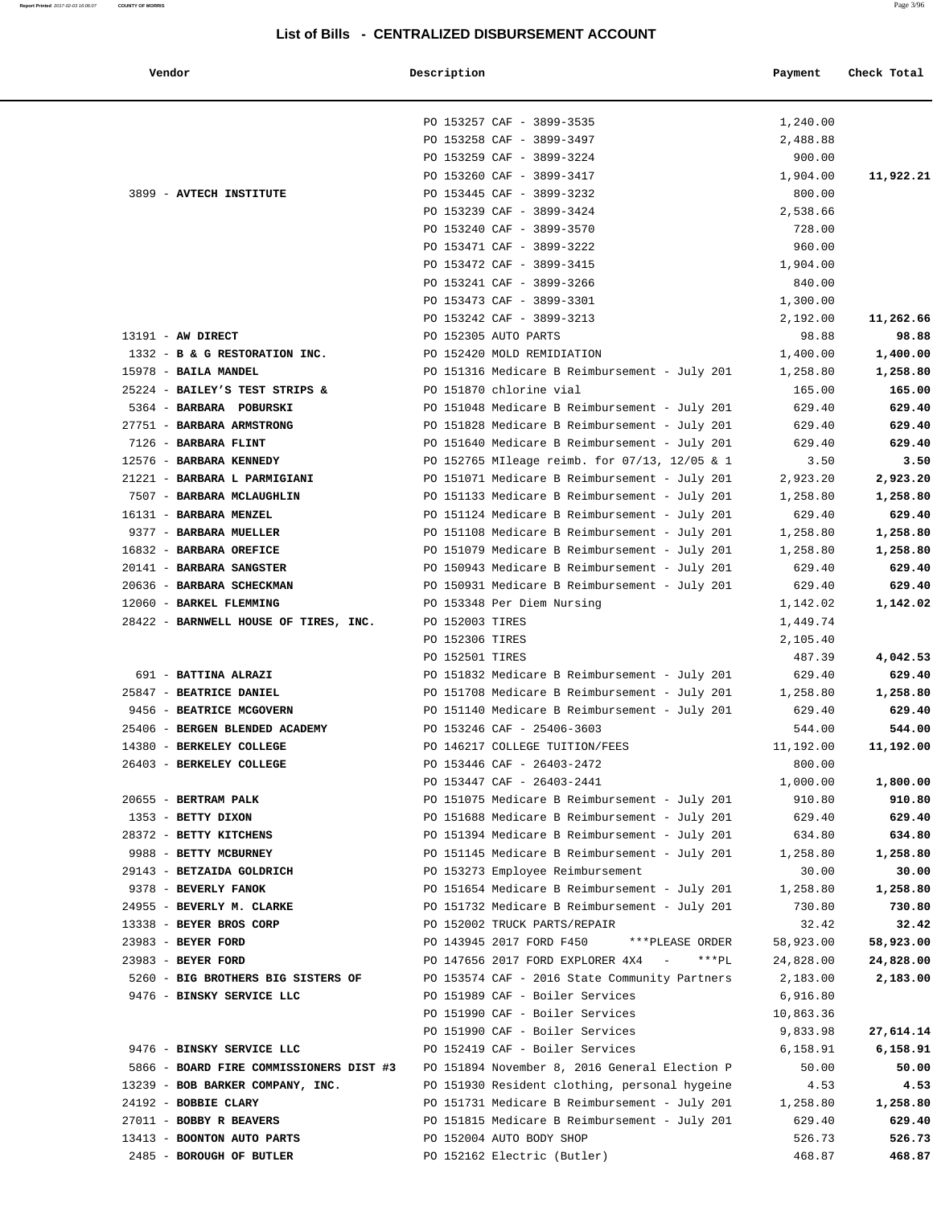## List of Bills - CENTRALIZED DISBURSEMENT ACCOUNT

| Vendor | Description | Payment | Check Total |
|---|---|---|---|
| | PO 153257 CAF - 3899-3535 | 1,240.00 | |
| | PO 153258 CAF - 3899-3497 | 2,488.88 | |
| | PO 153259 CAF - 3899-3224 | 900.00 | |
| | PO 153260 CAF - 3899-3417 | 1,904.00 | **11,922.21** |
| 3899 - **AVTECH INSTITUTE** | PO 153445 CAF - 3899-3232 | 800.00 | |
| | PO 153239 CAF - 3899-3424 | 2,538.66 | |
| | PO 153240 CAF - 3899-3570 | 728.00 | |
| | PO 153471 CAF - 3899-3222 | 960.00 | |
| | PO 153472 CAF - 3899-3415 | 1,904.00 | |
| | PO 153241 CAF - 3899-3266 | 840.00 | |
| | PO 153473 CAF - 3899-3301 | 1,300.00 | |
| | PO 153242 CAF - 3899-3213 | 2,192.00 | **11,262.66** |
| 13191 - **AW DIRECT** | PO 152305 AUTO PARTS | 98.88 | **98.88** |
| 1332 - **B & G RESTORATION INC.** | PO 152420 MOLD REMIDIATION | 1,400.00 | **1,400.00** |
| 15978 - **BAILA MANDEL** | PO 151316 Medicare B Reimbursement - July 201 | 1,258.80 | **1,258.80** |
| 25224 - **BAILEY'S TEST STRIPS &** | PO 151870 chlorine vial | 165.00 | **165.00** |
| 5364 - **BARBARA POBURSKI** | PO 151048 Medicare B Reimbursement - July 201 | 629.40 | **629.40** |
| 27751 - **BARBARA ARMSTRONG** | PO 151828 Medicare B Reimbursement - July 201 | 629.40 | **629.40** |
| 7126 - **BARBARA FLINT** | PO 151640 Medicare B Reimbursement - July 201 | 629.40 | **629.40** |
| 12576 - **BARBARA KENNEDY** | PO 152765 MIleage reimb. for 07/13, 12/05 & 1 | 3.50 | **3.50** |
| 21221 - **BARBARA L PARMIGIANI** | PO 151071 Medicare B Reimbursement - July 201 | 2,923.20 | **2,923.20** |
| 7507 - **BARBARA MCLAUGHLIN** | PO 151133 Medicare B Reimbursement - July 201 | 1,258.80 | **1,258.80** |
| 16131 - **BARBARA MENZEL** | PO 151124 Medicare B Reimbursement - July 201 | 629.40 | **629.40** |
| 9377 - **BARBARA MUELLER** | PO 151108 Medicare B Reimbursement - July 201 | 1,258.80 | **1,258.80** |
| 16832 - **BARBARA OREFICE** | PO 151079 Medicare B Reimbursement - July 201 | 1,258.80 | **1,258.80** |
| 20141 - **BARBARA SANGSTER** | PO 150943 Medicare B Reimbursement - July 201 | 629.40 | **629.40** |
| 20636 - **BARBARA SCHECKMAN** | PO 150931 Medicare B Reimbursement - July 201 | 629.40 | **629.40** |
| 12060 - **BARKEL FLEMMING** | PO 153348 Per Diem Nursing | 1,142.02 | **1,142.02** |
| 28422 - **BARNWELL HOUSE OF TIRES, INC.** | PO 152003 TIRES | 1,449.74 | |
| | PO 152306 TIRES | 2,105.40 | |
| | PO 152501 TIRES | 487.39 | **4,042.53** |
| 691 - **BATTINA ALRAZI** | PO 151832 Medicare B Reimbursement - July 201 | 629.40 | **629.40** |
| 25847 - **BEATRICE DANIEL** | PO 151708 Medicare B Reimbursement - July 201 | 1,258.80 | **1,258.80** |
| 9456 - **BEATRICE MCGOVERN** | PO 151140 Medicare B Reimbursement - July 201 | 629.40 | **629.40** |
| 25406 - **BERGEN BLENDED ACADEMY** | PO 153246 CAF - 25406-3603 | 544.00 | **544.00** |
| 14380 - **BERKELEY COLLEGE** | PO 146217 COLLEGE TUITION/FEES | 11,192.00 | **11,192.00** |
| 26403 - **BERKELEY COLLEGE** | PO 153446 CAF - 26403-2472 | 800.00 | |
| | PO 153447 CAF - 26403-2441 | 1,000.00 | **1,800.00** |
| 20655 - **BERTRAM PALK** | PO 151075 Medicare B Reimbursement - July 201 | 910.80 | **910.80** |
| 1353 - **BETTY DIXON** | PO 151688 Medicare B Reimbursement - July 201 | 629.40 | **629.40** |
| 28372 - **BETTY KITCHENS** | PO 151394 Medicare B Reimbursement - July 201 | 634.80 | **634.80** |
| 9988 - **BETTY MCBURNEY** | PO 151145 Medicare B Reimbursement - July 201 | 1,258.80 | **1,258.80** |
| 29143 - **BETZAIDA GOLDRICH** | PO 153273 Employee Reimbursement | 30.00 | **30.00** |
| 9378 - **BEVERLY FANOK** | PO 151654 Medicare B Reimbursement - July 201 | 1,258.80 | **1,258.80** |
| 24955 - **BEVERLY M. CLARKE** | PO 151732 Medicare B Reimbursement - July 201 | 730.80 | **730.80** |
| 13338 - **BEYER BROS CORP** | PO 152002 TRUCK PARTS/REPAIR | 32.42 | **32.42** |
| 23983 - **BEYER FORD** | PO 143945 2017 FORD F450 ***PLEASE ORDER | 58,923.00 | **58,923.00** |
| 23983 - **BEYER FORD** | PO 147656 2017 FORD EXPLORER 4X4 - ***PL | 24,828.00 | **24,828.00** |
| 5260 - **BIG BROTHERS BIG SISTERS OF** | PO 153574 CAF - 2016 State Community Partners | 2,183.00 | **2,183.00** |
| 9476 - **BINSKY SERVICE LLC** | PO 151989 CAF - Boiler Services | 6,916.80 | |
| | PO 151990 CAF - Boiler Services | 10,863.36 | |
| | PO 151990 CAF - Boiler Services | 9,833.98 | **27,614.14** |
| 9476 - **BINSKY SERVICE LLC** | PO 152419 CAF - Boiler Services | 6,158.91 | **6,158.91** |
| 5866 - **BOARD FIRE COMMISSIONERS DIST #3** | PO 151894 November 8, 2016 General Election P | 50.00 | **50.00** |
| 13239 - **BOB BARKER COMPANY, INC.** | PO 151930 Resident clothing, personal hygeine | 4.53 | **4.53** |
| 24192 - **BOBBIE CLARY** | PO 151731 Medicare B Reimbursement - July 201 | 1,258.80 | **1,258.80** |
| 27011 - **BOBBY R BEAVERS** | PO 151815 Medicare B Reimbursement - July 201 | 629.40 | **629.40** |
| 13413 - **BOONTON AUTO PARTS** | PO 152004 AUTO BODY SHOP | 526.73 | **526.73** |
| 2485 - **BOROUGH OF BUTLER** | PO 152162 Electric (Butler) | 468.87 | **468.87** |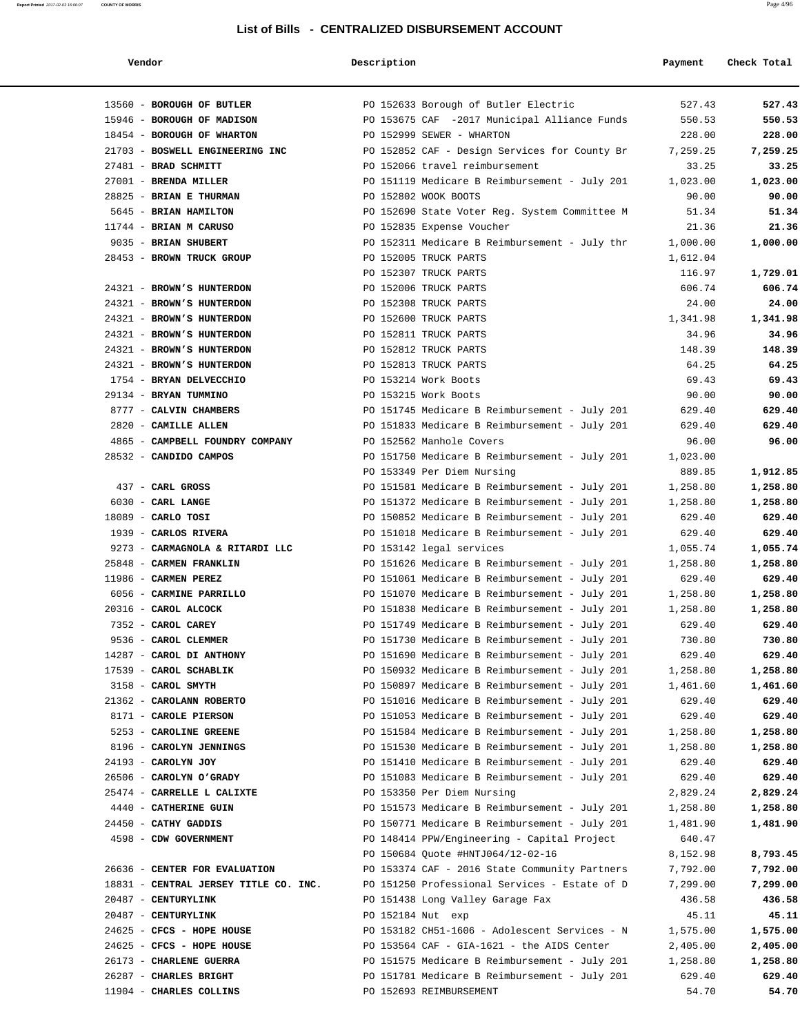## List of Bills - CENTRALIZED DISBURSEMENT ACCOUNT

| Vendor | Description | Payment | Check Total |
|---|---|---|---|
| 13560 - **BOROUGH OF BUTLER** | PO 152633 Borough of Butler Electric | 527.43 | **527.43** |
| 15946 - **BOROUGH OF MADISON** | PO 153675 CAF -2017 Municipal Alliance Funds | 550.53 | **550.53** |
| 18454 - **BOROUGH OF WHARTON** | PO 152999 SEWER - WHARTON | 228.00 | **228.00** |
| 21703 - **BOSWELL ENGINEERING INC** | PO 152852 CAF - Design Services for County Br | 7,259.25 | **7,259.25** |
| 27481 - **BRAD SCHMITT** | PO 152066 travel reimbursement | 33.25 | **33.25** |
| 27001 - **BRENDA MILLER** | PO 151119 Medicare B Reimbursement - July 201 | 1,023.00 | **1,023.00** |
| 28825 - **BRIAN E THURMAN** | PO 152802 WOOK BOOTS | 90.00 | **90.00** |
| 5645 - **BRIAN HAMILTON** | PO 152690 State Voter Reg. System Committee M | 51.34 | **51.34** |
| 11744 - **BRIAN M CARUSO** | PO 152835 Expense Voucher | 21.36 | **21.36** |
| 9035 - **BRIAN SHUBERT** | PO 152311 Medicare B Reimbursement - July thr | 1,000.00 | **1,000.00** |
| 28453 - **BROWN TRUCK GROUP** | PO 152005 TRUCK PARTS | 1,612.04 | |
| | PO 152307 TRUCK PARTS | 116.97 | **1,729.01** |
| 24321 - **BROWN'S HUNTERDON** | PO 152006 TRUCK PARTS | 606.74 | **606.74** |
| 24321 - **BROWN'S HUNTERDON** | PO 152308 TRUCK PARTS | 24.00 | **24.00** |
| 24321 - **BROWN'S HUNTERDON** | PO 152600 TRUCK PARTS | 1,341.98 | **1,341.98** |
| 24321 - **BROWN'S HUNTERDON** | PO 152811 TRUCK PARTS | 34.96 | **34.96** |
| 24321 - **BROWN'S HUNTERDON** | PO 152812 TRUCK PARTS | 148.39 | **148.39** |
| 24321 - **BROWN'S HUNTERDON** | PO 152813 TRUCK PARTS | 64.25 | **64.25** |
| 1754 - **BRYAN DELVECCHIO** | PO 153214 Work Boots | 69.43 | **69.43** |
| 29134 - **BRYAN TUMMINO** | PO 153215 Work Boots | 90.00 | **90.00** |
| 8777 - **CALVIN CHAMBERS** | PO 151745 Medicare B Reimbursement - July 201 | 629.40 | **629.40** |
| 2820 - **CAMILLE ALLEN** | PO 151833 Medicare B Reimbursement - July 201 | 629.40 | **629.40** |
| 4865 - **CAMPBELL FOUNDRY COMPANY** | PO 152562 Manhole Covers | 96.00 | **96.00** |
| 28532 - **CANDIDO CAMPOS** | PO 151750 Medicare B Reimbursement - July 201 | 1,023.00 | |
| | PO 153349 Per Diem Nursing | 889.85 | **1,912.85** |
| 437 - **CARL GROSS** | PO 151581 Medicare B Reimbursement - July 201 | 1,258.80 | **1,258.80** |
| 6030 - **CARL LANGE** | PO 151372 Medicare B Reimbursement - July 201 | 1,258.80 | **1,258.80** |
| 18089 - **CARLO TOSI** | PO 150852 Medicare B Reimbursement - July 201 | 629.40 | **629.40** |
| 1939 - **CARLOS RIVERA** | PO 151018 Medicare B Reimbursement - July 201 | 629.40 | **629.40** |
| 9273 - **CARMAGNOLA & RITARDI LLC** | PO 153142 legal services | 1,055.74 | **1,055.74** |
| 25848 - **CARMEN FRANKLIN** | PO 151626 Medicare B Reimbursement - July 201 | 1,258.80 | **1,258.80** |
| 11986 - **CARMEN PEREZ** | PO 151061 Medicare B Reimbursement - July 201 | 629.40 | **629.40** |
| 6056 - **CARMINE PARRILLO** | PO 151070 Medicare B Reimbursement - July 201 | 1,258.80 | **1,258.80** |
| 20316 - **CAROL ALCOCK** | PO 151838 Medicare B Reimbursement - July 201 | 1,258.80 | **1,258.80** |
| 7352 - **CAROL CAREY** | PO 151749 Medicare B Reimbursement - July 201 | 629.40 | **629.40** |
| 9536 - **CAROL CLEMMER** | PO 151730 Medicare B Reimbursement - July 201 | 730.80 | **730.80** |
| 14287 - **CAROL DI ANTHONY** | PO 151690 Medicare B Reimbursement - July 201 | 629.40 | **629.40** |
| 17539 - **CAROL SCHABLIK** | PO 150932 Medicare B Reimbursement - July 201 | 1,258.80 | **1,258.80** |
| 3158 - **CAROL SMYTH** | PO 150897 Medicare B Reimbursement - July 201 | 1,461.60 | **1,461.60** |
| 21362 - **CAROLANN ROBERTO** | PO 151016 Medicare B Reimbursement - July 201 | 629.40 | **629.40** |
| 8171 - **CAROLE PIERSON** | PO 151053 Medicare B Reimbursement - July 201 | 629.40 | **629.40** |
| 5253 - **CAROLINE GREENE** | PO 151584 Medicare B Reimbursement - July 201 | 1,258.80 | **1,258.80** |
| 8196 - **CAROLYN JENNINGS** | PO 151530 Medicare B Reimbursement - July 201 | 1,258.80 | **1,258.80** |
| 24193 - **CAROLYN JOY** | PO 151410 Medicare B Reimbursement - July 201 | 629.40 | **629.40** |
| 26506 - **CAROLYN O'GRADY** | PO 151083 Medicare B Reimbursement - July 201 | 629.40 | **629.40** |
| 25474 - **CARRELLE L CALIXTE** | PO 153350 Per Diem Nursing | 2,829.24 | **2,829.24** |
| 4440 - **CATHERINE GUIN** | PO 151573 Medicare B Reimbursement - July 201 | 1,258.80 | **1,258.80** |
| 24450 - **CATHY GADDIS** | PO 150771 Medicare B Reimbursement - July 201 | 1,481.90 | **1,481.90** |
| 4598 - **CDW GOVERNMENT** | PO 148414 PPW/Engineering - Capital Project | 640.47 | |
| | PO 150684 Quote #HNTJ064/12-02-16 | 8,152.98 | **8,793.45** |
| 26636 - **CENTER FOR EVALUATION** | PO 153374 CAF - 2016 State Community Partners | 7,792.00 | **7,792.00** |
| 18831 - **CENTRAL JERSEY TITLE CO. INC.** | PO 151250 Professional Services - Estate of D | 7,299.00 | **7,299.00** |
| 20487 - **CENTURYLINK** | PO 151438 Long Valley Garage Fax | 436.58 | **436.58** |
| 20487 - **CENTURYLINK** | PO 152184 Nut exp | 45.11 | **45.11** |
| 24625 - **CFCS - HOPE HOUSE** | PO 153182 CH51-1606 - Adolescent Services - N | 1,575.00 | **1,575.00** |
| 24625 - **CFCS - HOPE HOUSE** | PO 153564 CAF - GIA-1621 - the AIDS Center | 2,405.00 | **2,405.00** |
| 26173 - **CHARLENE GUERRA** | PO 151575 Medicare B Reimbursement - July 201 | 1,258.80 | **1,258.80** |
| 26287 - **CHARLES BRIGHT** | PO 151781 Medicare B Reimbursement - July 201 | 629.40 | **629.40** |
| 11904 - **CHARLES COLLINS** | PO 152693 REIMBURSEMENT | 54.70 | **54.70** |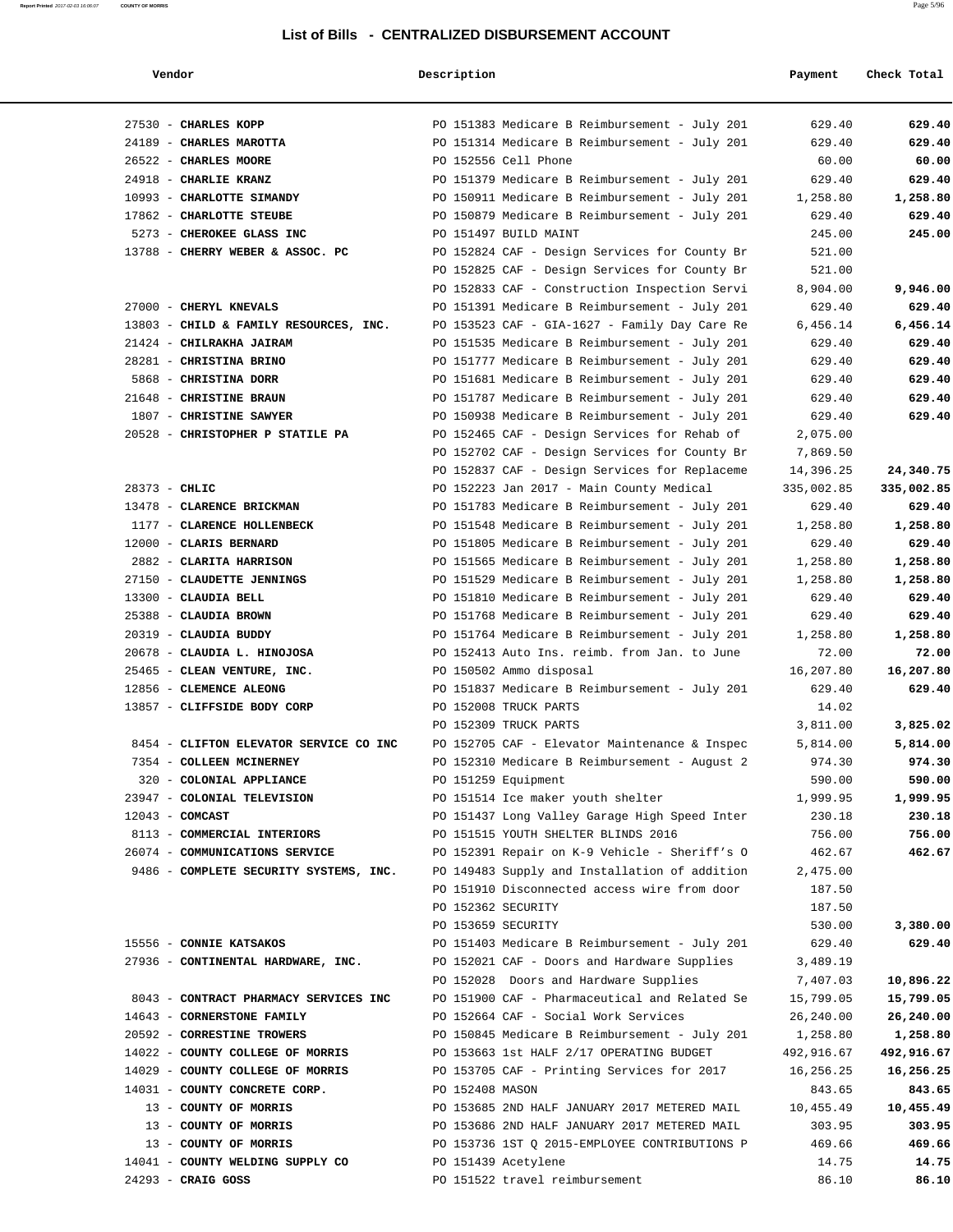# List of Bills - CENTRALIZED DISBURSEMENT ACCOUNT

| Vendor | Description | Payment | Check Total |
|---|---|---|---|
| 27530 - **CHARLES KOPP** | PO 151383 Medicare B Reimbursement - July 201 | 629.40 | **629.40** |
| 24189 - **CHARLES MAROTTA** | PO 151314 Medicare B Reimbursement - July 201 | 629.40 | **629.40** |
| 26522 - **CHARLES MOORE** | PO 152556 Cell Phone | 60.00 | **60.00** |
| 24918 - **CHARLIE KRANZ** | PO 151379 Medicare B Reimbursement - July 201 | 629.40 | **629.40** |
| 10993 - **CHARLOTTE SIMANDY** | PO 150911 Medicare B Reimbursement - July 201 | 1,258.80 | **1,258.80** |
| 17862 - **CHARLOTTE STEUBE** | PO 150879 Medicare B Reimbursement - July 201 | 629.40 | **629.40** |
| 5273 - **CHEROKEE GLASS INC** | PO 151497 BUILD MAINT | 245.00 | **245.00** |
| 13788 - **CHERRY WEBER & ASSOC. PC** | PO 152824 CAF - Design Services for County Br | 521.00 | |
| | PO 152825 CAF - Design Services for County Br | 521.00 | |
| | PO 152833 CAF - Construction Inspection Servi | 8,904.00 | **9,946.00** |
| 27000 - **CHERYL KNEVALS** | PO 151391 Medicare B Reimbursement - July 201 | 629.40 | **629.40** |
| 13803 - **CHILD & FAMILY RESOURCES, INC.** | PO 153523 CAF - GIA-1627 - Family Day Care Re | 6,456.14 | **6,456.14** |
| 21424 - **CHILRAKHA JAIRAM** | PO 151535 Medicare B Reimbursement - July 201 | 629.40 | **629.40** |
| 28281 - **CHRISTINA BRINO** | PO 151777 Medicare B Reimbursement - July 201 | 629.40 | **629.40** |
| 5868 - **CHRISTINA DORR** | PO 151681 Medicare B Reimbursement - July 201 | 629.40 | **629.40** |
| 21648 - **CHRISTINE BRAUN** | PO 151787 Medicare B Reimbursement - July 201 | 629.40 | **629.40** |
| 1807 - **CHRISTINE SAWYER** | PO 150938 Medicare B Reimbursement - July 201 | 629.40 | **629.40** |
| 20528 - **CHRISTOPHER P STATILE PA** | PO 152465 CAF - Design Services for Rehab of | 2,075.00 | |
| | PO 152702 CAF - Design Services for County Br | 7,869.50 | |
| | PO 152837 CAF - Design Services for Replaceme | 14,396.25 | **24,340.75** |
| 28373 - **CHLIC** | PO 152223 Jan 2017 - Main County Medical | 335,002.85 | **335,002.85** |
| 13478 - **CLARENCE BRICKMAN** | PO 151783 Medicare B Reimbursement - July 201 | 629.40 | **629.40** |
| 1177 - **CLARENCE HOLLENBECK** | PO 151548 Medicare B Reimbursement - July 201 | 1,258.80 | **1,258.80** |
| 12000 - **CLARIS BERNARD** | PO 151805 Medicare B Reimbursement - July 201 | 629.40 | **629.40** |
| 2882 - **CLARITA HARRISON** | PO 151565 Medicare B Reimbursement - July 201 | 1,258.80 | **1,258.80** |
| 27150 - **CLAUDETTE JENNINGS** | PO 151529 Medicare B Reimbursement - July 201 | 1,258.80 | **1,258.80** |
| 13300 - **CLAUDIA BELL** | PO 151810 Medicare B Reimbursement - July 201 | 629.40 | **629.40** |
| 25388 - **CLAUDIA BROWN** | PO 151768 Medicare B Reimbursement - July 201 | 629.40 | **629.40** |
| 20319 - **CLAUDIA BUDDY** | PO 151764 Medicare B Reimbursement - July 201 | 1,258.80 | **1,258.80** |
| 20678 - **CLAUDIA L. HINOJOSA** | PO 152413 Auto Ins. reimb. from Jan. to June | 72.00 | **72.00** |
| 25465 - **CLEAN VENTURE, INC.** | PO 150502 Ammo disposal | 16,207.80 | **16,207.80** |
| 12856 - **CLEMENCE ALEONG** | PO 151837 Medicare B Reimbursement - July 201 | 629.40 | **629.40** |
| 13857 - **CLIFFSIDE BODY CORP** | PO 152008 TRUCK PARTS | 14.02 | |
| | PO 152309 TRUCK PARTS | 3,811.00 | **3,825.02** |
| 8454 - **CLIFTON ELEVATOR SERVICE CO INC** | PO 152705 CAF - Elevator Maintenance & Inspec | 5,814.00 | **5,814.00** |
| 7354 - **COLLEEN MCINERNEY** | PO 152310 Medicare B Reimbursement - August 2 | 974.30 | **974.30** |
| 320 - **COLONIAL APPLIANCE** | PO 151259 Equipment | 590.00 | **590.00** |
| 23947 - **COLONIAL TELEVISION** | PO 151514 Ice maker youth shelter | 1,999.95 | **1,999.95** |
| 12043 - **COMCAST** | PO 151437 Long Valley Garage High Speed Inter | 230.18 | **230.18** |
| 8113 - **COMMERCIAL INTERIORS** | PO 151515 YOUTH SHELTER BLINDS 2016 | 756.00 | **756.00** |
| 26074 - **COMMUNICATIONS SERVICE** | PO 152391 Repair on K-9 Vehicle - Sheriff's O | 462.67 | **462.67** |
| 9486 - **COMPLETE SECURITY SYSTEMS, INC.** | PO 149483 Supply and Installation of addition | 2,475.00 | |
| | PO 151910 Disconnected access wire from door | 187.50 | |
| | PO 152362 SECURITY | 187.50 | |
| | PO 153659 SECURITY | 530.00 | **3,380.00** |
| 15556 - **CONNIE KATSAKOS** | PO 151403 Medicare B Reimbursement - July 201 | 629.40 | **629.40** |
| 27936 - **CONTINENTAL HARDWARE, INC.** | PO 152021 CAF - Doors and Hardware Supplies | 3,489.19 | |
| | PO 152028 Doors and Hardware Supplies | 7,407.03 | **10,896.22** |
| 8043 - **CONTRACT PHARMACY SERVICES INC** | PO 151900 CAF - Pharmaceutical and Related Se | 15,799.05 | **15,799.05** |
| 14643 - **CORNERSTONE FAMILY** | PO 152664 CAF - Social Work Services | 26,240.00 | **26,240.00** |
| 20592 - **CORRESTINE TROWERS** | PO 150845 Medicare B Reimbursement - July 201 | 1,258.80 | **1,258.80** |
| 14022 - **COUNTY COLLEGE OF MORRIS** | PO 153663 1st HALF 2/17 OPERATING BUDGET | 492,916.67 | **492,916.67** |
| 14029 - **COUNTY COLLEGE OF MORRIS** | PO 153705 CAF - Printing Services for 2017 | 16,256.25 | **16,256.25** |
| 14031 - **COUNTY CONCRETE CORP.** | PO 152408 MASON | 843.65 | **843.65** |
| 13 - **COUNTY OF MORRIS** | PO 153685 2ND HALF JANUARY 2017 METERED MAIL | 10,455.49 | **10,455.49** |
| 13 - **COUNTY OF MORRIS** | PO 153686 2ND HALF JANUARY 2017 METERED MAIL | 303.95 | **303.95** |
| 13 - **COUNTY OF MORRIS** | PO 153736 1ST Q 2015-EMPLOYEE CONTRIBUTIONS P | 469.66 | **469.66** |
| 14041 - **COUNTY WELDING SUPPLY CO** | PO 151439 Acetylene | 14.75 | **14.75** |
| 24293 - **CRAIG GOSS** | PO 151522 travel reimbursement | 86.10 | **86.10** |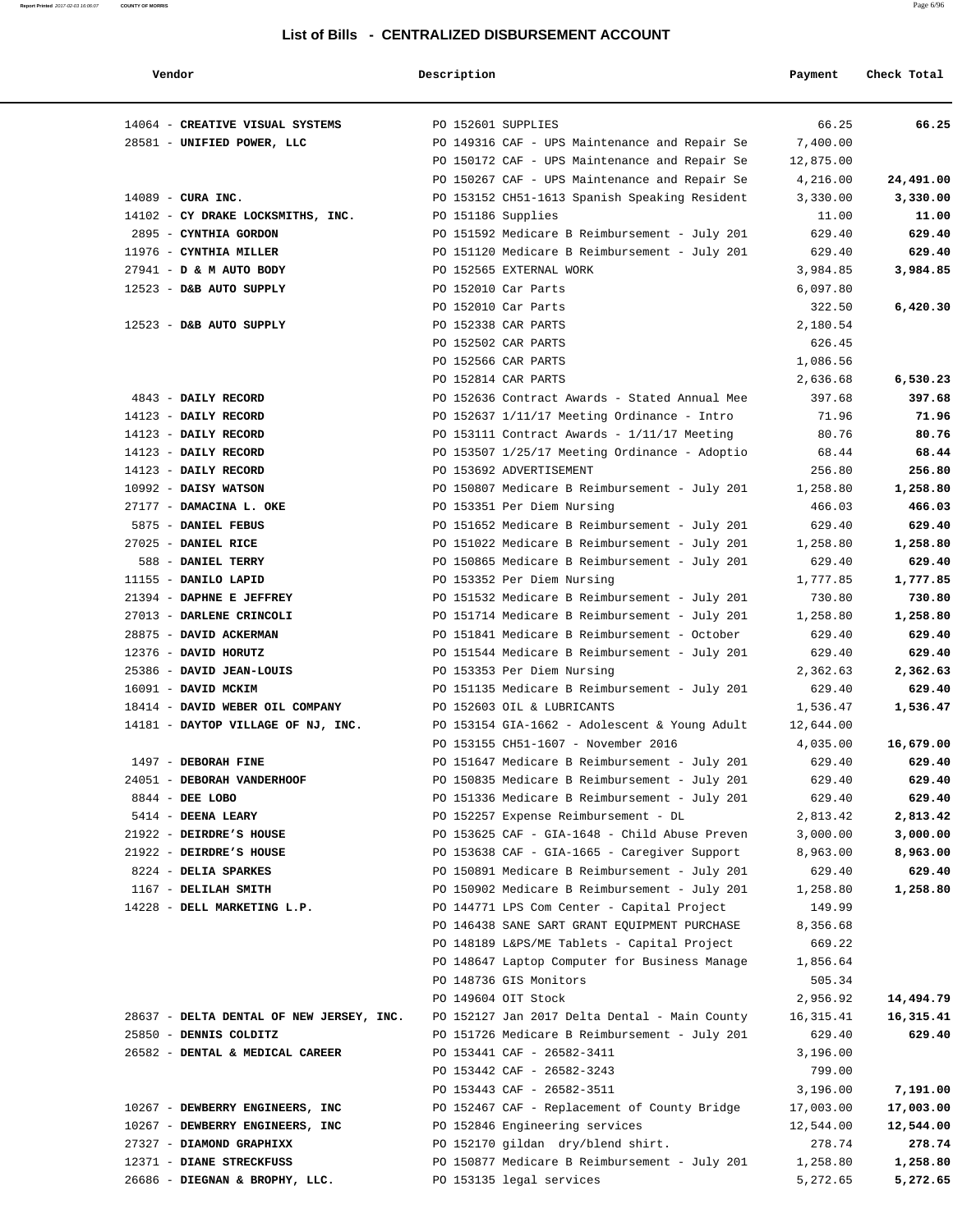# List of Bills - CENTRALIZED DISBURSEMENT ACCOUNT

| Vendor | Description | Payment | Check Total |
|---|---|---|---|
| 14064 - **CREATIVE VISUAL SYSTEMS** | PO 152601 SUPPLIES | 66.25 | **66.25** |
| 28581 - **UNIFIED POWER, LLC** | PO 149316 CAF - UPS Maintenance and Repair Se | 7,400.00 | |
| | PO 150172 CAF - UPS Maintenance and Repair Se | 12,875.00 | |
| | PO 150267 CAF - UPS Maintenance and Repair Se | 4,216.00 | **24,491.00** |
| 14089 - **CURA INC.** | PO 153152 CH51-1613 Spanish Speaking Resident | 3,330.00 | **3,330.00** |
| 14102 - **CY DRAKE LOCKSMITHS, INC.** | PO 151186 Supplies | 11.00 | **11.00** |
| 2895 - **CYNTHIA GORDON** | PO 151592 Medicare B Reimbursement - July 201 | 629.40 | **629.40** |
| 11976 - **CYNTHIA MILLER** | PO 151120 Medicare B Reimbursement - July 201 | 629.40 | **629.40** |
| 27941 - **D & M AUTO BODY** | PO 152565 EXTERNAL WORK | 3,984.85 | **3,984.85** |
| 12523 - **D&B AUTO SUPPLY** | PO 152010 Car Parts | 6,097.80 | |
| | PO 152010 Car Parts | 322.50 | **6,420.30** |
| 12523 - **D&B AUTO SUPPLY** | PO 152338 CAR PARTS | 2,180.54 | |
| | PO 152502 CAR PARTS | 626.45 | |
| | PO 152566 CAR PARTS | 1,086.56 | |
| | PO 152814 CAR PARTS | 2,636.68 | **6,530.23** |
| 4843 - **DAILY RECORD** | PO 152636 Contract Awards - Stated Annual Mee | 397.68 | **397.68** |
| 14123 - **DAILY RECORD** | PO 152637 1/11/17 Meeting Ordinance - Intro | 71.96 | **71.96** |
| 14123 - **DAILY RECORD** | PO 153111 Contract Awards - 1/11/17 Meeting | 80.76 | **80.76** |
| 14123 - **DAILY RECORD** | PO 153507 1/25/17 Meeting Ordinance - Adoptio | 68.44 | **68.44** |
| 14123 - **DAILY RECORD** | PO 153692 ADVERTISEMENT | 256.80 | **256.80** |
| 10992 - **DAISY WATSON** | PO 150807 Medicare B Reimbursement - July 201 | 1,258.80 | **1,258.80** |
| 27177 - **DAMACINA L. OKE** | PO 153351 Per Diem Nursing | 466.03 | **466.03** |
| 5875 - **DANIEL FEBUS** | PO 151652 Medicare B Reimbursement - July 201 | 629.40 | **629.40** |
| 27025 - **DANIEL RICE** | PO 151022 Medicare B Reimbursement - July 201 | 1,258.80 | **1,258.80** |
| 588 - **DANIEL TERRY** | PO 150865 Medicare B Reimbursement - July 201 | 629.40 | **629.40** |
| 11155 - **DANILO LAPID** | PO 153352 Per Diem Nursing | 1,777.85 | **1,777.85** |
| 21394 - **DAPHNE E JEFFREY** | PO 151532 Medicare B Reimbursement - July 201 | 730.80 | **730.80** |
| 27013 - **DARLENE CRINCOLI** | PO 151714 Medicare B Reimbursement - July 201 | 1,258.80 | **1,258.80** |
| 28875 - **DAVID ACKERMAN** | PO 151841 Medicare B Reimbursement - October | 629.40 | **629.40** |
| 12376 - **DAVID HORUTZ** | PO 151544 Medicare B Reimbursement - July 201 | 629.40 | **629.40** |
| 25386 - **DAVID JEAN-LOUIS** | PO 153353 Per Diem Nursing | 2,362.63 | **2,362.63** |
| 16091 - **DAVID MCKIM** | PO 151135 Medicare B Reimbursement - July 201 | 629.40 | **629.40** |
| 18414 - **DAVID WEBER OIL COMPANY** | PO 152603 OIL & LUBRICANTS | 1,536.47 | **1,536.47** |
| 14181 - **DAYTOP VILLAGE OF NJ, INC.** | PO 153154 GIA-1662 - Adolescent & Young Adult | 12,644.00 | |
| | PO 153155 CH51-1607 - November 2016 | 4,035.00 | **16,679.00** |
| 1497 - **DEBORAH FINE** | PO 151647 Medicare B Reimbursement - July 201 | 629.40 | **629.40** |
| 24051 - **DEBORAH VANDERHOOF** | PO 150835 Medicare B Reimbursement - July 201 | 629.40 | **629.40** |
| 8844 - **DEE LOBO** | PO 151336 Medicare B Reimbursement - July 201 | 629.40 | **629.40** |
| 5414 - **DEENA LEARY** | PO 152257 Expense Reimbursement - DL | 2,813.42 | **2,813.42** |
| 21922 - **DEIRDRE'S HOUSE** | PO 153625 CAF - GIA-1648 - Child Abuse Preven | 3,000.00 | **3,000.00** |
| 21922 - **DEIRDRE'S HOUSE** | PO 153638 CAF - GIA-1665 - Caregiver Support | 8,963.00 | **8,963.00** |
| 8224 - **DELIA SPARKES** | PO 150891 Medicare B Reimbursement - July 201 | 629.40 | **629.40** |
| 1167 - **DELILAH SMITH** | PO 150902 Medicare B Reimbursement - July 201 | 1,258.80 | **1,258.80** |
| 14228 - **DELL MARKETING L.P.** | PO 144771 LPS Com Center - Capital Project | 149.99 | |
| | PO 146438 SANE SART GRANT EQUIPMENT PURCHASE | 8,356.68 | |
| | PO 148189 L&PS/ME Tablets - Capital Project | 669.22 | |
| | PO 148647 Laptop Computer for Business Manage | 1,856.64 | |
| | PO 148736 GIS Monitors | 505.34 | |
| | PO 149604 OIT Stock | 2,956.92 | **14,494.79** |
| 28637 - **DELTA DENTAL OF NEW JERSEY, INC.** | PO 152127 Jan 2017 Delta Dental - Main County | 16,315.41 | **16,315.41** |
| 25850 - **DENNIS COLDITZ** | PO 151726 Medicare B Reimbursement - July 201 | 629.40 | **629.40** |
| 26582 - **DENTAL & MEDICAL CAREER** | PO 153441 CAF - 26582-3411 | 3,196.00 | |
| | PO 153442 CAF - 26582-3243 | 799.00 | |
| | PO 153443 CAF - 26582-3511 | 3,196.00 | **7,191.00** |
| 10267 - **DEWBERRY ENGINEERS, INC** | PO 152467 CAF - Replacement of County Bridge | 17,003.00 | **17,003.00** |
| 10267 - **DEWBERRY ENGINEERS, INC** | PO 152846 Engineering services | 12,544.00 | **12,544.00** |
| 27327 - **DIAMOND GRAPHIXX** | PO 152170 gildan dry/blend shirt. | 278.74 | **278.74** |
| 12371 - **DIANE STRECKFUSS** | PO 150877 Medicare B Reimbursement - July 201 | 1,258.80 | **1,258.80** |
| 26686 - **DIEGNAN & BROPHY, LLC.** | PO 153135 legal services | 5,272.65 | **5,272.65** |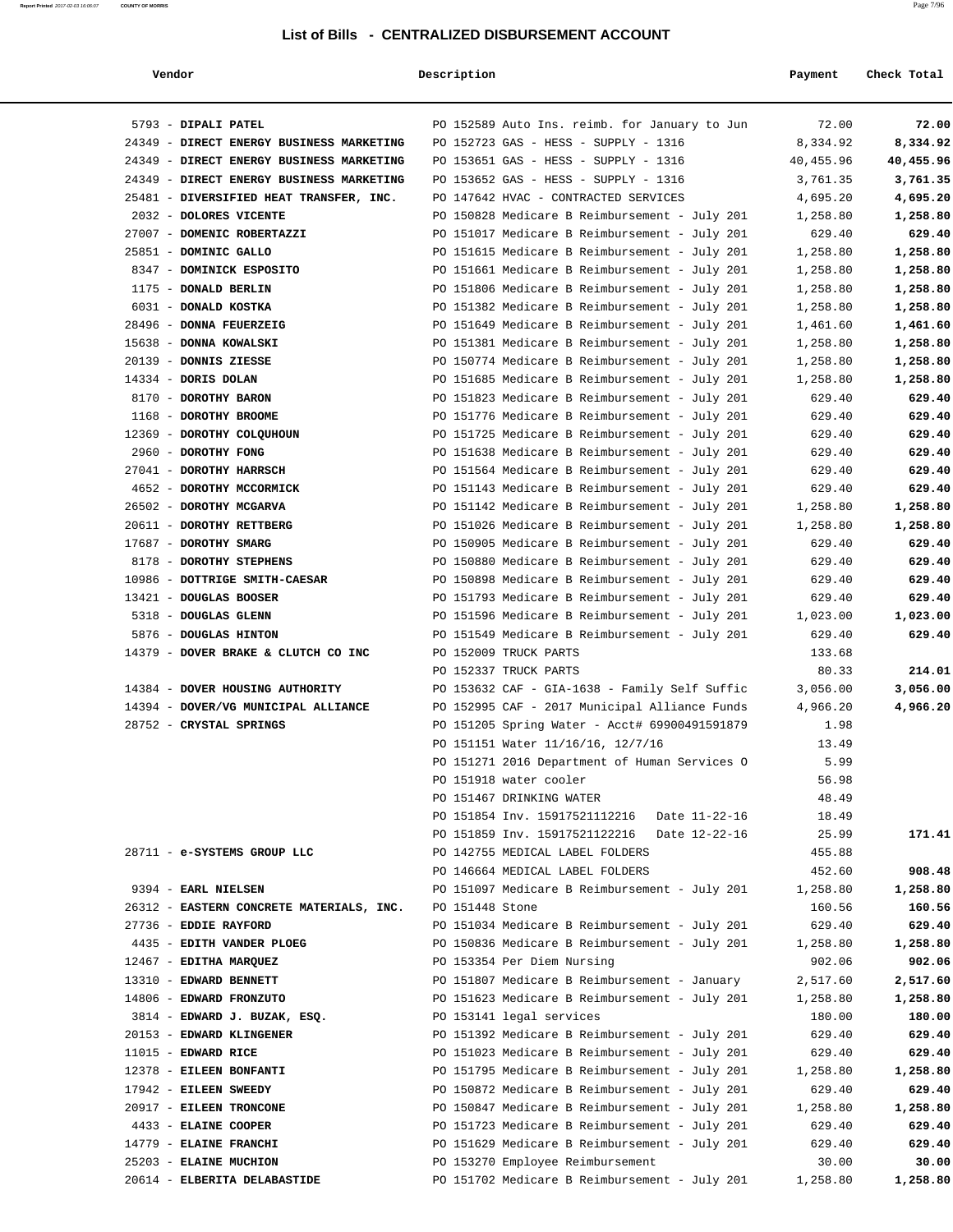## List of Bills - CENTRALIZED DISBURSEMENT ACCOUNT

| Vendor | Description | Payment | Check Total |
|---|---|---|---|
| 5793 - **DIPALI PATEL** | PO 152589 Auto Ins. reimb. for January to Jun | 72.00 | **72.00** |
| 24349 - **DIRECT ENERGY BUSINESS MARKETING** | PO 152723 GAS - HESS - SUPPLY - 1316 | 8,334.92 | **8,334.92** |
| 24349 - **DIRECT ENERGY BUSINESS MARKETING** | PO 153651 GAS - HESS - SUPPLY - 1316 | 40,455.96 | **40,455.96** |
| 24349 - **DIRECT ENERGY BUSINESS MARKETING** | PO 153652 GAS - HESS - SUPPLY - 1316 | 3,761.35 | **3,761.35** |
| 25481 - **DIVERSIFIED HEAT TRANSFER, INC.** | PO 147642 HVAC - CONTRACTED SERVICES | 4,695.20 | **4,695.20** |
| 2032 - **DOLORES VICENTE** | PO 150828 Medicare B Reimbursement - July 201 | 1,258.80 | **1,258.80** |
| 27007 - **DOMENIC ROBERTAZZI** | PO 151017 Medicare B Reimbursement - July 201 | 629.40 | **629.40** |
| 25851 - **DOMINIC GALLO** | PO 151615 Medicare B Reimbursement - July 201 | 1,258.80 | **1,258.80** |
| 8347 - **DOMINICK ESPOSITO** | PO 151661 Medicare B Reimbursement - July 201 | 1,258.80 | **1,258.80** |
| 1175 - **DONALD BERLIN** | PO 151806 Medicare B Reimbursement - July 201 | 1,258.80 | **1,258.80** |
| 6031 - **DONALD KOSTKA** | PO 151382 Medicare B Reimbursement - July 201 | 1,258.80 | **1,258.80** |
| 28496 - **DONNA FEUERZEIG** | PO 151649 Medicare B Reimbursement - July 201 | 1,461.60 | **1,461.60** |
| 15638 - **DONNA KOWALSKI** | PO 151381 Medicare B Reimbursement - July 201 | 1,258.80 | **1,258.80** |
| 20139 - **DONNIS ZIESSE** | PO 150774 Medicare B Reimbursement - July 201 | 1,258.80 | **1,258.80** |
| 14334 - **DORIS DOLAN** | PO 151685 Medicare B Reimbursement - July 201 | 1,258.80 | **1,258.80** |
| 8170 - **DOROTHY BARON** | PO 151823 Medicare B Reimbursement - July 201 | 629.40 | **629.40** |
| 1168 - **DOROTHY BROOME** | PO 151776 Medicare B Reimbursement - July 201 | 629.40 | **629.40** |
| 12369 - **DOROTHY COLQUHOUN** | PO 151725 Medicare B Reimbursement - July 201 | 629.40 | **629.40** |
| 2960 - **DOROTHY FONG** | PO 151638 Medicare B Reimbursement - July 201 | 629.40 | **629.40** |
| 27041 - **DOROTHY HARRSCH** | PO 151564 Medicare B Reimbursement - July 201 | 629.40 | **629.40** |
| 4652 - **DOROTHY MCCORMICK** | PO 151143 Medicare B Reimbursement - July 201 | 629.40 | **629.40** |
| 26502 - **DOROTHY MCGARVA** | PO 151142 Medicare B Reimbursement - July 201 | 1,258.80 | **1,258.80** |
| 20611 - **DOROTHY RETTBERG** | PO 151026 Medicare B Reimbursement - July 201 | 1,258.80 | **1,258.80** |
| 17687 - **DOROTHY SMARG** | PO 150905 Medicare B Reimbursement - July 201 | 629.40 | **629.40** |
| 8178 - **DOROTHY STEPHENS** | PO 150880 Medicare B Reimbursement - July 201 | 629.40 | **629.40** |
| 10986 - **DOTTRIGE SMITH-CAESAR** | PO 150898 Medicare B Reimbursement - July 201 | 629.40 | **629.40** |
| 13421 - **DOUGLAS BOOSER** | PO 151793 Medicare B Reimbursement - July 201 | 629.40 | **629.40** |
| 5318 - **DOUGLAS GLENN** | PO 151596 Medicare B Reimbursement - July 201 | 1,023.00 | **1,023.00** |
| 5876 - **DOUGLAS HINTON** | PO 151549 Medicare B Reimbursement - July 201 | 629.40 | **629.40** |
| 14379 - **DOVER BRAKE & CLUTCH CO INC** | PO 152009 TRUCK PARTS | 133.68 | |
| | PO 152337 TRUCK PARTS | 80.33 | **214.01** |
| 14384 - **DOVER HOUSING AUTHORITY** | PO 153632 CAF - GIA-1638 - Family Self Suffic | 3,056.00 | **3,056.00** |
| 14394 - **DOVER/VG MUNICIPAL ALLIANCE** | PO 152995 CAF - 2017 Municipal Alliance Funds | 4,966.20 | **4,966.20** |
| 28752 - **CRYSTAL SPRINGS** | PO 151205 Spring Water - Acct# 69900491591879 | 1.98 | |
| | PO 151151 Water 11/16/16, 12/7/16 | 13.49 | |
| | PO 151271 2016 Department of Human Services O | 5.99 | |
| | PO 151918 water cooler | 56.98 | |
| | PO 151467 DRINKING WATER | 48.49 | |
| | PO 151854 Inv. 15917521112216 Date 11-22-16 | 18.49 | |
| | PO 151859 Inv. 15917521122216 Date 12-22-16 | 25.99 | **171.41** |
| 28711 - **e-SYSTEMS GROUP LLC** | PO 142755 MEDICAL LABEL FOLDERS | 455.88 | |
| | PO 146664 MEDICAL LABEL FOLDERS | 452.60 | **908.48** |
| 9394 - **EARL NIELSEN** | PO 151097 Medicare B Reimbursement - July 201 | 1,258.80 | **1,258.80** |
| 26312 - **EASTERN CONCRETE MATERIALS, INC.** | PO 151448 Stone | 160.56 | **160.56** |
| 27736 - **EDDIE RAYFORD** | PO 151034 Medicare B Reimbursement - July 201 | 629.40 | **629.40** |
| 4435 - **EDITH VANDER PLOEG** | PO 150836 Medicare B Reimbursement - July 201 | 1,258.80 | **1,258.80** |
| 12467 - **EDITHA MARQUEZ** | PO 153354 Per Diem Nursing | 902.06 | **902.06** |
| 13310 - **EDWARD BENNETT** | PO 151807 Medicare B Reimbursement - January | 2,517.60 | **2,517.60** |
| 14806 - **EDWARD FRONZUTO** | PO 151623 Medicare B Reimbursement - July 201 | 1,258.80 | **1,258.80** |
| 3814 - **EDWARD J. BUZAK, ESQ.** | PO 153141 legal services | 180.00 | **180.00** |
| 20153 - **EDWARD KLINGENER** | PO 151392 Medicare B Reimbursement - July 201 | 629.40 | **629.40** |
| 11015 - **EDWARD RICE** | PO 151023 Medicare B Reimbursement - July 201 | 629.40 | **629.40** |
| 12378 - **EILEEN BONFANTI** | PO 151795 Medicare B Reimbursement - July 201 | 1,258.80 | **1,258.80** |
| 17942 - **EILEEN SWEEDY** | PO 150872 Medicare B Reimbursement - July 201 | 629.40 | **629.40** |
| 20917 - **EILEEN TRONCONE** | PO 150847 Medicare B Reimbursement - July 201 | 1,258.80 | **1,258.80** |
| 4433 - **ELAINE COOPER** | PO 151723 Medicare B Reimbursement - July 201 | 629.40 | **629.40** |
| 14779 - **ELAINE FRANCHI** | PO 151629 Medicare B Reimbursement - July 201 | 629.40 | **629.40** |
| 25203 - **ELAINE MUCHION** | PO 153270 Employee Reimbursement | 30.00 | **30.00** |
| 20614 - **ELBERITA DELABASTIDE** | PO 151702 Medicare B Reimbursement - July 201 | 1,258.80 | **1,258.80** |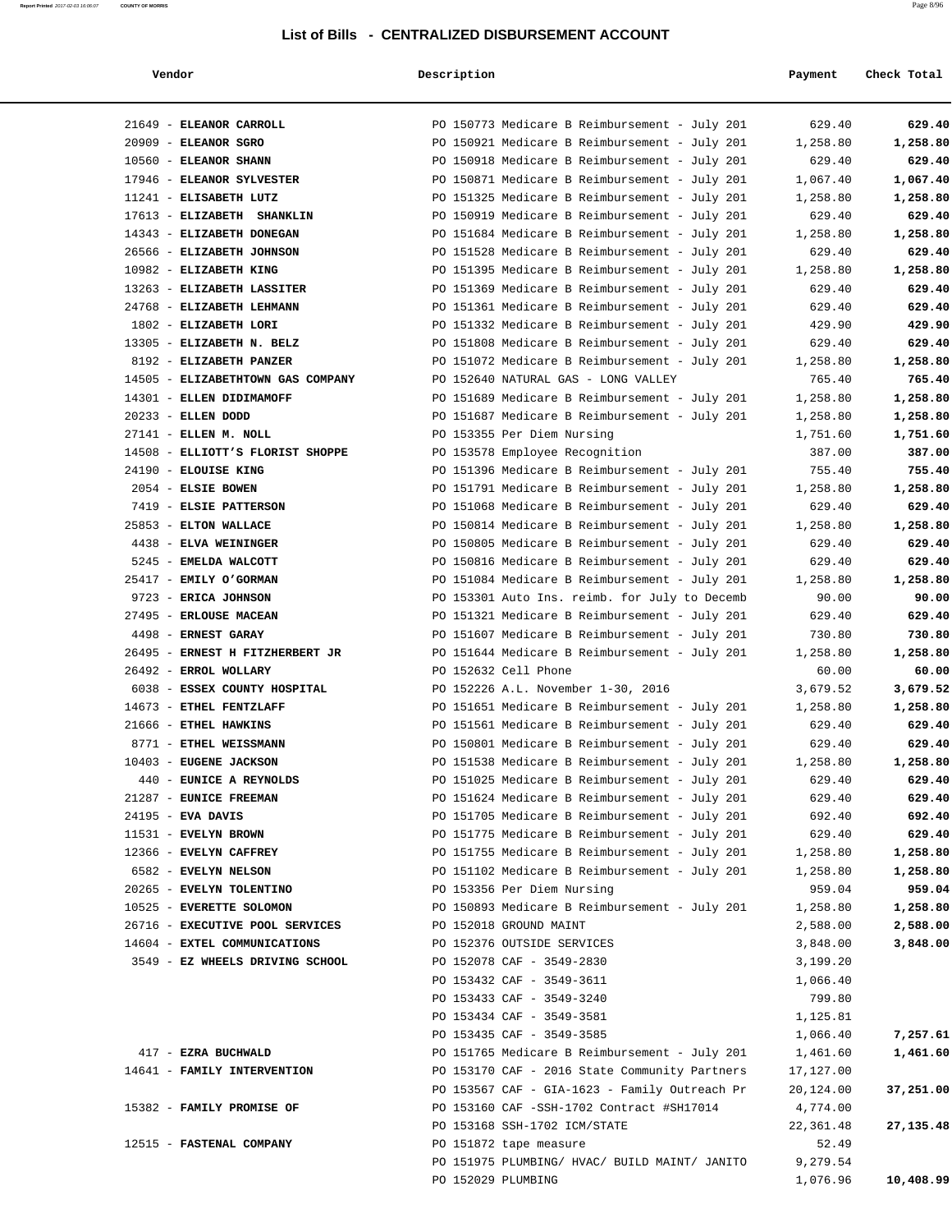## List of Bills - CENTRALIZED DISBURSEMENT ACCOUNT

| Vendor | Description | Payment | Check Total |
|---|---|---|---|
| 21649 - **ELEANOR CARROLL** | PO 150773 Medicare B Reimbursement - July 201 | 629.40 | **629.40** |
| 20909 - **ELEANOR SGRO** | PO 150921 Medicare B Reimbursement - July 201 | 1,258.80 | **1,258.80** |
| 10560 - **ELEANOR SHANN** | PO 150918 Medicare B Reimbursement - July 201 | 629.40 | **629.40** |
| 17946 - **ELEANOR SYLVESTER** | PO 150871 Medicare B Reimbursement - July 201 | 1,067.40 | **1,067.40** |
| 11241 - **ELISABETH LUTZ** | PO 151325 Medicare B Reimbursement - July 201 | 1,258.80 | **1,258.80** |
| 17613 - **ELIZABETH SHANKLIN** | PO 150919 Medicare B Reimbursement - July 201 | 629.40 | **629.40** |
| 14343 - **ELIZABETH DONEGAN** | PO 151684 Medicare B Reimbursement - July 201 | 1,258.80 | **1,258.80** |
| 26566 - **ELIZABETH JOHNSON** | PO 151528 Medicare B Reimbursement - July 201 | 629.40 | **629.40** |
| 10982 - **ELIZABETH KING** | PO 151395 Medicare B Reimbursement - July 201 | 1,258.80 | **1,258.80** |
| 13263 - **ELIZABETH LASSITER** | PO 151369 Medicare B Reimbursement - July 201 | 629.40 | **629.40** |
| 24768 - **ELIZABETH LEHMANN** | PO 151361 Medicare B Reimbursement - July 201 | 629.40 | **629.40** |
| 1802 - **ELIZABETH LORI** | PO 151332 Medicare B Reimbursement - July 201 | 429.90 | **429.90** |
| 13305 - **ELIZABETH N. BELZ** | PO 151808 Medicare B Reimbursement - July 201 | 629.40 | **629.40** |
| 8192 - **ELIZABETH PANZER** | PO 151072 Medicare B Reimbursement - July 201 | 1,258.80 | **1,258.80** |
| 14505 - **ELIZABETHTOWN GAS COMPANY** | PO 152640 NATURAL GAS - LONG VALLEY | 765.40 | **765.40** |
| 14301 - **ELLEN DIDIMAMOFF** | PO 151689 Medicare B Reimbursement - July 201 | 1,258.80 | **1,258.80** |
| 20233 - **ELLEN DODD** | PO 151687 Medicare B Reimbursement - July 201 | 1,258.80 | **1,258.80** |
| 27141 - **ELLEN M. NOLL** | PO 153355 Per Diem Nursing | 1,751.60 | **1,751.60** |
| 14508 - **ELLIOTT'S FLORIST SHOPPE** | PO 153578 Employee Recognition | 387.00 | **387.00** |
| 24190 - **ELOUISE KING** | PO 151396 Medicare B Reimbursement - July 201 | 755.40 | **755.40** |
| 2054 - **ELSIE BOWEN** | PO 151791 Medicare B Reimbursement - July 201 | 1,258.80 | **1,258.80** |
| 7419 - **ELSIE PATTERSON** | PO 151068 Medicare B Reimbursement - July 201 | 629.40 | **629.40** |
| 25853 - **ELTON WALLACE** | PO 150814 Medicare B Reimbursement - July 201 | 1,258.80 | **1,258.80** |
| 4438 - **ELVA WEININGER** | PO 150805 Medicare B Reimbursement - July 201 | 629.40 | **629.40** |
| 5245 - **EMELDA WALCOTT** | PO 150816 Medicare B Reimbursement - July 201 | 629.40 | **629.40** |
| 25417 - **EMILY O'GORMAN** | PO 151084 Medicare B Reimbursement - July 201 | 1,258.80 | **1,258.80** |
| 9723 - **ERICA JOHNSON** | PO 153301 Auto Ins. reimb. for July to Decemb | 90.00 | **90.00** |
| 27495 - **ERLOUSE MACEAN** | PO 151321 Medicare B Reimbursement - July 201 | 629.40 | **629.40** |
| 4498 - **ERNEST GARAY** | PO 151607 Medicare B Reimbursement - July 201 | 730.80 | **730.80** |
| 26495 - **ERNEST H FITZHERBERT JR** | PO 151644 Medicare B Reimbursement - July 201 | 1,258.80 | **1,258.80** |
| 26492 - **ERROL WOLLARY** | PO 152632 Cell Phone | 60.00 | **60.00** |
| 6038 - **ESSEX COUNTY HOSPITAL** | PO 152226 A.L. November 1-30, 2016 | 3,679.52 | **3,679.52** |
| 14673 - **ETHEL FENTZLAFF** | PO 151651 Medicare B Reimbursement - July 201 | 1,258.80 | **1,258.80** |
| 21666 - **ETHEL HAWKINS** | PO 151561 Medicare B Reimbursement - July 201 | 629.40 | **629.40** |
| 8771 - **ETHEL WEISSMANN** | PO 150801 Medicare B Reimbursement - July 201 | 629.40 | **629.40** |
| 10403 - **EUGENE JACKSON** | PO 151538 Medicare B Reimbursement - July 201 | 1,258.80 | **1,258.80** |
| 440 - **EUNICE A REYNOLDS** | PO 151025 Medicare B Reimbursement - July 201 | 629.40 | **629.40** |
| 21287 - **EUNICE FREEMAN** | PO 151624 Medicare B Reimbursement - July 201 | 629.40 | **629.40** |
| 24195 - **EVA DAVIS** | PO 151705 Medicare B Reimbursement - July 201 | 692.40 | **692.40** |
| 11531 - **EVELYN BROWN** | PO 151775 Medicare B Reimbursement - July 201 | 629.40 | **629.40** |
| 12366 - **EVELYN CAFFREY** | PO 151755 Medicare B Reimbursement - July 201 | 1,258.80 | **1,258.80** |
| 6582 - **EVELYN NELSON** | PO 151102 Medicare B Reimbursement - July 201 | 1,258.80 | **1,258.80** |
| 20265 - **EVELYN TOLENTINO** | PO 153356 Per Diem Nursing | 959.04 | **959.04** |
| 10525 - **EVERETTE SOLOMON** | PO 150893 Medicare B Reimbursement - July 201 | 1,258.80 | **1,258.80** |
| 26716 - **EXECUTIVE POOL SERVICES** | PO 152018 GROUND MAINT | 2,588.00 | **2,588.00** |
| 14604 - **EXTEL COMMUNICATIONS** | PO 152376 OUTSIDE SERVICES | 3,848.00 | **3,848.00** |
| 3549 - **EZ WHEELS DRIVING SCHOOL** | PO 152078 CAF - 3549-2830 | 3,199.20 | |
| | PO 153432 CAF - 3549-3611 | 1,066.40 | |
| | PO 153433 CAF - 3549-3240 | 799.80 | |
| | PO 153434 CAF - 3549-3581 | 1,125.81 | |
| | PO 153435 CAF - 3549-3585 | 1,066.40 | **7,257.61** |
| 417 - **EZRA BUCHWALD** | PO 151765 Medicare B Reimbursement - July 201 | 1,461.60 | **1,461.60** |
| 14641 - **FAMILY INTERVENTION** | PO 153170 CAF - 2016 State Community Partners | 17,127.00 | |
| | PO 153567 CAF - GIA-1623 - Family Outreach Pr | 20,124.00 | **37,251.00** |
| 15382 - **FAMILY PROMISE OF** | PO 153160 CAF -SSH-1702 Contract #SH17014 | 4,774.00 | |
| | PO 153168 SSH-1702 ICM/STATE | 22,361.48 | **27,135.48** |
| 12515 - **FASTENAL COMPANY** | PO 151872 tape measure | 52.49 | |
| | PO 151975 PLUMBING/ HVAC/ BUILD MAINT/ JANITO | 9,279.54 | |
| | PO 152029 PLUMBING | 1,076.96 | **10,408.99** |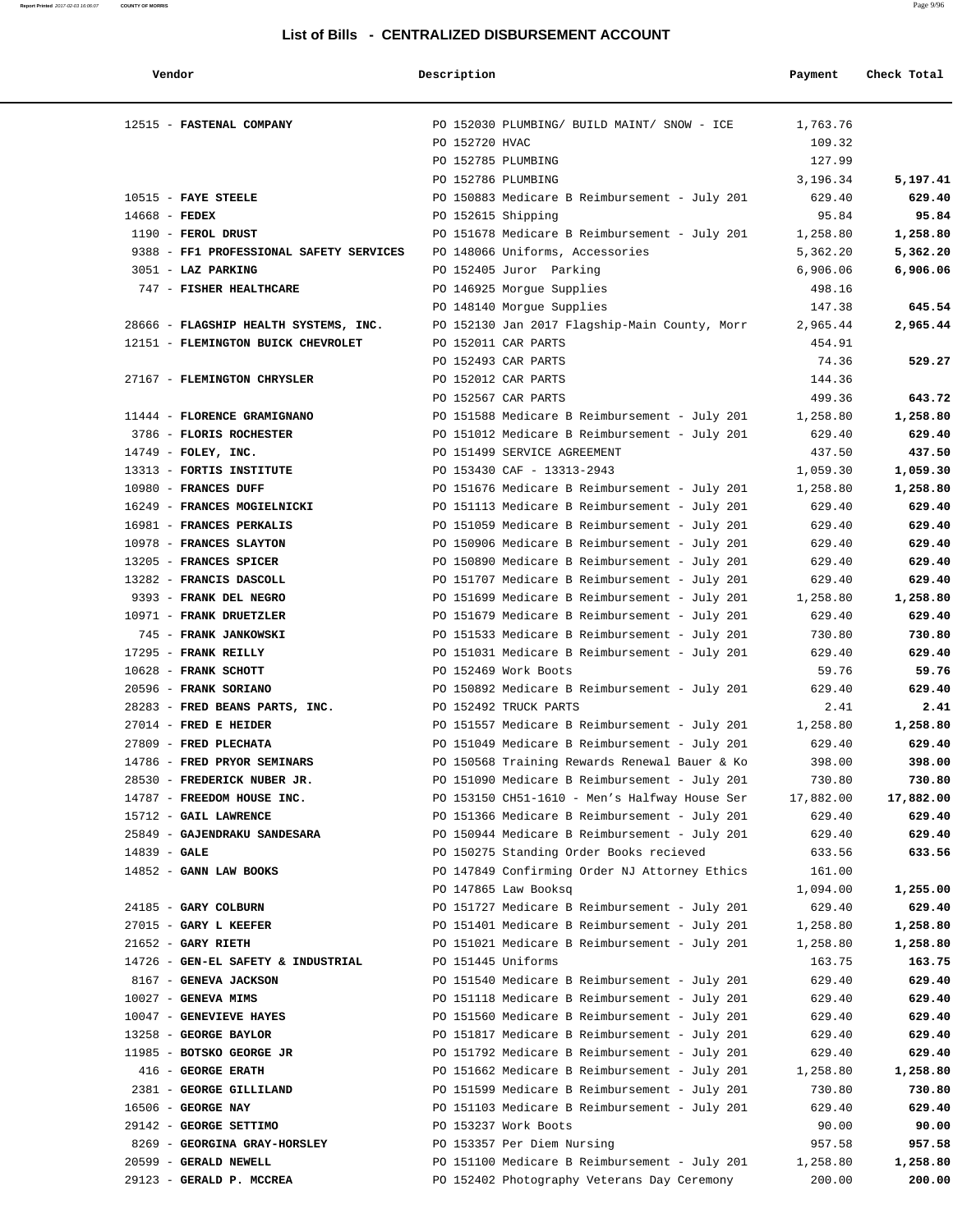## List of Bills - CENTRALIZED DISBURSEMENT ACCOUNT

| Vendor | Description | Payment | Check Total |
|---|---|---|---|
| 12515 - **FASTENAL COMPANY** | PO 152030 PLUMBING/ BUILD MAINT/ SNOW - ICE | 1,763.76 | |
| | PO 152720 HVAC | 109.32 | |
| | PO 152785 PLUMBING | 127.99 | |
| | PO 152786 PLUMBING | 3,196.34 | **5,197.41** |
| 10515 - **FAYE STEELE** | PO 150883 Medicare B Reimbursement - July 201 | 629.40 | **629.40** |
| 14668 - **FEDEX** | PO 152615 Shipping | 95.84 | **95.84** |
| 1190 - **FEROL DRUST** | PO 151678 Medicare B Reimbursement - July 201 | 1,258.80 | **1,258.80** |
| 9388 - **FF1 PROFESSIONAL SAFETY SERVICES** | PO 148066 Uniforms, Accessories | 5,362.20 | **5,362.20** |
| 3051 - **LAZ PARKING** | PO 152405 Juror Parking | 6,906.06 | **6,906.06** |
| 747 - **FISHER HEALTHCARE** | PO 146925 Morgue Supplies | 498.16 | |
| | PO 148140 Morgue Supplies | 147.38 | **645.54** |
| 28666 - **FLAGSHIP HEALTH SYSTEMS, INC.** | PO 152130 Jan 2017 Flagship-Main County, Morr | 2,965.44 | **2,965.44** |
| 12151 - **FLEMINGTON BUICK CHEVROLET** | PO 152011 CAR PARTS | 454.91 | |
| | PO 152493 CAR PARTS | 74.36 | **529.27** |
| 27167 - **FLEMINGTON CHRYSLER** | PO 152012 CAR PARTS | 144.36 | |
| | PO 152567 CAR PARTS | 499.36 | **643.72** |
| 11444 - **FLORENCE GRAMIGNANO** | PO 151588 Medicare B Reimbursement - July 201 | 1,258.80 | **1,258.80** |
| 3786 - **FLORIS ROCHESTER** | PO 151012 Medicare B Reimbursement - July 201 | 629.40 | **629.40** |
| 14749 - **FOLEY, INC.** | PO 151499 SERVICE AGREEMENT | 437.50 | **437.50** |
| 13313 - **FORTIS INSTITUTE** | PO 153430 CAF - 13313-2943 | 1,059.30 | **1,059.30** |
| 10980 - **FRANCES DUFF** | PO 151676 Medicare B Reimbursement - July 201 | 1,258.80 | **1,258.80** |
| 16249 - **FRANCES MOGIELNICKI** | PO 151113 Medicare B Reimbursement - July 201 | 629.40 | **629.40** |
| 16981 - **FRANCES PERKALIS** | PO 151059 Medicare B Reimbursement - July 201 | 629.40 | **629.40** |
| 10978 - **FRANCES SLAYTON** | PO 150906 Medicare B Reimbursement - July 201 | 629.40 | **629.40** |
| 13205 - **FRANCES SPICER** | PO 150890 Medicare B Reimbursement - July 201 | 629.40 | **629.40** |
| 13282 - **FRANCIS DASCOLL** | PO 151707 Medicare B Reimbursement - July 201 | 629.40 | **629.40** |
| 9393 - **FRANK DEL NEGRO** | PO 151699 Medicare B Reimbursement - July 201 | 1,258.80 | **1,258.80** |
| 10971 - **FRANK DRUETZLER** | PO 151679 Medicare B Reimbursement - July 201 | 629.40 | **629.40** |
| 745 - **FRANK JANKOWSKI** | PO 151533 Medicare B Reimbursement - July 201 | 730.80 | **730.80** |
| 17295 - **FRANK REILLY** | PO 151031 Medicare B Reimbursement - July 201 | 629.40 | **629.40** |
| 10628 - **FRANK SCHOTT** | PO 152469 Work Boots | 59.76 | **59.76** |
| 20596 - **FRANK SORIANO** | PO 150892 Medicare B Reimbursement - July 201 | 629.40 | **629.40** |
| 28283 - **FRED BEANS PARTS, INC.** | PO 152492 TRUCK PARTS | 2.41 | **2.41** |
| 27014 - **FRED E HEIDER** | PO 151557 Medicare B Reimbursement - July 201 | 1,258.80 | **1,258.80** |
| 27809 - **FRED PLECHATA** | PO 151049 Medicare B Reimbursement - July 201 | 629.40 | **629.40** |
| 14786 - **FRED PRYOR SEMINARS** | PO 150568 Training Rewards Renewal Bauer & Ko | 398.00 | **398.00** |
| 28530 - **FREDERICK NUBER JR.** | PO 151090 Medicare B Reimbursement - July 201 | 730.80 | **730.80** |
| 14787 - **FREEDOM HOUSE INC.** | PO 153150 CH51-1610 - Men's Halfway House Ser | 17,882.00 | **17,882.00** |
| 15712 - **GAIL LAWRENCE** | PO 151366 Medicare B Reimbursement - July 201 | 629.40 | **629.40** |
| 25849 - **GAJENDRAKU SANDESARA** | PO 150944 Medicare B Reimbursement - July 201 | 629.40 | **629.40** |
| 14839 - **GALE** | PO 150275 Standing Order Books recieved | 633.56 | **633.56** |
| 14852 - **GANN LAW BOOKS** | PO 147849 Confirming Order NJ Attorney Ethics | 161.00 | |
| | PO 147865 Law Booksq | 1,094.00 | **1,255.00** |
| 24185 - **GARY COLBURN** | PO 151727 Medicare B Reimbursement - July 201 | 629.40 | **629.40** |
| 27015 - **GARY L KEEFER** | PO 151401 Medicare B Reimbursement - July 201 | 1,258.80 | **1,258.80** |
| 21652 - **GARY RIETH** | PO 151021 Medicare B Reimbursement - July 201 | 1,258.80 | **1,258.80** |
| 14726 - **GEN-EL SAFETY & INDUSTRIAL** | PO 151445 Uniforms | 163.75 | **163.75** |
| 8167 - **GENEVA JACKSON** | PO 151540 Medicare B Reimbursement - July 201 | 629.40 | **629.40** |
| 10027 - **GENEVA MIMS** | PO 151118 Medicare B Reimbursement - July 201 | 629.40 | **629.40** |
| 10047 - **GENEVIEVE HAYES** | PO 151560 Medicare B Reimbursement - July 201 | 629.40 | **629.40** |
| 13258 - **GEORGE BAYLOR** | PO 151817 Medicare B Reimbursement - July 201 | 629.40 | **629.40** |
| 11985 - **BOTSKO GEORGE JR** | PO 151792 Medicare B Reimbursement - July 201 | 629.40 | **629.40** |
| 416 - **GEORGE ERATH** | PO 151662 Medicare B Reimbursement - July 201 | 1,258.80 | **1,258.80** |
| 2381 - **GEORGE GILLILAND** | PO 151599 Medicare B Reimbursement - July 201 | 730.80 | **730.80** |
| 16506 - **GEORGE NAY** | PO 151103 Medicare B Reimbursement - July 201 | 629.40 | **629.40** |
| 29142 - **GEORGE SETTIMO** | PO 153237 Work Boots | 90.00 | **90.00** |
| 8269 - **GEORGINA GRAY-HORSLEY** | PO 153357 Per Diem Nursing | 957.58 | **957.58** |
| 20599 - **GERALD NEWELL** | PO 151100 Medicare B Reimbursement - July 201 | 1,258.80 | **1,258.80** |
| 29123 - **GERALD P. MCCREA** | PO 152402 Photography Veterans Day Ceremony | 200.00 | **200.00** |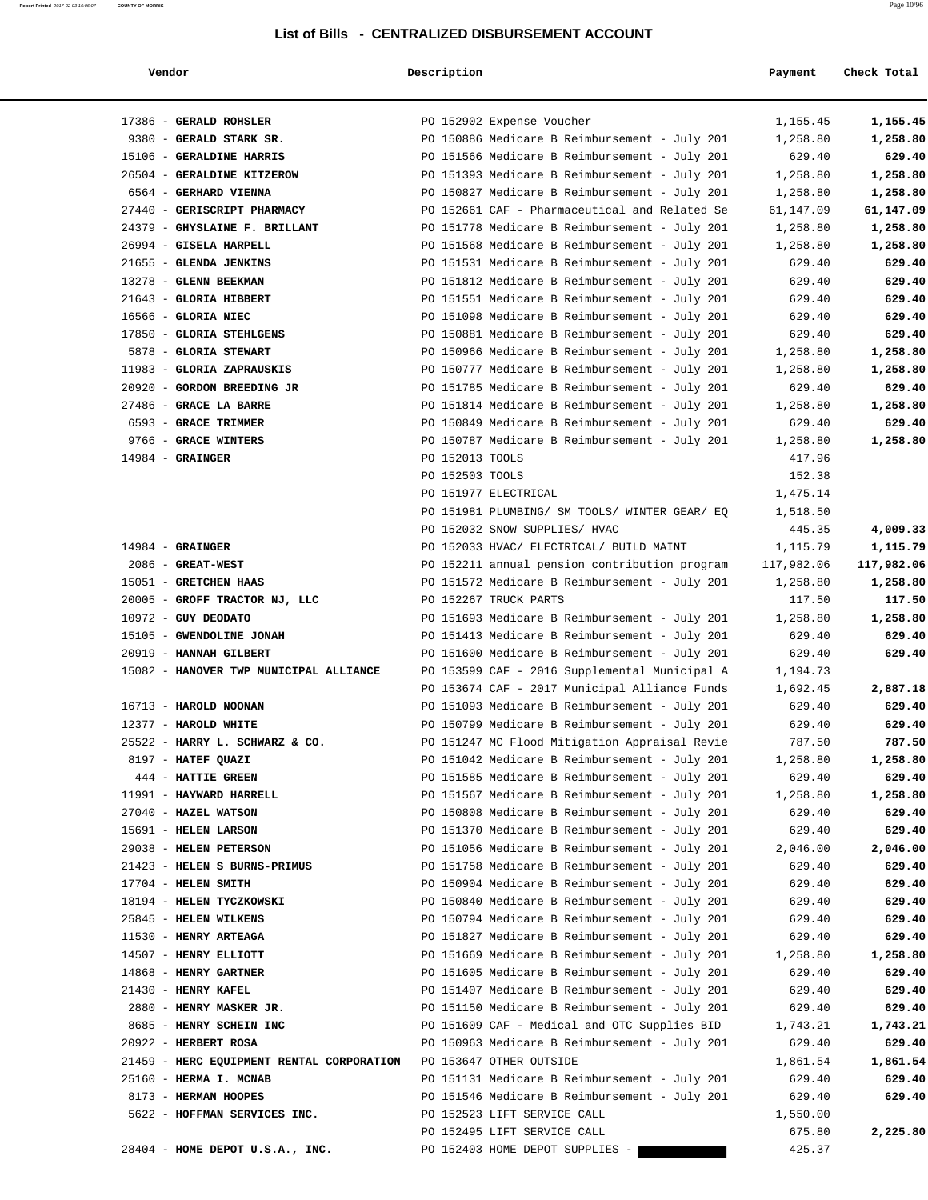## List of Bills - CENTRALIZED DISBURSEMENT ACCOUNT

| Vendor | Description | Payment | Check Total |
|---|---|---|---|
| 17386 - **GERALD ROHSLER** | PO 152902 Expense Voucher | 1,155.45 | **1,155.45** |
| 9380 - **GERALD STARK SR.** | PO 150886 Medicare B Reimbursement - July 201 | 1,258.80 | **1,258.80** |
| 15106 - **GERALDINE HARRIS** | PO 151566 Medicare B Reimbursement - July 201 | 629.40 | **629.40** |
| 26504 - **GERALDINE KITZEROW** | PO 151393 Medicare B Reimbursement - July 201 | 1,258.80 | **1,258.80** |
| 6564 - **GERHARD VIENNA** | PO 150827 Medicare B Reimbursement - July 201 | 1,258.80 | **1,258.80** |
| 27440 - **GERISCRIPT PHARMACY** | PO 152661 CAF - Pharmaceutical and Related Se | 61,147.09 | **61,147.09** |
| 24379 - **GHYSLAINE F. BRILLANT** | PO 151778 Medicare B Reimbursement - July 201 | 1,258.80 | **1,258.80** |
| 26994 - **GISELA HARPELL** | PO 151568 Medicare B Reimbursement - July 201 | 1,258.80 | **1,258.80** |
| 21655 - **GLENDA JENKINS** | PO 151531 Medicare B Reimbursement - July 201 | 629.40 | **629.40** |
| 13278 - **GLENN BEEKMAN** | PO 151812 Medicare B Reimbursement - July 201 | 629.40 | **629.40** |
| 21643 - **GLORIA HIBBERT** | PO 151551 Medicare B Reimbursement - July 201 | 629.40 | **629.40** |
| 16566 - **GLORIA NIEC** | PO 151098 Medicare B Reimbursement - July 201 | 629.40 | **629.40** |
| 17850 - **GLORIA STEHLGENS** | PO 150881 Medicare B Reimbursement - July 201 | 629.40 | **629.40** |
| 5878 - **GLORIA STEWART** | PO 150966 Medicare B Reimbursement - July 201 | 1,258.80 | **1,258.80** |
| 11983 - **GLORIA ZAPRAUSKIS** | PO 150777 Medicare B Reimbursement - July 201 | 1,258.80 | **1,258.80** |
| 20920 - **GORDON BREEDING JR** | PO 151785 Medicare B Reimbursement - July 201 | 629.40 | **629.40** |
| 27486 - **GRACE LA BARRE** | PO 151814 Medicare B Reimbursement - July 201 | 1,258.80 | **1,258.80** |
| 6593 - **GRACE TRIMMER** | PO 150849 Medicare B Reimbursement - July 201 | 629.40 | **629.40** |
| 9766 - **GRACE WINTERS** | PO 150787 Medicare B Reimbursement - July 201 | 1,258.80 | **1,258.80** |
| 14984 - **GRAINGER** | PO 152013 TOOLS | 417.96 | |
| | PO 152503 TOOLS | 152.38 | |
| | PO 151977 ELECTRICAL | 1,475.14 | |
| | PO 151981 PLUMBING/ SM TOOLS/ WINTER GEAR/ EQ | 1,518.50 | |
| | PO 152032 SNOW SUPPLIES/ HVAC | 445.35 | **4,009.33** |
| 14984 - **GRAINGER** | PO 152033 HVAC/ ELECTRICAL/ BUILD MAINT | 1,115.79 | **1,115.79** |
| 2086 - **GREAT-WEST** | PO 152211 annual pension contribution program | 117,982.06 | **117,982.06** |
| 15051 - **GRETCHEN HAAS** | PO 151572 Medicare B Reimbursement - July 201 | 1,258.80 | **1,258.80** |
| 20005 - **GROFF TRACTOR NJ, LLC** | PO 152267 TRUCK PARTS | 117.50 | **117.50** |
| 10972 - **GUY DEODATO** | PO 151693 Medicare B Reimbursement - July 201 | 1,258.80 | **1,258.80** |
| 15105 - **GWENDOLINE JONAH** | PO 151413 Medicare B Reimbursement - July 201 | 629.40 | **629.40** |
| 20919 - **HANNAH GILBERT** | PO 151600 Medicare B Reimbursement - July 201 | 629.40 | **629.40** |
| 15082 - **HANOVER TWP MUNICIPAL ALLIANCE** | PO 153599 CAF - 2016 Supplemental Municipal A | 1,194.73 | |
| | PO 153674 CAF - 2017 Municipal Alliance Funds | 1,692.45 | **2,887.18** |
| 16713 - **HAROLD NOONAN** | PO 151093 Medicare B Reimbursement - July 201 | 629.40 | **629.40** |
| 12377 - **HAROLD WHITE** | PO 150799 Medicare B Reimbursement - July 201 | 629.40 | **629.40** |
| 25522 - **HARRY L. SCHWARZ & CO.** | PO 151247 MC Flood Mitigation Appraisal Revie | 787.50 | **787.50** |
| 8197 - **HATEF QUAZI** | PO 151042 Medicare B Reimbursement - July 201 | 1,258.80 | **1,258.80** |
| 444 - **HATTIE GREEN** | PO 151585 Medicare B Reimbursement - July 201 | 629.40 | **629.40** |
| 11991 - **HAYWARD HARRELL** | PO 151567 Medicare B Reimbursement - July 201 | 1,258.80 | **1,258.80** |
| 27040 - **HAZEL WATSON** | PO 150808 Medicare B Reimbursement - July 201 | 629.40 | **629.40** |
| 15691 - **HELEN LARSON** | PO 151370 Medicare B Reimbursement - July 201 | 629.40 | **629.40** |
| 29038 - **HELEN PETERSON** | PO 151056 Medicare B Reimbursement - July 201 | 2,046.00 | **2,046.00** |
| 21423 - **HELEN S BURNS-PRIMUS** | PO 151758 Medicare B Reimbursement - July 201 | 629.40 | **629.40** |
| 17704 - **HELEN SMITH** | PO 150904 Medicare B Reimbursement - July 201 | 629.40 | **629.40** |
| 18194 - **HELEN TYCZKOWSKI** | PO 150840 Medicare B Reimbursement - July 201 | 629.40 | **629.40** |
| 25845 - **HELEN WILKENS** | PO 150794 Medicare B Reimbursement - July 201 | 629.40 | **629.40** |
| 11530 - **HENRY ARTEAGA** | PO 151827 Medicare B Reimbursement - July 201 | 629.40 | **629.40** |
| 14507 - **HENRY ELLIOTT** | PO 151669 Medicare B Reimbursement - July 201 | 1,258.80 | **1,258.80** |
| 14868 - **HENRY GARTNER** | PO 151605 Medicare B Reimbursement - July 201 | 629.40 | **629.40** |
| 21430 - **HENRY KAFEL** | PO 151407 Medicare B Reimbursement - July 201 | 629.40 | **629.40** |
| 2880 - **HENRY MASKER JR.** | PO 151150 Medicare B Reimbursement - July 201 | 629.40 | **629.40** |
| 8685 - **HENRY SCHEIN INC** | PO 151609 CAF - Medical and OTC Supplies BID | 1,743.21 | **1,743.21** |
| 20922 - **HERBERT ROSA** | PO 150963 Medicare B Reimbursement - July 201 | 629.40 | **629.40** |
| 21459 - **HERC EQUIPMENT RENTAL CORPORATION** | PO 153647 OTHER OUTSIDE | 1,861.54 | **1,861.54** |
| 25160 - **HERMA I. MCNAB** | PO 151131 Medicare B Reimbursement - July 201 | 629.40 | **629.40** |
| 8173 - **HERMAN HOOPES** | PO 151546 Medicare B Reimbursement - July 201 | 629.40 | **629.40** |
| 5622 - **HOFFMAN SERVICES INC.** | PO 152523 LIFT SERVICE CALL | 1,550.00 | |
| | PO 152495 LIFT SERVICE CALL | 675.80 | **2,225.80** |
| 28404 - **HOME DEPOT U.S.A., INC.** | PO 152403 HOME DEPOT SUPPLIES - | 425.37 | |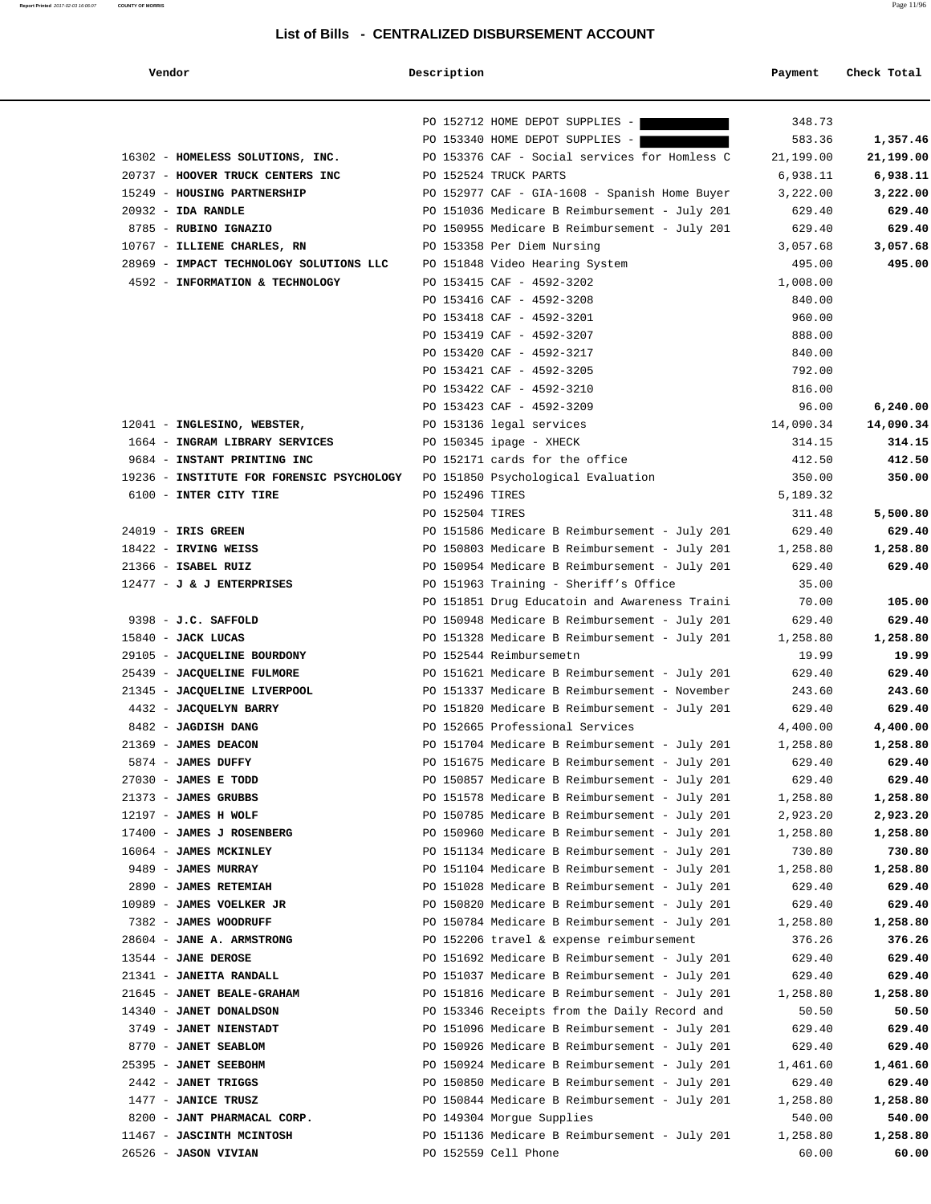## List of Bills - CENTRALIZED DISBURSEMENT ACCOUNT

| Vendor | Description | Payment | Check Total |
|---|---|---|---|
| | PO 152712 HOME DEPOT SUPPLIES - | 348.73 | |
| | PO 153340 HOME DEPOT SUPPLIES - | 583.36 | **1,357.46** |
| 16302 - **HOMELESS SOLUTIONS, INC.** | PO 153376 CAF - Social services for Homless C | 21,199.00 | **21,199.00** |
| 20737 - **HOOVER TRUCK CENTERS INC** | PO 152524 TRUCK PARTS | 6,938.11 | **6,938.11** |
| 15249 - **HOUSING PARTNERSHIP** | PO 152977 CAF - GIA-1608 - Spanish Home Buyer | 3,222.00 | **3,222.00** |
| 20932 - **IDA RANDLE** | PO 151036 Medicare B Reimbursement - July 201 | 629.40 | **629.40** |
| 8785 - **RUBINO IGNAZIO** | PO 150955 Medicare B Reimbursement - July 201 | 629.40 | **629.40** |
| 10767 - **ILLIENE CHARLES, RN** | PO 153358 Per Diem Nursing | 3,057.68 | **3,057.68** |
| 28969 - **IMPACT TECHNOLOGY SOLUTIONS LLC** | PO 151848 Video Hearing System | 495.00 | **495.00** |
| 4592 - **INFORMATION & TECHNOLOGY** | PO 153415 CAF - 4592-3202 | 1,008.00 | |
| | PO 153416 CAF - 4592-3208 | 840.00 | |
| | PO 153418 CAF - 4592-3201 | 960.00 | |
| | PO 153419 CAF - 4592-3207 | 888.00 | |
| | PO 153420 CAF - 4592-3217 | 840.00 | |
| | PO 153421 CAF - 4592-3205 | 792.00 | |
| | PO 153422 CAF - 4592-3210 | 816.00 | |
| | PO 153423 CAF - 4592-3209 | 96.00 | **6,240.00** |
| 12041 - **INGLESINO, WEBSTER,** | PO 153136 legal services | 14,090.34 | **14,090.34** |
| 1664 - **INGRAM LIBRARY SERVICES** | PO 150345 ipage - XHECK | 314.15 | **314.15** |
| 9684 - **INSTANT PRINTING INC** | PO 152171 cards for the office | 412.50 | **412.50** |
| 19236 - **INSTITUTE FOR FORENSIC PSYCHOLOGY** | PO 151850 Psychological Evaluation | 350.00 | **350.00** |
| 6100 - **INTER CITY TIRE** | PO 152496 TIRES | 5,189.32 | |
| | PO 152504 TIRES | 311.48 | **5,500.80** |
| 24019 - **IRIS GREEN** | PO 151586 Medicare B Reimbursement - July 201 | 629.40 | **629.40** |
| 18422 - **IRVING WEISS** | PO 150803 Medicare B Reimbursement - July 201 | 1,258.80 | **1,258.80** |
| 21366 - **ISABEL RUIZ** | PO 150954 Medicare B Reimbursement - July 201 | 629.40 | **629.40** |
| 12477 - **J & J ENTERPRISES** | PO 151963 Training - Sheriff's Office | 35.00 | |
| | PO 151851 Drug Educatoin and Awareness Traini | 70.00 | **105.00** |
| 9398 - **J.C. SAFFOLD** | PO 150948 Medicare B Reimbursement - July 201 | 629.40 | **629.40** |
| 15840 - **JACK LUCAS** | PO 151328 Medicare B Reimbursement - July 201 | 1,258.80 | **1,258.80** |
| 29105 - **JACQUELINE BOURDONY** | PO 152544 Reimbursemetn | 19.99 | **19.99** |
| 25439 - **JACQUELINE FULMORE** | PO 151621 Medicare B Reimbursement - July 201 | 629.40 | **629.40** |
| 21345 - **JACQUELINE LIVERPOOL** | PO 151337 Medicare B Reimbursement - November | 243.60 | **243.60** |
| 4432 - **JACQUELYN BARRY** | PO 151820 Medicare B Reimbursement - July 201 | 629.40 | **629.40** |
| 8482 - **JAGDISH DANG** | PO 152665 Professional Services | 4,400.00 | **4,400.00** |
| 21369 - **JAMES DEACON** | PO 151704 Medicare B Reimbursement - July 201 | 1,258.80 | **1,258.80** |
| 5874 - **JAMES DUFFY** | PO 151675 Medicare B Reimbursement - July 201 | 629.40 | **629.40** |
| 27030 - **JAMES E TODD** | PO 150857 Medicare B Reimbursement - July 201 | 629.40 | **629.40** |
| 21373 - **JAMES GRUBBS** | PO 151578 Medicare B Reimbursement - July 201 | 1,258.80 | **1,258.80** |
| 12197 - **JAMES H WOLF** | PO 150785 Medicare B Reimbursement - July 201 | 2,923.20 | **2,923.20** |
| 17400 - **JAMES J ROSENBERG** | PO 150960 Medicare B Reimbursement - July 201 | 1,258.80 | **1,258.80** |
| 16064 - **JAMES MCKINLEY** | PO 151134 Medicare B Reimbursement - July 201 | 730.80 | **730.80** |
| 9489 - **JAMES MURRAY** | PO 151104 Medicare B Reimbursement - July 201 | 1,258.80 | **1,258.80** |
| 2890 - **JAMES RETEMIAH** | PO 151028 Medicare B Reimbursement - July 201 | 629.40 | **629.40** |
| 10989 - **JAMES VOELKER JR** | PO 150820 Medicare B Reimbursement - July 201 | 629.40 | **629.40** |
| 7382 - **JAMES WOODRUFF** | PO 150784 Medicare B Reimbursement - July 201 | 1,258.80 | **1,258.80** |
| 28604 - **JANE A. ARMSTRONG** | PO 152206 travel & expense reimbursement | 376.26 | **376.26** |
| 13544 - **JANE DEROSE** | PO 151692 Medicare B Reimbursement - July 201 | 629.40 | **629.40** |
| 21341 - **JANEITA RANDALL** | PO 151037 Medicare B Reimbursement - July 201 | 629.40 | **629.40** |
| 21645 - **JANET BEALE-GRAHAM** | PO 151816 Medicare B Reimbursement - July 201 | 1,258.80 | **1,258.80** |
| 14340 - **JANET DONALDSON** | PO 153346 Receipts from the Daily Record and | 50.50 | **50.50** |
| 3749 - **JANET NIENSTADT** | PO 151096 Medicare B Reimbursement - July 201 | 629.40 | **629.40** |
| 8770 - **JANET SEABLOM** | PO 150926 Medicare B Reimbursement - July 201 | 629.40 | **629.40** |
| 25395 - **JANET SEEBOHM** | PO 150924 Medicare B Reimbursement - July 201 | 1,461.60 | **1,461.60** |
| 2442 - **JANET TRIGGS** | PO 150850 Medicare B Reimbursement - July 201 | 629.40 | **629.40** |
| 1477 - **JANICE TRUSZ** | PO 150844 Medicare B Reimbursement - July 201 | 1,258.80 | **1,258.80** |
| 8200 - **JANT PHARMACAL CORP.** | PO 149304 Morgue Supplies | 540.00 | **540.00** |
| 11467 - **JASCINTH MCINTOSH** | PO 151136 Medicare B Reimbursement - July 201 | 1,258.80 | **1,258.80** |
| 26526 - **JASON VIVIAN** | PO 152559 Cell Phone | 60.00 | **60.00** |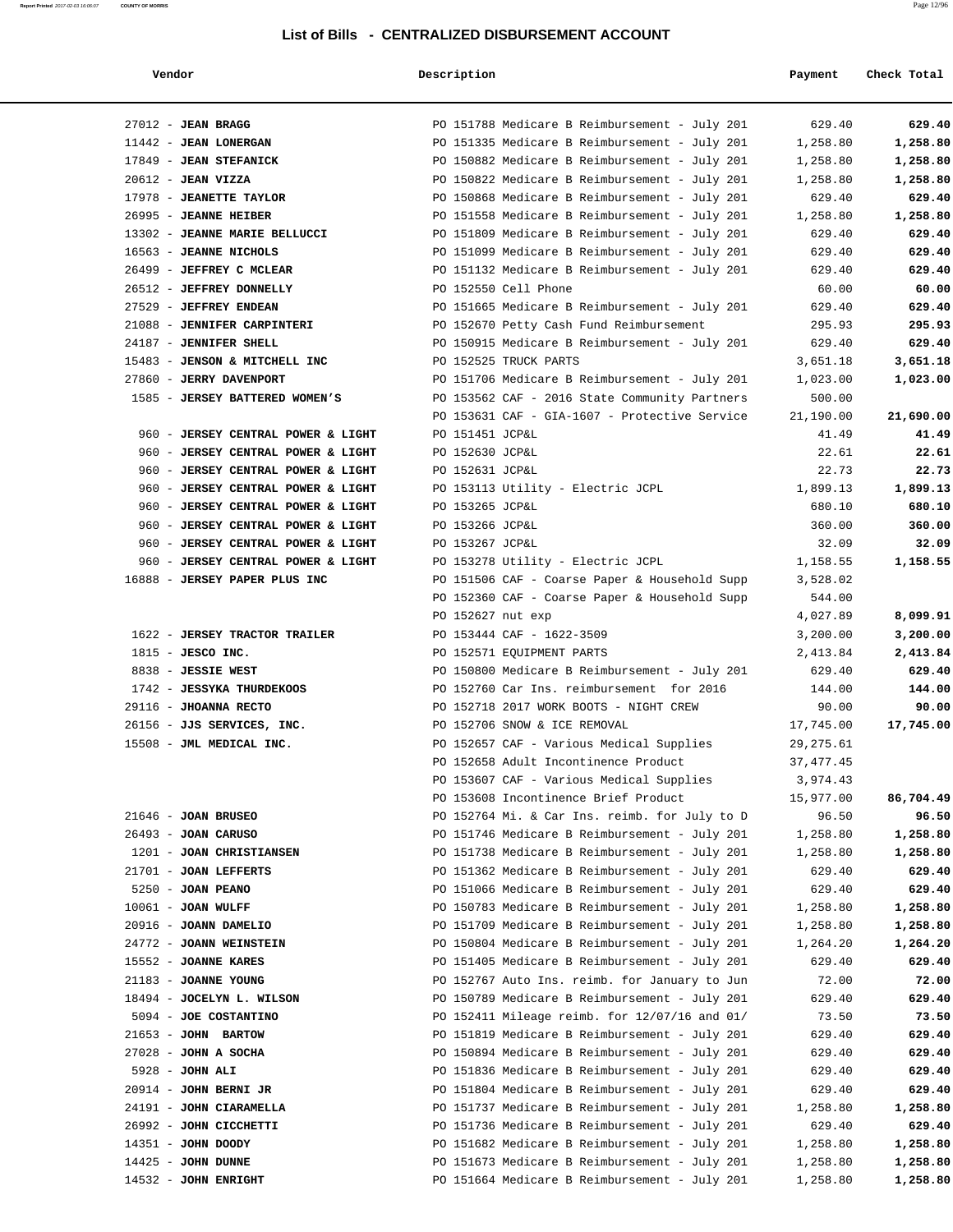# List of Bills - CENTRALIZED DISBURSEMENT ACCOUNT

| Vendor | Description | Payment | Check Total |
|---|---|---|---|
| 27012 - **JEAN BRAGG** | PO 151788 Medicare B Reimbursement - July 201 | 629.40 | **629.40** |
| 11442 - **JEAN LONERGAN** | PO 151335 Medicare B Reimbursement - July 201 | 1,258.80 | **1,258.80** |
| 17849 - **JEAN STEFANICK** | PO 150882 Medicare B Reimbursement - July 201 | 1,258.80 | **1,258.80** |
| 20612 - **JEAN VIZZA** | PO 150822 Medicare B Reimbursement - July 201 | 1,258.80 | **1,258.80** |
| 17978 - **JEANETTE TAYLOR** | PO 150868 Medicare B Reimbursement - July 201 | 629.40 | **629.40** |
| 26995 - **JEANNE HEIBER** | PO 151558 Medicare B Reimbursement - July 201 | 1,258.80 | **1,258.80** |
| 13302 - **JEANNE MARIE BELLUCCI** | PO 151809 Medicare B Reimbursement - July 201 | 629.40 | **629.40** |
| 16563 - **JEANNE NICHOLS** | PO 151099 Medicare B Reimbursement - July 201 | 629.40 | **629.40** |
| 26499 - **JEFFREY C MCLEAR** | PO 151132 Medicare B Reimbursement - July 201 | 629.40 | **629.40** |
| 26512 - **JEFFREY DONNELLY** | PO 152550 Cell Phone | 60.00 | **60.00** |
| 27529 - **JEFFREY ENDEAN** | PO 151665 Medicare B Reimbursement - July 201 | 629.40 | **629.40** |
| 21088 - **JENNIFER CARPINTERI** | PO 152670 Petty Cash Fund Reimbursement | 295.93 | **295.93** |
| 24187 - **JENNIFER SHELL** | PO 150915 Medicare B Reimbursement - July 201 | 629.40 | **629.40** |
| 15483 - **JENSON & MITCHELL INC** | PO 152525 TRUCK PARTS | 3,651.18 | **3,651.18** |
| 27860 - **JERRY DAVENPORT** | PO 151706 Medicare B Reimbursement - July 201 | 1,023.00 | **1,023.00** |
| 1585 - **JERSEY BATTERED WOMEN'S** | PO 153562 CAF - 2016 State Community Partners | 500.00 | |
| | PO 153631 CAF - GIA-1607 - Protective Service | 21,190.00 | **21,690.00** |
| 960 - **JERSEY CENTRAL POWER & LIGHT** | PO 151451 JCP&L | 41.49 | **41.49** |
| 960 - **JERSEY CENTRAL POWER & LIGHT** | PO 152630 JCP&L | 22.61 | **22.61** |
| 960 - **JERSEY CENTRAL POWER & LIGHT** | PO 152631 JCP&L | 22.73 | **22.73** |
| 960 - **JERSEY CENTRAL POWER & LIGHT** | PO 153113 Utility - Electric JCPL | 1,899.13 | **1,899.13** |
| 960 - **JERSEY CENTRAL POWER & LIGHT** | PO 153265 JCP&L | 680.10 | **680.10** |
| 960 - **JERSEY CENTRAL POWER & LIGHT** | PO 153266 JCP&L | 360.00 | **360.00** |
| 960 - **JERSEY CENTRAL POWER & LIGHT** | PO 153267 JCP&L | 32.09 | **32.09** |
| 960 - **JERSEY CENTRAL POWER & LIGHT** | PO 153278 Utility - Electric JCPL | 1,158.55 | **1,158.55** |
| 16888 - **JERSEY PAPER PLUS INC** | PO 151506 CAF - Coarse Paper & Household Supp | 3,528.02 | |
| | PO 152360 CAF - Coarse Paper & Household Supp | 544.00 | |
| | PO 152627 nut exp | 4,027.89 | **8,099.91** |
| 1622 - **JERSEY TRACTOR TRAILER** | PO 153444 CAF - 1622-3509 | 3,200.00 | **3,200.00** |
| 1815 - **JESCO INC.** | PO 152571 EQUIPMENT PARTS | 2,413.84 | **2,413.84** |
| 8838 - **JESSIE WEST** | PO 150800 Medicare B Reimbursement - July 201 | 629.40 | **629.40** |
| 1742 - **JESSYKA THURDEKOOS** | PO 152760 Car Ins. reimbursement for 2016 | 144.00 | **144.00** |
| 29116 - **JHOANNA RECTO** | PO 152718 2017 WORK BOOTS - NIGHT CREW | 90.00 | **90.00** |
| 26156 - **JJS SERVICES, INC.** | PO 152706 SNOW & ICE REMOVAL | 17,745.00 | **17,745.00** |
| 15508 - **JML MEDICAL INC.** | PO 152657 CAF - Various Medical Supplies | 29,275.61 | |
| | PO 152658 Adult Incontinence Product | 37,477.45 | |
| | PO 153607 CAF - Various Medical Supplies | 3,974.43 | |
| | PO 153608 Incontinence Brief Product | 15,977.00 | **86,704.49** |
| 21646 - **JOAN BRUSEO** | PO 152764 Mi. & Car Ins. reimb. for July to D | 96.50 | **96.50** |
| 26493 - **JOAN CARUSO** | PO 151746 Medicare B Reimbursement - July 201 | 1,258.80 | **1,258.80** |
| 1201 - **JOAN CHRISTIANSEN** | PO 151738 Medicare B Reimbursement - July 201 | 1,258.80 | **1,258.80** |
| 21701 - **JOAN LEFFERTS** | PO 151362 Medicare B Reimbursement - July 201 | 629.40 | **629.40** |
| 5250 - **JOAN PEANO** | PO 151066 Medicare B Reimbursement - July 201 | 629.40 | **629.40** |
| 10061 - **JOAN WULFF** | PO 150783 Medicare B Reimbursement - July 201 | 1,258.80 | **1,258.80** |
| 20916 - **JOANN DAMELIO** | PO 151709 Medicare B Reimbursement - July 201 | 1,258.80 | **1,258.80** |
| 24772 - **JOANN WEINSTEIN** | PO 150804 Medicare B Reimbursement - July 201 | 1,264.20 | **1,264.20** |
| 15552 - **JOANNE KARES** | PO 151405 Medicare B Reimbursement - July 201 | 629.40 | **629.40** |
| 21183 - **JOANNE YOUNG** | PO 152767 Auto Ins. reimb. for January to Jun | 72.00 | **72.00** |
| 18494 - **JOCELYN L. WILSON** | PO 150789 Medicare B Reimbursement - July 201 | 629.40 | **629.40** |
| 5094 - **JOE COSTANTINO** | PO 152411 Mileage reimb. for 12/07/16 and 01/ | 73.50 | **73.50** |
| 21653 - **JOHN BARTOW** | PO 151819 Medicare B Reimbursement - July 201 | 629.40 | **629.40** |
| 27028 - **JOHN A SOCHA** | PO 150894 Medicare B Reimbursement - July 201 | 629.40 | **629.40** |
| 5928 - **JOHN ALI** | PO 151836 Medicare B Reimbursement - July 201 | 629.40 | **629.40** |
| 20914 - **JOHN BERNI JR** | PO 151804 Medicare B Reimbursement - July 201 | 629.40 | **629.40** |
| 24191 - **JOHN CIARAMELLA** | PO 151737 Medicare B Reimbursement - July 201 | 1,258.80 | **1,258.80** |
| 26992 - **JOHN CICCHETTI** | PO 151736 Medicare B Reimbursement - July 201 | 629.40 | **629.40** |
| 14351 - **JOHN DOODY** | PO 151682 Medicare B Reimbursement - July 201 | 1,258.80 | **1,258.80** |
| 14425 - **JOHN DUNNE** | PO 151673 Medicare B Reimbursement - July 201 | 1,258.80 | **1,258.80** |
| 14532 - **JOHN ENRIGHT** | PO 151664 Medicare B Reimbursement - July 201 | 1,258.80 | **1,258.80** |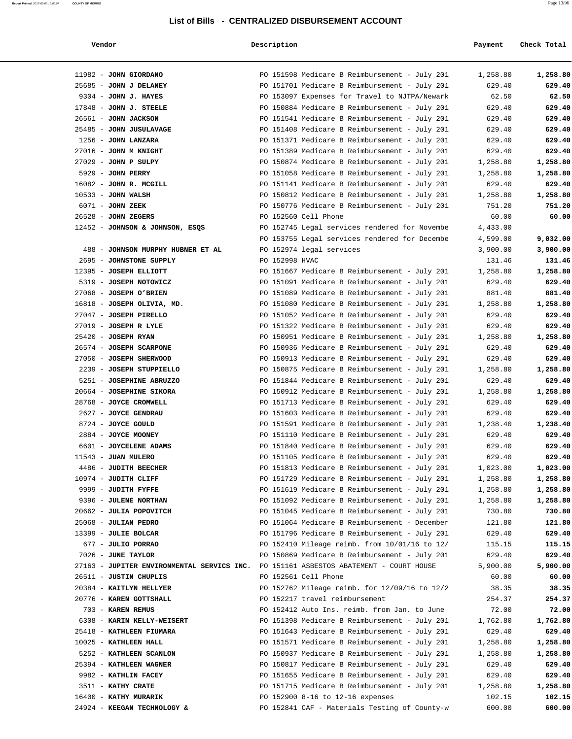# List of Bills - CENTRALIZED DISBURSEMENT ACCOUNT

| Vendor | Description | Payment | Check Total |
|---|---|---|---|
| 11982 - **JOHN GIORDANO** | PO 151598 Medicare B Reimbursement - July 201 | 1,258.80 | **1,258.80** |
| 25685 - **JOHN J DELANEY** | PO 151701 Medicare B Reimbursement - July 201 | 629.40 | **629.40** |
| 9304 - **JOHN J. HAYES** | PO 153097 Expenses for Travel to NJTPA/Newark | 62.50 | **62.50** |
| 17848 - **JOHN J. STEELE** | PO 150884 Medicare B Reimbursement - July 201 | 629.40 | **629.40** |
| 26561 - **JOHN JACKSON** | PO 151541 Medicare B Reimbursement - July 201 | 629.40 | **629.40** |
| 25485 - **JOHN JUSULAVAGE** | PO 151408 Medicare B Reimbursement - July 201 | 629.40 | **629.40** |
| 1256 - **JOHN LANZARA** | PO 151371 Medicare B Reimbursement - July 201 | 629.40 | **629.40** |
| 27016 - **JOHN M KNIGHT** | PO 151389 Medicare B Reimbursement - July 201 | 629.40 | **629.40** |
| 27029 - **JOHN P SULPY** | PO 150874 Medicare B Reimbursement - July 201 | 1,258.80 | **1,258.80** |
| 5929 - **JOHN PERRY** | PO 151058 Medicare B Reimbursement - July 201 | 1,258.80 | **1,258.80** |
| 16082 - **JOHN R. MCGILL** | PO 151141 Medicare B Reimbursement - July 201 | 629.40 | **629.40** |
| 10533 - **JOHN WALSH** | PO 150812 Medicare B Reimbursement - July 201 | 1,258.80 | **1,258.80** |
| 6071 - **JOHN ZEEK** | PO 150776 Medicare B Reimbursement - July 201 | 751.20 | **751.20** |
| 26528 - **JOHN ZEGERS** | PO 152560 Cell Phone | 60.00 | **60.00** |
| 12452 - **JOHNSON & JOHNSON, ESQS** | PO 152745 Legal services rendered for Novembe | 4,433.00 | |
| | PO 153755 Legal services rendered for Decembe | 4,599.00 | **9,032.00** |
| 488 - **JOHNSON MURPHY HUBNER ET AL** | PO 152974 legal services | 3,900.00 | **3,900.00** |
| 2695 - **JOHNSTONE SUPPLY** | PO 152998 HVAC | 131.46 | **131.46** |
| 12395 - **JOSEPH ELLIOTT** | PO 151667 Medicare B Reimbursement - July 201 | 1,258.80 | **1,258.80** |
| 5319 - **JOSEPH NOTOWICZ** | PO 151091 Medicare B Reimbursement - July 201 | 629.40 | **629.40** |
| 27068 - **JOSEPH O'BRIEN** | PO 151089 Medicare B Reimbursement - July 201 | 881.40 | **881.40** |
| 16818 - **JOSEPH OLIVIA, MD.** | PO 151080 Medicare B Reimbursement - July 201 | 1,258.80 | **1,258.80** |
| 27047 - **JOSEPH PIRELLO** | PO 151052 Medicare B Reimbursement - July 201 | 629.40 | **629.40** |
| 27019 - **JOSEPH R LYLE** | PO 151322 Medicare B Reimbursement - July 201 | 629.40 | **629.40** |
| 25420 - **JOSEPH RYAN** | PO 150951 Medicare B Reimbursement - July 201 | 1,258.80 | **1,258.80** |
| 26574 - **JOSEPH SCARPONE** | PO 150936 Medicare B Reimbursement - July 201 | 629.40 | **629.40** |
| 27050 - **JOSEPH SHERWOOD** | PO 150913 Medicare B Reimbursement - July 201 | 629.40 | **629.40** |
| 2239 - **JOSEPH STUPPIELLO** | PO 150875 Medicare B Reimbursement - July 201 | 1,258.80 | **1,258.80** |
| 5251 - **JOSEPHINE ABRUZZO** | PO 151844 Medicare B Reimbursement - July 201 | 629.40 | **629.40** |
| 20664 - **JOSEPHINE SIKORA** | PO 150912 Medicare B Reimbursement - July 201 | 1,258.80 | **1,258.80** |
| 28768 - **JOYCE CROMWELL** | PO 151713 Medicare B Reimbursement - July 201 | 629.40 | **629.40** |
| 2627 - **JOYCE GENDRAU** | PO 151603 Medicare B Reimbursement - July 201 | 629.40 | **629.40** |
| 8724 - **JOYCE GOULD** | PO 151591 Medicare B Reimbursement - July 201 | 1,238.40 | **1,238.40** |
| 2884 - **JOYCE MOONEY** | PO 151110 Medicare B Reimbursement - July 201 | 629.40 | **629.40** |
| 6601 - **JOYCELENE ADAMS** | PO 151840 Medicare B Reimbursement - July 201 | 629.40 | **629.40** |
| 11543 - **JUAN MULERO** | PO 151105 Medicare B Reimbursement - July 201 | 629.40 | **629.40** |
| 4486 - **JUDITH BEECHER** | PO 151813 Medicare B Reimbursement - July 201 | 1,023.00 | **1,023.00** |
| 10974 - **JUDITH CLIFF** | PO 151729 Medicare B Reimbursement - July 201 | 1,258.80 | **1,258.80** |
| 9999 - **JUDITH FYFFE** | PO 151619 Medicare B Reimbursement - July 201 | 1,258.80 | **1,258.80** |
| 9396 - **JULENE NORTHAN** | PO 151092 Medicare B Reimbursement - July 201 | 1,258.80 | **1,258.80** |
| 20662 - **JULIA POPOVITCH** | PO 151045 Medicare B Reimbursement - July 201 | 730.80 | **730.80** |
| 25068 - **JULIAN PEDRO** | PO 151064 Medicare B Reimbursement - December | 121.80 | **121.80** |
| 13399 - **JULIE BOLCAR** | PO 151796 Medicare B Reimbursement - July 201 | 629.40 | **629.40** |
| 677 - **JULIO PORRAO** | PO 152410 Mileage reimb. from 10/01/16 to 12/ | 115.15 | **115.15** |
| 7026 - **JUNE TAYLOR** | PO 150869 Medicare B Reimbursement - July 201 | 629.40 | **629.40** |
| 27163 - **JUPITER ENVIRONMENTAL SERVICS INC.** | PO 151161 ASBESTOS ABATEMENT - COURT HOUSE | 5,900.00 | **5,900.00** |
| 26511 - **JUSTIN CHUPLIS** | PO 152561 Cell Phone | 60.00 | **60.00** |
| 20384 - **KAITLYN HELLYER** | PO 152762 Mileage reimb. for 12/09/16 to 12/2 | 38.35 | **38.35** |
| 20776 - **KAREN GOTTSHALL** | PO 152217 travel reimbursement | 254.37 | **254.37** |
| 703 - **KAREN REMUS** | PO 152412 Auto Ins. reimb. from Jan. to June | 72.00 | **72.00** |
| 6308 - **KARIN KELLY-WEISERT** | PO 151398 Medicare B Reimbursement - July 201 | 1,762.80 | **1,762.80** |
| 25418 - **KATHLEEN FIUMARA** | PO 151643 Medicare B Reimbursement - July 201 | 629.40 | **629.40** |
| 10025 - **KATHLEEN HALL** | PO 151571 Medicare B Reimbursement - July 201 | 1,258.80 | **1,258.80** |
| 5252 - **KATHLEEN SCANLON** | PO 150937 Medicare B Reimbursement - July 201 | 1,258.80 | **1,258.80** |
| 25394 - **KATHLEEN WAGNER** | PO 150817 Medicare B Reimbursement - July 201 | 629.40 | **629.40** |
| 9982 - **KATHLIN FACEY** | PO 151655 Medicare B Reimbursement - July 201 | 629.40 | **629.40** |
| 3511 - **KATHY CRATE** | PO 151715 Medicare B Reimbursement - July 201 | 1,258.80 | **1,258.80** |
| 16400 - **KATHY MURARIK** | PO 152900 8-16 to 12-16 expenses | 102.15 | **102.15** |
| 24924 - **KEEGAN TECHNOLOGY &** | PO 152841 CAF - Materials Testing of County-w | 600.00 | **600.00** |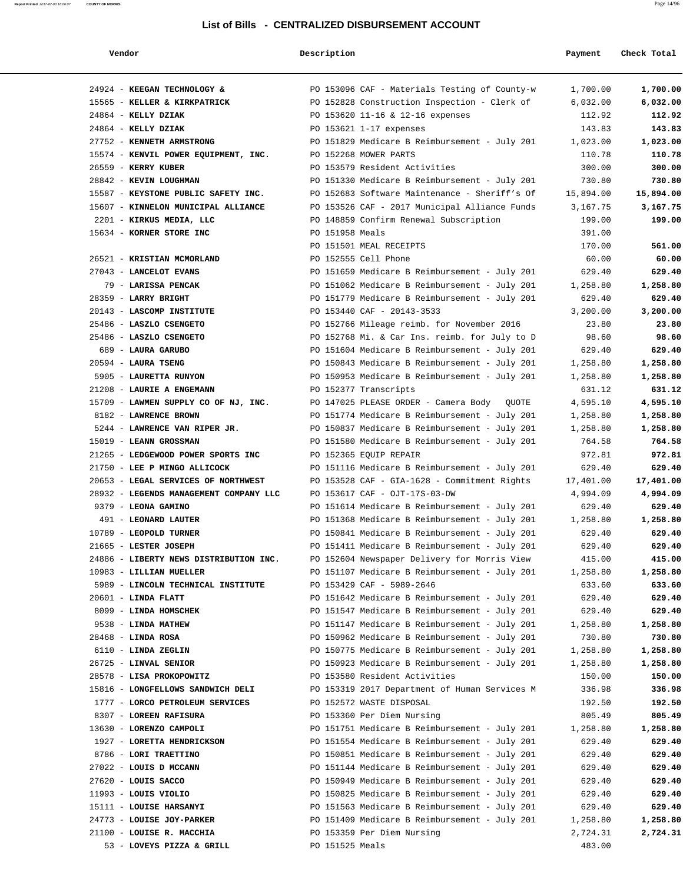# List of Bills - CENTRALIZED DISBURSEMENT ACCOUNT

| Vendor | Description | Payment | Check Total |
|---|---|---|---|
| 24924 - **KEEGAN TECHNOLOGY &** | PO 153096 CAF - Materials Testing of County-w | 1,700.00 | **1,700.00** |
| 15565 - **KELLER & KIRKPATRICK** | PO 152828 Construction Inspection - Clerk of | 6,032.00 | **6,032.00** |
| 24864 - **KELLY DZIAK** | PO 153620 11-16 & 12-16 expenses | 112.92 | **112.92** |
| 24864 - **KELLY DZIAK** | PO 153621 1-17 expenses | 143.83 | **143.83** |
| 27752 - **KENNETH ARMSTRONG** | PO 151829 Medicare B Reimbursement - July 201 | 1,023.00 | **1,023.00** |
| 15574 - **KENVIL POWER EQUIPMENT, INC.** | PO 152268 MOWER PARTS | 110.78 | **110.78** |
| 26559 - **KERRY KUBER** | PO 153579 Resident Activities | 300.00 | **300.00** |
| 28842 - **KEVIN LOUGHMAN** | PO 151330 Medicare B Reimbursement - July 201 | 730.80 | **730.80** |
| 15587 - **KEYSTONE PUBLIC SAFETY INC.** | PO 152683 Software Maintenance - Sheriff's Of | 15,894.00 | **15,894.00** |
| 15607 - **KINNELON MUNICIPAL ALLIANCE** | PO 153526 CAF - 2017 Municipal Alliance Funds | 3,167.75 | **3,167.75** |
| 2201 - **KIRKUS MEDIA, LLC** | PO 148859 Confirm Renewal Subscription | 199.00 | **199.00** |
| 15634 - **KORNER STORE INC** | PO 151958 Meals | 391.00 | |
| | PO 151501 MEAL RECEIPTS | 170.00 | **561.00** |
| 26521 - **KRISTIAN MCMORLAND** | PO 152555 Cell Phone | 60.00 | **60.00** |
| 27043 - **LANCELOT EVANS** | PO 151659 Medicare B Reimbursement - July 201 | 629.40 | **629.40** |
| 79 - **LARISSA PENCAK** | PO 151062 Medicare B Reimbursement - July 201 | 1,258.80 | **1,258.80** |
| 28359 - **LARRY BRIGHT** | PO 151779 Medicare B Reimbursement - July 201 | 629.40 | **629.40** |
| 20143 - **LASCOMP INSTITUTE** | PO 153440 CAF - 20143-3533 | 3,200.00 | **3,200.00** |
| 25486 - **LASZLO CSENGETO** | PO 152766 Mileage reimb. for November 2016 | 23.80 | **23.80** |
| 25486 - **LASZLO CSENGETO** | PO 152768 Mi. & Car Ins. reimb. for July to D | 98.60 | **98.60** |
| 689 - **LAURA GARUBO** | PO 151604 Medicare B Reimbursement - July 201 | 629.40 | **629.40** |
| 20594 - **LAURA TSENG** | PO 150843 Medicare B Reimbursement - July 201 | 1,258.80 | **1,258.80** |
| 5905 - **LAURETTA RUNYON** | PO 150953 Medicare B Reimbursement - July 201 | 1,258.80 | **1,258.80** |
| 21208 - **LAURIE A ENGEMANN** | PO 152377 Transcripts | 631.12 | **631.12** |
| 15709 - **LAWMEN SUPPLY CO OF NJ, INC.** | PO 147025 PLEASE ORDER - Camera Body QUOTE | 4,595.10 | **4,595.10** |
| 8182 - **LAWRENCE BROWN** | PO 151774 Medicare B Reimbursement - July 201 | 1,258.80 | **1,258.80** |
| 5244 - **LAWRENCE VAN RIPER JR.** | PO 150837 Medicare B Reimbursement - July 201 | 1,258.80 | **1,258.80** |
| 15019 - **LEANN GROSSMAN** | PO 151580 Medicare B Reimbursement - July 201 | 764.58 | **764.58** |
| 21265 - **LEDGEWOOD POWER SPORTS INC** | PO 152365 EQUIP REPAIR | 972.81 | **972.81** |
| 21750 - **LEE P MINGO ALLICOCK** | PO 151116 Medicare B Reimbursement - July 201 | 629.40 | **629.40** |
| 20653 - **LEGAL SERVICES OF NORTHWEST** | PO 153528 CAF - GIA-1628 - Commitment Rights | 17,401.00 | **17,401.00** |
| 28932 - **LEGENDS MANAGEMENT COMPANY LLC** | PO 153617 CAF - OJT-17S-03-DW | 4,994.09 | **4,994.09** |
| 9379 - **LEONA GAMINO** | PO 151614 Medicare B Reimbursement - July 201 | 629.40 | **629.40** |
| 491 - **LEONARD LAUTER** | PO 151368 Medicare B Reimbursement - July 201 | 1,258.80 | **1,258.80** |
| 10789 - **LEOPOLD TURNER** | PO 150841 Medicare B Reimbursement - July 201 | 629.40 | **629.40** |
| 21665 - **LESTER JOSEPH** | PO 151411 Medicare B Reimbursement - July 201 | 629.40 | **629.40** |
| 24886 - **LIBERTY NEWS DISTRIBUTION INC.** | PO 152604 Newspaper Delivery for Morris View | 415.00 | **415.00** |
| 10983 - **LILLIAN MUELLER** | PO 151107 Medicare B Reimbursement - July 201 | 1,258.80 | **1,258.80** |
| 5989 - **LINCOLN TECHNICAL INSTITUTE** | PO 153429 CAF - 5989-2646 | 633.60 | **633.60** |
| 20601 - **LINDA FLATT** | PO 151642 Medicare B Reimbursement - July 201 | 629.40 | **629.40** |
| 8099 - **LINDA HOMSCHEK** | PO 151547 Medicare B Reimbursement - July 201 | 629.40 | **629.40** |
| 9538 - **LINDA MATHEW** | PO 151147 Medicare B Reimbursement - July 201 | 1,258.80 | **1,258.80** |
| 28468 - **LINDA ROSA** | PO 150962 Medicare B Reimbursement - July 201 | 730.80 | **730.80** |
| 6110 - **LINDA ZEGLIN** | PO 150775 Medicare B Reimbursement - July 201 | 1,258.80 | **1,258.80** |
| 26725 - **LINVAL SENIOR** | PO 150923 Medicare B Reimbursement - July 201 | 1,258.80 | **1,258.80** |
| 28578 - **LISA PROKOPOWITZ** | PO 153580 Resident Activities | 150.00 | **150.00** |
| 15816 - **LONGFELLOWS SANDWICH DELI** | PO 153319 2017 Department of Human Services M | 336.98 | **336.98** |
| 1777 - **LORCO PETROLEUM SERVICES** | PO 152572 WASTE DISPOSAL | 192.50 | **192.50** |
| 8307 - **LOREEN RAFISURA** | PO 153360 Per Diem Nursing | 805.49 | **805.49** |
| 13630 - **LORENZO CAMPOLI** | PO 151751 Medicare B Reimbursement - July 201 | 1,258.80 | **1,258.80** |
| 1927 - **LORETTA HENDRICKSON** | PO 151554 Medicare B Reimbursement - July 201 | 629.40 | **629.40** |
| 8786 - **LORI TRAETTINO** | PO 150851 Medicare B Reimbursement - July 201 | 629.40 | **629.40** |
| 27022 - **LOUIS D MCCANN** | PO 151144 Medicare B Reimbursement - July 201 | 629.40 | **629.40** |
| 27620 - **LOUIS SACCO** | PO 150949 Medicare B Reimbursement - July 201 | 629.40 | **629.40** |
| 11993 - **LOUIS VIOLIO** | PO 150825 Medicare B Reimbursement - July 201 | 629.40 | **629.40** |
| 15111 - **LOUISE HARSANYI** | PO 151563 Medicare B Reimbursement - July 201 | 629.40 | **629.40** |
| 24773 - **LOUISE JOY-PARKER** | PO 151409 Medicare B Reimbursement - July 201 | 1,258.80 | **1,258.80** |
| 21100 - **LOUISE R. MACCHIA** | PO 153359 Per Diem Nursing | 2,724.31 | **2,724.31** |
| 53 - **LOVEYS PIZZA & GRILL** | PO 151525 Meals | 483.00 | |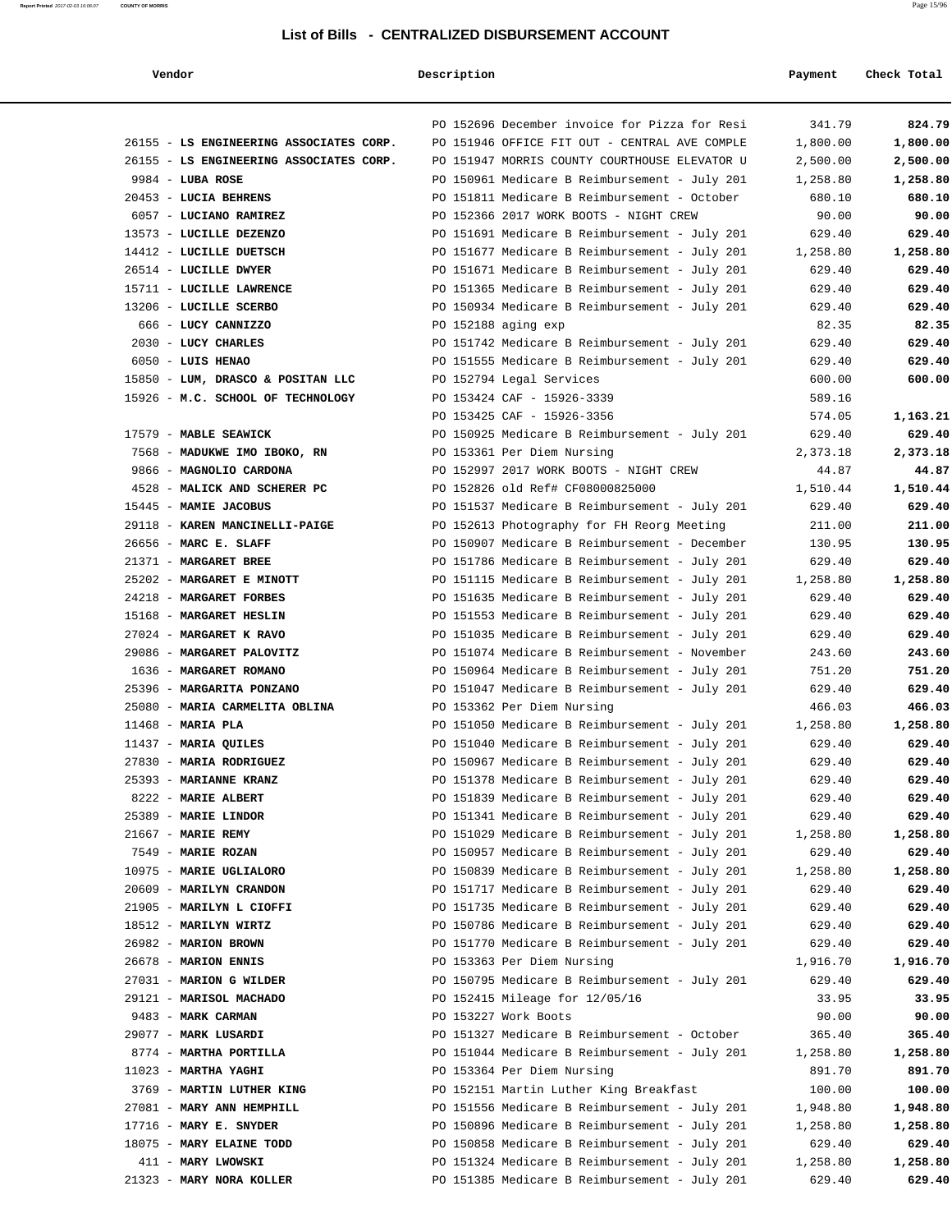# List of Bills - CENTRALIZED DISBURSEMENT ACCOUNT

| Vendor | Description | Payment | Check Total |
|---|---|---|---|
| | PO 152696 December invoice for Pizza for Resi | 341.79 | 824.79 |
| 26155 - **LS ENGINEERING ASSOCIATES CORP.** | PO 151946 OFFICE FIT OUT - CENTRAL AVE COMPLE | 1,800.00 | 1,800.00 |
| 26155 - **LS ENGINEERING ASSOCIATES CORP.** | PO 151947 MORRIS COUNTY COURTHOUSE ELEVATOR U | 2,500.00 | 2,500.00 |
| 9984 - **LUBA ROSE** | PO 150961 Medicare B Reimbursement - July 201 | 1,258.80 | 1,258.80 |
| 20453 - **LUCIA BEHRENS** | PO 151811 Medicare B Reimbursement - October | 680.10 | 680.10 |
| 6057 - **LUCIANO RAMIREZ** | PO 152366 2017 WORK BOOTS - NIGHT CREW | 90.00 | 90.00 |
| 13573 - **LUCILLE DEZENZO** | PO 151691 Medicare B Reimbursement - July 201 | 629.40 | 629.40 |
| 14412 - **LUCILLE DUETSCH** | PO 151677 Medicare B Reimbursement - July 201 | 1,258.80 | 1,258.80 |
| 26514 - **LUCILLE DWYER** | PO 151671 Medicare B Reimbursement - July 201 | 629.40 | 629.40 |
| 15711 - **LUCILLE LAWRENCE** | PO 151365 Medicare B Reimbursement - July 201 | 629.40 | 629.40 |
| 13206 - **LUCILLE SCERBO** | PO 150934 Medicare B Reimbursement - July 201 | 629.40 | 629.40 |
| 666 - **LUCY CANNIZZO** | PO 152188 aging exp | 82.35 | 82.35 |
| 2030 - **LUCY CHARLES** | PO 151742 Medicare B Reimbursement - July 201 | 629.40 | 629.40 |
| 6050 - **LUIS HENAO** | PO 151555 Medicare B Reimbursement - July 201 | 629.40 | 629.40 |
| 15850 - **LUM, DRASCO & POSITAN LLC** | PO 152794 Legal Services | 600.00 | 600.00 |
| 15926 - **M.C. SCHOOL OF TECHNOLOGY** | PO 153424 CAF - 15926-3339 | 589.16 | |
| | PO 153425 CAF - 15926-3356 | 574.05 | 1,163.21 |
| 17579 - **MABLE SEAWICK** | PO 150925 Medicare B Reimbursement - July 201 | 629.40 | 629.40 |
| 7568 - **MADUKWE IMO IBOKO, RN** | PO 153361 Per Diem Nursing | 2,373.18 | 2,373.18 |
| 9866 - **MAGNOLIO CARDONA** | PO 152997 2017 WORK BOOTS - NIGHT CREW | 44.87 | 44.87 |
| 4528 - **MALICK AND SCHERER PC** | PO 152826 old Ref# CF08000825000 | 1,510.44 | 1,510.44 |
| 15445 - **MAMIE JACOBUS** | PO 151537 Medicare B Reimbursement - July 201 | 629.40 | 629.40 |
| 29118 - **KAREN MANCINELLI-PAIGE** | PO 152613 Photography for FH Reorg Meeting | 211.00 | 211.00 |
| 26656 - **MARC E. SLAFF** | PO 150907 Medicare B Reimbursement - December | 130.95 | 130.95 |
| 21371 - **MARGARET BREE** | PO 151786 Medicare B Reimbursement - July 201 | 629.40 | 629.40 |
| 25202 - **MARGARET E MINOTT** | PO 151115 Medicare B Reimbursement - July 201 | 1,258.80 | 1,258.80 |
| 24218 - **MARGARET FORBES** | PO 151635 Medicare B Reimbursement - July 201 | 629.40 | 629.40 |
| 15168 - **MARGARET HESLIN** | PO 151553 Medicare B Reimbursement - July 201 | 629.40 | 629.40 |
| 27024 - **MARGARET K RAVO** | PO 151035 Medicare B Reimbursement - July 201 | 629.40 | 629.40 |
| 29086 - **MARGARET PALOVITZ** | PO 151074 Medicare B Reimbursement - November | 243.60 | 243.60 |
| 1636 - **MARGARET ROMANO** | PO 150964 Medicare B Reimbursement - July 201 | 751.20 | 751.20 |
| 25396 - **MARGARITA PONZANO** | PO 151047 Medicare B Reimbursement - July 201 | 629.40 | 629.40 |
| 25080 - **MARIA CARMELITA OBLINA** | PO 153362 Per Diem Nursing | 466.03 | 466.03 |
| 11468 - **MARIA PLA** | PO 151050 Medicare B Reimbursement - July 201 | 1,258.80 | 1,258.80 |
| 11437 - **MARIA QUILES** | PO 151040 Medicare B Reimbursement - July 201 | 629.40 | 629.40 |
| 27830 - **MARIA RODRIGUEZ** | PO 150967 Medicare B Reimbursement - July 201 | 629.40 | 629.40 |
| 25393 - **MARIANNE KRANZ** | PO 151378 Medicare B Reimbursement - July 201 | 629.40 | 629.40 |
| 8222 - **MARIE ALBERT** | PO 151839 Medicare B Reimbursement - July 201 | 629.40 | 629.40 |
| 25389 - **MARIE LINDOR** | PO 151341 Medicare B Reimbursement - July 201 | 629.40 | 629.40 |
| 21667 - **MARIE REMY** | PO 151029 Medicare B Reimbursement - July 201 | 1,258.80 | 1,258.80 |
| 7549 - **MARIE ROZAN** | PO 150957 Medicare B Reimbursement - July 201 | 629.40 | 629.40 |
| 10975 - **MARIE UGLIALORO** | PO 150839 Medicare B Reimbursement - July 201 | 1,258.80 | 1,258.80 |
| 20609 - **MARILYN CRANDON** | PO 151717 Medicare B Reimbursement - July 201 | 629.40 | 629.40 |
| 21905 - **MARILYN L CIOFFI** | PO 151735 Medicare B Reimbursement - July 201 | 629.40 | 629.40 |
| 18512 - **MARILYN WIRTZ** | PO 150786 Medicare B Reimbursement - July 201 | 629.40 | 629.40 |
| 26982 - **MARION BROWN** | PO 151770 Medicare B Reimbursement - July 201 | 629.40 | 629.40 |
| 26678 - **MARION ENNIS** | PO 153363 Per Diem Nursing | 1,916.70 | 1,916.70 |
| 27031 - **MARION G WILDER** | PO 150795 Medicare B Reimbursement - July 201 | 629.40 | 629.40 |
| 29121 - **MARISOL MACHADO** | PO 152415 Mileage for 12/05/16 | 33.95 | 33.95 |
| 9483 - **MARK CARMAN** | PO 153227 Work Boots | 90.00 | 90.00 |
| 29077 - **MARK LUSARDI** | PO 151327 Medicare B Reimbursement - October | 365.40 | 365.40 |
| 8774 - **MARTHA PORTILLA** | PO 151044 Medicare B Reimbursement - July 201 | 1,258.80 | 1,258.80 |
| 11023 - **MARTHA YAGHI** | PO 153364 Per Diem Nursing | 891.70 | 891.70 |
| 3769 - **MARTIN LUTHER KING** | PO 152151 Martin Luther King Breakfast | 100.00 | 100.00 |
| 27081 - **MARY ANN HEMPHILL** | PO 151556 Medicare B Reimbursement - July 201 | 1,948.80 | 1,948.80 |
| 17716 - **MARY E. SNYDER** | PO 150896 Medicare B Reimbursement - July 201 | 1,258.80 | 1,258.80 |
| 18075 - **MARY ELAINE TODD** | PO 150858 Medicare B Reimbursement - July 201 | 629.40 | 629.40 |
| 411 - **MARY LWOWSKI** | PO 151324 Medicare B Reimbursement - July 201 | 1,258.80 | 1,258.80 |
| 21323 - **MARY NORA KOLLER** | PO 151385 Medicare B Reimbursement - July 201 | 629.40 | 629.40 |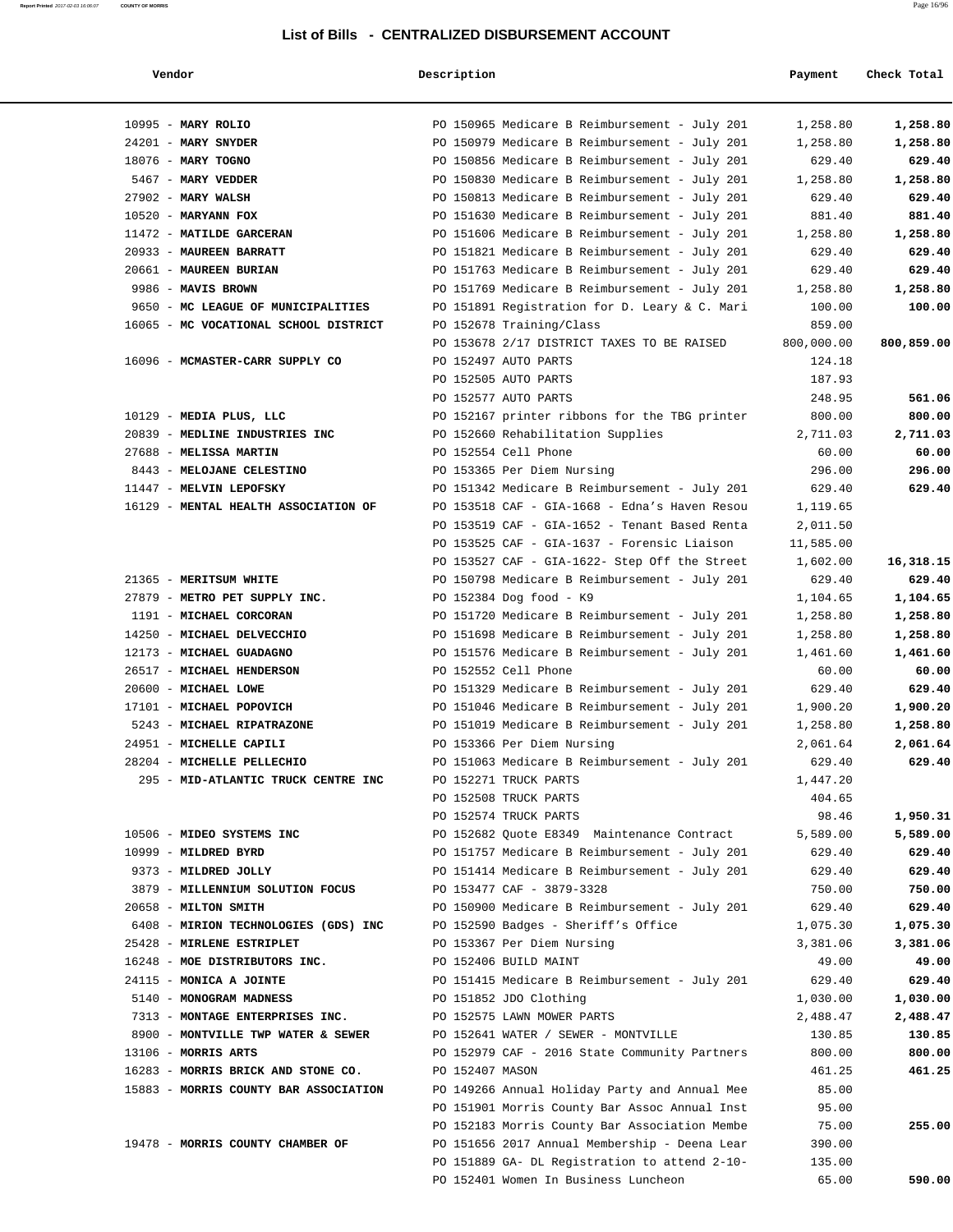## List of Bills - CENTRALIZED DISBURSEMENT ACCOUNT

| Vendor | Description | Payment | Check Total |
|---|---|---|---|
| 10995 - **MARY ROLIO** | PO 150965 Medicare B Reimbursement - July 201 | 1,258.80 | **1,258.80** |
| 24201 - **MARY SNYDER** | PO 150979 Medicare B Reimbursement - July 201 | 1,258.80 | **1,258.80** |
| 18076 - **MARY TOGNO** | PO 150856 Medicare B Reimbursement - July 201 | 629.40 | **629.40** |
| 5467 - **MARY VEDDER** | PO 150830 Medicare B Reimbursement - July 201 | 1,258.80 | **1,258.80** |
| 27902 - **MARY WALSH** | PO 150813 Medicare B Reimbursement - July 201 | 629.40 | **629.40** |
| 10520 - **MARYANN FOX** | PO 151630 Medicare B Reimbursement - July 201 | 881.40 | **881.40** |
| 11472 - **MATILDE GARCERAN** | PO 151606 Medicare B Reimbursement - July 201 | 1,258.80 | **1,258.80** |
| 20933 - **MAUREEN BARRATT** | PO 151821 Medicare B Reimbursement - July 201 | 629.40 | **629.40** |
| 20661 - **MAUREEN BURIAN** | PO 151763 Medicare B Reimbursement - July 201 | 629.40 | **629.40** |
| 9986 - **MAVIS BROWN** | PO 151769 Medicare B Reimbursement - July 201 | 1,258.80 | **1,258.80** |
| 9650 - **MC LEAGUE OF MUNICIPALITIES** | PO 151891 Registration for D. Leary & C. Mari | 100.00 | **100.00** |
| 16065 - **MC VOCATIONAL SCHOOL DISTRICT** | PO 152678 Training/Class | 859.00 | |
| | PO 153678 2/17 DISTRICT TAXES TO BE RAISED | 800,000.00 | **800,859.00** |
| 16096 - **MCMASTER-CARR SUPPLY CO** | PO 152497 AUTO PARTS | 124.18 | |
| | PO 152505 AUTO PARTS | 187.93 | |
| | PO 152577 AUTO PARTS | 248.95 | **561.06** |
| 10129 - **MEDIA PLUS, LLC** | PO 152167 printer ribbons for the TBG printer | 800.00 | **800.00** |
| 20839 - **MEDLINE INDUSTRIES INC** | PO 152660 Rehabilitation Supplies | 2,711.03 | **2,711.03** |
| 27688 - **MELISSA MARTIN** | PO 152554 Cell Phone | 60.00 | **60.00** |
| 8443 - **MELOJANE CELESTINO** | PO 153365 Per Diem Nursing | 296.00 | **296.00** |
| 11447 - **MELVIN LEPOFSKY** | PO 151342 Medicare B Reimbursement - July 201 | 629.40 | **629.40** |
| 16129 - **MENTAL HEALTH ASSOCIATION OF** | PO 153518 CAF - GIA-1668 - Edna's Haven Resou | 1,119.65 | |
| | PO 153519 CAF - GIA-1652 - Tenant Based Renta | 2,011.50 | |
| | PO 153525 CAF - GIA-1637 - Forensic Liaison | 11,585.00 | |
| | PO 153527 CAF - GIA-1622- Step Off the Street | 1,602.00 | **16,318.15** |
| 21365 - **MERITSUM WHITE** | PO 150798 Medicare B Reimbursement - July 201 | 629.40 | **629.40** |
| 27879 - **METRO PET SUPPLY INC.** | PO 152384 Dog food - K9 | 1,104.65 | **1,104.65** |
| 1191 - **MICHAEL CORCORAN** | PO 151720 Medicare B Reimbursement - July 201 | 1,258.80 | **1,258.80** |
| 14250 - **MICHAEL DELVECCHIO** | PO 151698 Medicare B Reimbursement - July 201 | 1,258.80 | **1,258.80** |
| 12173 - **MICHAEL GUADAGNO** | PO 151576 Medicare B Reimbursement - July 201 | 1,461.60 | **1,461.60** |
| 26517 - **MICHAEL HENDERSON** | PO 152552 Cell Phone | 60.00 | **60.00** |
| 20600 - **MICHAEL LOWE** | PO 151329 Medicare B Reimbursement - July 201 | 629.40 | **629.40** |
| 17101 - **MICHAEL POPOVICH** | PO 151046 Medicare B Reimbursement - July 201 | 1,900.20 | **1,900.20** |
| 5243 - **MICHAEL RIPATRAZONE** | PO 151019 Medicare B Reimbursement - July 201 | 1,258.80 | **1,258.80** |
| 24951 - **MICHELLE CAPILI** | PO 153366 Per Diem Nursing | 2,061.64 | **2,061.64** |
| 28204 - **MICHELLE PELLECHIO** | PO 151063 Medicare B Reimbursement - July 201 | 629.40 | **629.40** |
| 295 - **MID-ATLANTIC TRUCK CENTRE INC** | PO 152271 TRUCK PARTS | 1,447.20 | |
| | PO 152508 TRUCK PARTS | 404.65 | |
| | PO 152574 TRUCK PARTS | 98.46 | **1,950.31** |
| 10506 - **MIDEO SYSTEMS INC** | PO 152682 Quote E8349 Maintenance Contract | 5,589.00 | **5,589.00** |
| 10999 - **MILDRED BYRD** | PO 151757 Medicare B Reimbursement - July 201 | 629.40 | **629.40** |
| 9373 - **MILDRED JOLLY** | PO 151414 Medicare B Reimbursement - July 201 | 629.40 | **629.40** |
| 3879 - **MILLENNIUM SOLUTION FOCUS** | PO 153477 CAF - 3879-3328 | 750.00 | **750.00** |
| 20658 - **MILTON SMITH** | PO 150900 Medicare B Reimbursement - July 201 | 629.40 | **629.40** |
| 6408 - **MIRION TECHNOLOGIES (GDS) INC** | PO 152590 Badges - Sheriff's Office | 1,075.30 | **1,075.30** |
| 25428 - **MIRLENE ESTRIPLET** | PO 153367 Per Diem Nursing | 3,381.06 | **3,381.06** |
| 16248 - **MOE DISTRIBUTORS INC.** | PO 152406 BUILD MAINT | 49.00 | **49.00** |
| 24115 - **MONICA A JOINTE** | PO 151415 Medicare B Reimbursement - July 201 | 629.40 | **629.40** |
| 5140 - **MONOGRAM MADNESS** | PO 151852 JDO Clothing | 1,030.00 | **1,030.00** |
| 7313 - **MONTAGE ENTERPRISES INC.** | PO 152575 LAWN MOWER PARTS | 2,488.47 | **2,488.47** |
| 8900 - **MONTVILLE TWP WATER & SEWER** | PO 152641 WATER / SEWER - MONTVILLE | 130.85 | **130.85** |
| 13106 - **MORRIS ARTS** | PO 152979 CAF - 2016 State Community Partners | 800.00 | **800.00** |
| 16283 - **MORRIS BRICK AND STONE CO.** | PO 152407 MASON | 461.25 | **461.25** |
| 15883 - **MORRIS COUNTY BAR ASSOCIATION** | PO 149266 Annual Holiday Party and Annual Mee | 85.00 | |
| | PO 151901 Morris County Bar Assoc Annual Inst | 95.00 | |
| | PO 152183 Morris County Bar Association Membe | 75.00 | **255.00** |
| 19478 - **MORRIS COUNTY CHAMBER OF** | PO 151656 2017 Annual Membership - Deena Lear | 390.00 | |
| | PO 151889 GA- DL Registration to attend 2-10- | 135.00 | |
| | PO 152401 Women In Business Luncheon | 65.00 | **590.00** |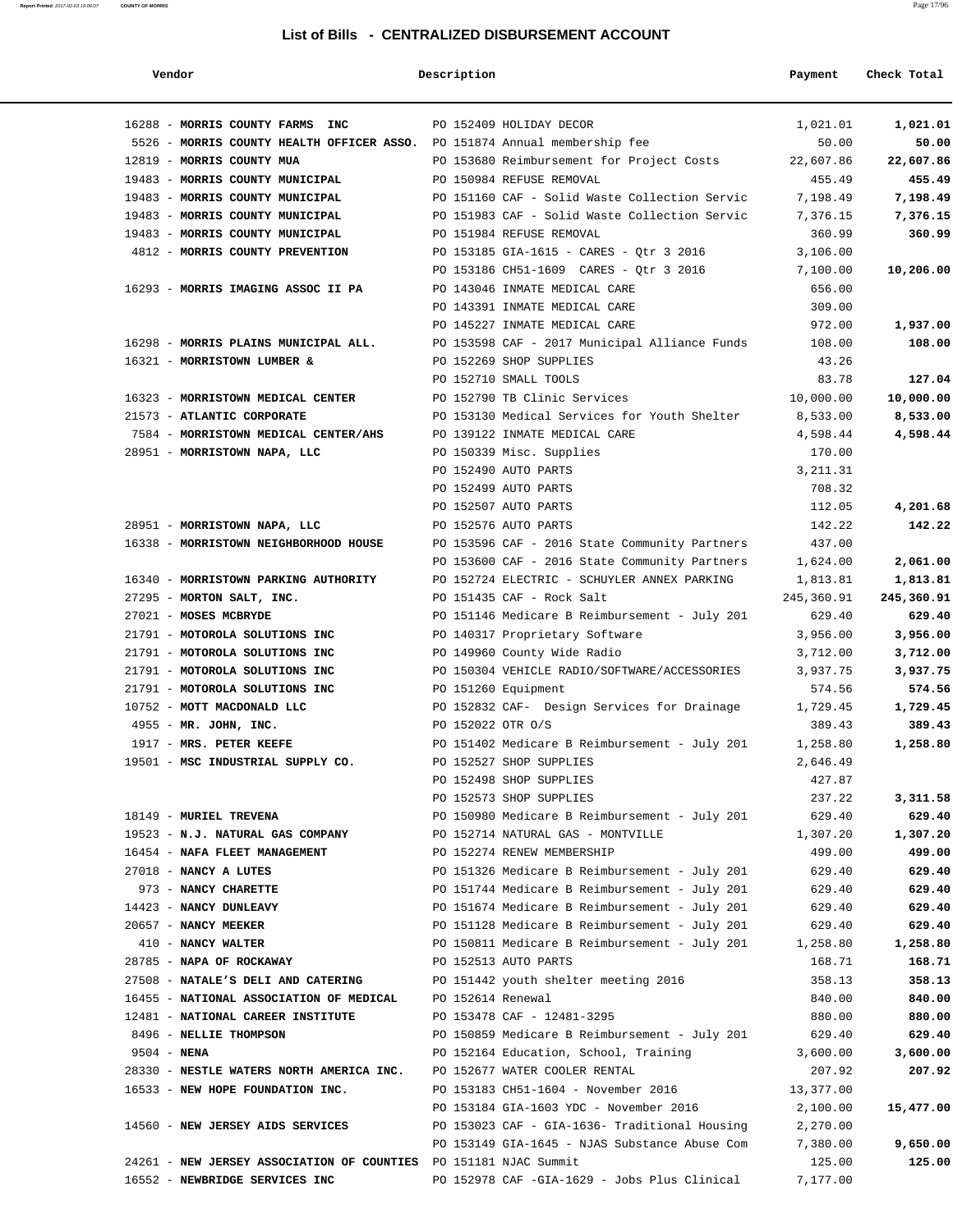## List of Bills - CENTRALIZED DISBURSEMENT ACCOUNT

| Vendor | Description | Payment | Check Total |
|---|---|---|---|
| 16288 - **MORRIS COUNTY FARMS INC** | PO 152409 HOLIDAY DECOR | 1,021.01 | **1,021.01** |
| 5526 - **MORRIS COUNTY HEALTH OFFICER ASSO.** | PO 151874 Annual membership fee | 50.00 | **50.00** |
| 12819 - **MORRIS COUNTY MUA** | PO 153680 Reimbursement for Project Costs | 22,607.86 | **22,607.86** |
| 19483 - **MORRIS COUNTY MUNICIPAL** | PO 150984 REFUSE REMOVAL | 455.49 | **455.49** |
| 19483 - **MORRIS COUNTY MUNICIPAL** | PO 151160 CAF - Solid Waste Collection Servic | 7,198.49 | **7,198.49** |
| 19483 - **MORRIS COUNTY MUNICIPAL** | PO 151983 CAF - Solid Waste Collection Servic | 7,376.15 | **7,376.15** |
| 19483 - **MORRIS COUNTY MUNICIPAL** | PO 151984 REFUSE REMOVAL | 360.99 | **360.99** |
| 4812 - **MORRIS COUNTY PREVENTION** | PO 153185 GIA-1615 - CARES - Qtr 3 2016 | 3,106.00 | |
| | PO 153186 CH51-1609 CARES - Qtr 3 2016 | 7,100.00 | **10,206.00** |
| 16293 - **MORRIS IMAGING ASSOC II PA** | PO 143046 INMATE MEDICAL CARE | 656.00 | |
| | PO 143391 INMATE MEDICAL CARE | 309.00 | |
| | PO 145227 INMATE MEDICAL CARE | 972.00 | **1,937.00** |
| 16298 - **MORRIS PLAINS MUNICIPAL ALL.** | PO 153598 CAF - 2017 Municipal Alliance Funds | 108.00 | **108.00** |
| 16321 - **MORRISTOWN LUMBER &** | PO 152269 SHOP SUPPLIES | 43.26 | |
| | PO 152710 SMALL TOOLS | 83.78 | **127.04** |
| 16323 - **MORRISTOWN MEDICAL CENTER** | PO 152790 TB Clinic Services | 10,000.00 | **10,000.00** |
| 21573 - **ATLANTIC CORPORATE** | PO 153130 Medical Services for Youth Shelter | 8,533.00 | **8,533.00** |
| 7584 - **MORRISTOWN MEDICAL CENTER/AHS** | PO 139122 INMATE MEDICAL CARE | 4,598.44 | **4,598.44** |
| 28951 - **MORRISTOWN NAPA, LLC** | PO 150339 Misc. Supplies | 170.00 | |
| | PO 152490 AUTO PARTS | 3,211.31 | |
| | PO 152499 AUTO PARTS | 708.32 | |
| | PO 152507 AUTO PARTS | 112.05 | **4,201.68** |
| 28951 - **MORRISTOWN NAPA, LLC** | PO 152576 AUTO PARTS | 142.22 | **142.22** |
| 16338 - **MORRISTOWN NEIGHBORHOOD HOUSE** | PO 153596 CAF - 2016 State Community Partners | 437.00 | |
| | PO 153600 CAF - 2016 State Community Partners | 1,624.00 | **2,061.00** |
| 16340 - **MORRISTOWN PARKING AUTHORITY** | PO 152724 ELECTRIC - SCHUYLER ANNEX PARKING | 1,813.81 | **1,813.81** |
| 27295 - **MORTON SALT, INC.** | PO 151435 CAF - Rock Salt | 245,360.91 | **245,360.91** |
| 27021 - **MOSES MCBRYDE** | PO 151146 Medicare B Reimbursement - July 201 | 629.40 | **629.40** |
| 21791 - **MOTOROLA SOLUTIONS INC** | PO 140317 Proprietary Software | 3,956.00 | **3,956.00** |
| 21791 - **MOTOROLA SOLUTIONS INC** | PO 149960 County Wide Radio | 3,712.00 | **3,712.00** |
| 21791 - **MOTOROLA SOLUTIONS INC** | PO 150304 VEHICLE RADIO/SOFTWARE/ACCESSORIES | 3,937.75 | **3,937.75** |
| 21791 - **MOTOROLA SOLUTIONS INC** | PO 151260 Equipment | 574.56 | **574.56** |
| 10752 - **MOTT MACDONALD LLC** | PO 152832 CAF- Design Services for Drainage | 1,729.45 | **1,729.45** |
| 4955 - **MR. JOHN, INC.** | PO 152022 OTR O/S | 389.43 | **389.43** |
| 1917 - **MRS. PETER KEEFE** | PO 151402 Medicare B Reimbursement - July 201 | 1,258.80 | **1,258.80** |
| 19501 - **MSC INDUSTRIAL SUPPLY CO.** | PO 152527 SHOP SUPPLIES | 2,646.49 | |
| | PO 152498 SHOP SUPPLIES | 427.87 | |
| | PO 152573 SHOP SUPPLIES | 237.22 | **3,311.58** |
| 18149 - **MURIEL TREVENA** | PO 150980 Medicare B Reimbursement - July 201 | 629.40 | **629.40** |
| 19523 - **N.J. NATURAL GAS COMPANY** | PO 152714 NATURAL GAS - MONTVILLE | 1,307.20 | **1,307.20** |
| 16454 - **NAFA FLEET MANAGEMENT** | PO 152274 RENEW MEMBERSHIP | 499.00 | **499.00** |
| 27018 - **NANCY A LUTES** | PO 151326 Medicare B Reimbursement - July 201 | 629.40 | **629.40** |
| 973 - **NANCY CHARETTE** | PO 151744 Medicare B Reimbursement - July 201 | 629.40 | **629.40** |
| 14423 - **NANCY DUNLEAVY** | PO 151674 Medicare B Reimbursement - July 201 | 629.40 | **629.40** |
| 20657 - **NANCY MEEKER** | PO 151128 Medicare B Reimbursement - July 201 | 629.40 | **629.40** |
| 410 - **NANCY WALTER** | PO 150811 Medicare B Reimbursement - July 201 | 1,258.80 | **1,258.80** |
| 28785 - **NAPA OF ROCKAWAY** | PO 152513 AUTO PARTS | 168.71 | **168.71** |
| 27508 - **NATALE'S DELI AND CATERING** | PO 151442 youth shelter meeting 2016 | 358.13 | **358.13** |
| 16455 - **NATIONAL ASSOCIATION OF MEDICAL** | PO 152614 Renewal | 840.00 | **840.00** |
| 12481 - **NATIONAL CAREER INSTITUTE** | PO 153478 CAF - 12481-3295 | 880.00 | **880.00** |
| 8496 - **NELLIE THOMPSON** | PO 150859 Medicare B Reimbursement - July 201 | 629.40 | **629.40** |
| 9504 - **NENA** | PO 152164 Education, School, Training | 3,600.00 | **3,600.00** |
| 28330 - **NESTLE WATERS NORTH AMERICA INC.** | PO 152677 WATER COOLER RENTAL | 207.92 | **207.92** |
| 16533 - **NEW HOPE FOUNDATION INC.** | PO 153183 CH51-1604 - November 2016 | 13,377.00 | |
| | PO 153184 GIA-1603 YDC - November 2016 | 2,100.00 | **15,477.00** |
| 14560 - **NEW JERSEY AIDS SERVICES** | PO 153023 CAF - GIA-1636- Traditional Housing | 2,270.00 | |
| | PO 153149 GIA-1645 - NJAS Substance Abuse Com | 7,380.00 | **9,650.00** |
| 24261 - **NEW JERSEY ASSOCIATION OF COUNTIES** | PO 151181 NJAC Summit | 125.00 | **125.00** |
| 16552 - **NEWBRIDGE SERVICES INC** | PO 152978 CAF -GIA-1629 - Jobs Plus Clinical | 7,177.00 | |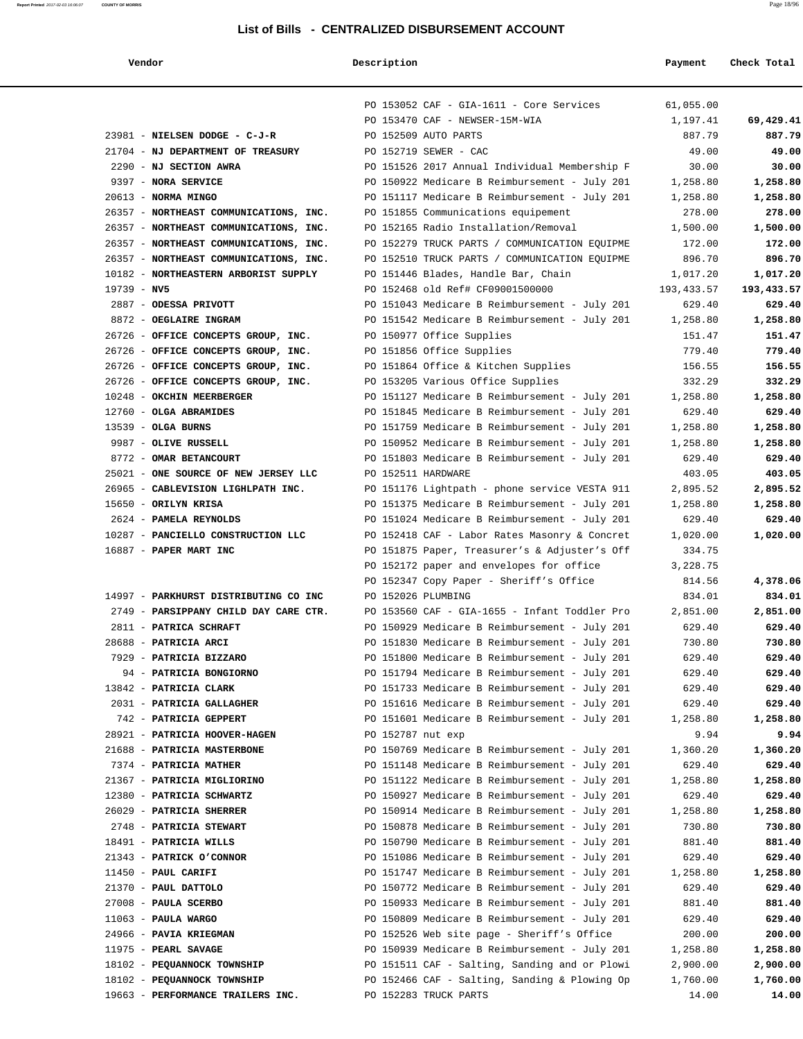## List of Bills - CENTRALIZED DISBURSEMENT ACCOUNT

| Vendor | Description | Payment | Check Total |
|---|---|---|---|
| | PO 153052 CAF - GIA-1611 - Core Services | 61,055.00 | |
| | PO 153470 CAF - NEWSER-15M-WIA | 1,197.41 | **69,429.41** |
| 23981 - **NIELSEN DODGE - C-J-R** | PO 152509 AUTO PARTS | 887.79 | **887.79** |
| 21704 - **NJ DEPARTMENT OF TREASURY** | PO 152719 SEWER - CAC | 49.00 | **49.00** |
| 2290 - **NJ SECTION AWRA** | PO 151526 2017 Annual Individual Membership F | 30.00 | **30.00** |
| 9397 - **NORA SERVICE** | PO 150922 Medicare B Reimbursement - July 201 | 1,258.80 | **1,258.80** |
| 20613 - **NORMA MINGO** | PO 151117 Medicare B Reimbursement - July 201 | 1,258.80 | **1,258.80** |
| 26357 - **NORTHEAST COMMUNICATIONS, INC.** | PO 151855 Communications equipement | 278.00 | **278.00** |
| 26357 - **NORTHEAST COMMUNICATIONS, INC.** | PO 152165 Radio Installation/Removal | 1,500.00 | **1,500.00** |
| 26357 - **NORTHEAST COMMUNICATIONS, INC.** | PO 152279 TRUCK PARTS / COMMUNICATION EQUIPME | 172.00 | **172.00** |
| 26357 - **NORTHEAST COMMUNICATIONS, INC.** | PO 152510 TRUCK PARTS / COMMUNICATION EQUIPME | 896.70 | **896.70** |
| 10182 - **NORTHEASTERN ARBORIST SUPPLY** | PO 151446 Blades, Handle Bar, Chain | 1,017.20 | **1,017.20** |
| 19739 - **NV5** | PO 152468 old Ref# CF09001500000 | 193,433.57 | **193,433.57** |
| 2887 - **ODESSA PRIVOTT** | PO 151043 Medicare B Reimbursement - July 201 | 629.40 | **629.40** |
| 8872 - **OEGLAIRE INGRAM** | PO 151542 Medicare B Reimbursement - July 201 | 1,258.80 | **1,258.80** |
| 26726 - **OFFICE CONCEPTS GROUP, INC.** | PO 150977 Office Supplies | 151.47 | **151.47** |
| 26726 - **OFFICE CONCEPTS GROUP, INC.** | PO 151856 Office Supplies | 779.40 | **779.40** |
| 26726 - **OFFICE CONCEPTS GROUP, INC.** | PO 151864 Office & Kitchen Supplies | 156.55 | **156.55** |
| 26726 - **OFFICE CONCEPTS GROUP, INC.** | PO 153205 Various Office Supplies | 332.29 | **332.29** |
| 10248 - **OKCHIN MEERBERGER** | PO 151127 Medicare B Reimbursement - July 201 | 1,258.80 | **1,258.80** |
| 12760 - **OLGA ABRAMIDES** | PO 151845 Medicare B Reimbursement - July 201 | 629.40 | **629.40** |
| 13539 - **OLGA BURNS** | PO 151759 Medicare B Reimbursement - July 201 | 1,258.80 | **1,258.80** |
| 9987 - **OLIVE RUSSELL** | PO 150952 Medicare B Reimbursement - July 201 | 1,258.80 | **1,258.80** |
| 8772 - **OMAR BETANCOURT** | PO 151803 Medicare B Reimbursement - July 201 | 629.40 | **629.40** |
| 25021 - **ONE SOURCE OF NEW JERSEY LLC** | PO 152511 HARDWARE | 403.05 | **403.05** |
| 26965 - **CABLEVISION LIGHLPATH INC.** | PO 151176 Lightpath - phone service VESTA 911 | 2,895.52 | **2,895.52** |
| 15650 - **ORILYN KRISA** | PO 151375 Medicare B Reimbursement - July 201 | 1,258.80 | **1,258.80** |
| 2624 - **PAMELA REYNOLDS** | PO 151024 Medicare B Reimbursement - July 201 | 629.40 | **629.40** |
| 10287 - **PANCIELLO CONSTRUCTION LLC** | PO 152418 CAF - Labor Rates Masonry & Concret | 1,020.00 | **1,020.00** |
| 16887 - **PAPER MART INC** | PO 151875 Paper, Treasurer's & Adjuster's Off | 334.75 | |
| | PO 152172 paper and envelopes for office | 3,228.75 | |
| | PO 152347 Copy Paper - Sheriff's Office | 814.56 | **4,378.06** |
| 14997 - **PARKHURST DISTRIBUTING CO INC** | PO 152026 PLUMBING | 834.01 | **834.01** |
| 2749 - **PARSIPPANY CHILD DAY CARE CTR.** | PO 153560 CAF - GIA-1655 - Infant Toddler Pro | 2,851.00 | **2,851.00** |
| 2811 - **PATRICA SCHRAFT** | PO 150929 Medicare B Reimbursement - July 201 | 629.40 | **629.40** |
| 28688 - **PATRICIA ARCI** | PO 151830 Medicare B Reimbursement - July 201 | 730.80 | **730.80** |
| 7929 - **PATRICIA BIZZARO** | PO 151800 Medicare B Reimbursement - July 201 | 629.40 | **629.40** |
| 94 - **PATRICIA BONGIORNO** | PO 151794 Medicare B Reimbursement - July 201 | 629.40 | **629.40** |
| 13842 - **PATRICIA CLARK** | PO 151733 Medicare B Reimbursement - July 201 | 629.40 | **629.40** |
| 2031 - **PATRICIA GALLAGHER** | PO 151616 Medicare B Reimbursement - July 201 | 629.40 | **629.40** |
| 742 - **PATRICIA GEPPERT** | PO 151601 Medicare B Reimbursement - July 201 | 1,258.80 | **1,258.80** |
| 28921 - **PATRICIA HOOVER-HAGEN** | PO 152787 nut exp | 9.94 | **9.94** |
| 21688 - **PATRICIA MASTERBONE** | PO 150769 Medicare B Reimbursement - July 201 | 1,360.20 | **1,360.20** |
| 7374 - **PATRICIA MATHER** | PO 151148 Medicare B Reimbursement - July 201 | 629.40 | **629.40** |
| 21367 - **PATRICIA MIGLIORINO** | PO 151122 Medicare B Reimbursement - July 201 | 1,258.80 | **1,258.80** |
| 12380 - **PATRICIA SCHWARTZ** | PO 150927 Medicare B Reimbursement - July 201 | 629.40 | **629.40** |
| 26029 - **PATRICIA SHERRER** | PO 150914 Medicare B Reimbursement - July 201 | 1,258.80 | **1,258.80** |
| 2748 - **PATRICIA STEWART** | PO 150878 Medicare B Reimbursement - July 201 | 730.80 | **730.80** |
| 18491 - **PATRICIA WILLS** | PO 150790 Medicare B Reimbursement - July 201 | 881.40 | **881.40** |
| 21343 - **PATRICK O'CONNOR** | PO 151086 Medicare B Reimbursement - July 201 | 629.40 | **629.40** |
| 11450 - **PAUL CARIFI** | PO 151747 Medicare B Reimbursement - July 201 | 1,258.80 | **1,258.80** |
| 21370 - **PAUL DATTOLO** | PO 150772 Medicare B Reimbursement - July 201 | 629.40 | **629.40** |
| 27008 - **PAULA SCERBO** | PO 150933 Medicare B Reimbursement - July 201 | 881.40 | **881.40** |
| 11063 - **PAULA WARGO** | PO 150809 Medicare B Reimbursement - July 201 | 629.40 | **629.40** |
| 24966 - **PAVIA KRIEGMAN** | PO 152526 Web site page - Sheriff's Office | 200.00 | **200.00** |
| 11975 - **PEARL SAVAGE** | PO 150939 Medicare B Reimbursement - July 201 | 1,258.80 | **1,258.80** |
| 18102 - **PEQUANNOCK TOWNSHIP** | PO 151511 CAF - Salting, Sanding and or Plowi | 2,900.00 | **2,900.00** |
| 18102 - **PEQUANNOCK TOWNSHIP** | PO 152466 CAF - Salting, Sanding & Plowing Op | 1,760.00 | **1,760.00** |
| 19663 - **PERFORMANCE TRAILERS INC.** | PO 152283 TRUCK PARTS | 14.00 | **14.00** |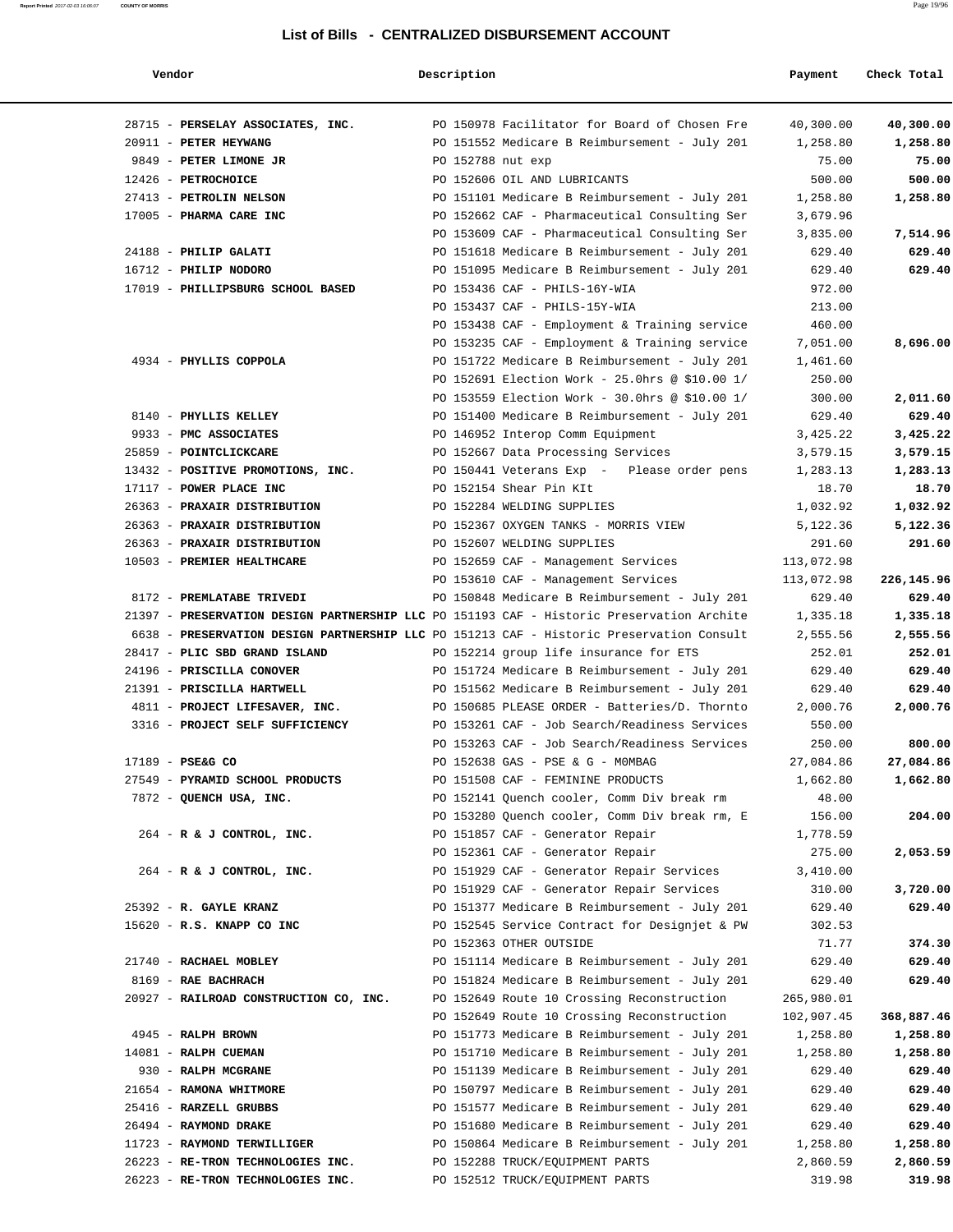# List of Bills - CENTRALIZED DISBURSEMENT ACCOUNT

| Vendor | Description | Payment | Check Total |
|---|---|---|---|
| 28715 - **PERSELAY ASSOCIATES, INC.** | PO 150978 Facilitator for Board of Chosen Fre | 40,300.00 | **40,300.00** |
| 20911 - **PETER HEYWANG** | PO 151552 Medicare B Reimbursement - July 201 | 1,258.80 | **1,258.80** |
| 9849 - **PETER LIMONE JR** | PO 152788 nut exp | 75.00 | **75.00** |
| 12426 - **PETROCHOICE** | PO 152606 OIL AND LUBRICANTS | 500.00 | **500.00** |
| 27413 - **PETROLIN NELSON** | PO 151101 Medicare B Reimbursement - July 201 | 1,258.80 | **1,258.80** |
| 17005 - **PHARMA CARE INC** | PO 152662 CAF - Pharmaceutical Consulting Ser | 3,679.96 | |
| | PO 153609 CAF - Pharmaceutical Consulting Ser | 3,835.00 | **7,514.96** |
| 24188 - **PHILIP GALATI** | PO 151618 Medicare B Reimbursement - July 201 | 629.40 | **629.40** |
| 16712 - **PHILIP NODORO** | PO 151095 Medicare B Reimbursement - July 201 | 629.40 | **629.40** |
| 17019 - **PHILLIPSBURG SCHOOL BASED** | PO 153436 CAF - PHILS-16Y-WIA | 972.00 | |
| | PO 153437 CAF - PHILS-15Y-WIA | 213.00 | |
| | PO 153438 CAF - Employment & Training service | 460.00 | |
| | PO 153235 CAF - Employment & Training service | 7,051.00 | **8,696.00** |
| 4934 - **PHYLLIS COPPOLA** | PO 151722 Medicare B Reimbursement - July 201 | 1,461.60 | |
| | PO 152691 Election Work - 25.0hrs @ $10.00 1/ | 250.00 | |
| | PO 153559 Election Work - 30.0hrs @ $10.00 1/ | 300.00 | **2,011.60** |
| 8140 - **PHYLLIS KELLEY** | PO 151400 Medicare B Reimbursement - July 201 | 629.40 | **629.40** |
| 9933 - **PMC ASSOCIATES** | PO 146952 Interop Comm Equipment | 3,425.22 | **3,425.22** |
| 25859 - **POINTCLICKCARE** | PO 152667 Data Processing Services | 3,579.15 | **3,579.15** |
| 13432 - **POSITIVE PROMOTIONS, INC.** | PO 150441 Veterans Exp - Please order pens | 1,283.13 | **1,283.13** |
| 17117 - **POWER PLACE INC** | PO 152154 Shear Pin KIt | 18.70 | **18.70** |
| 26363 - **PRAXAIR DISTRIBUTION** | PO 152284 WELDING SUPPLIES | 1,032.92 | **1,032.92** |
| 26363 - **PRAXAIR DISTRIBUTION** | PO 152367 OXYGEN TANKS - MORRIS VIEW | 5,122.36 | **5,122.36** |
| 26363 - **PRAXAIR DISTRIBUTION** | PO 152607 WELDING SUPPLIES | 291.60 | **291.60** |
| 10503 - **PREMIER HEALTHCARE** | PO 152659 CAF - Management Services | 113,072.98 | |
| | PO 153610 CAF - Management Services | 113,072.98 | **226,145.96** |
| 8172 - **PREMLATABE TRIVEDI** | PO 150848 Medicare B Reimbursement - July 201 | 629.40 | **629.40** |
| 21397 - **PRESERVATION DESIGN PARTNERSHIP LLC** | PO 151193 CAF - Historic Preservation Archite | 1,335.18 | **1,335.18** |
| 6638 - **PRESERVATION DESIGN PARTNERSHIP LLC** | PO 151213 CAF - Historic Preservation Consult | 2,555.56 | **2,555.56** |
| 28417 - **PLIC SBD GRAND ISLAND** | PO 152214 group life insurance for ETS | 252.01 | **252.01** |
| 24196 - **PRISCILLA CONOVER** | PO 151724 Medicare B Reimbursement - July 201 | 629.40 | **629.40** |
| 21391 - **PRISCILLA HARTWELL** | PO 151562 Medicare B Reimbursement - July 201 | 629.40 | **629.40** |
| 4811 - **PROJECT LIFESAVER, INC.** | PO 150685 PLEASE ORDER - Batteries/D. Thornto | 2,000.76 | **2,000.76** |
| 3316 - **PROJECT SELF SUFFICIENCY** | PO 153261 CAF - Job Search/Readiness Services | 550.00 | |
| | PO 153263 CAF - Job Search/Readiness Services | 250.00 | **800.00** |
| 17189 - **PSE&G CO** | PO 152638 GAS - PSE & G - M0MBAG | 27,084.86 | **27,084.86** |
| 27549 - **PYRAMID SCHOOL PRODUCTS** | PO 151508 CAF - FEMININE PRODUCTS | 1,662.80 | **1,662.80** |
| 7872 - **QUENCH USA, INC.** | PO 152141 Quench cooler, Comm Div break rm | 48.00 | |
| | PO 153280 Quench cooler, Comm Div break rm, E | 156.00 | **204.00** |
| 264 - **R & J CONTROL, INC.** | PO 151857 CAF - Generator Repair | 1,778.59 | |
| | PO 152361 CAF - Generator Repair | 275.00 | **2,053.59** |
| 264 - **R & J CONTROL, INC.** | PO 151929 CAF - Generator Repair Services | 3,410.00 | |
| | PO 151929 CAF - Generator Repair Services | 310.00 | **3,720.00** |
| 25392 - **R. GAYLE KRANZ** | PO 151377 Medicare B Reimbursement - July 201 | 629.40 | **629.40** |
| 15620 - **R.S. KNAPP CO INC** | PO 152545 Service Contract for Designjet & PW | 302.53 | |
| | PO 152363 OTHER OUTSIDE | 71.77 | **374.30** |
| 21740 - **RACHAEL MOBLEY** | PO 151114 Medicare B Reimbursement - July 201 | 629.40 | **629.40** |
| 8169 - **RAE BACHRACH** | PO 151824 Medicare B Reimbursement - July 201 | 629.40 | **629.40** |
| 20927 - **RAILROAD CONSTRUCTION CO, INC.** | PO 152649 Route 10 Crossing Reconstruction | 265,980.01 | |
| | PO 152649 Route 10 Crossing Reconstruction | 102,907.45 | **368,887.46** |
| 4945 - **RALPH BROWN** | PO 151773 Medicare B Reimbursement - July 201 | 1,258.80 | **1,258.80** |
| 14081 - **RALPH CUEMAN** | PO 151710 Medicare B Reimbursement - July 201 | 1,258.80 | **1,258.80** |
| 930 - **RALPH MCGRANE** | PO 151139 Medicare B Reimbursement - July 201 | 629.40 | **629.40** |
| 21654 - **RAMONA WHITMORE** | PO 150797 Medicare B Reimbursement - July 201 | 629.40 | **629.40** |
| 25416 - **RARZELL GRUBBS** | PO 151577 Medicare B Reimbursement - July 201 | 629.40 | **629.40** |
| 26494 - **RAYMOND DRAKE** | PO 151680 Medicare B Reimbursement - July 201 | 629.40 | **629.40** |
| 11723 - **RAYMOND TERWILLIGER** | PO 150864 Medicare B Reimbursement - July 201 | 1,258.80 | **1,258.80** |
| 26223 - **RE-TRON TECHNOLOGIES INC.** | PO 152288 TRUCK/EQUIPMENT PARTS | 2,860.59 | **2,860.59** |
| 26223 - **RE-TRON TECHNOLOGIES INC.** | PO 152512 TRUCK/EQUIPMENT PARTS | 319.98 | **319.98** |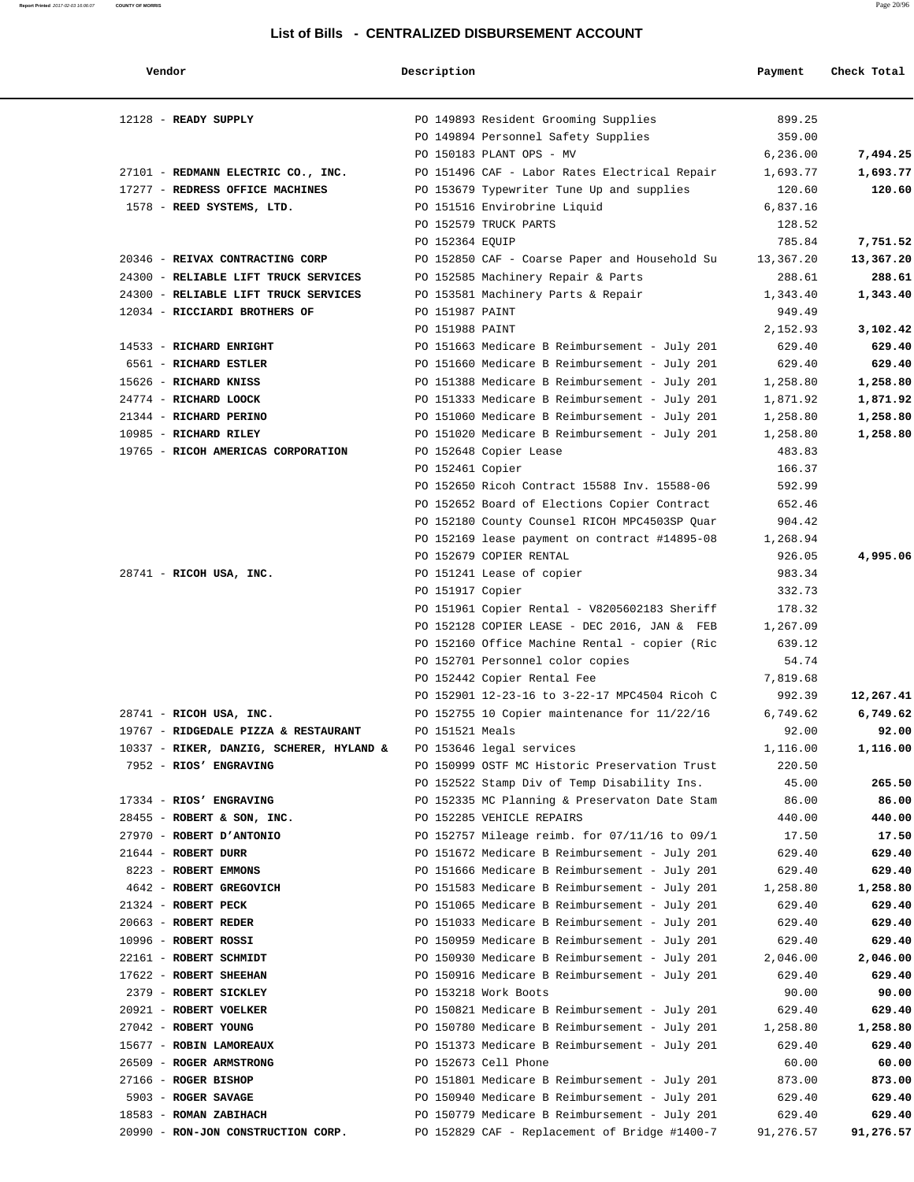## List of Bills - CENTRALIZED DISBURSEMENT ACCOUNT

| Vendor | Description | Payment | Check Total |
|---|---|---|---|
| 12128 - **READY SUPPLY** | PO 149893 Resident Grooming Supplies | 899.25 | |
| | PO 149894 Personnel Safety Supplies | 359.00 | |
| | PO 150183 PLANT OPS - MV | 6,236.00 | **7,494.25** |
| 27101 - **REDMANN ELECTRIC CO., INC.** | PO 151496 CAF - Labor Rates Electrical Repair | 1,693.77 | **1,693.77** |
| 17277 - **REDRESS OFFICE MACHINES** | PO 153679 Typewriter Tune Up and supplies | 120.60 | **120.60** |
| 1578 - **REED SYSTEMS, LTD.** | PO 151516 Envirobrine Liquid | 6,837.16 | |
| | PO 152579 TRUCK PARTS | 128.52 | |
| | PO 152364 EQUIP | 785.84 | **7,751.52** |
| 20346 - **REIVAX CONTRACTING CORP** | PO 152850 CAF - Coarse Paper and Household Su | 13,367.20 | **13,367.20** |
| 24300 - **RELIABLE LIFT TRUCK SERVICES** | PO 152585 Machinery Repair & Parts | 288.61 | **288.61** |
| 24300 - **RELIABLE LIFT TRUCK SERVICES** | PO 153581 Machinery Parts & Repair | 1,343.40 | **1,343.40** |
| 12034 - **RICCIARDI BROTHERS OF** | PO 151987 PAINT | 949.49 | |
| | PO 151988 PAINT | 2,152.93 | **3,102.42** |
| 14533 - **RICHARD ENRIGHT** | PO 151663 Medicare B Reimbursement - July 201 | 629.40 | **629.40** |
| 6561 - **RICHARD ESTLER** | PO 151660 Medicare B Reimbursement - July 201 | 629.40 | **629.40** |
| 15626 - **RICHARD KNISS** | PO 151388 Medicare B Reimbursement - July 201 | 1,258.80 | **1,258.80** |
| 24774 - **RICHARD LOOCK** | PO 151333 Medicare B Reimbursement - July 201 | 1,871.92 | **1,871.92** |
| 21344 - **RICHARD PERINO** | PO 151060 Medicare B Reimbursement - July 201 | 1,258.80 | **1,258.80** |
| 10985 - **RICHARD RILEY** | PO 151020 Medicare B Reimbursement - July 201 | 1,258.80 | **1,258.80** |
| 19765 - **RICOH AMERICAS CORPORATION** | PO 152648 Copier Lease | 483.83 | |
| | PO 152461 Copier | 166.37 | |
| | PO 152650 Ricoh Contract 15588 Inv. 15588-06 | 592.99 | |
| | PO 152652 Board of Elections Copier Contract | 652.46 | |
| | PO 152180 County Counsel RICOH MPC4503SP Quar | 904.42 | |
| | PO 152169 lease payment on contract #14895-08 | 1,268.94 | |
| | PO 152679 COPIER RENTAL | 926.05 | **4,995.06** |
| 28741 - **RICOH USA, INC.** | PO 151241 Lease of copier | 983.34 | |
| | PO 151917 Copier | 332.73 | |
| | PO 151961 Copier Rental - V8205602183 Sheriff | 178.32 | |
| | PO 152128 COPIER LEASE - DEC 2016, JAN & FEB | 1,267.09 | |
| | PO 152160 Office Machine Rental - copier (Ric | 639.12 | |
| | PO 152701 Personnel color copies | 54.74 | |
| | PO 152442 Copier Rental Fee | 7,819.68 | |
| | PO 152901 12-23-16 to 3-22-17 MPC4504 Ricoh C | 992.39 | **12,267.41** |
| 28741 - **RICOH USA, INC.** | PO 152755 10 Copier maintenance for 11/22/16 | 6,749.62 | **6,749.62** |
| 19767 - **RIDGEDALE PIZZA & RESTAURANT** | PO 151521 Meals | 92.00 | **92.00** |
| 10337 - **RIKER, DANZIG, SCHERER, HYLAND &** | PO 153646 legal services | 1,116.00 | **1,116.00** |
| 7952 - **RIOS' ENGRAVING** | PO 150999 OSTF MC Historic Preservation Trust | 220.50 | |
| | PO 152522 Stamp Div of Temp Disability Ins. | 45.00 | **265.50** |
| 17334 - **RIOS' ENGRAVING** | PO 152335 MC Planning & Preservaton Date Stam | 86.00 | **86.00** |
| 28455 - **ROBERT & SON, INC.** | PO 152285 VEHICLE REPAIRS | 440.00 | **440.00** |
| 27970 - **ROBERT D'ANTONIO** | PO 152757 Mileage reimb. for 07/11/16 to 09/1 | 17.50 | **17.50** |
| 21644 - **ROBERT DURR** | PO 151672 Medicare B Reimbursement - July 201 | 629.40 | **629.40** |
| 8223 - **ROBERT EMMONS** | PO 151666 Medicare B Reimbursement - July 201 | 629.40 | **629.40** |
| 4642 - **ROBERT GREGOVICH** | PO 151583 Medicare B Reimbursement - July 201 | 1,258.80 | **1,258.80** |
| 21324 - **ROBERT PECK** | PO 151065 Medicare B Reimbursement - July 201 | 629.40 | **629.40** |
| 20663 - **ROBERT REDER** | PO 151033 Medicare B Reimbursement - July 201 | 629.40 | **629.40** |
| 10996 - **ROBERT ROSSI** | PO 150959 Medicare B Reimbursement - July 201 | 629.40 | **629.40** |
| 22161 - **ROBERT SCHMIDT** | PO 150930 Medicare B Reimbursement - July 201 | 2,046.00 | **2,046.00** |
| 17622 - **ROBERT SHEEHAN** | PO 150916 Medicare B Reimbursement - July 201 | 629.40 | **629.40** |
| 2379 - **ROBERT SICKLEY** | PO 153218 Work Boots | 90.00 | **90.00** |
| 20921 - **ROBERT VOELKER** | PO 150821 Medicare B Reimbursement - July 201 | 629.40 | **629.40** |
| 27042 - **ROBERT YOUNG** | PO 150780 Medicare B Reimbursement - July 201 | 1,258.80 | **1,258.80** |
| 15677 - **ROBIN LAMOREAUX** | PO 151373 Medicare B Reimbursement - July 201 | 629.40 | **629.40** |
| 26509 - **ROGER ARMSTRONG** | PO 152673 Cell Phone | 60.00 | **60.00** |
| 27166 - **ROGER BISHOP** | PO 151801 Medicare B Reimbursement - July 201 | 873.00 | **873.00** |
| 5903 - **ROGER SAVAGE** | PO 150940 Medicare B Reimbursement - July 201 | 629.40 | **629.40** |
| 18583 - **ROMAN ZABIHACH** | PO 150779 Medicare B Reimbursement - July 201 | 629.40 | **629.40** |
| 20990 - **RON-JON CONSTRUCTION CORP.** | PO 152829 CAF - Replacement of Bridge #1400-7 | 91,276.57 | **91,276.57** |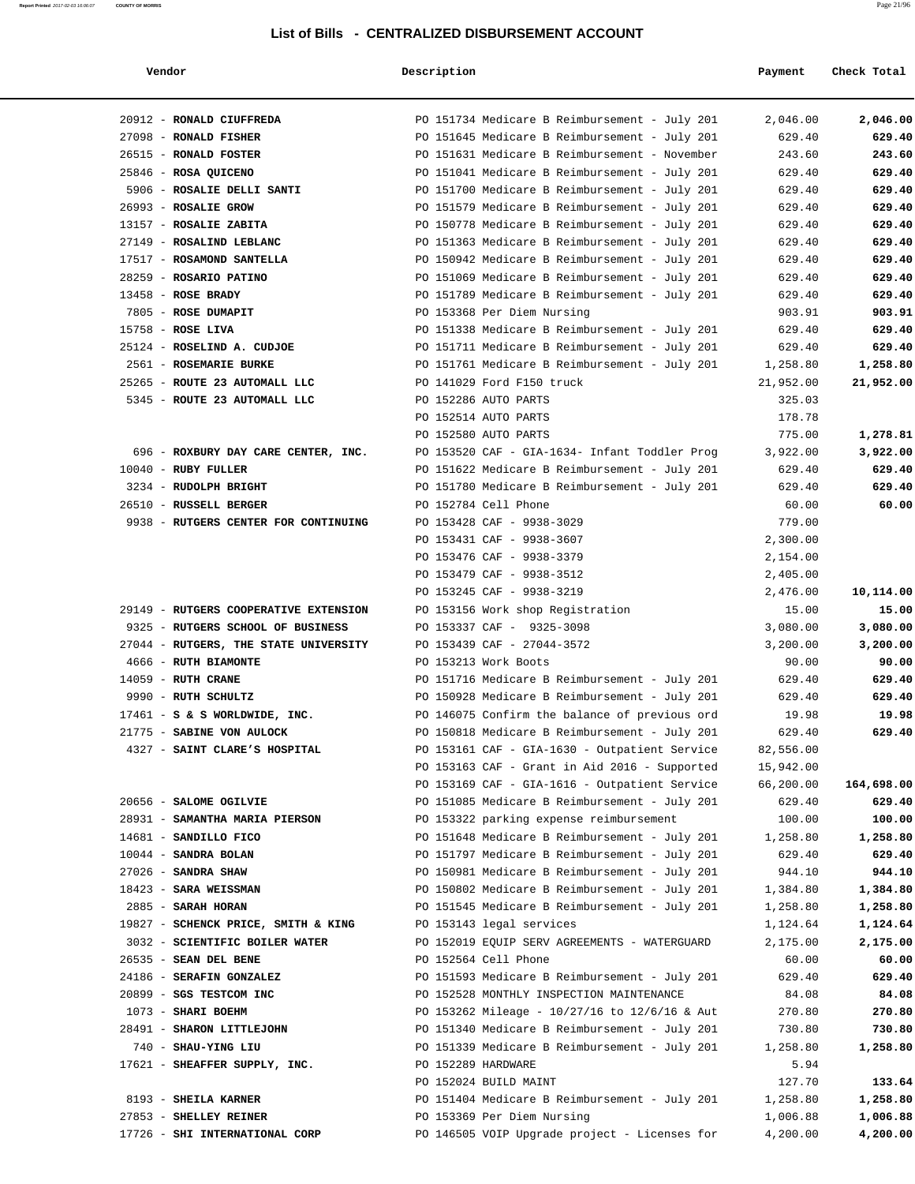# List of Bills - CENTRALIZED DISBURSEMENT ACCOUNT

| Vendor | Description | Payment | Check Total |
|---|---|---|---|
| 20912 - **RONALD CIUFFREDA** | PO 151734 Medicare B Reimbursement - July 201 | 2,046.00 | **2,046.00** |
| 27098 - **RONALD FISHER** | PO 151645 Medicare B Reimbursement - July 201 | 629.40 | **629.40** |
| 26515 - **RONALD FOSTER** | PO 151631 Medicare B Reimbursement - November | 243.60 | **243.60** |
| 25846 - **ROSA QUICENO** | PO 151041 Medicare B Reimbursement - July 201 | 629.40 | **629.40** |
| 5906 - **ROSALIE DELLI SANTI** | PO 151700 Medicare B Reimbursement - July 201 | 629.40 | **629.40** |
| 26993 - **ROSALIE GROW** | PO 151579 Medicare B Reimbursement - July 201 | 629.40 | **629.40** |
| 13157 - **ROSALIE ZABITA** | PO 150778 Medicare B Reimbursement - July 201 | 629.40 | **629.40** |
| 27149 - **ROSALIND LEBLANC** | PO 151363 Medicare B Reimbursement - July 201 | 629.40 | **629.40** |
| 17517 - **ROSAMOND SANTELLA** | PO 150942 Medicare B Reimbursement - July 201 | 629.40 | **629.40** |
| 28259 - **ROSARIO PATINO** | PO 151069 Medicare B Reimbursement - July 201 | 629.40 | **629.40** |
| 13458 - **ROSE BRADY** | PO 151789 Medicare B Reimbursement - July 201 | 629.40 | **629.40** |
| 7805 - **ROSE DUMAPIT** | PO 153368 Per Diem Nursing | 903.91 | **903.91** |
| 15758 - **ROSE LIVA** | PO 151338 Medicare B Reimbursement - July 201 | 629.40 | **629.40** |
| 25124 - **ROSELIND A. CUDJOE** | PO 151711 Medicare B Reimbursement - July 201 | 629.40 | **629.40** |
| 2561 - **ROSEMARIE BURKE** | PO 151761 Medicare B Reimbursement - July 201 | 1,258.80 | **1,258.80** |
| 25265 - **ROUTE 23 AUTOMALL LLC** | PO 141029 Ford F150 truck | 21,952.00 | **21,952.00** |
| 5345 - **ROUTE 23 AUTOMALL LLC** | PO 152286 AUTO PARTS | 325.03 | |
| | PO 152514 AUTO PARTS | 178.78 | |
| | PO 152580 AUTO PARTS | 775.00 | **1,278.81** |
| 696 - **ROXBURY DAY CARE CENTER, INC.** | PO 153520 CAF - GIA-1634- Infant Toddler Prog | 3,922.00 | **3,922.00** |
| 10040 - **RUBY FULLER** | PO 151622 Medicare B Reimbursement - July 201 | 629.40 | **629.40** |
| 3234 - **RUDOLPH BRIGHT** | PO 151780 Medicare B Reimbursement - July 201 | 629.40 | **629.40** |
| 26510 - **RUSSELL BERGER** | PO 152784 Cell Phone | 60.00 | **60.00** |
| 9938 - **RUTGERS CENTER FOR CONTINUING** | PO 153428 CAF - 9938-3029 | 779.00 | |
| | PO 153431 CAF - 9938-3607 | 2,300.00 | |
| | PO 153476 CAF - 9938-3379 | 2,154.00 | |
| | PO 153479 CAF - 9938-3512 | 2,405.00 | |
| | PO 153245 CAF - 9938-3219 | 2,476.00 | **10,114.00** |
| 29149 - **RUTGERS COOPERATIVE EXTENSION** | PO 153156 Work shop Registration | 15.00 | **15.00** |
| 9325 - **RUTGERS SCHOOL OF BUSINESS** | PO 153337 CAF - 9325-3098 | 3,080.00 | **3,080.00** |
| 27044 - **RUTGERS, THE STATE UNIVERSITY** | PO 153439 CAF - 27044-3572 | 3,200.00 | **3,200.00** |
| 4666 - **RUTH BIAMONTE** | PO 153213 Work Boots | 90.00 | **90.00** |
| 14059 - **RUTH CRANE** | PO 151716 Medicare B Reimbursement - July 201 | 629.40 | **629.40** |
| 9990 - **RUTH SCHULTZ** | PO 150928 Medicare B Reimbursement - July 201 | 629.40 | **629.40** |
| 17461 - **S & S WORLDWIDE, INC.** | PO 146075 Confirm the balance of previous ord | 19.98 | **19.98** |
| 21775 - **SABINE VON AULOCK** | PO 150818 Medicare B Reimbursement - July 201 | 629.40 | **629.40** |
| 4327 - **SAINT CLARE'S HOSPITAL** | PO 153161 CAF - GIA-1630 - Outpatient Service | 82,556.00 | |
| | PO 153163 CAF - Grant in Aid 2016 - Supported | 15,942.00 | |
| | PO 153169 CAF - GIA-1616 - Outpatient Service | 66,200.00 | **164,698.00** |
| 20656 - **SALOME OGILVIE** | PO 151085 Medicare B Reimbursement - July 201 | 629.40 | **629.40** |
| 28931 - **SAMANTHA MARIA PIERSON** | PO 153322 parking expense reimbursement | 100.00 | **100.00** |
| 14681 - **SANDILLO FICO** | PO 151648 Medicare B Reimbursement - July 201 | 1,258.80 | **1,258.80** |
| 10044 - **SANDRA BOLAN** | PO 151797 Medicare B Reimbursement - July 201 | 629.40 | **629.40** |
| 27026 - **SANDRA SHAW** | PO 150981 Medicare B Reimbursement - July 201 | 944.10 | **944.10** |
| 18423 - **SARA WEISSMAN** | PO 150802 Medicare B Reimbursement - July 201 | 1,384.80 | **1,384.80** |
| 2885 - **SARAH HORAN** | PO 151545 Medicare B Reimbursement - July 201 | 1,258.80 | **1,258.80** |
| 19827 - **SCHENCK PRICE, SMITH & KING** | PO 153143 legal services | 1,124.64 | **1,124.64** |
| 3032 - **SCIENTIFIC BOILER WATER** | PO 152019 EQUIP SERV AGREEMENTS - WATERGUARD | 2,175.00 | **2,175.00** |
| 26535 - **SEAN DEL BENE** | PO 152564 Cell Phone | 60.00 | **60.00** |
| 24186 - **SERAFIN GONZALEZ** | PO 151593 Medicare B Reimbursement - July 201 | 629.40 | **629.40** |
| 20899 - **SGS TESTCOM INC** | PO 152528 MONTHLY INSPECTION MAINTENANCE | 84.08 | **84.08** |
| 1073 - **SHARI BOEHM** | PO 153262 Mileage - 10/27/16 to 12/6/16 & Aut | 270.80 | **270.80** |
| 28491 - **SHARON LITTLEJOHN** | PO 151340 Medicare B Reimbursement - July 201 | 730.80 | **730.80** |
| 740 - **SHAU-YING LIU** | PO 151339 Medicare B Reimbursement - July 201 | 1,258.80 | **1,258.80** |
| 17621 - **SHEAFFER SUPPLY, INC.** | PO 152289 HARDWARE | 5.94 | |
| | PO 152024 BUILD MAINT | 127.70 | **133.64** |
| 8193 - **SHEILA KARNER** | PO 151404 Medicare B Reimbursement - July 201 | 1,258.80 | **1,258.80** |
| 27853 - **SHELLEY REINER** | PO 153369 Per Diem Nursing | 1,006.88 | **1,006.88** |
| 17726 - **SHI INTERNATIONAL CORP** | PO 146505 VOIP Upgrade project - Licenses for | 4,200.00 | **4,200.00** |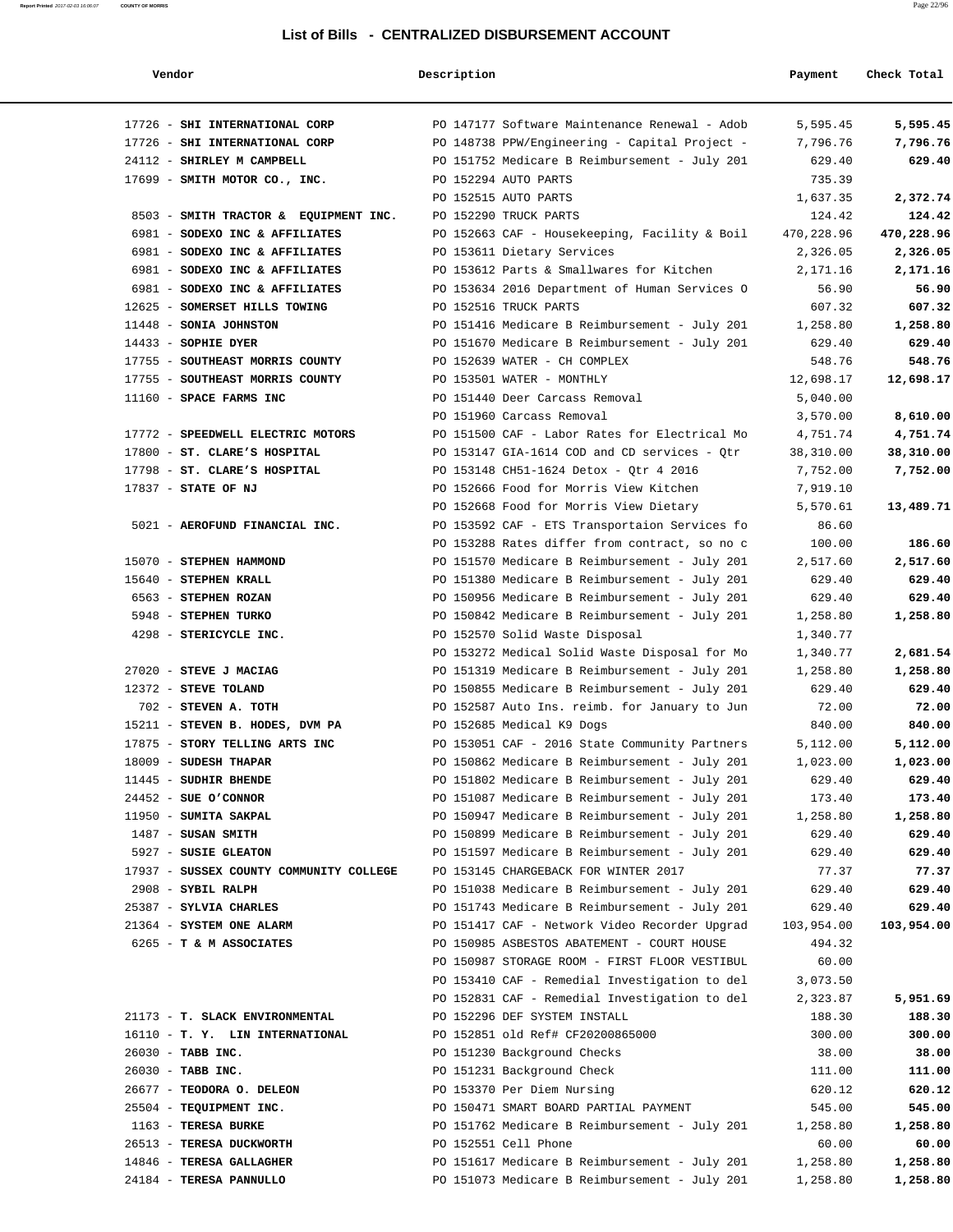# List of Bills - CENTRALIZED DISBURSEMENT ACCOUNT

| Vendor | Description | Payment | Check Total |
|---|---|---|---|
| 17726 - **SHI INTERNATIONAL CORP** | PO 147177 Software Maintenance Renewal - Adob | 5,595.45 | **5,595.45** |
| 17726 - **SHI INTERNATIONAL CORP** | PO 148738 PPW/Engineering - Capital Project - | 7,796.76 | **7,796.76** |
| 24112 - **SHIRLEY M CAMPBELL** | PO 151752 Medicare B Reimbursement - July 201 | 629.40 | **629.40** |
| 17699 - **SMITH MOTOR CO., INC.** | PO 152294 AUTO PARTS | 735.39 | |
| | PO 152515 AUTO PARTS | 1,637.35 | **2,372.74** |
| 8503 - **SMITH TRACTOR & EQUIPMENT INC.** | PO 152290 TRUCK PARTS | 124.42 | **124.42** |
| 6981 - **SODEXO INC & AFFILIATES** | PO 152663 CAF - Housekeeping, Facility & Boil | 470,228.96 | **470,228.96** |
| 6981 - **SODEXO INC & AFFILIATES** | PO 153611 Dietary Services | 2,326.05 | **2,326.05** |
| 6981 - **SODEXO INC & AFFILIATES** | PO 153612 Parts & Smallwares for Kitchen | 2,171.16 | **2,171.16** |
| 6981 - **SODEXO INC & AFFILIATES** | PO 153634 2016 Department of Human Services O | 56.90 | **56.90** |
| 12625 - **SOMERSET HILLS TOWING** | PO 152516 TRUCK PARTS | 607.32 | **607.32** |
| 11448 - **SONIA JOHNSTON** | PO 151416 Medicare B Reimbursement - July 201 | 1,258.80 | **1,258.80** |
| 14433 - **SOPHIE DYER** | PO 151670 Medicare B Reimbursement - July 201 | 629.40 | **629.40** |
| 17755 - **SOUTHEAST MORRIS COUNTY** | PO 152639 WATER - CH COMPLEX | 548.76 | **548.76** |
| 17755 - **SOUTHEAST MORRIS COUNTY** | PO 153501 WATER - MONTHLY | 12,698.17 | **12,698.17** |
| 11160 - **SPACE FARMS INC** | PO 151440 Deer Carcass Removal | 5,040.00 | |
| | PO 151960 Carcass Removal | 3,570.00 | **8,610.00** |
| 17772 - **SPEEDWELL ELECTRIC MOTORS** | PO 151500 CAF - Labor Rates for Electrical Mo | 4,751.74 | **4,751.74** |
| 17800 - **ST. CLARE'S HOSPITAL** | PO 153147 GIA-1614 COD and CD services - Qtr | 38,310.00 | **38,310.00** |
| 17798 - **ST. CLARE'S HOSPITAL** | PO 153148 CH51-1624 Detox - Qtr 4 2016 | 7,752.00 | **7,752.00** |
| 17837 - **STATE OF NJ** | PO 152666 Food for Morris View Kitchen | 7,919.10 | |
| | PO 152668 Food for Morris View Dietary | 5,570.61 | **13,489.71** |
| 5021 - **AEROFUND FINANCIAL INC.** | PO 153592 CAF - ETS Transportaion Services fo | 86.60 | |
| | PO 153288 Rates differ from contract, so no c | 100.00 | **186.60** |
| 15070 - **STEPHEN HAMMOND** | PO 151570 Medicare B Reimbursement - July 201 | 2,517.60 | **2,517.60** |
| 15640 - **STEPHEN KRALL** | PO 151380 Medicare B Reimbursement - July 201 | 629.40 | **629.40** |
| 6563 - **STEPHEN ROZAN** | PO 150956 Medicare B Reimbursement - July 201 | 629.40 | **629.40** |
| 5948 - **STEPHEN TURKO** | PO 150842 Medicare B Reimbursement - July 201 | 1,258.80 | **1,258.80** |
| 4298 - **STERICYCLE INC.** | PO 152570 Solid Waste Disposal | 1,340.77 | |
| | PO 153272 Medical Solid Waste Disposal for Mo | 1,340.77 | **2,681.54** |
| 27020 - **STEVE J MACIAG** | PO 151319 Medicare B Reimbursement - July 201 | 1,258.80 | **1,258.80** |
| 12372 - **STEVE TOLAND** | PO 150855 Medicare B Reimbursement - July 201 | 629.40 | **629.40** |
| 702 - **STEVEN A. TOTH** | PO 152587 Auto Ins. reimb. for January to Jun | 72.00 | **72.00** |
| 15211 - **STEVEN B. HODES, DVM PA** | PO 152685 Medical K9 Dogs | 840.00 | **840.00** |
| 17875 - **STORY TELLING ARTS INC** | PO 153051 CAF - 2016 State Community Partners | 5,112.00 | **5,112.00** |
| 18009 - **SUDESH THAPAR** | PO 150862 Medicare B Reimbursement - July 201 | 1,023.00 | **1,023.00** |
| 11445 - **SUDHIR BHENDE** | PO 151802 Medicare B Reimbursement - July 201 | 629.40 | **629.40** |
| 24452 - **SUE O'CONNOR** | PO 151087 Medicare B Reimbursement - July 201 | 173.40 | **173.40** |
| 11950 - **SUMITA SAKPAL** | PO 150947 Medicare B Reimbursement - July 201 | 1,258.80 | **1,258.80** |
| 1487 - **SUSAN SMITH** | PO 150899 Medicare B Reimbursement - July 201 | 629.40 | **629.40** |
| 5927 - **SUSIE GLEATON** | PO 151597 Medicare B Reimbursement - July 201 | 629.40 | **629.40** |
| 17937 - **SUSSEX COUNTY COMMUNITY COLLEGE** | PO 153145 CHARGEBACK FOR WINTER 2017 | 77.37 | **77.37** |
| 2908 - **SYBIL RALPH** | PO 151038 Medicare B Reimbursement - July 201 | 629.40 | **629.40** |
| 25387 - **SYLVIA CHARLES** | PO 151743 Medicare B Reimbursement - July 201 | 629.40 | **629.40** |
| 21364 - **SYSTEM ONE ALARM** | PO 151417 CAF - Network Video Recorder Upgrad | 103,954.00 | **103,954.00** |
| 6265 - **T & M ASSOCIATES** | PO 150985 ASBESTOS ABATEMENT - COURT HOUSE | 494.32 | |
| | PO 150987 STORAGE ROOM - FIRST FLOOR VESTIBUL | 60.00 | |
| | PO 153410 CAF - Remedial Investigation to del | 3,073.50 | |
| | PO 152831 CAF - Remedial Investigation to del | 2,323.87 | **5,951.69** |
| 21173 - **T. SLACK ENVIRONMENTAL** | PO 152296 DEF SYSTEM INSTALL | 188.30 | **188.30** |
| 16110 - **T. Y. LIN INTERNATIONAL** | PO 152851 old Ref# CF20200865000 | 300.00 | **300.00** |
| 26030 - **TABB INC.** | PO 151230 Background Checks | 38.00 | **38.00** |
| 26030 - **TABB INC.** | PO 151231 Background Check | 111.00 | **111.00** |
| 26677 - **TEODORA O. DELEON** | PO 153370 Per Diem Nursing | 620.12 | **620.12** |
| 25504 - **TEQUIPMENT INC.** | PO 150471 SMART BOARD PARTIAL PAYMENT | 545.00 | **545.00** |
| 1163 - **TERESA BURKE** | PO 151762 Medicare B Reimbursement - July 201 | 1,258.80 | **1,258.80** |
| 26513 - **TERESA DUCKWORTH** | PO 152551 Cell Phone | 60.00 | **60.00** |
| 14846 - **TERESA GALLAGHER** | PO 151617 Medicare B Reimbursement - July 201 | 1,258.80 | **1,258.80** |
| 24184 - **TERESA PANNULLO** | PO 151073 Medicare B Reimbursement - July 201 | 1,258.80 | **1,258.80** |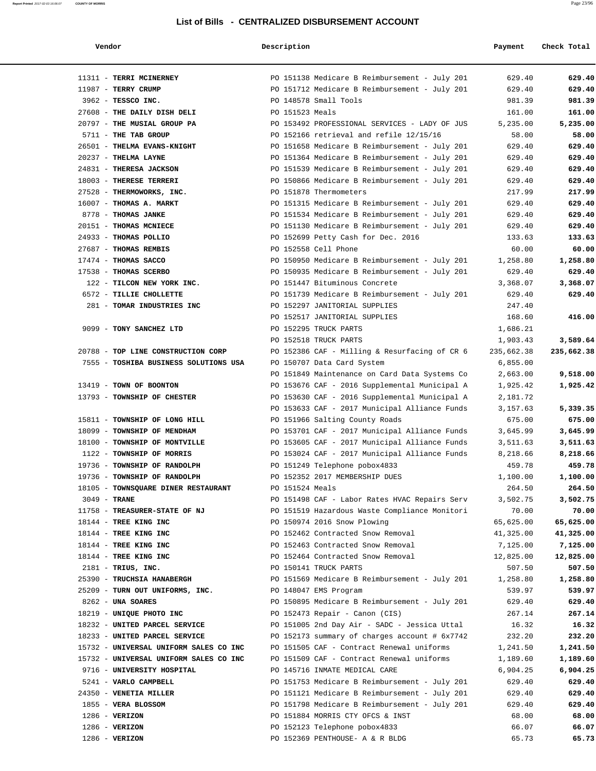## List of Bills - CENTRALIZED DISBURSEMENT ACCOUNT

| Vendor | Description | Payment | Check Total |
|---|---|---|---|
| 11311 - **TERRI MCINERNEY** | PO 151138 Medicare B Reimbursement - July 201 | 629.40 | **629.40** |
| 11987 - **TERRY CRUMP** | PO 151712 Medicare B Reimbursement - July 201 | 629.40 | **629.40** |
| 3962 - **TESSCO INC.** | PO 148578 Small Tools | 981.39 | **981.39** |
| 27608 - **THE DAILY DISH DELI** | PO 151523 Meals | 161.00 | **161.00** |
| 20797 - **THE MUSIAL GROUP PA** | PO 153492 PROFESSIONAL SERVICES - LADY OF JUS | 5,235.00 | **5,235.00** |
| 5711 - **THE TAB GROUP** | PO 152166 retrieval and refile 12/15/16 | 58.00 | **58.00** |
| 26501 - **THELMA EVANS-KNIGHT** | PO 151658 Medicare B Reimbursement - July 201 | 629.40 | **629.40** |
| 20237 - **THELMA LAYNE** | PO 151364 Medicare B Reimbursement - July 201 | 629.40 | **629.40** |
| 24831 - **THERESA JACKSON** | PO 151539 Medicare B Reimbursement - July 201 | 629.40 | **629.40** |
| 18003 - **THERESE TERRERI** | PO 150866 Medicare B Reimbursement - July 201 | 629.40 | **629.40** |
| 27528 - **THERMOWORKS, INC.** | PO 151878 Thermometers | 217.99 | **217.99** |
| 16007 - **THOMAS A. MARKT** | PO 151315 Medicare B Reimbursement - July 201 | 629.40 | **629.40** |
| 8778 - **THOMAS JANKE** | PO 151534 Medicare B Reimbursement - July 201 | 629.40 | **629.40** |
| 20151 - **THOMAS MCNIECE** | PO 151130 Medicare B Reimbursement - July 201 | 629.40 | **629.40** |
| 24933 - **THOMAS POLLIO** | PO 152699 Petty Cash for Dec. 2016 | 133.63 | **133.63** |
| 27687 - **THOMAS REMBIS** | PO 152558 Cell Phone | 60.00 | **60.00** |
| 17474 - **THOMAS SACCO** | PO 150950 Medicare B Reimbursement - July 201 | 1,258.80 | **1,258.80** |
| 17538 - **THOMAS SCERBO** | PO 150935 Medicare B Reimbursement - July 201 | 629.40 | **629.40** |
| 122 - **TILCON NEW YORK INC.** | PO 151447 Bituminous Concrete | 3,368.07 | **3,368.07** |
| 6572 - **TILLIE CHOLLETTE** | PO 151739 Medicare B Reimbursement - July 201 | 629.40 | **629.40** |
| 281 - **TOMAR INDUSTRIES INC** | PO 152297 JANITORIAL SUPPLIES | 247.40 | |
| | PO 152517 JANITORIAL SUPPLIES | 168.60 | **416.00** |
| 9099 - **TONY SANCHEZ LTD** | PO 152295 TRUCK PARTS | 1,686.21 | |
| | PO 152518 TRUCK PARTS | 1,903.43 | **3,589.64** |
| 20788 - **TOP LINE CONSTRUCTION CORP** | PO 152386 CAF - Milling & Resurfacing of CR 6 | 235,662.38 | **235,662.38** |
| 7555 - **TOSHIBA BUSINESS SOLUTIONS USA** | PO 150707 Data Card System | 6,855.00 | |
| | PO 151849 Maintenance on Card Data Systems Co | 2,663.00 | **9,518.00** |
| 13419 - **TOWN OF BOONTON** | PO 153676 CAF - 2016 Supplemental Municipal A | 1,925.42 | **1,925.42** |
| 13793 - **TOWNSHIP OF CHESTER** | PO 153630 CAF - 2016 Supplemental Municipal A | 2,181.72 | |
| | PO 153633 CAF - 2017 Municipal Alliance Funds | 3,157.63 | **5,339.35** |
| 15811 - **TOWNSHIP OF LONG HILL** | PO 151966 Salting County Roads | 675.00 | **675.00** |
| 18099 - **TOWNSHIP OF MENDHAM** | PO 153701 CAF - 2017 Municipal Alliance Funds | 3,645.99 | **3,645.99** |
| 18100 - **TOWNSHIP OF MONTVILLE** | PO 153605 CAF - 2017 Municipal Alliance Funds | 3,511.63 | **3,511.63** |
| 1122 - **TOWNSHIP OF MORRIS** | PO 153024 CAF - 2017 Municipal Alliance Funds | 8,218.66 | **8,218.66** |
| 19736 - **TOWNSHIP OF RANDOLPH** | PO 151249 Telephone pobox4833 | 459.78 | **459.78** |
| 19736 - **TOWNSHIP OF RANDOLPH** | PO 152352 2017 MEMBERSHIP DUES | 1,100.00 | **1,100.00** |
| 18105 - **TOWNSQUARE DINER RESTAURANT** | PO 151524 Meals | 264.50 | **264.50** |
| 3049 - **TRANE** | PO 151498 CAF - Labor Rates HVAC Repairs Serv | 3,502.75 | **3,502.75** |
| 11758 - **TREASURER-STATE OF NJ** | PO 151519 Hazardous Waste Compliance Monitori | 70.00 | **70.00** |
| 18144 - **TREE KING INC** | PO 150974 2016 Snow Plowing | 65,625.00 | **65,625.00** |
| 18144 - **TREE KING INC** | PO 152462 Contracted Snow Removal | 41,325.00 | **41,325.00** |
| 18144 - **TREE KING INC** | PO 152463 Contracted Snow Removal | 7,125.00 | **7,125.00** |
| 18144 - **TREE KING INC** | PO 152464 Contracted Snow Removal | 12,825.00 | **12,825.00** |
| 2181 - **TRIUS, INC.** | PO 150141 TRUCK PARTS | 507.50 | **507.50** |
| 25390 - **TRUCHSIA HANABERGH** | PO 151569 Medicare B Reimbursement - July 201 | 1,258.80 | **1,258.80** |
| 25209 - **TURN OUT UNIFORMS, INC.** | PO 148047 EMS Program | 539.97 | **539.97** |
| 8262 - **UNA SOARES** | PO 150895 Medicare B Reimbursement - July 201 | 629.40 | **629.40** |
| 18219 - **UNIQUE PHOTO INC** | PO 152473 Repair - Canon (CIS) | 267.14 | **267.14** |
| 18232 - **UNITED PARCEL SERVICE** | PO 151005 2nd Day Air - SADC - Jessica Uttal | 16.32 | **16.32** |
| 18233 - **UNITED PARCEL SERVICE** | PO 152173 summary of charges account # 6x7742 | 232.20 | **232.20** |
| 15732 - **UNIVERSAL UNIFORM SALES CO INC** | PO 151505 CAF - Contract Renewal uniforms | 1,241.50 | **1,241.50** |
| 15732 - **UNIVERSAL UNIFORM SALES CO INC** | PO 151509 CAF - Contract Renewal uniforms | 1,189.60 | **1,189.60** |
| 9716 - **UNIVERSITY HOSPITAL** | PO 145716 INMATE MEDICAL CARE | 6,904.25 | **6,904.25** |
| 5241 - **VARLO CAMPBELL** | PO 151753 Medicare B Reimbursement - July 201 | 629.40 | **629.40** |
| 24350 - **VENETIA MILLER** | PO 151121 Medicare B Reimbursement - July 201 | 629.40 | **629.40** |
| 1855 - **VERA BLOSSOM** | PO 151798 Medicare B Reimbursement - July 201 | 629.40 | **629.40** |
| 1286 - **VERIZON** | PO 151884 MORRIS CTY OFCS & INST | 68.00 | **68.00** |
| 1286 - **VERIZON** | PO 152123 Telephone pobox4833 | 66.07 | **66.07** |
| 1286 - **VERIZON** | PO 152369 PENTHOUSE- A & R BLDG | 65.73 | **65.73** |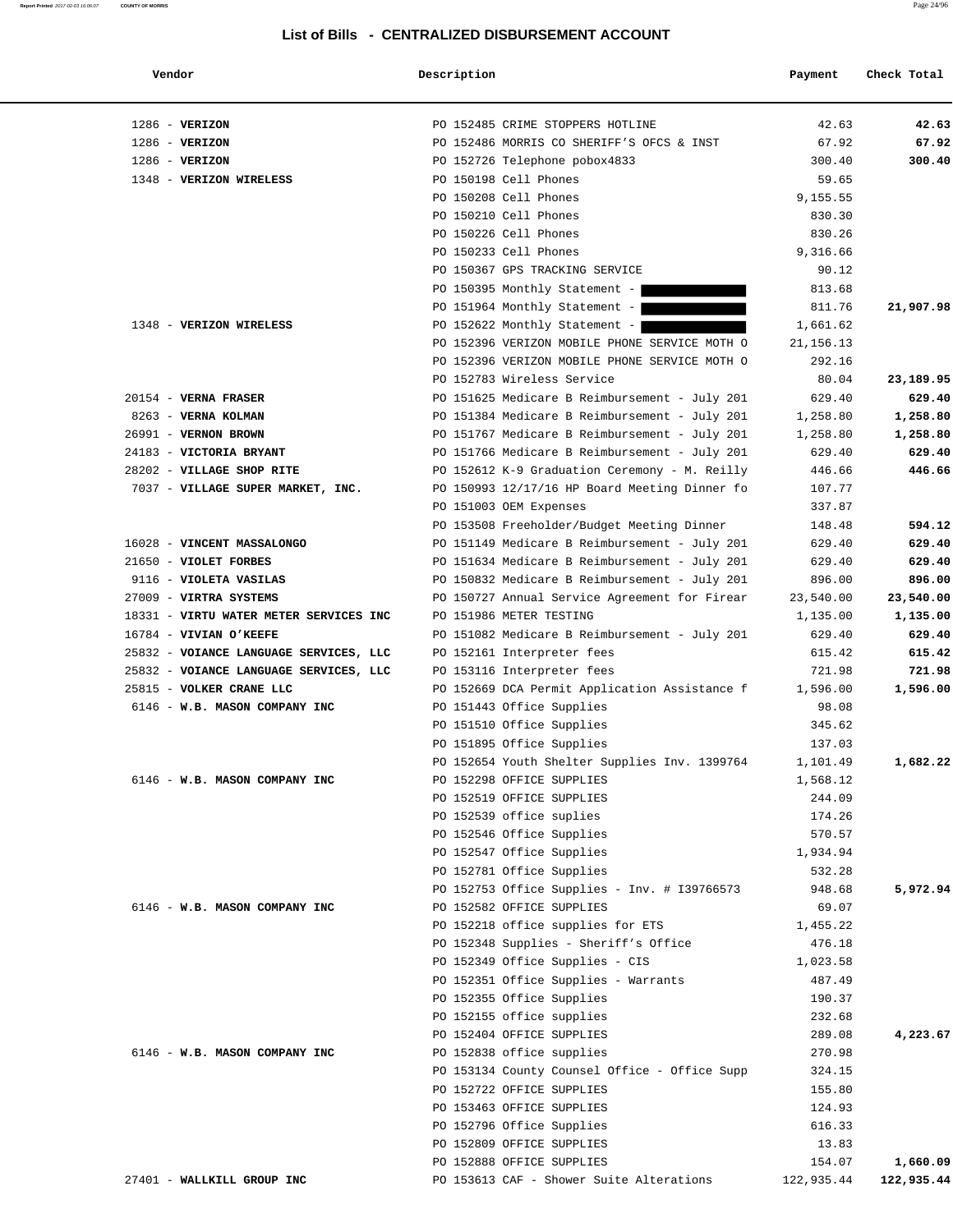## List of Bills - CENTRALIZED DISBURSEMENT ACCOUNT

| Vendor | Description | Payment | Check Total |
|---|---|---|---|
| 1286 - **VERIZON** | PO 152485 CRIME STOPPERS HOTLINE | 42.63 | **42.63** |
| 1286 - **VERIZON** | PO 152486 MORRIS CO SHERIFF'S OFCS & INST | 67.92 | **67.92** |
| 1286 - **VERIZON** | PO 152726 Telephone pobox4833 | 300.40 | **300.40** |
| 1348 - **VERIZON WIRELESS** | PO 150198 Cell Phones | 59.65 | |
| | PO 150208 Cell Phones | 9,155.55 | |
| | PO 150210 Cell Phones | 830.30 | |
| | PO 150226 Cell Phones | 830.26 | |
| | PO 150233 Cell Phones | 9,316.66 | |
| | PO 150367 GPS TRACKING SERVICE | 90.12 | |
| | PO 150395 Monthly Statement - | 813.68 | |
| | PO 151964 Monthly Statement - | 811.76 | **21,907.98** |
| 1348 - **VERIZON WIRELESS** | PO 152622 Monthly Statement - | 1,661.62 | |
| | PO 152396 VERIZON MOBILE PHONE SERVICE MOTH O | 21,156.13 | |
| | PO 152396 VERIZON MOBILE PHONE SERVICE MOTH O | 292.16 | |
| | PO 152783 Wireless Service | 80.04 | **23,189.95** |
| 20154 - **VERNA FRASER** | PO 151625 Medicare B Reimbursement - July 201 | 629.40 | **629.40** |
| 8263 - **VERNA KOLMAN** | PO 151384 Medicare B Reimbursement - July 201 | 1,258.80 | **1,258.80** |
| 26991 - **VERNON BROWN** | PO 151767 Medicare B Reimbursement - July 201 | 1,258.80 | **1,258.80** |
| 24183 - **VICTORIA BRYANT** | PO 151766 Medicare B Reimbursement - July 201 | 629.40 | **629.40** |
| 28202 - **VILLAGE SHOP RITE** | PO 152612 K-9 Graduation Ceremony - M. Reilly | 446.66 | **446.66** |
| 7037 - **VILLAGE SUPER MARKET, INC.** | PO 150993 12/17/16 HP Board Meeting Dinner fo | 107.77 | |
| | PO 151003 OEM Expenses | 337.87 | |
| | PO 153508 Freeholder/Budget Meeting Dinner | 148.48 | **594.12** |
| 16028 - **VINCENT MASSALONGO** | PO 151149 Medicare B Reimbursement - July 201 | 629.40 | **629.40** |
| 21650 - **VIOLET FORBES** | PO 151634 Medicare B Reimbursement - July 201 | 629.40 | **629.40** |
| 9116 - **VIOLETA VASILAS** | PO 150832 Medicare B Reimbursement - July 201 | 896.00 | **896.00** |
| 27009 - **VIRTRA SYSTEMS** | PO 150727 Annual Service Agreement for Firear | 23,540.00 | **23,540.00** |
| 18331 - **VIRTU WATER METER SERVICES INC** | PO 151986 METER TESTING | 1,135.00 | **1,135.00** |
| 16784 - **VIVIAN O'KEEFE** | PO 151082 Medicare B Reimbursement - July 201 | 629.40 | **629.40** |
| 25832 - **VOIANCE LANGUAGE SERVICES, LLC** | PO 152161 Interpreter fees | 615.42 | **615.42** |
| 25832 - **VOIANCE LANGUAGE SERVICES, LLC** | PO 153116 Interpreter fees | 721.98 | **721.98** |
| 25815 - **VOLKER CRANE LLC** | PO 152669 DCA Permit Application Assistance f | 1,596.00 | **1,596.00** |
| 6146 - **W.B. MASON COMPANY INC** | PO 151443 Office Supplies | 98.08 | |
| | PO 151510 Office Supplies | 345.62 | |
| | PO 151895 Office Supplies | 137.03 | |
| | PO 152654 Youth Shelter Supplies Inv. 1399764 | 1,101.49 | **1,682.22** |
| 6146 - **W.B. MASON COMPANY INC** | PO 152298 OFFICE SUPPLIES | 1,568.12 | |
| | PO 152519 OFFICE SUPPLIES | 244.09 | |
| | PO 152539 office suplies | 174.26 | |
| | PO 152546 Office Supplies | 570.57 | |
| | PO 152547 Office Supplies | 1,934.94 | |
| | PO 152781 Office Supplies | 532.28 | |
| | PO 152753 Office Supplies - Inv. # I39766573 | 948.68 | **5,972.94** |
| 6146 - **W.B. MASON COMPANY INC** | PO 152582 OFFICE SUPPLIES | 69.07 | |
| | PO 152218 office supplies for ETS | 1,455.22 | |
| | PO 152348 Supplies - Sheriff's Office | 476.18 | |
| | PO 152349 Office Supplies - CIS | 1,023.58 | |
| | PO 152351 Office Supplies - Warrants | 487.49 | |
| | PO 152355 Office Supplies | 190.37 | |
| | PO 152155 office supplies | 232.68 | |
| | PO 152404 OFFICE SUPPLIES | 289.08 | **4,223.67** |
| 6146 - **W.B. MASON COMPANY INC** | PO 152838 office supplies | 270.98 | |
| | PO 153134 County Counsel Office - Office Supp | 324.15 | |
| | PO 152722 OFFICE SUPPLIES | 155.80 | |
| | PO 153463 OFFICE SUPPLIES | 124.93 | |
| | PO 152796 Office Supplies | 616.33 | |
| | PO 152809 OFFICE SUPPLIES | 13.83 | |
| | PO 152888 OFFICE SUPPLIES | 154.07 | **1,660.09** |
| 27401 - **WALLKILL GROUP INC** | PO 153613 CAF - Shower Suite Alterations | 122,935.44 | **122,935.44** |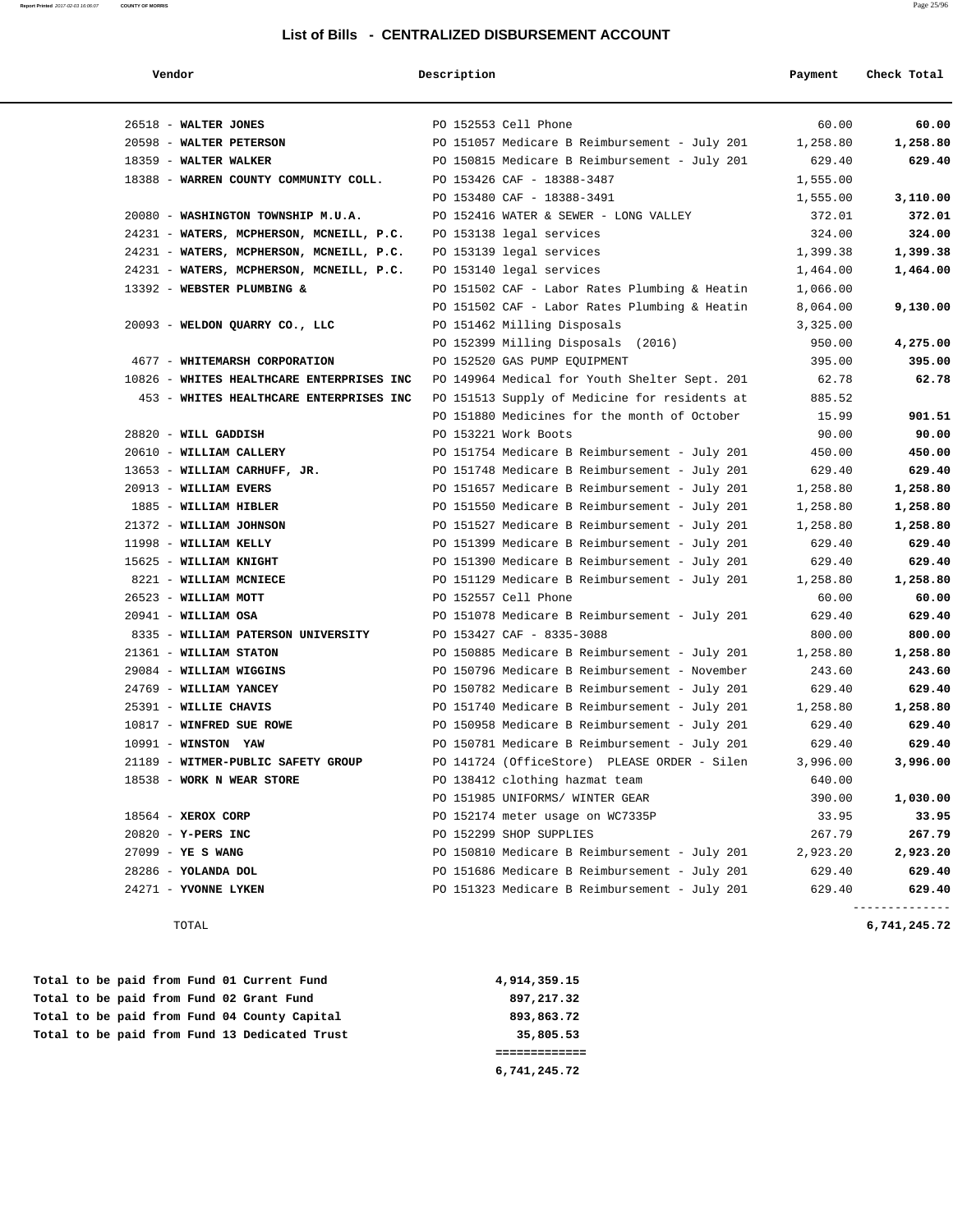## List of Bills - CENTRALIZED DISBURSEMENT ACCOUNT

| Vendor | Description | Payment | Check Total |
|---|---|---|---|
| 26518 - **WALTER JONES** | PO 152553 Cell Phone | 60.00 | **60.00** |
| 20598 - **WALTER PETERSON** | PO 151057 Medicare B Reimbursement - July 201 | 1,258.80 | **1,258.80** |
| 18359 - **WALTER WALKER** | PO 150815 Medicare B Reimbursement - July 201 | 629.40 | **629.40** |
| 18388 - **WARREN COUNTY COMMUNITY COLL.** | PO 153426 CAF - 18388-3487 | 1,555.00 | |
| | PO 153480 CAF - 18388-3491 | 1,555.00 | **3,110.00** |
| 20080 - **WASHINGTON TOWNSHIP M.U.A.** | PO 152416 WATER & SEWER - LONG VALLEY | 372.01 | **372.01** |
| 24231 - **WATERS, MCPHERSON, MCNEILL, P.C.** | PO 153138 legal services | 324.00 | **324.00** |
| 24231 - **WATERS, MCPHERSON, MCNEILL, P.C.** | PO 153139 legal services | 1,399.38 | **1,399.38** |
| 24231 - **WATERS, MCPHERSON, MCNEILL, P.C.** | PO 153140 legal services | 1,464.00 | **1,464.00** |
| 13392 - **WEBSTER PLUMBING &** | PO 151502 CAF - Labor Rates Plumbing & Heatin | 1,066.00 | |
| | PO 151502 CAF - Labor Rates Plumbing & Heatin | 8,064.00 | **9,130.00** |
| 20093 - **WELDON QUARRY CO., LLC** | PO 151462 Milling Disposals | 3,325.00 | |
| | PO 152399 Milling Disposals (2016) | 950.00 | **4,275.00** |
| 4677 - **WHITEMARSH CORPORATION** | PO 152520 GAS PUMP EQUIPMENT | 395.00 | **395.00** |
| 10826 - **WHITES HEALTHCARE ENTERPRISES INC** | PO 149964 Medical for Youth Shelter Sept. 201 | 62.78 | **62.78** |
| 453 - **WHITES HEALTHCARE ENTERPRISES INC** | PO 151513 Supply of Medicine for residents at | 885.52 | |
| | PO 151880 Medicines for the month of October | 15.99 | **901.51** |
| 28820 - **WILL GADDISH** | PO 153221 Work Boots | 90.00 | **90.00** |
| 20610 - **WILLIAM CALLERY** | PO 151754 Medicare B Reimbursement - July 201 | 450.00 | **450.00** |
| 13653 - **WILLIAM CARHUFF, JR.** | PO 151748 Medicare B Reimbursement - July 201 | 629.40 | **629.40** |
| 20913 - **WILLIAM EVERS** | PO 151657 Medicare B Reimbursement - July 201 | 1,258.80 | **1,258.80** |
| 1885 - **WILLIAM HIBLER** | PO 151550 Medicare B Reimbursement - July 201 | 1,258.80 | **1,258.80** |
| 21372 - **WILLIAM JOHNSON** | PO 151527 Medicare B Reimbursement - July 201 | 1,258.80 | **1,258.80** |
| 11998 - **WILLIAM KELLY** | PO 151399 Medicare B Reimbursement - July 201 | 629.40 | **629.40** |
| 15625 - **WILLIAM KNIGHT** | PO 151390 Medicare B Reimbursement - July 201 | 629.40 | **629.40** |
| 8221 - **WILLIAM MCNIECE** | PO 151129 Medicare B Reimbursement - July 201 | 1,258.80 | **1,258.80** |
| 26523 - **WILLIAM MOTT** | PO 152557 Cell Phone | 60.00 | **60.00** |
| 20941 - **WILLIAM OSA** | PO 151078 Medicare B Reimbursement - July 201 | 629.40 | **629.40** |
| 8335 - **WILLIAM PATERSON UNIVERSITY** | PO 153427 CAF - 8335-3088 | 800.00 | **800.00** |
| 21361 - **WILLIAM STATON** | PO 150885 Medicare B Reimbursement - July 201 | 1,258.80 | **1,258.80** |
| 29084 - **WILLIAM WIGGINS** | PO 150796 Medicare B Reimbursement - November | 243.60 | **243.60** |
| 24769 - **WILLIAM YANCEY** | PO 150782 Medicare B Reimbursement - July 201 | 629.40 | **629.40** |
| 25391 - **WILLIE CHAVIS** | PO 151740 Medicare B Reimbursement - July 201 | 1,258.80 | **1,258.80** |
| 10817 - **WINFRED SUE ROWE** | PO 150958 Medicare B Reimbursement - July 201 | 629.40 | **629.40** |
| 10991 - **WINSTON YAW** | PO 150781 Medicare B Reimbursement - July 201 | 629.40 | **629.40** |
| 21189 - **WITMER-PUBLIC SAFETY GROUP** | PO 141724 (OfficeStore) PLEASE ORDER - Silen | 3,996.00 | **3,996.00** |
| 18538 - **WORK N WEAR STORE** | PO 138412 clothing hazmat team | 640.00 | |
| | PO 151985 UNIFORMS/ WINTER GEAR | 390.00 | **1,030.00** |
| 18564 - **XEROX CORP** | PO 152174 meter usage on WC7335P | 33.95 | **33.95** |
| 20820 - **Y-PERS INC** | PO 152299 SHOP SUPPLIES | 267.79 | **267.79** |
| 27099 - **YE S WANG** | PO 150810 Medicare B Reimbursement - July 201 | 2,923.20 | **2,923.20** |
| 28286 - **YOLANDA DOL** | PO 151686 Medicare B Reimbursement - July 201 | 629.40 | **629.40** |
| 24271 - **YVONNE LYKEN** | PO 151323 Medicare B Reimbursement - July 201 | 629.40 | **629.40** |
| TOTAL | | | **6,741,245.72** |

| | |
|---|---|
| **Total to be paid from Fund 01 Current Fund** | **4,914,359.15** |
| **Total to be paid from Fund 02 Grant Fund** | **897,217.32** |
| **Total to be paid from Fund 04 County Capital** | **893,863.72** |
| **Total to be paid from Fund 13 Dedicated Trust** | **35,805.53** |
| | **6,741,245.72** |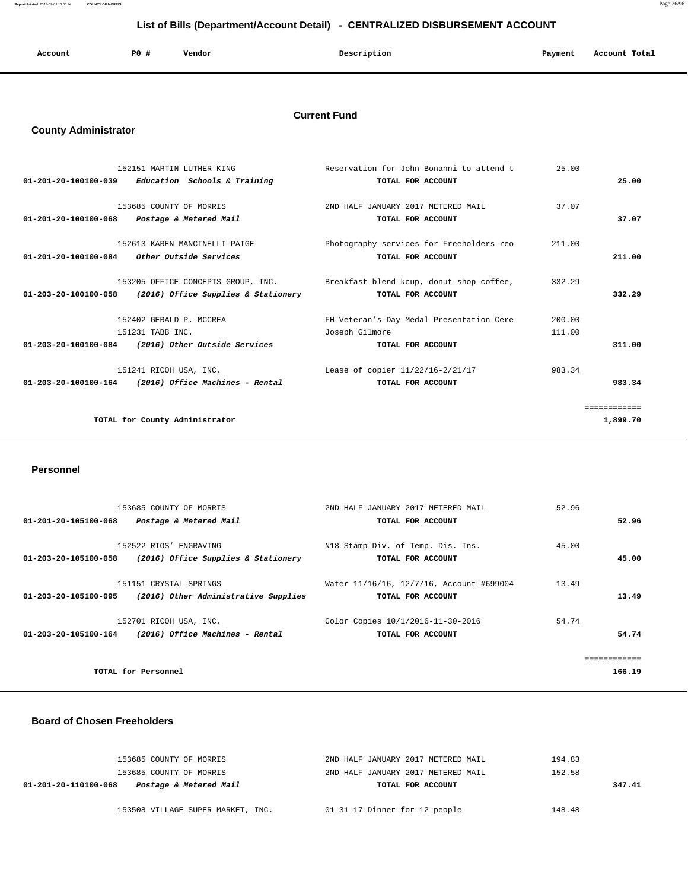## List of Bills (Department/Account Detail) - CENTRALIZED DISBURSEMENT ACCOUNT

| Account | PO # | Vendor | Description | Payment | Account Total |
|---|---|---|---|---|---|

### Current Fund

### County Administrator

| Account | PO # | Vendor | Description | Payment | Account Total |
|---|---|---|---|---|---|
| | 152151 | MARTIN LUTHER KING | Reservation for John Bonanni to attend t | 25.00 | |
| **01-201-20-100100-039** | | ***Education Schools & Training*** | **TOTAL FOR ACCOUNT** | | **25.00** |
| | 153685 | COUNTY OF MORRIS | 2ND HALF JANUARY 2017 METERED MAIL | 37.07 | |
| **01-201-20-100100-068** | | ***Postage & Metered Mail*** | **TOTAL FOR ACCOUNT** | | **37.07** |
| | 152613 | KAREN MANCINELLI-PAIGE | Photography services for Freeholders reo | 211.00 | |
| **01-201-20-100100-084** | | ***Other Outside Services*** | **TOTAL FOR ACCOUNT** | | **211.00** |
| | 153205 | OFFICE CONCEPTS GROUP, INC. | Breakfast blend kcup, donut shop coffee, | 332.29 | |
| **01-203-20-100100-058** | | ***(2016) Office Supplies & Stationery*** | **TOTAL FOR ACCOUNT** | | **332.29** |
| | 152402 | GERALD P. MCCREA | FH Veteran's Day Medal Presentation Cere | 200.00 | |
| | 151231 | TABB INC. | Joseph Gilmore | 111.00 | |
| **01-203-20-100100-084** | | ***(2016) Other Outside Services*** | **TOTAL FOR ACCOUNT** | | **311.00** |
| | 151241 | RICOH USA, INC. | Lease of copier 11/22/16-2/21/17 | 983.34 | |
| **01-203-20-100100-164** | | ***(2016) Office Machines - Rental*** | **TOTAL FOR ACCOUNT** | | **983.34** |
| | | **TOTAL for County Administrator** | | | **1,899.70** |

### Personnel

| Account | PO # | Vendor | Description | Payment | Account Total |
|---|---|---|---|---|---|
| | 153685 | COUNTY OF MORRIS | 2ND HALF JANUARY 2017 METERED MAIL | 52.96 | |
| **01-201-20-105100-068** | | ***Postage & Metered Mail*** | **TOTAL FOR ACCOUNT** | | **52.96** |
| | 152522 | RIOS' ENGRAVING | N18 Stamp Div. of Temp. Dis. Ins. | 45.00 | |
| **01-203-20-105100-058** | | ***(2016) Office Supplies & Stationery*** | **TOTAL FOR ACCOUNT** | | **45.00** |
| | 151151 | CRYSTAL SPRINGS | Water 11/16/16, 12/7/16, Account #699004 | 13.49 | |
| **01-203-20-105100-095** | | ***(2016) Other Administrative Supplies*** | **TOTAL FOR ACCOUNT** | | **13.49** |
| | 152701 | RICOH USA, INC. | Color Copies 10/1/2016-11-30-2016 | 54.74 | |
| **01-203-20-105100-164** | | ***(2016) Office Machines - Rental*** | **TOTAL FOR ACCOUNT** | | **54.74** |
| | | **TOTAL for Personnel** | | | **166.19** |

### Board of Chosen Freeholders

| Account | PO # | Vendor | Description | Payment | Account Total |
|---|---|---|---|---|---|
| | 153685 | COUNTY OF MORRIS | 2ND HALF JANUARY 2017 METERED MAIL | 194.83 | |
| | 153685 | COUNTY OF MORRIS | 2ND HALF JANUARY 2017 METERED MAIL | 152.58 | |
| **01-201-20-110100-068** | | ***Postage & Metered Mail*** | **TOTAL FOR ACCOUNT** | | **347.41** |
| | 153508 | VILLAGE SUPER MARKET, INC. | 01-31-17 Dinner for 12 people | 148.48 | |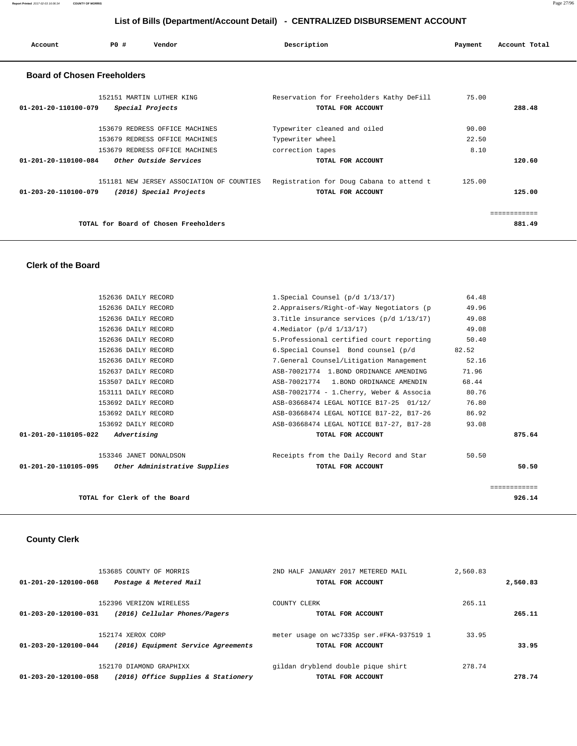# List of Bills (Department/Account Detail) - CENTRALIZED DISBURSEMENT ACCOUNT

| Account | PO # | Vendor | Description | Payment | Account Total |
|---|---|---|---|---|---|

## Board of Chosen Freeholders

| Account | PO # | Vendor | Description | Payment | Account Total |
|---|---|---|---|---|---|
| | 152151 | MARTIN LUTHER KING | Reservation for Freeholders Kathy DeFill | 75.00 | |
| **01-201-20-110100-079** | | ***Special Projects*** | **TOTAL FOR ACCOUNT** | | **288.48** |
| | 153679 | REDRESS OFFICE MACHINES | Typewriter cleaned and oiled | 90.00 | |
| | 153679 | REDRESS OFFICE MACHINES | Typewriter wheel | 22.50 | |
| | 153679 | REDRESS OFFICE MACHINES | correction tapes | 8.10 | |
| **01-201-20-110100-084** | | ***Other Outside Services*** | **TOTAL FOR ACCOUNT** | | **120.60** |
| | 151181 | NEW JERSEY ASSOCIATION OF COUNTIES | Registration for Doug Cabana to attend t | 125.00 | |
| **01-203-20-110100-079** | | ***(2016) Special Projects*** | **TOTAL FOR ACCOUNT** | | **125.00** |
| | | | | | ============ |
| | | **TOTAL for Board of Chosen Freeholders** | | | **881.49** |

## Clerk of the Board

| Account | PO # | Vendor | Description | Payment | Account Total |
|---|---|---|---|---|---|
| | 152636 | DAILY RECORD | 1.Special Counsel (p/d 1/13/17) | 64.48 | |
| | 152636 | DAILY RECORD | 2.Appraisers/Right-of-Way Negotiators (p | 49.96 | |
| | 152636 | DAILY RECORD | 3.Title insurance services (p/d 1/13/17) | 49.08 | |
| | 152636 | DAILY RECORD | 4.Mediator (p/d 1/13/17) | 49.08 | |
| | 152636 | DAILY RECORD | 5.Professional certified court reporting | 50.40 | |
| | 152636 | DAILY RECORD | 6.Special Counsel Bond counsel (p/d | 82.52 | |
| | 152636 | DAILY RECORD | 7.General Counsel/Litigation Management | 52.16 | |
| | 152637 | DAILY RECORD | ASB-70021774 1.BOND ORDINANCE AMENDING | 71.96 | |
| | 153507 | DAILY RECORD | ASB-70021774 1.BOND ORDINANCE AMENDIN | 68.44 | |
| | 153111 | DAILY RECORD | ASB-70021774 - 1.Cherry, Weber & Associa | 80.76 | |
| | 153692 | DAILY RECORD | ASB-03668474 LEGAL NOTICE B17-25 01/12/ | 76.80 | |
| | 153692 | DAILY RECORD | ASB-03668474 LEGAL NOTICE B17-22, B17-26 | 86.92 | |
| | 153692 | DAILY RECORD | ASB-03668474 LEGAL NOTICE B17-27, B17-28 | 93.08 | |
| **01-201-20-110105-022** | | ***Advertising*** | **TOTAL FOR ACCOUNT** | | **875.64** |
| | 153346 | JANET DONALDSON | Receipts from the Daily Record and Star | 50.50 | |
| **01-201-20-110105-095** | | ***Other Administrative Supplies*** | **TOTAL FOR ACCOUNT** | | **50.50** |
| | | | | | ============ |
| | | **TOTAL for Clerk of the Board** | | | **926.14** |

## County Clerk

| Account | PO # | Vendor | Description | Payment | Account Total |
|---|---|---|---|---|---|
| | 153685 | COUNTY OF MORRIS | 2ND HALF JANUARY 2017 METERED MAIL | 2,560.83 | |
| **01-201-20-120100-068** | | ***Postage & Metered Mail*** | **TOTAL FOR ACCOUNT** | | **2,560.83** |
| | 152396 | VERIZON WIRELESS | COUNTY CLERK | 265.11 | |
| **01-203-20-120100-031** | | ***(2016) Cellular Phones/Pagers*** | **TOTAL FOR ACCOUNT** | | **265.11** |
| | 152174 | XEROX CORP | meter usage on wc7335p ser.#FKA-937519 1 | 33.95 | |
| **01-203-20-120100-044** | | ***(2016) Equipment Service Agreements*** | **TOTAL FOR ACCOUNT** | | **33.95** |
| | 152170 | DIAMOND GRAPHIXX | gildan dryblend double pique shirt | 278.74 | |
| **01-203-20-120100-058** | | ***(2016) Office Supplies & Stationery*** | **TOTAL FOR ACCOUNT** | | **278.74** |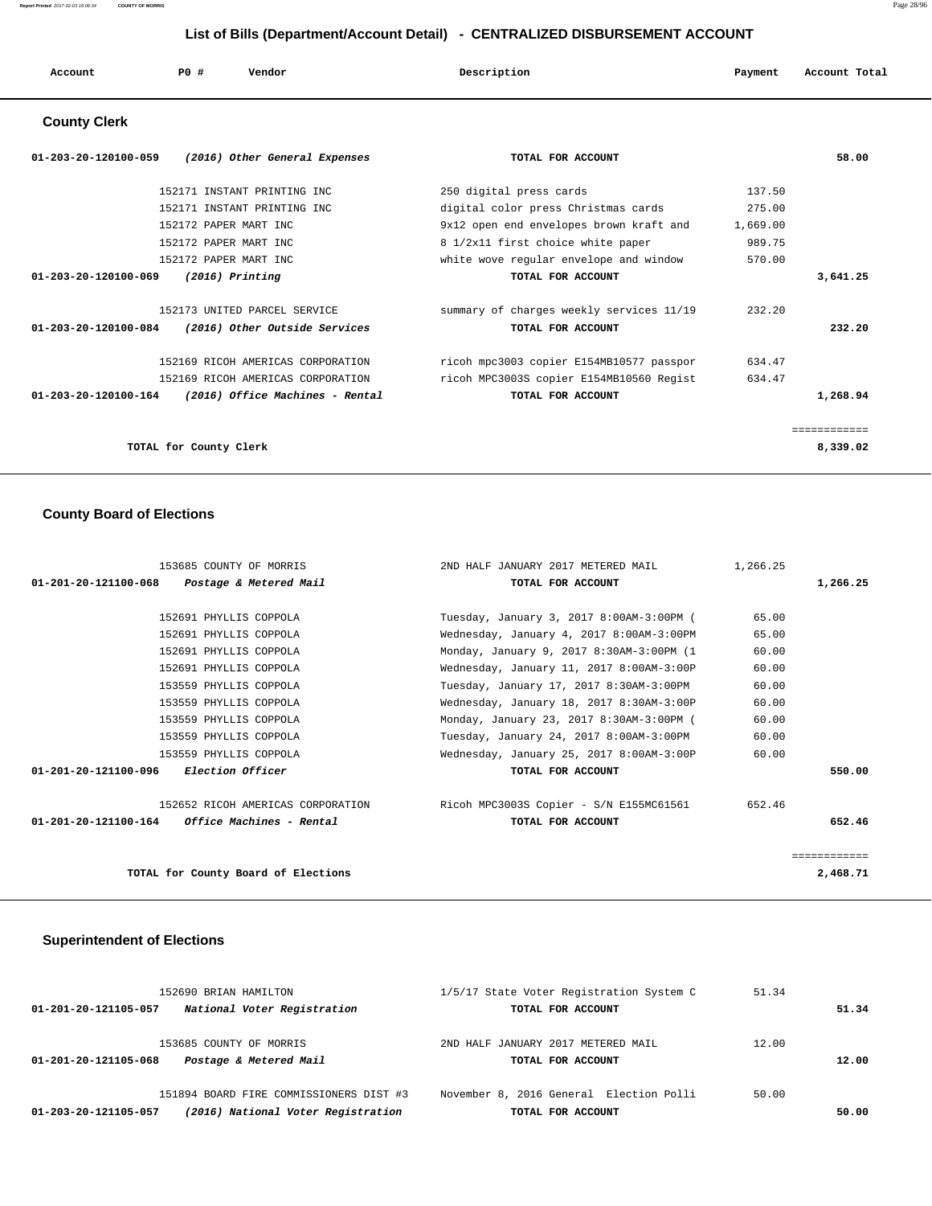## List of Bills (Department/Account Detail) - CENTRALIZED DISBURSEMENT ACCOUNT

| Account | PO # | Vendor | Description | Payment | Account Total |
|---|---|---|---|---|---|

### County Clerk

| Account | PO # | Vendor | Description | Payment | Account Total |
|---|---|---|---|---|---|
| 01-203-20-120100-059 | | *(2016) Other General Expenses* | **TOTAL FOR ACCOUNT** | | **58.00** |
| | 152171 | INSTANT PRINTING INC | 250 digital press cards | 137.50 | |
| | 152171 | INSTANT PRINTING INC | digital color press Christmas cards | 275.00 | |
| | 152172 | PAPER MART INC | 9x12 open end envelopes brown kraft and | 1,669.00 | |
| | 152172 | PAPER MART INC | 8 1/2x11 first choice white paper | 989.75 | |
| | 152172 | PAPER MART INC | white wove regular envelope and window | 570.00 | |
| 01-203-20-120100-069 | | *(2016) Printing* | **TOTAL FOR ACCOUNT** | | **3,641.25** |
| | 152173 | UNITED PARCEL SERVICE | summary of charges weekly services 11/19 | 232.20 | |
| 01-203-20-120100-084 | | *(2016) Other Outside Services* | **TOTAL FOR ACCOUNT** | | **232.20** |
| | 152169 | RICOH AMERICAS CORPORATION | ricoh mpc3003 copier E154MB10577 passpor | 634.47 | |
| | 152169 | RICOH AMERICAS CORPORATION | ricoh MPC3003S copier E154MB10560 Regist | 634.47 | |
| 01-203-20-120100-164 | | *(2016) Office Machines - Rental* | **TOTAL FOR ACCOUNT** | | **1,268.94** |
| | | | | | ============ |
| | | **TOTAL for County Clerk** | | | **8,339.02** |

### County Board of Elections

| Account | PO # | Vendor | Description | Payment | Account Total |
|---|---|---|---|---|---|
| | 153685 | COUNTY OF MORRIS | 2ND HALF JANUARY 2017 METERED MAIL | 1,266.25 | |
| 01-201-20-121100-068 | | *Postage & Metered Mail* | **TOTAL FOR ACCOUNT** | | **1,266.25** |
| | 152691 | PHYLLIS COPPOLA | Tuesday, January 3, 2017 8:00AM-3:00PM ( | 65.00 | |
| | 152691 | PHYLLIS COPPOLA | Wednesday, January 4, 2017 8:00AM-3:00PM | 65.00 | |
| | 152691 | PHYLLIS COPPOLA | Monday, January 9, 2017 8:30AM-3:00PM (1 | 60.00 | |
| | 152691 | PHYLLIS COPPOLA | Wednesday, January 11, 2017 8:00AM-3:00P | 60.00 | |
| | 153559 | PHYLLIS COPPOLA | Tuesday, January 17, 2017 8:30AM-3:00PM | 60.00 | |
| | 153559 | PHYLLIS COPPOLA | Wednesday, January 18, 2017 8:30AM-3:00P | 60.00 | |
| | 153559 | PHYLLIS COPPOLA | Monday, January 23, 2017 8:30AM-3:00PM ( | 60.00 | |
| | 153559 | PHYLLIS COPPOLA | Tuesday, January 24, 2017 8:00AM-3:00PM | 60.00 | |
| | 153559 | PHYLLIS COPPOLA | Wednesday, January 25, 2017 8:00AM-3:00P | 60.00 | |
| 01-201-20-121100-096 | | *Election Officer* | **TOTAL FOR ACCOUNT** | | **550.00** |
| | 152652 | RICOH AMERICAS CORPORATION | Ricoh MPC3003S Copier - S/N E155MC61561 | 652.46 | |
| 01-201-20-121100-164 | | *Office Machines - Rental* | **TOTAL FOR ACCOUNT** | | **652.46** |
| | | | | | ============ |
| | | **TOTAL for County Board of Elections** | | | **2,468.71** |

### Superintendent of Elections

| Account | PO # | Vendor | Description | Payment | Account Total |
|---|---|---|---|---|---|
| | 152690 | BRIAN HAMILTON | 1/5/17 State Voter Registration System C | 51.34 | |
| 01-201-20-121105-057 | | *National Voter Registration* | **TOTAL FOR ACCOUNT** | | **51.34** |
| | 153685 | COUNTY OF MORRIS | 2ND HALF JANUARY 2017 METERED MAIL | 12.00 | |
| 01-201-20-121105-068 | | *Postage & Metered Mail* | **TOTAL FOR ACCOUNT** | | **12.00** |
| | 151894 | BOARD FIRE COMMISSIONERS DIST #3 | November 8, 2016 General Election Polli | 50.00 | |
| 01-203-20-121105-057 | | *(2016) National Voter Registration* | **TOTAL FOR ACCOUNT** | | **50.00** |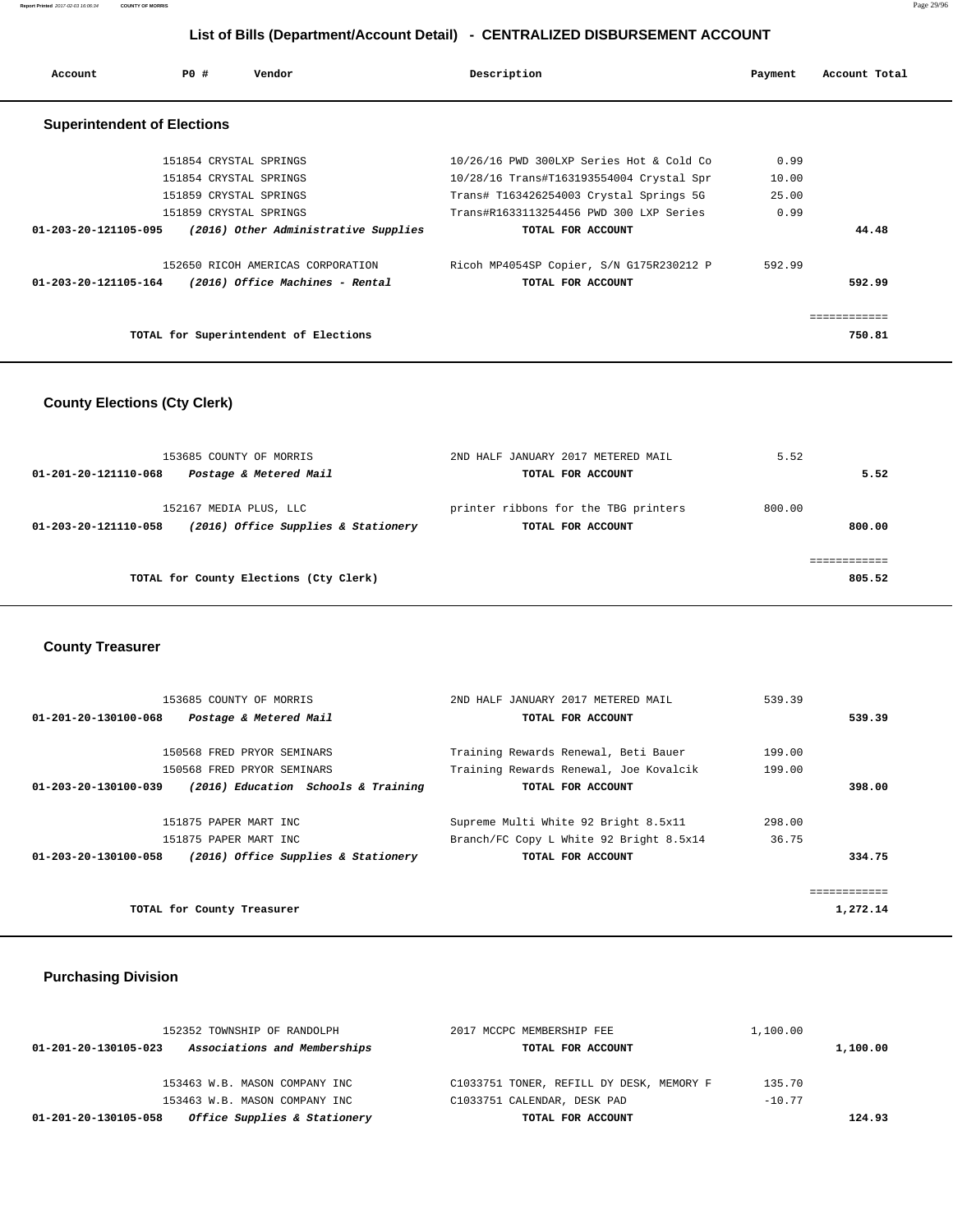## List of Bills (Department/Account Detail) - CENTRALIZED DISBURSEMENT ACCOUNT

| Account | PO # | Vendor | Description | Payment | Account Total |
|---|---|---|---|---|---|

### Superintendent of Elections

| Account | PO # | Vendor | Description | Payment | Account Total |
|---|---|---|---|---|---|
| | 151854 | CRYSTAL SPRINGS | 10/26/16 PWD 300LXP Series Hot & Cold Co | 0.99 | |
| | 151854 | CRYSTAL SPRINGS | 10/28/16 Trans#T163193554004 Crystal Spr | 10.00 | |
| | 151859 | CRYSTAL SPRINGS | Trans# T163426254003 Crystal Springs 5G | 25.00 | |
| | 151859 | CRYSTAL SPRINGS | Trans#R1633113254456 PWD 300 LXP Series | 0.99 | |
| **01-203-20-121105-095** | | ***(2016) Other Administrative Supplies*** | **TOTAL FOR ACCOUNT** | | **44.48** |
| | 152650 | RICOH AMERICAS CORPORATION | Ricoh MP4054SP Copier, S/N G175R230212 P | 592.99 | |
| **01-203-20-121105-164** | | ***(2016) Office Machines - Rental*** | **TOTAL FOR ACCOUNT** | | **592.99** |
| | | **TOTAL for Superintendent of Elections** | | | **750.81** |

### County Elections (Cty Clerk)

| Account | PO # | Vendor | Description | Payment | Account Total |
|---|---|---|---|---|---|
| | 153685 | COUNTY OF MORRIS | 2ND HALF JANUARY 2017 METERED MAIL | 5.52 | |
| **01-201-20-121110-068** | | ***Postage & Metered Mail*** | **TOTAL FOR ACCOUNT** | | **5.52** |
| | 152167 | MEDIA PLUS, LLC | printer ribbons for the TBG printers | 800.00 | |
| **01-203-20-121110-058** | | ***(2016) Office Supplies & Stationery*** | **TOTAL FOR ACCOUNT** | | **800.00** |
| | | **TOTAL for County Elections (Cty Clerk)** | | | **805.52** |

### County Treasurer

| Account | PO # | Vendor | Description | Payment | Account Total |
|---|---|---|---|---|---|
| | 153685 | COUNTY OF MORRIS | 2ND HALF JANUARY 2017 METERED MAIL | 539.39 | |
| **01-201-20-130100-068** | | ***Postage & Metered Mail*** | **TOTAL FOR ACCOUNT** | | **539.39** |
| | 150568 | FRED PRYOR SEMINARS | Training Rewards Renewal, Beti Bauer | 199.00 | |
| | 150568 | FRED PRYOR SEMINARS | Training Rewards Renewal, Joe Kovalcik | 199.00 | |
| **01-203-20-130100-039** | | ***(2016) Education Schools & Training*** | **TOTAL FOR ACCOUNT** | | **398.00** |
| | 151875 | PAPER MART INC | Supreme Multi White 92 Bright 8.5x11 | 298.00 | |
| | 151875 | PAPER MART INC | Branch/FC Copy L White 92 Bright 8.5x14 | 36.75 | |
| **01-203-20-130100-058** | | ***(2016) Office Supplies & Stationery*** | **TOTAL FOR ACCOUNT** | | **334.75** |
| | | **TOTAL for County Treasurer** | | | **1,272.14** |

### Purchasing Division

| Account | PO # | Vendor | Description | Payment | Account Total |
|---|---|---|---|---|---|
| | 152352 | TOWNSHIP OF RANDOLPH | 2017 MCCPC MEMBERSHIP FEE | 1,100.00 | |
| **01-201-20-130105-023** | | ***Associations and Memberships*** | **TOTAL FOR ACCOUNT** | | **1,100.00** |
| | 153463 | W.B. MASON COMPANY INC | C1033751 TONER, REFILL DY DESK, MEMORY F | 135.70 | |
| | 153463 | W.B. MASON COMPANY INC | C1033751 CALENDAR, DESK PAD | -10.77 | |
| **01-201-20-130105-058** | | ***Office Supplies & Stationery*** | **TOTAL FOR ACCOUNT** | | **124.93** |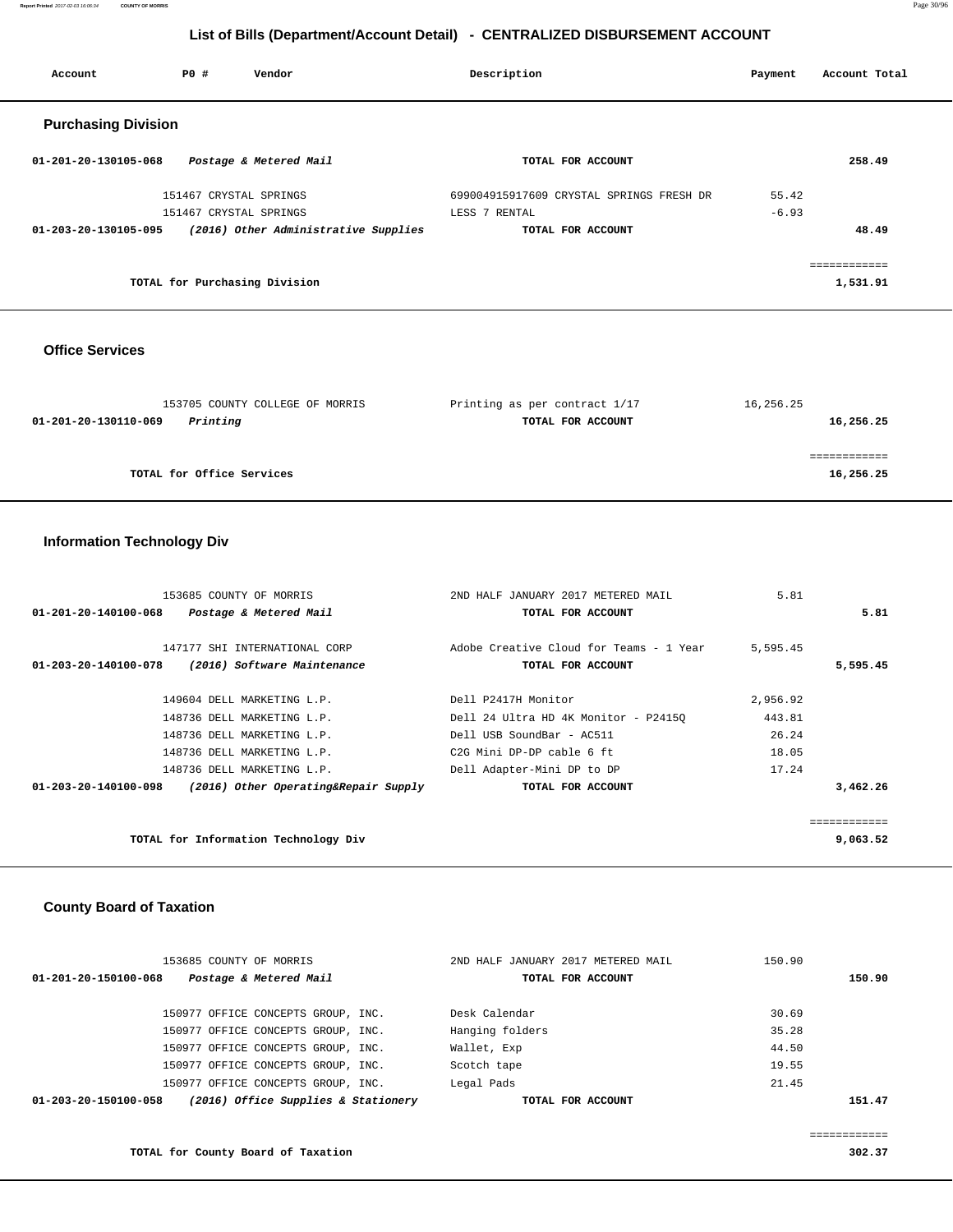# List of Bills (Department/Account Detail) - CENTRALIZED DISBURSEMENT ACCOUNT

| Account | PO # | Vendor | Description | Payment | Account Total |
|---|---|---|---|---|---|

## Purchasing Division

| Account | PO # | Vendor | Description | Payment | Account Total |
|---|---|---|---|---|---|
| 01-201-20-130105-068 | | *Postage & Metered Mail* | **TOTAL FOR ACCOUNT** | | **258.49** |
| | 151467 | CRYSTAL SPRINGS | 699004915917609 CRYSTAL SPRINGS FRESH DR | 55.42 | |
| | 151467 | CRYSTAL SPRINGS | LESS 7 RENTAL | -6.93 | |
| 01-203-20-130105-095 | | *(2016) Other Administrative Supplies* | **TOTAL FOR ACCOUNT** | | **48.49** |
| | | **TOTAL for Purchasing Division** | | | **1,531.91** |

## Office Services

| Account | PO # | Vendor | Description | Payment | Account Total |
|---|---|---|---|---|---|
| | 153705 | COUNTY COLLEGE OF MORRIS | Printing as per contract 1/17 | 16,256.25 | |
| 01-201-20-130110-069 | | *Printing* | **TOTAL FOR ACCOUNT** | | **16,256.25** |
| | | **TOTAL for Office Services** | | | **16,256.25** |

## Information Technology Div

| Account | PO # | Vendor | Description | Payment | Account Total |
|---|---|---|---|---|---|
| | 153685 | COUNTY OF MORRIS | 2ND HALF JANUARY 2017 METERED MAIL | 5.81 | |
| 01-201-20-140100-068 | | *Postage & Metered Mail* | **TOTAL FOR ACCOUNT** | | **5.81** |
| | 147177 | SHI INTERNATIONAL CORP | Adobe Creative Cloud for Teams - 1 Year | 5,595.45 | |
| 01-203-20-140100-078 | | *(2016) Software Maintenance* | **TOTAL FOR ACCOUNT** | | **5,595.45** |
| | 149604 | DELL MARKETING L.P. | Dell P2417H Monitor | 2,956.92 | |
| | 148736 | DELL MARKETING L.P. | Dell 24 Ultra HD 4K Monitor - P2415Q | 443.81 | |
| | 148736 | DELL MARKETING L.P. | Dell USB SoundBar - AC511 | 26.24 | |
| | 148736 | DELL MARKETING L.P. | C2G Mini DP-DP cable 6 ft | 18.05 | |
| | 148736 | DELL MARKETING L.P. | Dell Adapter-Mini DP to DP | 17.24 | |
| 01-203-20-140100-098 | | *(2016) Other Operating&Repair Supply* | **TOTAL FOR ACCOUNT** | | **3,462.26** |
| | | **TOTAL for Information Technology Div** | | | **9,063.52** |

## County Board of Taxation

| Account | PO # | Vendor | Description | Payment | Account Total |
|---|---|---|---|---|---|
| | 153685 | COUNTY OF MORRIS | 2ND HALF JANUARY 2017 METERED MAIL | 150.90 | |
| 01-201-20-150100-068 | | *Postage & Metered Mail* | **TOTAL FOR ACCOUNT** | | **150.90** |
| | 150977 | OFFICE CONCEPTS GROUP, INC. | Desk Calendar | 30.69 | |
| | 150977 | OFFICE CONCEPTS GROUP, INC. | Hanging folders | 35.28 | |
| | 150977 | OFFICE CONCEPTS GROUP, INC. | Wallet, Exp | 44.50 | |
| | 150977 | OFFICE CONCEPTS GROUP, INC. | Scotch tape | 19.55 | |
| | 150977 | OFFICE CONCEPTS GROUP, INC. | Legal Pads | 21.45 | |
| 01-203-20-150100-058 | | *(2016) Office Supplies & Stationery* | **TOTAL FOR ACCOUNT** | | **151.47** |
| | | **TOTAL for County Board of Taxation** | | | **302.37** |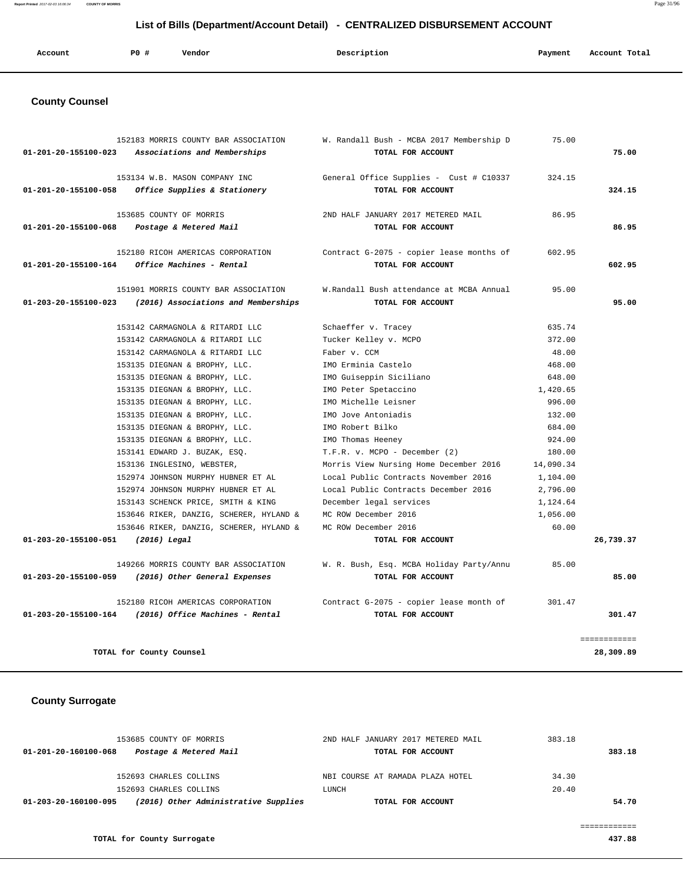# List of Bills (Department/Account Detail) - CENTRALIZED DISBURSEMENT ACCOUNT

| Account | PO # | Vendor | Description | Payment | Account Total |
|---|---|---|---|---|---|

## County Counsel

| Account | PO # | Vendor | Description | Payment | Account Total |
|---|---|---|---|---|---|
| | 152183 | MORRIS COUNTY BAR ASSOCIATION | W. Randall Bush - MCBA 2017 Membership D | 75.00 | |
| **01-201-20-155100-023** | | ***Associations and Memberships*** | **TOTAL FOR ACCOUNT** | | **75.00** |
| | 153134 | W.B. MASON COMPANY INC | General Office Supplies - Cust # C10337 | 324.15 | |
| **01-201-20-155100-058** | | ***Office Supplies & Stationery*** | **TOTAL FOR ACCOUNT** | | **324.15** |
| | 153685 | COUNTY OF MORRIS | 2ND HALF JANUARY 2017 METERED MAIL | 86.95 | |
| **01-201-20-155100-068** | | ***Postage & Metered Mail*** | **TOTAL FOR ACCOUNT** | | **86.95** |
| | 152180 | RICOH AMERICAS CORPORATION | Contract G-2075 - copier lease months of | 602.95 | |
| **01-201-20-155100-164** | | ***Office Machines - Rental*** | **TOTAL FOR ACCOUNT** | | **602.95** |
| | 151901 | MORRIS COUNTY BAR ASSOCIATION | W.Randall Bush attendance at MCBA Annual | 95.00 | |
| **01-203-20-155100-023** | | ***(2016) Associations and Memberships*** | **TOTAL FOR ACCOUNT** | | **95.00** |
| | 153142 | CARMAGNOLA & RITARDI LLC | Schaeffer v. Tracey | 635.74 | |
| | 153142 | CARMAGNOLA & RITARDI LLC | Tucker Kelley v. MCPO | 372.00 | |
| | 153142 | CARMAGNOLA & RITARDI LLC | Faber v. CCM | 48.00 | |
| | 153135 | DIEGNAN & BROPHY, LLC. | IMO Erminia Castelo | 468.00 | |
| | 153135 | DIEGNAN & BROPHY, LLC. | IMO Guiseppin Siciliano | 648.00 | |
| | 153135 | DIEGNAN & BROPHY, LLC. | IMO Peter Spetaccino | 1,420.65 | |
| | 153135 | DIEGNAN & BROPHY, LLC. | IMO Michelle Leisner | 996.00 | |
| | 153135 | DIEGNAN & BROPHY, LLC. | IMO Jove Antoniadis | 132.00 | |
| | 153135 | DIEGNAN & BROPHY, LLC. | IMO Robert Bilko | 684.00 | |
| | 153135 | DIEGNAN & BROPHY, LLC. | IMO Thomas Heeney | 924.00 | |
| | 153141 | EDWARD J. BUZAK, ESQ. | T.F.R. v. MCPO - December (2) | 180.00 | |
| | 153136 | INGLESINO, WEBSTER, | Morris View Nursing Home December 2016 | 14,090.34 | |
| | 152974 | JOHNSON MURPHY HUBNER ET AL | Local Public Contracts November 2016 | 1,104.00 | |
| | 152974 | JOHNSON MURPHY HUBNER ET AL | Local Public Contracts December 2016 | 2,796.00 | |
| | 153143 | SCHENCK PRICE, SMITH & KING | December legal services | 1,124.64 | |
| | 153646 | RIKER, DANZIG, SCHERER, HYLAND & | MC ROW December 2016 | 1,056.00 | |
| | 153646 | RIKER, DANZIG, SCHERER, HYLAND & | MC ROW December 2016 | 60.00 | |
| **01-203-20-155100-051** | | ***(2016) Legal*** | **TOTAL FOR ACCOUNT** | | **26,739.37** |
| | 149266 | MORRIS COUNTY BAR ASSOCIATION | W. R. Bush, Esq. MCBA Holiday Party/Annu | 85.00 | |
| **01-203-20-155100-059** | | ***(2016) Other General Expenses*** | **TOTAL FOR ACCOUNT** | | **85.00** |
| | 152180 | RICOH AMERICAS CORPORATION | Contract G-2075 - copier lease month of | 301.47 | |
| **01-203-20-155100-164** | | ***(2016) Office Machines - Rental*** | **TOTAL FOR ACCOUNT** | | **301.47** |
| | | | | | ============ |
| | | **TOTAL for County Counsel** | | | **28,309.89** |

## County Surrogate

| Account | PO # | Vendor | Description | Payment | Account Total |
|---|---|---|---|---|---|
| | 153685 | COUNTY OF MORRIS | 2ND HALF JANUARY 2017 METERED MAIL | 383.18 | |
| **01-201-20-160100-068** | | ***Postage & Metered Mail*** | **TOTAL FOR ACCOUNT** | | **383.18** |
| | 152693 | CHARLES COLLINS | NBI COURSE AT RAMADA PLAZA HOTEL | 34.30 | |
| | 152693 | CHARLES COLLINS | LUNCH | 20.40 | |
| **01-203-20-160100-095** | | ***(2016) Other Administrative Supplies*** | **TOTAL FOR ACCOUNT** | | **54.70** |
| | | | | | ============ |
| | | **TOTAL for County Surrogate** | | | **437.88** |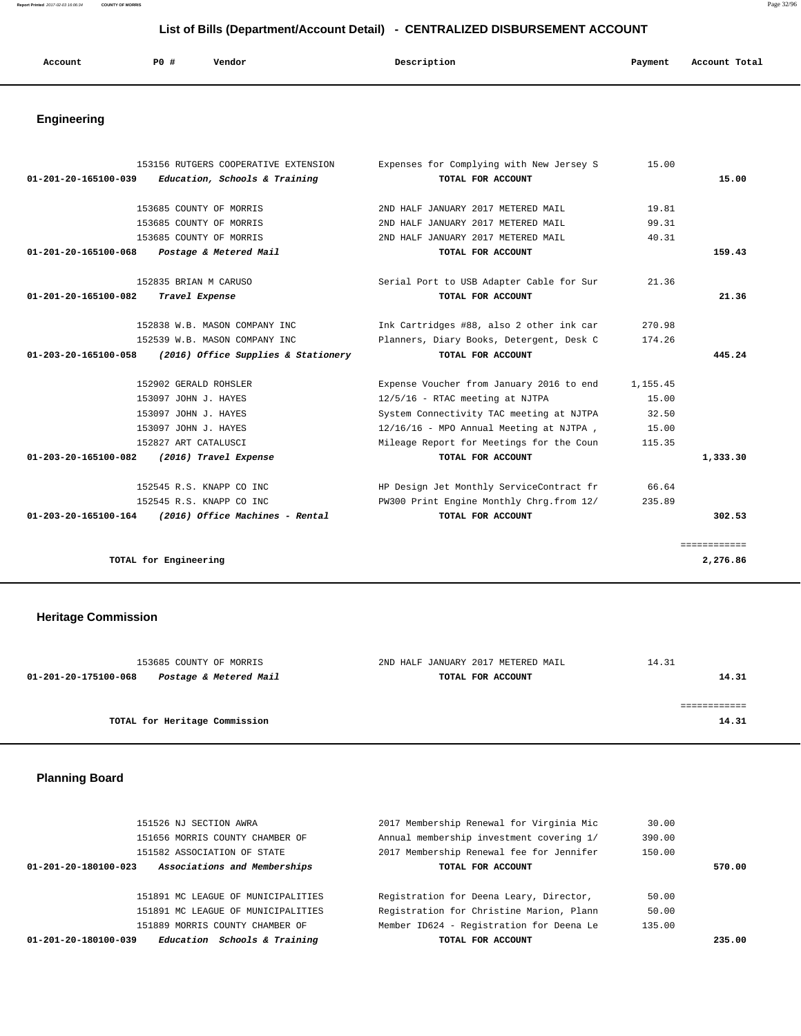## List of Bills (Department/Account Detail) - CENTRALIZED DISBURSEMENT ACCOUNT

| Account | PO # | Vendor | Description | Payment | Account Total |
|---|---|---|---|---|---|

### Engineering

| Account | PO # | Vendor | Description | Payment | Account Total |
|---|---|---|---|---|---|
| | 153156 | RUTGERS COOPERATIVE EXTENSION | Expenses for Complying with New Jersey S | 15.00 | |
| 01-201-20-165100-039 | | *Education, Schools & Training* | TOTAL FOR ACCOUNT | | 15.00 |
| | 153685 | COUNTY OF MORRIS | 2ND HALF JANUARY 2017 METERED MAIL | 19.81 | |
| | 153685 | COUNTY OF MORRIS | 2ND HALF JANUARY 2017 METERED MAIL | 99.31 | |
| | 153685 | COUNTY OF MORRIS | 2ND HALF JANUARY 2017 METERED MAIL | 40.31 | |
| 01-201-20-165100-068 | | *Postage & Metered Mail* | TOTAL FOR ACCOUNT | | 159.43 |
| | 152835 | BRIAN M CARUSO | Serial Port to USB Adapter Cable for Sur | 21.36 | |
| 01-201-20-165100-082 | | *Travel Expense* | TOTAL FOR ACCOUNT | | 21.36 |
| | 152838 | W.B. MASON COMPANY INC | Ink Cartridges #88, also 2 other ink car | 270.98 | |
| | 152539 | W.B. MASON COMPANY INC | Planners, Diary Books, Detergent, Desk C | 174.26 | |
| 01-203-20-165100-058 | | *(2016) Office Supplies & Stationery* | TOTAL FOR ACCOUNT | | 445.24 |
| | 152902 | GERALD ROHSLER | Expense Voucher from January 2016 to end | 1,155.45 | |
| | 153097 | JOHN J. HAYES | 12/5/16 - RTAC meeting at NJTPA | 15.00 | |
| | 153097 | JOHN J. HAYES | System Connectivity TAC meeting at NJTPA | 32.50 | |
| | 153097 | JOHN J. HAYES | 12/16/16 - MPO Annual Meeting at NJTPA , | 15.00 | |
| | 152827 | ART CATALUSCI | Mileage Report for Meetings for the Coun | 115.35 | |
| 01-203-20-165100-082 | | *(2016) Travel Expense* | TOTAL FOR ACCOUNT | | 1,333.30 |
| | 152545 | R.S. KNAPP CO INC | HP Design Jet Monthly ServiceContract fr | 66.64 | |
| | 152545 | R.S. KNAPP CO INC | PW300 Print Engine Monthly Chrg.from 12/ | 235.89 | |
| 01-203-20-165100-164 | | *(2016) Office Machines - Rental* | TOTAL FOR ACCOUNT | | 302.53 |
| | | TOTAL for Engineering | | | 2,276.86 |

### Heritage Commission

| Account | PO # | Vendor | Description | Payment | Account Total |
|---|---|---|---|---|---|
| | 153685 | COUNTY OF MORRIS | 2ND HALF JANUARY 2017 METERED MAIL | 14.31 | |
| 01-201-20-175100-068 | | *Postage & Metered Mail* | TOTAL FOR ACCOUNT | | 14.31 |
| | | TOTAL for Heritage Commission | | | 14.31 |

### Planning Board

| Account | PO # | Vendor | Description | Payment | Account Total |
|---|---|---|---|---|---|
| | 151526 | NJ SECTION AWRA | 2017 Membership Renewal for Virginia Mic | 30.00 | |
| | 151656 | MORRIS COUNTY CHAMBER OF | Annual membership investment covering 1/ | 390.00 | |
| | 151582 | ASSOCIATION OF STATE | 2017 Membership Renewal fee for Jennifer | 150.00 | |
| 01-201-20-180100-023 | | *Associations and Memberships* | TOTAL FOR ACCOUNT | | 570.00 |
| | 151891 | MC LEAGUE OF MUNICIPALITIES | Registration for Deena Leary, Director, | 50.00 | |
| | 151891 | MC LEAGUE OF MUNICIPALITIES | Registration for Christine Marion, Plann | 50.00 | |
| | 151889 | MORRIS COUNTY CHAMBER OF | Member ID624 - Registration for Deena Le | 135.00 | |
| 01-201-20-180100-039 | | *Education Schools & Training* | TOTAL FOR ACCOUNT | | 235.00 |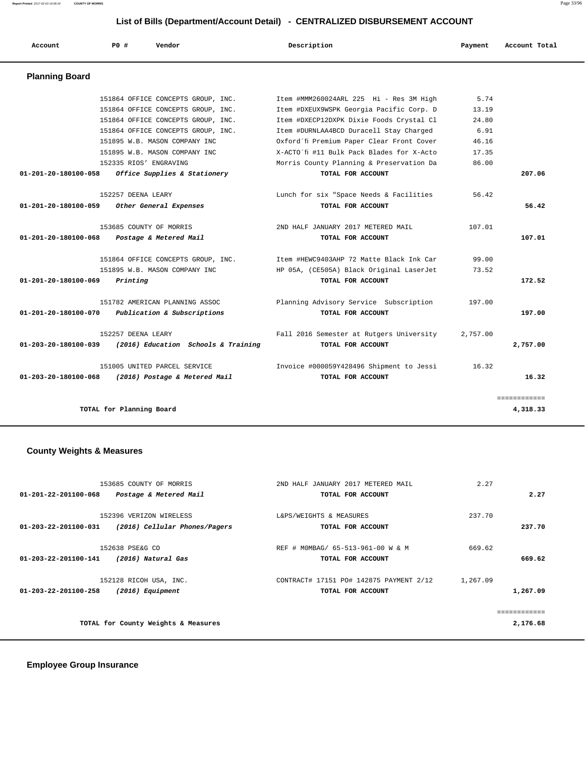## List of Bills (Department/Account Detail) - CENTRALIZED DISBURSEMENT ACCOUNT

| Account | PO # | Vendor | Description | Payment | Account Total |
|---|---|---|---|---|---|

### Planning Board

| Account | PO # | Vendor | Description | Payment | Account Total |
|---|---|---|---|---|---|
| | 151864 | OFFICE CONCEPTS GROUP, INC. | Item #MMM260024ARL 225 Hi - Res 3M High | 5.74 | |
| | 151864 | OFFICE CONCEPTS GROUP, INC. | Item #DXEUX9WSPK Georgia Pacific Corp. D | 13.19 | |
| | 151864 | OFFICE CONCEPTS GROUP, INC. | Item #DXECP12DXPK Dixie Foods Crystal Cl | 24.80 | |
| | 151864 | OFFICE CONCEPTS GROUP, INC. | Item #DURNLAA4BCD Duracell Stay Charged | 6.91 | |
| | 151895 | W.B. MASON COMPANY INC | Oxford´fi Premium Paper Clear Front Cover | 46.16 | |
| | 151895 | W.B. MASON COMPANY INC | X-ACTO´fi #11 Bulk Pack Blades for X-Acto | 17.35 | |
| | 152335 | RIOS' ENGRAVING | Morris County Planning & Preservation Da | 86.00 | |
| 01-201-20-180100-058 | | *Office Supplies & Stationery* | TOTAL FOR ACCOUNT | | 207.06 |
| | 152257 | DEENA LEARY | Lunch for six "Space Needs & Facilities | 56.42 | |
| 01-201-20-180100-059 | | *Other General Expenses* | TOTAL FOR ACCOUNT | | 56.42 |
| | 153685 | COUNTY OF MORRIS | 2ND HALF JANUARY 2017 METERED MAIL | 107.01 | |
| 01-201-20-180100-068 | | *Postage & Metered Mail* | TOTAL FOR ACCOUNT | | 107.01 |
| | 151864 | OFFICE CONCEPTS GROUP, INC. | Item #HEWC9403AHP 72 Matte Black Ink Car | 99.00 | |
| | 151895 | W.B. MASON COMPANY INC | HP 05A, (CE505A) Black Original LaserJet | 73.52 | |
| 01-201-20-180100-069 | | *Printing* | TOTAL FOR ACCOUNT | | 172.52 |
| | 151782 | AMERICAN PLANNING ASSOC | Planning Advisory Service Subscription | 197.00 | |
| 01-201-20-180100-070 | | *Publication & Subscriptions* | TOTAL FOR ACCOUNT | | 197.00 |
| | 152257 | DEENA LEARY | Fall 2016 Semester at Rutgers University | 2,757.00 | |
| 01-203-20-180100-039 | | *(2016) Education Schools & Training* | TOTAL FOR ACCOUNT | | 2,757.00 |
| | 151005 | UNITED PARCEL SERVICE | Invoice #000059Y428496 Shipment to Jessi | 16.32 | |
| 01-203-20-180100-068 | | *(2016) Postage & Metered Mail* | TOTAL FOR ACCOUNT | | 16.32 |
| | | TOTAL for Planning Board | | | 4,318.33 |

### County Weights & Measures

| Account | PO # | Vendor | Description | Payment | Account Total |
|---|---|---|---|---|---|
| | 153685 | COUNTY OF MORRIS | 2ND HALF JANUARY 2017 METERED MAIL | 2.27 | |
| 01-201-22-201100-068 | | *Postage & Metered Mail* | TOTAL FOR ACCOUNT | | 2.27 |
| | 152396 | VERIZON WIRELESS | L&PS/WEIGHTS & MEASURES | 237.70 | |
| 01-203-22-201100-031 | | *(2016) Cellular Phones/Pagers* | TOTAL FOR ACCOUNT | | 237.70 |
| | 152638 | PSE&G CO | REF # M0MBAG/ 65-513-961-00 W & M | 669.62 | |
| 01-203-22-201100-141 | | *(2016) Natural Gas* | TOTAL FOR ACCOUNT | | 669.62 |
| | 152128 | RICOH USA, INC. | CONTRACT# 17151 PO# 142875 PAYMENT 2/12 | 1,267.09 | |
| 01-203-22-201100-258 | | *(2016) Equipment* | TOTAL FOR ACCOUNT | | 1,267.09 |
| | | TOTAL for County Weights & Measures | | | 2,176.68 |

### Employee Group Insurance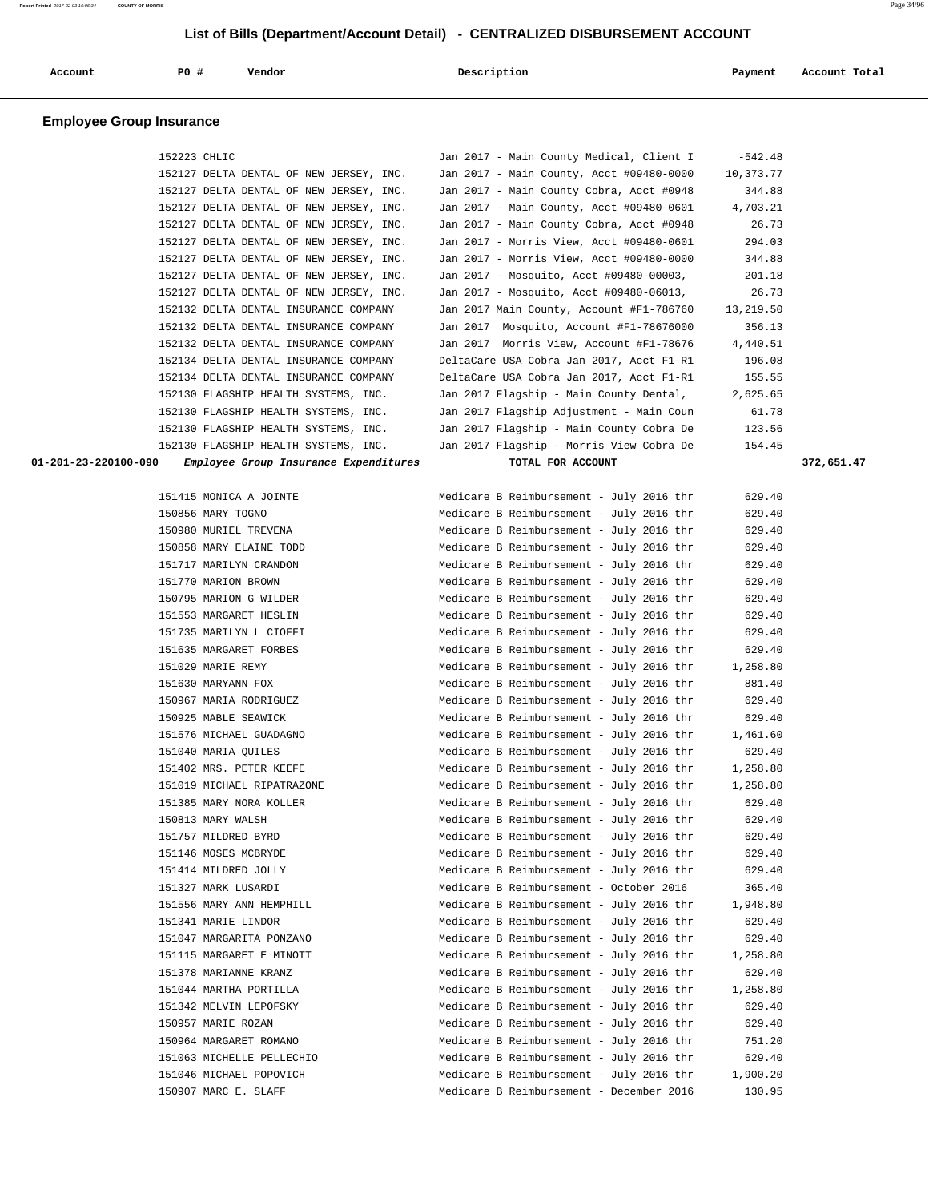## List of Bills (Department/Account Detail) - CENTRALIZED DISBURSEMENT ACCOUNT

| Account | PO # | Vendor | Description | Payment | Account Total |
|---|---|---|---|---|---|

### Employee Group Insurance

| Account | PO # | Vendor | Description | Payment | Account Total |
|---|---|---|---|---|---|
| | 152223 | CHLIC | Jan 2017 - Main County Medical, Client I | -542.48 | |
| | 152127 | DELTA DENTAL OF NEW JERSEY, INC. | Jan 2017 - Main County, Acct #09480-0000 | 10,373.77 | |
| | 152127 | DELTA DENTAL OF NEW JERSEY, INC. | Jan 2017 - Main County Cobra, Acct #0948 | 344.88 | |
| | 152127 | DELTA DENTAL OF NEW JERSEY, INC. | Jan 2017 - Main County, Acct #09480-0601 | 4,703.21 | |
| | 152127 | DELTA DENTAL OF NEW JERSEY, INC. | Jan 2017 - Main County Cobra, Acct #0948 | 26.73 | |
| | 152127 | DELTA DENTAL OF NEW JERSEY, INC. | Jan 2017 - Morris View, Acct #09480-0601 | 294.03 | |
| | 152127 | DELTA DENTAL OF NEW JERSEY, INC. | Jan 2017 - Morris View, Acct #09480-0000 | 344.88 | |
| | 152127 | DELTA DENTAL OF NEW JERSEY, INC. | Jan 2017 - Mosquito, Acct #09480-00003, | 201.18 | |
| | 152127 | DELTA DENTAL OF NEW JERSEY, INC. | Jan 2017 - Mosquito, Acct #09480-06013, | 26.73 | |
| | 152132 | DELTA DENTAL INSURANCE COMPANY | Jan 2017 Main County, Account #F1-786760 | 13,219.50 | |
| | 152132 | DELTA DENTAL INSURANCE COMPANY | Jan 2017 Mosquito, Account #F1-78676000 | 356.13 | |
| | 152132 | DELTA DENTAL INSURANCE COMPANY | Jan 2017 Morris View, Account #F1-78676 | 4,440.51 | |
| | 152134 | DELTA DENTAL INSURANCE COMPANY | DeltaCare USA Cobra Jan 2017, Acct F1-R1 | 196.08 | |
| | 152134 | DELTA DENTAL INSURANCE COMPANY | DeltaCare USA Cobra Jan 2017, Acct F1-R1 | 155.55 | |
| | 152130 | FLAGSHIP HEALTH SYSTEMS, INC. | Jan 2017 Flagship - Main County Dental, | 2,625.65 | |
| | 152130 | FLAGSHIP HEALTH SYSTEMS, INC. | Jan 2017 Flagship Adjustment - Main Coun | 61.78 | |
| | 152130 | FLAGSHIP HEALTH SYSTEMS, INC. | Jan 2017 Flagship - Main County Cobra De | 123.56 | |
| | 152130 | FLAGSHIP HEALTH SYSTEMS, INC. | Jan 2017 Flagship - Morris View Cobra De | 154.45 | |
| **01-201-23-220100-090** | | *Employee Group Insurance Expenditures* | **TOTAL FOR ACCOUNT** | | **372,651.47** |
| | 151415 | MONICA A JOINTE | Medicare B Reimbursement - July 2016 thr | 629.40 | |
| | 150856 | MARY TOGNO | Medicare B Reimbursement - July 2016 thr | 629.40 | |
| | 150980 | MURIEL TREVENA | Medicare B Reimbursement - July 2016 thr | 629.40 | |
| | 150858 | MARY ELAINE TODD | Medicare B Reimbursement - July 2016 thr | 629.40 | |
| | 151717 | MARILYN CRANDON | Medicare B Reimbursement - July 2016 thr | 629.40 | |
| | 151770 | MARION BROWN | Medicare B Reimbursement - July 2016 thr | 629.40 | |
| | 150795 | MARION G WILDER | Medicare B Reimbursement - July 2016 thr | 629.40 | |
| | 151553 | MARGARET HESLIN | Medicare B Reimbursement - July 2016 thr | 629.40 | |
| | 151735 | MARILYN L CIOFFI | Medicare B Reimbursement - July 2016 thr | 629.40 | |
| | 151635 | MARGARET FORBES | Medicare B Reimbursement - July 2016 thr | 629.40 | |
| | 151029 | MARIE REMY | Medicare B Reimbursement - July 2016 thr | 1,258.80 | |
| | 151630 | MARYANN FOX | Medicare B Reimbursement - July 2016 thr | 881.40 | |
| | 150967 | MARIA RODRIGUEZ | Medicare B Reimbursement - July 2016 thr | 629.40 | |
| | 150925 | MABLE SEAWICK | Medicare B Reimbursement - July 2016 thr | 629.40 | |
| | 151576 | MICHAEL GUADAGNO | Medicare B Reimbursement - July 2016 thr | 1,461.60 | |
| | 151040 | MARIA QUILES | Medicare B Reimbursement - July 2016 thr | 629.40 | |
| | 151402 | MRS. PETER KEEFE | Medicare B Reimbursement - July 2016 thr | 1,258.80 | |
| | 151019 | MICHAEL RIPATRAZONE | Medicare B Reimbursement - July 2016 thr | 1,258.80 | |
| | 151385 | MARY NORA KOLLER | Medicare B Reimbursement - July 2016 thr | 629.40 | |
| | 150813 | MARY WALSH | Medicare B Reimbursement - July 2016 thr | 629.40 | |
| | 151757 | MILDRED BYRD | Medicare B Reimbursement - July 2016 thr | 629.40 | |
| | 151146 | MOSES MCBRYDE | Medicare B Reimbursement - July 2016 thr | 629.40 | |
| | 151414 | MILDRED JOLLY | Medicare B Reimbursement - July 2016 thr | 629.40 | |
| | 151327 | MARK LUSARDI | Medicare B Reimbursement - October 2016 | 365.40 | |
| | 151556 | MARY ANN HEMPHILL | Medicare B Reimbursement - July 2016 thr | 1,948.80 | |
| | 151341 | MARIE LINDOR | Medicare B Reimbursement - July 2016 thr | 629.40 | |
| | 151047 | MARGARITA PONZANO | Medicare B Reimbursement - July 2016 thr | 629.40 | |
| | 151115 | MARGARET E MINOTT | Medicare B Reimbursement - July 2016 thr | 1,258.80 | |
| | 151378 | MARIANNE KRANZ | Medicare B Reimbursement - July 2016 thr | 629.40 | |
| | 151044 | MARTHA PORTILLA | Medicare B Reimbursement - July 2016 thr | 1,258.80 | |
| | 151342 | MELVIN LEPOFSKY | Medicare B Reimbursement - July 2016 thr | 629.40 | |
| | 150957 | MARIE ROZAN | Medicare B Reimbursement - July 2016 thr | 629.40 | |
| | 150964 | MARGARET ROMANO | Medicare B Reimbursement - July 2016 thr | 751.20 | |
| | 151063 | MICHELLE PELLECHIO | Medicare B Reimbursement - July 2016 thr | 629.40 | |
| | 151046 | MICHAEL POPOVICH | Medicare B Reimbursement - July 2016 thr | 1,900.20 | |
| | 150907 | MARC E. SLAFF | Medicare B Reimbursement - December 2016 | 130.95 | |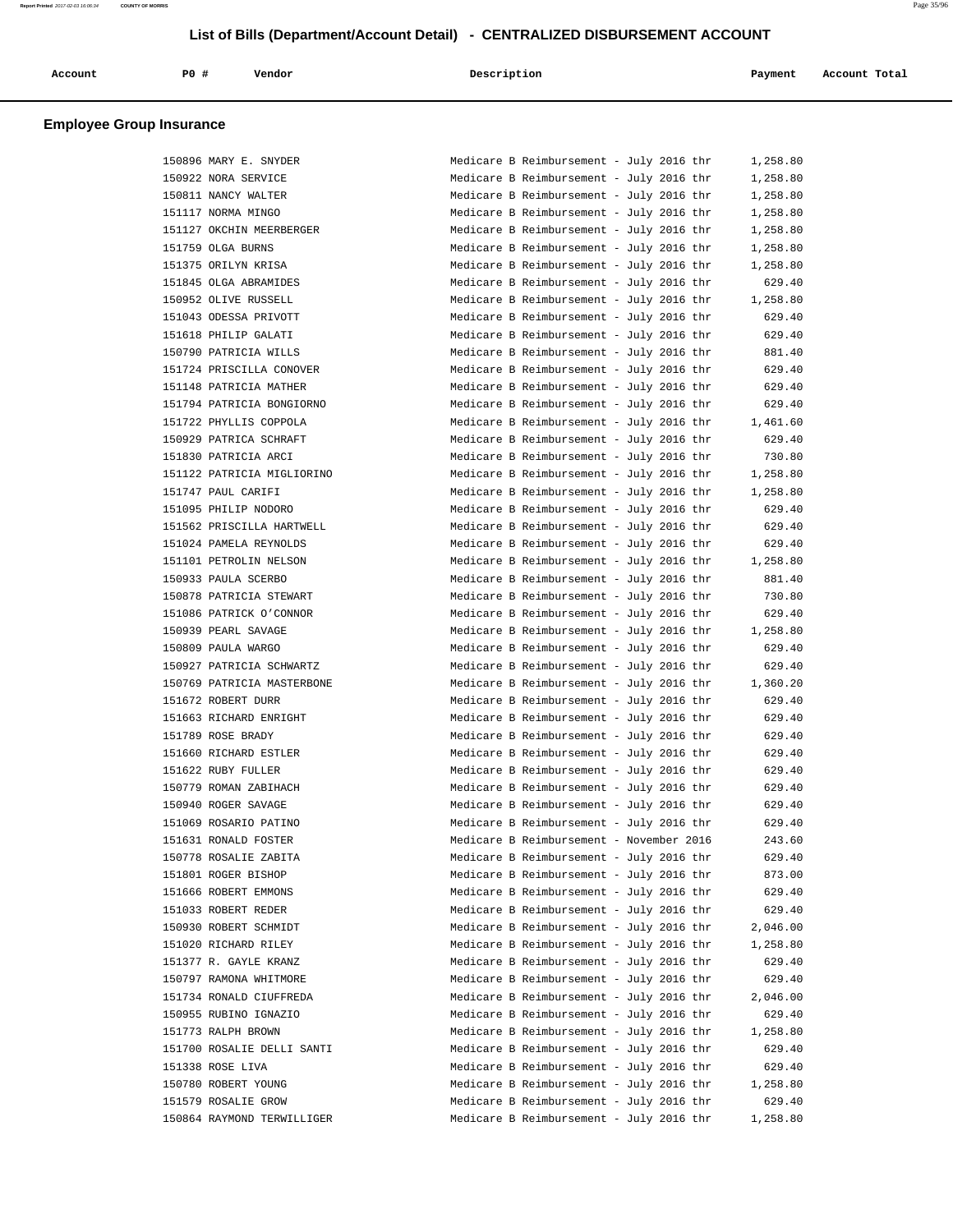## List of Bills (Department/Account Detail) - CENTRALIZED DISBURSEMENT ACCOUNT

### Employee Group Insurance

| Account | PO # | Vendor | Description | Payment | Account Total |
|---|---|---|---|---|---|
| | 150896 | MARY E. SNYDER | Medicare B Reimbursement - July 2016 thr | 1,258.80 | |
| | 150922 | NORA SERVICE | Medicare B Reimbursement - July 2016 thr | 1,258.80 | |
| | 150811 | NANCY WALTER | Medicare B Reimbursement - July 2016 thr | 1,258.80 | |
| | 151117 | NORMA MINGO | Medicare B Reimbursement - July 2016 thr | 1,258.80 | |
| | 151127 | OKCHIN MEERBERGER | Medicare B Reimbursement - July 2016 thr | 1,258.80 | |
| | 151759 | OLGA BURNS | Medicare B Reimbursement - July 2016 thr | 1,258.80 | |
| | 151375 | ORILYN KRISA | Medicare B Reimbursement - July 2016 thr | 1,258.80 | |
| | 151845 | OLGA ABRAMIDES | Medicare B Reimbursement - July 2016 thr | 629.40 | |
| | 150952 | OLIVE RUSSELL | Medicare B Reimbursement - July 2016 thr | 1,258.80 | |
| | 151043 | ODESSA PRIVOTT | Medicare B Reimbursement - July 2016 thr | 629.40 | |
| | 151618 | PHILIP GALATI | Medicare B Reimbursement - July 2016 thr | 629.40 | |
| | 150790 | PATRICIA WILLS | Medicare B Reimbursement - July 2016 thr | 881.40 | |
| | 151724 | PRISCILLA CONOVER | Medicare B Reimbursement - July 2016 thr | 629.40 | |
| | 151148 | PATRICIA MATHER | Medicare B Reimbursement - July 2016 thr | 629.40 | |
| | 151794 | PATRICIA BONGIORNO | Medicare B Reimbursement - July 2016 thr | 629.40 | |
| | 151722 | PHYLLIS COPPOLA | Medicare B Reimbursement - July 2016 thr | 1,461.60 | |
| | 150929 | PATRICA SCHRAFT | Medicare B Reimbursement - July 2016 thr | 629.40 | |
| | 151830 | PATRICIA ARCI | Medicare B Reimbursement - July 2016 thr | 730.80 | |
| | 151122 | PATRICIA MIGLIORINO | Medicare B Reimbursement - July 2016 thr | 1,258.80 | |
| | 151747 | PAUL CARIFI | Medicare B Reimbursement - July 2016 thr | 1,258.80 | |
| | 151095 | PHILIP NODORO | Medicare B Reimbursement - July 2016 thr | 629.40 | |
| | 151562 | PRISCILLA HARTWELL | Medicare B Reimbursement - July 2016 thr | 629.40 | |
| | 151024 | PAMELA REYNOLDS | Medicare B Reimbursement - July 2016 thr | 629.40 | |
| | 151101 | PETROLIN NELSON | Medicare B Reimbursement - July 2016 thr | 1,258.80 | |
| | 150933 | PAULA SCERBO | Medicare B Reimbursement - July 2016 thr | 881.40 | |
| | 150878 | PATRICIA STEWART | Medicare B Reimbursement - July 2016 thr | 730.80 | |
| | 151086 | PATRICK O'CONNOR | Medicare B Reimbursement - July 2016 thr | 629.40 | |
| | 150939 | PEARL SAVAGE | Medicare B Reimbursement - July 2016 thr | 1,258.80 | |
| | 150809 | PAULA WARGO | Medicare B Reimbursement - July 2016 thr | 629.40 | |
| | 150927 | PATRICIA SCHWARTZ | Medicare B Reimbursement - July 2016 thr | 629.40 | |
| | 150769 | PATRICIA MASTERBONE | Medicare B Reimbursement - July 2016 thr | 1,360.20 | |
| | 151672 | ROBERT DURR | Medicare B Reimbursement - July 2016 thr | 629.40 | |
| | 151663 | RICHARD ENRIGHT | Medicare B Reimbursement - July 2016 thr | 629.40 | |
| | 151789 | ROSE BRADY | Medicare B Reimbursement - July 2016 thr | 629.40 | |
| | 151660 | RICHARD ESTLER | Medicare B Reimbursement - July 2016 thr | 629.40 | |
| | 151622 | RUBY FULLER | Medicare B Reimbursement - July 2016 thr | 629.40 | |
| | 150779 | ROMAN ZABIHACH | Medicare B Reimbursement - July 2016 thr | 629.40 | |
| | 150940 | ROGER SAVAGE | Medicare B Reimbursement - July 2016 thr | 629.40 | |
| | 151069 | ROSARIO PATINO | Medicare B Reimbursement - July 2016 thr | 629.40 | |
| | 151631 | RONALD FOSTER | Medicare B Reimbursement - November 2016 | 243.60 | |
| | 150778 | ROSALIE ZABITA | Medicare B Reimbursement - July 2016 thr | 629.40 | |
| | 151801 | ROGER BISHOP | Medicare B Reimbursement - July 2016 thr | 873.00 | |
| | 151666 | ROBERT EMMONS | Medicare B Reimbursement - July 2016 thr | 629.40 | |
| | 151033 | ROBERT REDER | Medicare B Reimbursement - July 2016 thr | 629.40 | |
| | 150930 | ROBERT SCHMIDT | Medicare B Reimbursement - July 2016 thr | 2,046.00 | |
| | 151020 | RICHARD RILEY | Medicare B Reimbursement - July 2016 thr | 1,258.80 | |
| | 151377 | R. GAYLE KRANZ | Medicare B Reimbursement - July 2016 thr | 629.40 | |
| | 150797 | RAMONA WHITMORE | Medicare B Reimbursement - July 2016 thr | 629.40 | |
| | 151734 | RONALD CIUFFREDA | Medicare B Reimbursement - July 2016 thr | 2,046.00 | |
| | 150955 | RUBINO IGNAZIO | Medicare B Reimbursement - July 2016 thr | 629.40 | |
| | 151773 | RALPH BROWN | Medicare B Reimbursement - July 2016 thr | 1,258.80 | |
| | 151700 | ROSALIE DELLI SANTI | Medicare B Reimbursement - July 2016 thr | 629.40 | |
| | 151338 | ROSE LIVA | Medicare B Reimbursement - July 2016 thr | 629.40 | |
| | 150780 | ROBERT YOUNG | Medicare B Reimbursement - July 2016 thr | 1,258.80 | |
| | 151579 | ROSALIE GROW | Medicare B Reimbursement - July 2016 thr | 629.40 | |
| | 150864 | RAYMOND TERWILLIGER | Medicare B Reimbursement - July 2016 thr | 1,258.80 | |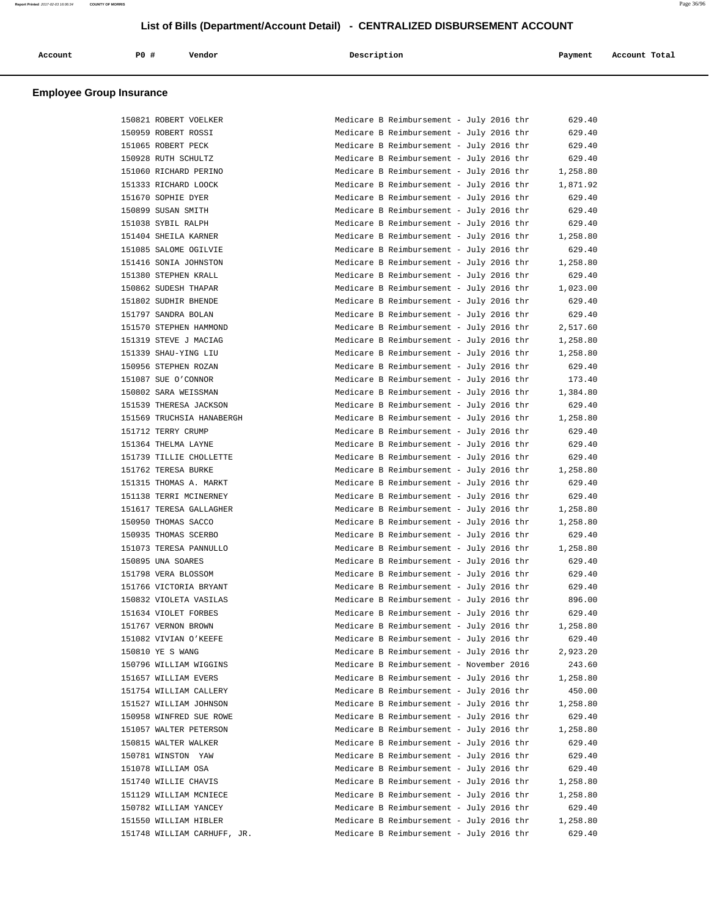## List of Bills (Department/Account Detail) - CENTRALIZED DISBURSEMENT ACCOUNT

### Employee Group Insurance

| Account | PO # | Vendor | Description | Payment | Account Total |
|---|---|---|---|---|---|
| | 150821 | ROBERT VOELKER | Medicare B Reimbursement - July 2016 thr | 629.40 | |
| | 150959 | ROBERT ROSSI | Medicare B Reimbursement - July 2016 thr | 629.40 | |
| | 151065 | ROBERT PECK | Medicare B Reimbursement - July 2016 thr | 629.40 | |
| | 150928 | RUTH SCHULTZ | Medicare B Reimbursement - July 2016 thr | 629.40 | |
| | 151060 | RICHARD PERINO | Medicare B Reimbursement - July 2016 thr | 1,258.80 | |
| | 151333 | RICHARD LOOCK | Medicare B Reimbursement - July 2016 thr | 1,871.92 | |
| | 151670 | SOPHIE DYER | Medicare B Reimbursement - July 2016 thr | 629.40 | |
| | 150899 | SUSAN SMITH | Medicare B Reimbursement - July 2016 thr | 629.40 | |
| | 151038 | SYBIL RALPH | Medicare B Reimbursement - July 2016 thr | 629.40 | |
| | 151404 | SHEILA KARNER | Medicare B Reimbursement - July 2016 thr | 1,258.80 | |
| | 151085 | SALOME OGILVIE | Medicare B Reimbursement - July 2016 thr | 629.40 | |
| | 151416 | SONIA JOHNSTON | Medicare B Reimbursement - July 2016 thr | 1,258.80 | |
| | 151380 | STEPHEN KRALL | Medicare B Reimbursement - July 2016 thr | 629.40 | |
| | 150862 | SUDESH THAPAR | Medicare B Reimbursement - July 2016 thr | 1,023.00 | |
| | 151802 | SUDHIR BHENDE | Medicare B Reimbursement - July 2016 thr | 629.40 | |
| | 151797 | SANDRA BOLAN | Medicare B Reimbursement - July 2016 thr | 629.40 | |
| | 151570 | STEPHEN HAMMOND | Medicare B Reimbursement - July 2016 thr | 2,517.60 | |
| | 151319 | STEVE J MACIAG | Medicare B Reimbursement - July 2016 thr | 1,258.80 | |
| | 151339 | SHAU-YING LIU | Medicare B Reimbursement - July 2016 thr | 1,258.80 | |
| | 150956 | STEPHEN ROZAN | Medicare B Reimbursement - July 2016 thr | 629.40 | |
| | 151087 | SUE O'CONNOR | Medicare B Reimbursement - July 2016 thr | 173.40 | |
| | 150802 | SARA WEISSMAN | Medicare B Reimbursement - July 2016 thr | 1,384.80 | |
| | 151539 | THERESA JACKSON | Medicare B Reimbursement - July 2016 thr | 629.40 | |
| | 151569 | TRUCHSIA HANABERGH | Medicare B Reimbursement - July 2016 thr | 1,258.80 | |
| | 151712 | TERRY CRUMP | Medicare B Reimbursement - July 2016 thr | 629.40 | |
| | 151364 | THELMA LAYNE | Medicare B Reimbursement - July 2016 thr | 629.40 | |
| | 151739 | TILLIE CHOLLETTE | Medicare B Reimbursement - July 2016 thr | 629.40 | |
| | 151762 | TERESA BURKE | Medicare B Reimbursement - July 2016 thr | 1,258.80 | |
| | 151315 | THOMAS A. MARKT | Medicare B Reimbursement - July 2016 thr | 629.40 | |
| | 151138 | TERRI MCINERNEY | Medicare B Reimbursement - July 2016 thr | 629.40 | |
| | 151617 | TERESA GALLAGHER | Medicare B Reimbursement - July 2016 thr | 1,258.80 | |
| | 150950 | THOMAS SACCO | Medicare B Reimbursement - July 2016 thr | 1,258.80 | |
| | 150935 | THOMAS SCERBO | Medicare B Reimbursement - July 2016 thr | 629.40 | |
| | 151073 | TERESA PANNULLO | Medicare B Reimbursement - July 2016 thr | 1,258.80 | |
| | 150895 | UNA SOARES | Medicare B Reimbursement - July 2016 thr | 629.40 | |
| | 151798 | VERA BLOSSOM | Medicare B Reimbursement - July 2016 thr | 629.40 | |
| | 151766 | VICTORIA BRYANT | Medicare B Reimbursement - July 2016 thr | 629.40 | |
| | 150832 | VIOLETA VASILAS | Medicare B Reimbursement - July 2016 thr | 896.00 | |
| | 151634 | VIOLET FORBES | Medicare B Reimbursement - July 2016 thr | 629.40 | |
| | 151767 | VERNON BROWN | Medicare B Reimbursement - July 2016 thr | 1,258.80 | |
| | 151082 | VIVIAN O'KEEFE | Medicare B Reimbursement - July 2016 thr | 629.40 | |
| | 150810 | YE S WANG | Medicare B Reimbursement - July 2016 thr | 2,923.20 | |
| | 150796 | WILLIAM WIGGINS | Medicare B Reimbursement - November 2016 | 243.60 | |
| | 151657 | WILLIAM EVERS | Medicare B Reimbursement - July 2016 thr | 1,258.80 | |
| | 151754 | WILLIAM CALLERY | Medicare B Reimbursement - July 2016 thr | 450.00 | |
| | 151527 | WILLIAM JOHNSON | Medicare B Reimbursement - July 2016 thr | 1,258.80 | |
| | 150958 | WINFRED SUE ROWE | Medicare B Reimbursement - July 2016 thr | 629.40 | |
| | 151057 | WALTER PETERSON | Medicare B Reimbursement - July 2016 thr | 1,258.80 | |
| | 150815 | WALTER WALKER | Medicare B Reimbursement - July 2016 thr | 629.40 | |
| | 150781 | WINSTON YAW | Medicare B Reimbursement - July 2016 thr | 629.40 | |
| | 151078 | WILLIAM OSA | Medicare B Reimbursement - July 2016 thr | 629.40 | |
| | 151740 | WILLIE CHAVIS | Medicare B Reimbursement - July 2016 thr | 1,258.80 | |
| | 151129 | WILLIAM MCNIECE | Medicare B Reimbursement - July 2016 thr | 1,258.80 | |
| | 150782 | WILLIAM YANCEY | Medicare B Reimbursement - July 2016 thr | 629.40 | |
| | 151550 | WILLIAM HIBLER | Medicare B Reimbursement - July 2016 thr | 1,258.80 | |
| | 151748 | WILLIAM CARHUFF, JR. | Medicare B Reimbursement - July 2016 thr | 629.40 | |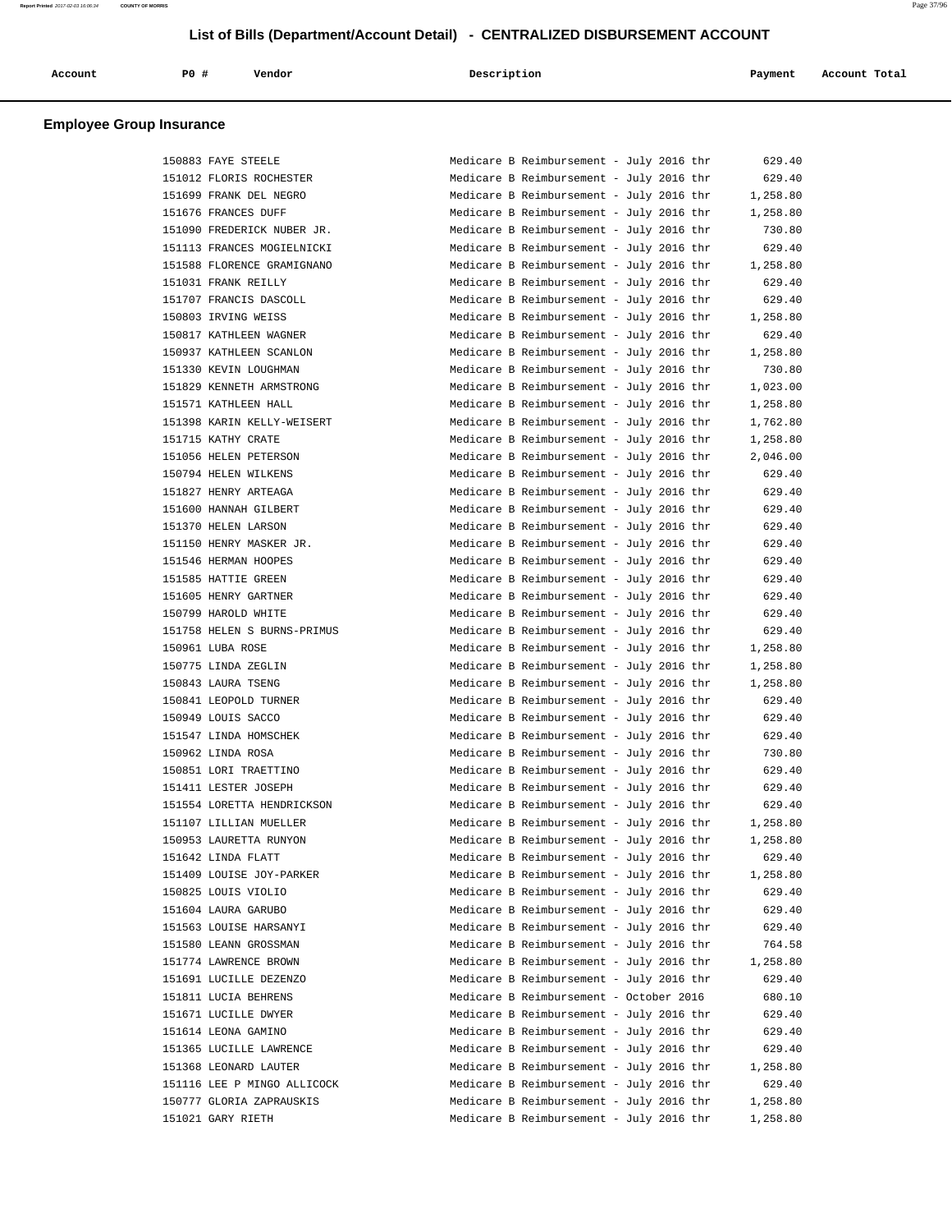## List of Bills (Department/Account Detail) - CENTRALIZED DISBURSEMENT ACCOUNT

### Employee Group Insurance

| Account | PO # | Vendor | Description | Payment | Account Total |
|---|---|---|---|---|---|
| | 150883 | FAYE STEELE | Medicare B Reimbursement - July 2016 thr | 629.40 | |
| | 151012 | FLORIS ROCHESTER | Medicare B Reimbursement - July 2016 thr | 629.40 | |
| | 151699 | FRANK DEL NEGRO | Medicare B Reimbursement - July 2016 thr | 1,258.80 | |
| | 151676 | FRANCES DUFF | Medicare B Reimbursement - July 2016 thr | 1,258.80 | |
| | 151090 | FREDERICK NUBER JR. | Medicare B Reimbursement - July 2016 thr | 730.80 | |
| | 151113 | FRANCES MOGIELNICKI | Medicare B Reimbursement - July 2016 thr | 629.40 | |
| | 151588 | FLORENCE GRAMIGNANO | Medicare B Reimbursement - July 2016 thr | 1,258.80 | |
| | 151031 | FRANK REILLY | Medicare B Reimbursement - July 2016 thr | 629.40 | |
| | 151707 | FRANCIS DASCOLL | Medicare B Reimbursement - July 2016 thr | 629.40 | |
| | 150803 | IRVING WEISS | Medicare B Reimbursement - July 2016 thr | 1,258.80 | |
| | 150817 | KATHLEEN WAGNER | Medicare B Reimbursement - July 2016 thr | 629.40 | |
| | 150937 | KATHLEEN SCANLON | Medicare B Reimbursement - July 2016 thr | 1,258.80 | |
| | 151330 | KEVIN LOUGHMAN | Medicare B Reimbursement - July 2016 thr | 730.80 | |
| | 151829 | KENNETH ARMSTRONG | Medicare B Reimbursement - July 2016 thr | 1,023.00 | |
| | 151571 | KATHLEEN HALL | Medicare B Reimbursement - July 2016 thr | 1,258.80 | |
| | 151398 | KARIN KELLY-WEISERT | Medicare B Reimbursement - July 2016 thr | 1,762.80 | |
| | 151715 | KATHY CRATE | Medicare B Reimbursement - July 2016 thr | 1,258.80 | |
| | 151056 | HELEN PETERSON | Medicare B Reimbursement - July 2016 thr | 2,046.00 | |
| | 150794 | HELEN WILKENS | Medicare B Reimbursement - July 2016 thr | 629.40 | |
| | 151827 | HENRY ARTEAGA | Medicare B Reimbursement - July 2016 thr | 629.40 | |
| | 151600 | HANNAH GILBERT | Medicare B Reimbursement - July 2016 thr | 629.40 | |
| | 151370 | HELEN LARSON | Medicare B Reimbursement - July 2016 thr | 629.40 | |
| | 151150 | HENRY MASKER JR. | Medicare B Reimbursement - July 2016 thr | 629.40 | |
| | 151546 | HERMAN HOOPES | Medicare B Reimbursement - July 2016 thr | 629.40 | |
| | 151585 | HATTIE GREEN | Medicare B Reimbursement - July 2016 thr | 629.40 | |
| | 151605 | HENRY GARTNER | Medicare B Reimbursement - July 2016 thr | 629.40 | |
| | 150799 | HAROLD WHITE | Medicare B Reimbursement - July 2016 thr | 629.40 | |
| | 151758 | HELEN S BURNS-PRIMUS | Medicare B Reimbursement - July 2016 thr | 629.40 | |
| | 150961 | LUBA ROSE | Medicare B Reimbursement - July 2016 thr | 1,258.80 | |
| | 150775 | LINDA ZEGLIN | Medicare B Reimbursement - July 2016 thr | 1,258.80 | |
| | 150843 | LAURA TSENG | Medicare B Reimbursement - July 2016 thr | 1,258.80 | |
| | 150841 | LEOPOLD TURNER | Medicare B Reimbursement - July 2016 thr | 629.40 | |
| | 150949 | LOUIS SACCO | Medicare B Reimbursement - July 2016 thr | 629.40 | |
| | 151547 | LINDA HOMSCHEK | Medicare B Reimbursement - July 2016 thr | 629.40 | |
| | 150962 | LINDA ROSA | Medicare B Reimbursement - July 2016 thr | 730.80 | |
| | 150851 | LORI TRAETTINO | Medicare B Reimbursement - July 2016 thr | 629.40 | |
| | 151411 | LESTER JOSEPH | Medicare B Reimbursement - July 2016 thr | 629.40 | |
| | 151554 | LORETTA HENDRICKSON | Medicare B Reimbursement - July 2016 thr | 629.40 | |
| | 151107 | LILLIAN MUELLER | Medicare B Reimbursement - July 2016 thr | 1,258.80 | |
| | 150953 | LAURETTA RUNYON | Medicare B Reimbursement - July 2016 thr | 1,258.80 | |
| | 151642 | LINDA FLATT | Medicare B Reimbursement - July 2016 thr | 629.40 | |
| | 151409 | LOUISE JOY-PARKER | Medicare B Reimbursement - July 2016 thr | 1,258.80 | |
| | 150825 | LOUIS VIOLIO | Medicare B Reimbursement - July 2016 thr | 629.40 | |
| | 151604 | LAURA GARUBO | Medicare B Reimbursement - July 2016 thr | 629.40 | |
| | 151563 | LOUISE HARSANYI | Medicare B Reimbursement - July 2016 thr | 629.40 | |
| | 151580 | LEANN GROSSMAN | Medicare B Reimbursement - July 2016 thr | 764.58 | |
| | 151774 | LAWRENCE BROWN | Medicare B Reimbursement - July 2016 thr | 1,258.80 | |
| | 151691 | LUCILLE DEZENZO | Medicare B Reimbursement - July 2016 thr | 629.40 | |
| | 151811 | LUCIA BEHRENS | Medicare B Reimbursement - October 2016 | 680.10 | |
| | 151671 | LUCILLE DWYER | Medicare B Reimbursement - July 2016 thr | 629.40 | |
| | 151614 | LEONA GAMINO | Medicare B Reimbursement - July 2016 thr | 629.40 | |
| | 151365 | LUCILLE LAWRENCE | Medicare B Reimbursement - July 2016 thr | 629.40 | |
| | 151368 | LEONARD LAUTER | Medicare B Reimbursement - July 2016 thr | 1,258.80 | |
| | 151116 | LEE P MINGO ALLICOCK | Medicare B Reimbursement - July 2016 thr | 629.40 | |
| | 150777 | GLORIA ZAPRAUSKIS | Medicare B Reimbursement - July 2016 thr | 1,258.80 | |
| | 151021 | GARY RIETH | Medicare B Reimbursement - July 2016 thr | 1,258.80 | |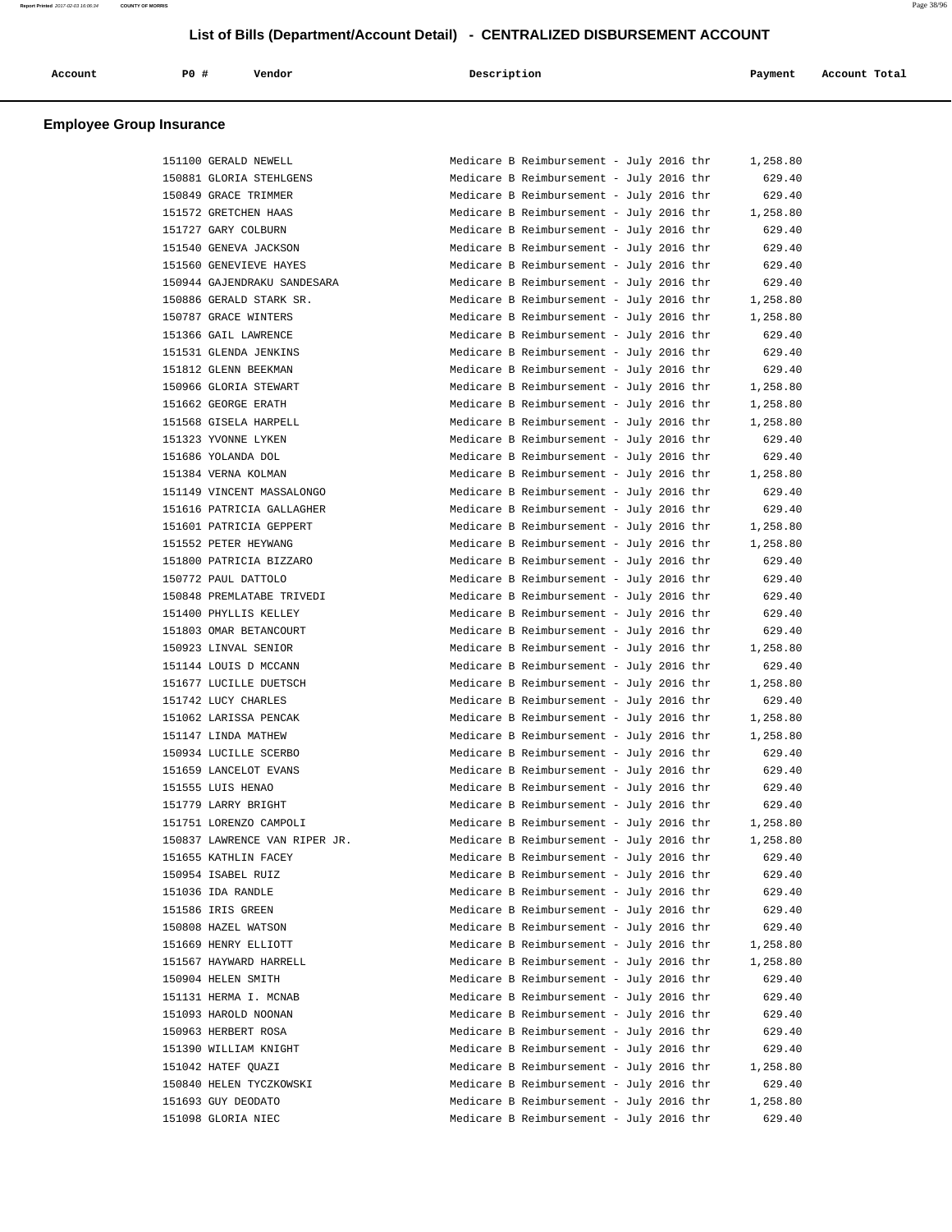## List of Bills (Department/Account Detail) - CENTRALIZED DISBURSEMENT ACCOUNT

### Employee Group Insurance

| Account | PO # | Vendor | Description | Payment | Account Total |
|---|---|---|---|---|---|
| | 151100 | GERALD NEWELL | Medicare B Reimbursement - July 2016 thr | 1,258.80 | |
| | 150881 | GLORIA STEHLGENS | Medicare B Reimbursement - July 2016 thr | 629.40 | |
| | 150849 | GRACE TRIMMER | Medicare B Reimbursement - July 2016 thr | 629.40 | |
| | 151572 | GRETCHEN HAAS | Medicare B Reimbursement - July 2016 thr | 1,258.80 | |
| | 151727 | GARY COLBURN | Medicare B Reimbursement - July 2016 thr | 629.40 | |
| | 151540 | GENEVA JACKSON | Medicare B Reimbursement - July 2016 thr | 629.40 | |
| | 151560 | GENEVIEVE HAYES | Medicare B Reimbursement - July 2016 thr | 629.40 | |
| | 150944 | GAJENDRAKU SANDESARA | Medicare B Reimbursement - July 2016 thr | 629.40 | |
| | 150886 | GERALD STARK SR. | Medicare B Reimbursement - July 2016 thr | 1,258.80 | |
| | 150787 | GRACE WINTERS | Medicare B Reimbursement - July 2016 thr | 1,258.80 | |
| | 151366 | GAIL LAWRENCE | Medicare B Reimbursement - July 2016 thr | 629.40 | |
| | 151531 | GLENDA JENKINS | Medicare B Reimbursement - July 2016 thr | 629.40 | |
| | 151812 | GLENN BEEKMAN | Medicare B Reimbursement - July 2016 thr | 629.40 | |
| | 150966 | GLORIA STEWART | Medicare B Reimbursement - July 2016 thr | 1,258.80 | |
| | 151662 | GEORGE ERATH | Medicare B Reimbursement - July 2016 thr | 1,258.80 | |
| | 151568 | GISELA HARPELL | Medicare B Reimbursement - July 2016 thr | 1,258.80 | |
| | 151323 | YVONNE LYKEN | Medicare B Reimbursement - July 2016 thr | 629.40 | |
| | 151686 | YOLANDA DOL | Medicare B Reimbursement - July 2016 thr | 629.40 | |
| | 151384 | VERNA KOLMAN | Medicare B Reimbursement - July 2016 thr | 1,258.80 | |
| | 151149 | VINCENT MASSALONGO | Medicare B Reimbursement - July 2016 thr | 629.40 | |
| | 151616 | PATRICIA GALLAGHER | Medicare B Reimbursement - July 2016 thr | 629.40 | |
| | 151601 | PATRICIA GEPPERT | Medicare B Reimbursement - July 2016 thr | 1,258.80 | |
| | 151552 | PETER HEYWANG | Medicare B Reimbursement - July 2016 thr | 1,258.80 | |
| | 151800 | PATRICIA BIZZARO | Medicare B Reimbursement - July 2016 thr | 629.40 | |
| | 150772 | PAUL DATTOLO | Medicare B Reimbursement - July 2016 thr | 629.40 | |
| | 150848 | PREMLATABE TRIVEDI | Medicare B Reimbursement - July 2016 thr | 629.40 | |
| | 151400 | PHYLLIS KELLEY | Medicare B Reimbursement - July 2016 thr | 629.40 | |
| | 151803 | OMAR BETANCOURT | Medicare B Reimbursement - July 2016 thr | 629.40 | |
| | 150923 | LINVAL SENIOR | Medicare B Reimbursement - July 2016 thr | 1,258.80 | |
| | 151144 | LOUIS D MCCANN | Medicare B Reimbursement - July 2016 thr | 629.40 | |
| | 151677 | LUCILLE DUETSCH | Medicare B Reimbursement - July 2016 thr | 1,258.80 | |
| | 151742 | LUCY CHARLES | Medicare B Reimbursement - July 2016 thr | 629.40 | |
| | 151062 | LARISSA PENCAK | Medicare B Reimbursement - July 2016 thr | 1,258.80 | |
| | 151147 | LINDA MATHEW | Medicare B Reimbursement - July 2016 thr | 1,258.80 | |
| | 150934 | LUCILLE SCERBO | Medicare B Reimbursement - July 2016 thr | 629.40 | |
| | 151659 | LANCELOT EVANS | Medicare B Reimbursement - July 2016 thr | 629.40 | |
| | 151555 | LUIS HENAO | Medicare B Reimbursement - July 2016 thr | 629.40 | |
| | 151779 | LARRY BRIGHT | Medicare B Reimbursement - July 2016 thr | 629.40 | |
| | 151751 | LORENZO CAMPOLI | Medicare B Reimbursement - July 2016 thr | 1,258.80 | |
| | 150837 | LAWRENCE VAN RIPER JR. | Medicare B Reimbursement - July 2016 thr | 1,258.80 | |
| | 151655 | KATHLIN FACEY | Medicare B Reimbursement - July 2016 thr | 629.40 | |
| | 150954 | ISABEL RUIZ | Medicare B Reimbursement - July 2016 thr | 629.40 | |
| | 151036 | IDA RANDLE | Medicare B Reimbursement - July 2016 thr | 629.40 | |
| | 151586 | IRIS GREEN | Medicare B Reimbursement - July 2016 thr | 629.40 | |
| | 150808 | HAZEL WATSON | Medicare B Reimbursement - July 2016 thr | 629.40 | |
| | 151669 | HENRY ELLIOTT | Medicare B Reimbursement - July 2016 thr | 1,258.80 | |
| | 151567 | HAYWARD HARRELL | Medicare B Reimbursement - July 2016 thr | 1,258.80 | |
| | 150904 | HELEN SMITH | Medicare B Reimbursement - July 2016 thr | 629.40 | |
| | 151131 | HERMA I. MCNAB | Medicare B Reimbursement - July 2016 thr | 629.40 | |
| | 151093 | HAROLD NOONAN | Medicare B Reimbursement - July 2016 thr | 629.40 | |
| | 150963 | HERBERT ROSA | Medicare B Reimbursement - July 2016 thr | 629.40 | |
| | 151390 | WILLIAM KNIGHT | Medicare B Reimbursement - July 2016 thr | 629.40 | |
| | 151042 | HATEF QUAZI | Medicare B Reimbursement - July 2016 thr | 1,258.80 | |
| | 150840 | HELEN TYCZKOWSKI | Medicare B Reimbursement - July 2016 thr | 629.40 | |
| | 151693 | GUY DEODATO | Medicare B Reimbursement - July 2016 thr | 1,258.80 | |
| | 151098 | GLORIA NIEC | Medicare B Reimbursement - July 2016 thr | 629.40 | |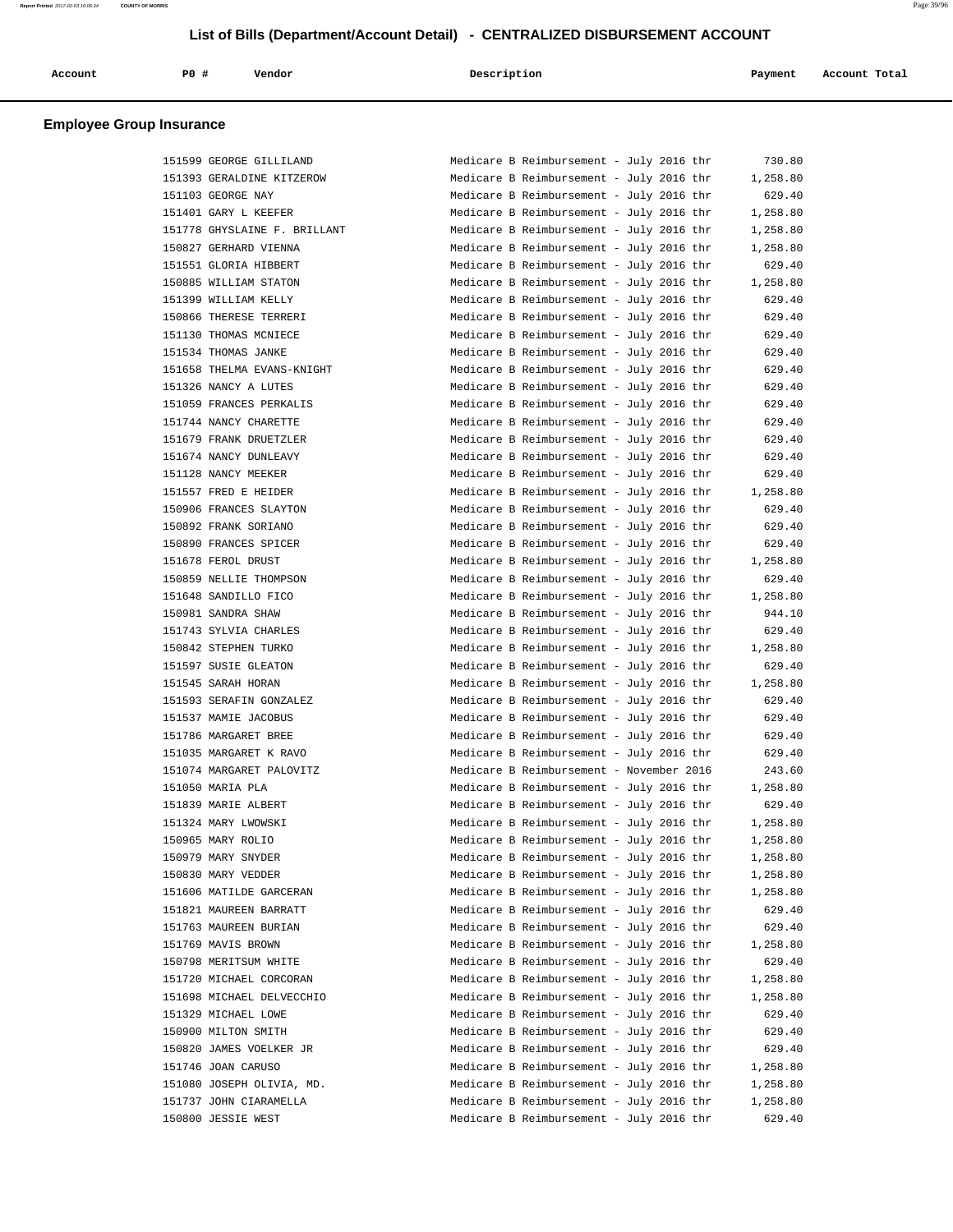# List of Bills (Department/Account Detail) - CENTRALIZED DISBURSEMENT ACCOUNT

## Employee Group Insurance

| Account | PO # | Vendor | Description | Payment | Account Total |
|---|---|---|---|---|---|
| | 151599 | GEORGE GILLILAND | Medicare B Reimbursement - July 2016 thr | 730.80 | |
| | 151393 | GERALDINE KITZEROW | Medicare B Reimbursement - July 2016 thr | 1,258.80 | |
| | 151103 | GEORGE NAY | Medicare B Reimbursement - July 2016 thr | 629.40 | |
| | 151401 | GARY L KEEFER | Medicare B Reimbursement - July 2016 thr | 1,258.80 | |
| | 151778 | GHYSLAINE F. BRILLANT | Medicare B Reimbursement - July 2016 thr | 1,258.80 | |
| | 150827 | GERHARD VIENNA | Medicare B Reimbursement - July 2016 thr | 1,258.80 | |
| | 151551 | GLORIA HIBBERT | Medicare B Reimbursement - July 2016 thr | 629.40 | |
| | 150885 | WILLIAM STATON | Medicare B Reimbursement - July 2016 thr | 1,258.80 | |
| | 151399 | WILLIAM KELLY | Medicare B Reimbursement - July 2016 thr | 629.40 | |
| | 150866 | THERESE TERRERI | Medicare B Reimbursement - July 2016 thr | 629.40 | |
| | 151130 | THOMAS MCNIECE | Medicare B Reimbursement - July 2016 thr | 629.40 | |
| | 151534 | THOMAS JANKE | Medicare B Reimbursement - July 2016 thr | 629.40 | |
| | 151658 | THELMA EVANS-KNIGHT | Medicare B Reimbursement - July 2016 thr | 629.40 | |
| | 151326 | NANCY A LUTES | Medicare B Reimbursement - July 2016 thr | 629.40 | |
| | 151059 | FRANCES PERKALIS | Medicare B Reimbursement - July 2016 thr | 629.40 | |
| | 151744 | NANCY CHARETTE | Medicare B Reimbursement - July 2016 thr | 629.40 | |
| | 151679 | FRANK DRUETZLER | Medicare B Reimbursement - July 2016 thr | 629.40 | |
| | 151674 | NANCY DUNLEAVY | Medicare B Reimbursement - July 2016 thr | 629.40 | |
| | 151128 | NANCY MEEKER | Medicare B Reimbursement - July 2016 thr | 629.40 | |
| | 151557 | FRED E HEIDER | Medicare B Reimbursement - July 2016 thr | 1,258.80 | |
| | 150906 | FRANCES SLAYTON | Medicare B Reimbursement - July 2016 thr | 629.40 | |
| | 150892 | FRANK SORIANO | Medicare B Reimbursement - July 2016 thr | 629.40 | |
| | 150890 | FRANCES SPICER | Medicare B Reimbursement - July 2016 thr | 629.40 | |
| | 151678 | FEROL DRUST | Medicare B Reimbursement - July 2016 thr | 1,258.80 | |
| | 150859 | NELLIE THOMPSON | Medicare B Reimbursement - July 2016 thr | 629.40 | |
| | 151648 | SANDILLO FICO | Medicare B Reimbursement - July 2016 thr | 1,258.80 | |
| | 150981 | SANDRA SHAW | Medicare B Reimbursement - July 2016 thr | 944.10 | |
| | 151743 | SYLVIA CHARLES | Medicare B Reimbursement - July 2016 thr | 629.40 | |
| | 150842 | STEPHEN TURKO | Medicare B Reimbursement - July 2016 thr | 1,258.80 | |
| | 151597 | SUSIE GLEATON | Medicare B Reimbursement - July 2016 thr | 629.40 | |
| | 151545 | SARAH HORAN | Medicare B Reimbursement - July 2016 thr | 1,258.80 | |
| | 151593 | SERAFIN GONZALEZ | Medicare B Reimbursement - July 2016 thr | 629.40 | |
| | 151537 | MAMIE JACOBUS | Medicare B Reimbursement - July 2016 thr | 629.40 | |
| | 151786 | MARGARET BREE | Medicare B Reimbursement - July 2016 thr | 629.40 | |
| | 151035 | MARGARET K RAVO | Medicare B Reimbursement - July 2016 thr | 629.40 | |
| | 151074 | MARGARET PALOVITZ | Medicare B Reimbursement - November 2016 | 243.60 | |
| | 151050 | MARIA PLA | Medicare B Reimbursement - July 2016 thr | 1,258.80 | |
| | 151839 | MARIE ALBERT | Medicare B Reimbursement - July 2016 thr | 629.40 | |
| | 151324 | MARY LWOWSKI | Medicare B Reimbursement - July 2016 thr | 1,258.80 | |
| | 150965 | MARY ROLIO | Medicare B Reimbursement - July 2016 thr | 1,258.80 | |
| | 150979 | MARY SNYDER | Medicare B Reimbursement - July 2016 thr | 1,258.80 | |
| | 150830 | MARY VEDDER | Medicare B Reimbursement - July 2016 thr | 1,258.80 | |
| | 151606 | MATILDE GARCERAN | Medicare B Reimbursement - July 2016 thr | 1,258.80 | |
| | 151821 | MAUREEN BARRATT | Medicare B Reimbursement - July 2016 thr | 629.40 | |
| | 151763 | MAUREEN BURIAN | Medicare B Reimbursement - July 2016 thr | 629.40 | |
| | 151769 | MAVIS BROWN | Medicare B Reimbursement - July 2016 thr | 1,258.80 | |
| | 150798 | MERITSUM WHITE | Medicare B Reimbursement - July 2016 thr | 629.40 | |
| | 151720 | MICHAEL CORCORAN | Medicare B Reimbursement - July 2016 thr | 1,258.80 | |
| | 151698 | MICHAEL DELVECCHIO | Medicare B Reimbursement - July 2016 thr | 1,258.80 | |
| | 151329 | MICHAEL LOWE | Medicare B Reimbursement - July 2016 thr | 629.40 | |
| | 150900 | MILTON SMITH | Medicare B Reimbursement - July 2016 thr | 629.40 | |
| | 150820 | JAMES VOELKER JR | Medicare B Reimbursement - July 2016 thr | 629.40 | |
| | 151746 | JOAN CARUSO | Medicare B Reimbursement - July 2016 thr | 1,258.80 | |
| | 151080 | JOSEPH OLIVIA, MD. | Medicare B Reimbursement - July 2016 thr | 1,258.80 | |
| | 151737 | JOHN CIARAMELLA | Medicare B Reimbursement - July 2016 thr | 1,258.80 | |
| | 150800 | JESSIE WEST | Medicare B Reimbursement - July 2016 thr | 629.40 | |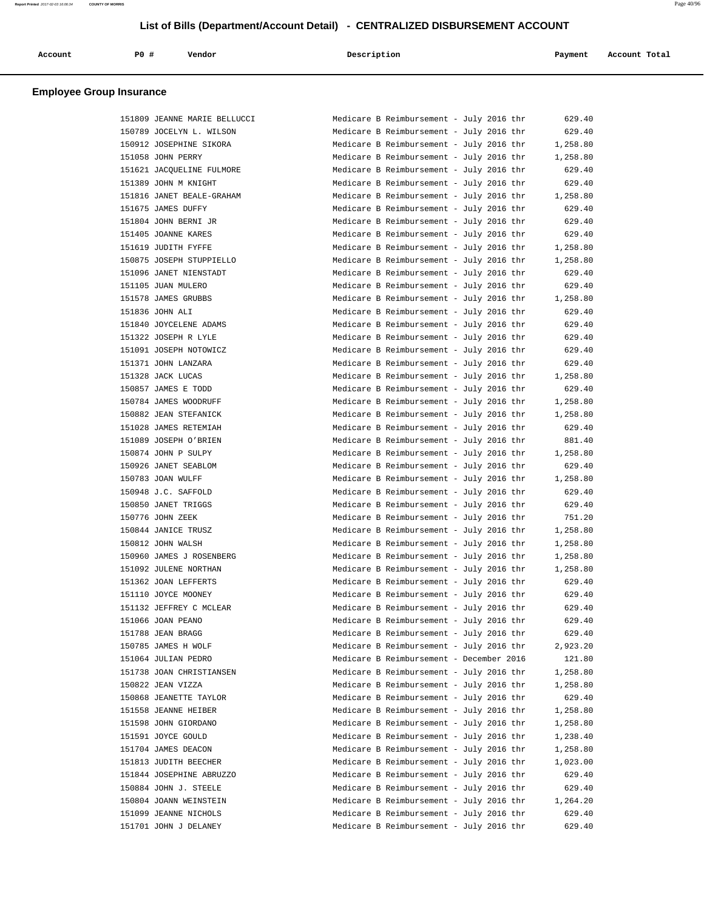# List of Bills (Department/Account Detail) - CENTRALIZED DISBURSEMENT ACCOUNT

| Account | PO # | Vendor | Description | Payment | Account Total |
|---|---|---|---|---|---|

## Employee Group Insurance

| Account | PO # | Vendor | Description | Payment | Account Total |
|---|---|---|---|---|---|
| | 151809 | JEANNE MARIE BELLUCCI | Medicare B Reimbursement - July 2016 thr | 629.40 | |
| | 150789 | JOCELYN L. WILSON | Medicare B Reimbursement - July 2016 thr | 629.40 | |
| | 150912 | JOSEPHINE SIKORA | Medicare B Reimbursement - July 2016 thr | 1,258.80 | |
| | 151058 | JOHN PERRY | Medicare B Reimbursement - July 2016 thr | 1,258.80 | |
| | 151621 | JACQUELINE FULMORE | Medicare B Reimbursement - July 2016 thr | 629.40 | |
| | 151389 | JOHN M KNIGHT | Medicare B Reimbursement - July 2016 thr | 629.40 | |
| | 151816 | JANET BEALE-GRAHAM | Medicare B Reimbursement - July 2016 thr | 1,258.80 | |
| | 151675 | JAMES DUFFY | Medicare B Reimbursement - July 2016 thr | 629.40 | |
| | 151804 | JOHN BERNI JR | Medicare B Reimbursement - July 2016 thr | 629.40 | |
| | 151405 | JOANNE KARES | Medicare B Reimbursement - July 2016 thr | 629.40 | |
| | 151619 | JUDITH FYFFE | Medicare B Reimbursement - July 2016 thr | 1,258.80 | |
| | 150875 | JOSEPH STUPPIELLO | Medicare B Reimbursement - July 2016 thr | 1,258.80 | |
| | 151096 | JANET NIENSTADT | Medicare B Reimbursement - July 2016 thr | 629.40 | |
| | 151105 | JUAN MULERO | Medicare B Reimbursement - July 2016 thr | 629.40 | |
| | 151578 | JAMES GRUBBS | Medicare B Reimbursement - July 2016 thr | 1,258.80 | |
| | 151836 | JOHN ALI | Medicare B Reimbursement - July 2016 thr | 629.40 | |
| | 151840 | JOYCELENE ADAMS | Medicare B Reimbursement - July 2016 thr | 629.40 | |
| | 151322 | JOSEPH R LYLE | Medicare B Reimbursement - July 2016 thr | 629.40 | |
| | 151091 | JOSEPH NOTOWICZ | Medicare B Reimbursement - July 2016 thr | 629.40 | |
| | 151371 | JOHN LANZARA | Medicare B Reimbursement - July 2016 thr | 629.40 | |
| | 151328 | JACK LUCAS | Medicare B Reimbursement - July 2016 thr | 1,258.80 | |
| | 150857 | JAMES E TODD | Medicare B Reimbursement - July 2016 thr | 629.40 | |
| | 150784 | JAMES WOODRUFF | Medicare B Reimbursement - July 2016 thr | 1,258.80 | |
| | 150882 | JEAN STEFANICK | Medicare B Reimbursement - July 2016 thr | 1,258.80 | |
| | 151028 | JAMES RETEMIAH | Medicare B Reimbursement - July 2016 thr | 629.40 | |
| | 151089 | JOSEPH O'BRIEN | Medicare B Reimbursement - July 2016 thr | 881.40 | |
| | 150874 | JOHN P SULPY | Medicare B Reimbursement - July 2016 thr | 1,258.80 | |
| | 150926 | JANET SEABLOM | Medicare B Reimbursement - July 2016 thr | 629.40 | |
| | 150783 | JOAN WULFF | Medicare B Reimbursement - July 2016 thr | 1,258.80 | |
| | 150948 | J.C. SAFFOLD | Medicare B Reimbursement - July 2016 thr | 629.40 | |
| | 150850 | JANET TRIGGS | Medicare B Reimbursement - July 2016 thr | 629.40 | |
| | 150776 | JOHN ZEEK | Medicare B Reimbursement - July 2016 thr | 751.20 | |
| | 150844 | JANICE TRUSZ | Medicare B Reimbursement - July 2016 thr | 1,258.80 | |
| | 150812 | JOHN WALSH | Medicare B Reimbursement - July 2016 thr | 1,258.80 | |
| | 150960 | JAMES J ROSENBERG | Medicare B Reimbursement - July 2016 thr | 1,258.80 | |
| | 151092 | JULENE NORTHAN | Medicare B Reimbursement - July 2016 thr | 1,258.80 | |
| | 151362 | JOAN LEFFERTS | Medicare B Reimbursement - July 2016 thr | 629.40 | |
| | 151110 | JOYCE MOONEY | Medicare B Reimbursement - July 2016 thr | 629.40 | |
| | 151132 | JEFFREY C MCLEAR | Medicare B Reimbursement - July 2016 thr | 629.40 | |
| | 151066 | JOAN PEANO | Medicare B Reimbursement - July 2016 thr | 629.40 | |
| | 151788 | JEAN BRAGG | Medicare B Reimbursement - July 2016 thr | 629.40 | |
| | 150785 | JAMES H WOLF | Medicare B Reimbursement - July 2016 thr | 2,923.20 | |
| | 151064 | JULIAN PEDRO | Medicare B Reimbursement - December 2016 | 121.80 | |
| | 151738 | JOAN CHRISTIANSEN | Medicare B Reimbursement - July 2016 thr | 1,258.80 | |
| | 150822 | JEAN VIZZA | Medicare B Reimbursement - July 2016 thr | 1,258.80 | |
| | 150868 | JEANETTE TAYLOR | Medicare B Reimbursement - July 2016 thr | 629.40 | |
| | 151558 | JEANNE HEIBER | Medicare B Reimbursement - July 2016 thr | 1,258.80 | |
| | 151598 | JOHN GIORDANO | Medicare B Reimbursement - July 2016 thr | 1,258.80 | |
| | 151591 | JOYCE GOULD | Medicare B Reimbursement - July 2016 thr | 1,238.40 | |
| | 151704 | JAMES DEACON | Medicare B Reimbursement - July 2016 thr | 1,258.80 | |
| | 151813 | JUDITH BEECHER | Medicare B Reimbursement - July 2016 thr | 1,023.00 | |
| | 151844 | JOSEPHINE ABRUZZO | Medicare B Reimbursement - July 2016 thr | 629.40 | |
| | 150884 | JOHN J. STEELE | Medicare B Reimbursement - July 2016 thr | 629.40 | |
| | 150804 | JOANN WEINSTEIN | Medicare B Reimbursement - July 2016 thr | 1,264.20 | |
| | 151099 | JEANNE NICHOLS | Medicare B Reimbursement - July 2016 thr | 629.40 | |
| | 151701 | JOHN J DELANEY | Medicare B Reimbursement - July 2016 thr | 629.40 | |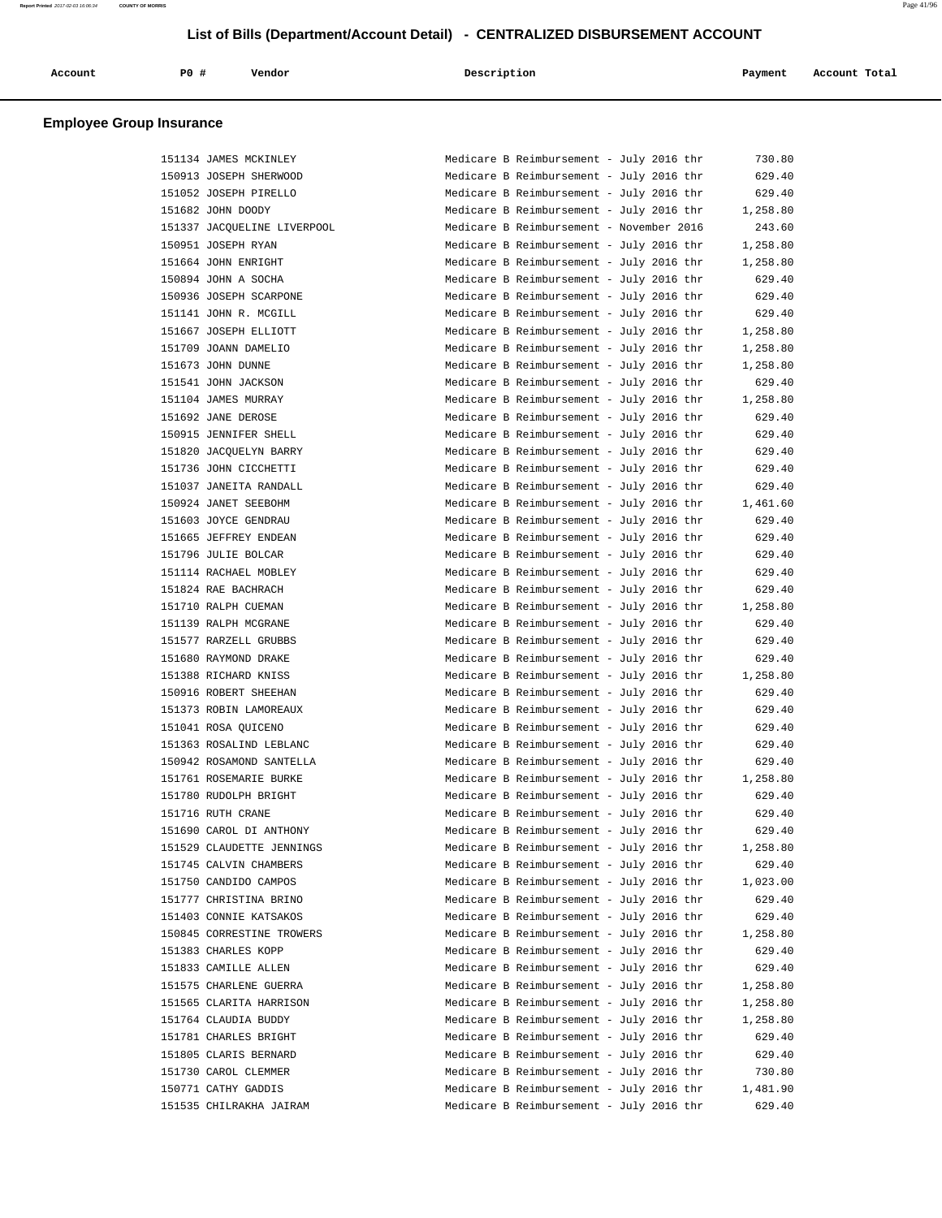# List of Bills (Department/Account Detail) - CENTRALIZED DISBURSEMENT ACCOUNT

| Account | PO # | Vendor | Description | Payment | Account Total |
|---|---|---|---|---|---|

## Employee Group Insurance

| Account | PO # | Vendor | Description | Payment | Account Total |
|---|---|---|---|---|---|
| | 151134 | JAMES MCKINLEY | Medicare B Reimbursement - July 2016 thr | 730.80 | |
| | 150913 | JOSEPH SHERWOOD | Medicare B Reimbursement - July 2016 thr | 629.40 | |
| | 151052 | JOSEPH PIRELLO | Medicare B Reimbursement - July 2016 thr | 629.40 | |
| | 151682 | JOHN DOODY | Medicare B Reimbursement - July 2016 thr | 1,258.80 | |
| | 151337 | JACQUELINE LIVERPOOL | Medicare B Reimbursement - November 2016 | 243.60 | |
| | 150951 | JOSEPH RYAN | Medicare B Reimbursement - July 2016 thr | 1,258.80 | |
| | 151664 | JOHN ENRIGHT | Medicare B Reimbursement - July 2016 thr | 1,258.80 | |
| | 150894 | JOHN A SOCHA | Medicare B Reimbursement - July 2016 thr | 629.40 | |
| | 150936 | JOSEPH SCARPONE | Medicare B Reimbursement - July 2016 thr | 629.40 | |
| | 151141 | JOHN R. MCGILL | Medicare B Reimbursement - July 2016 thr | 629.40 | |
| | 151667 | JOSEPH ELLIOTT | Medicare B Reimbursement - July 2016 thr | 1,258.80 | |
| | 151709 | JOANN DAMELIO | Medicare B Reimbursement - July 2016 thr | 1,258.80 | |
| | 151673 | JOHN DUNNE | Medicare B Reimbursement - July 2016 thr | 1,258.80 | |
| | 151541 | JOHN JACKSON | Medicare B Reimbursement - July 2016 thr | 629.40 | |
| | 151104 | JAMES MURRAY | Medicare B Reimbursement - July 2016 thr | 1,258.80 | |
| | 151692 | JANE DEROSE | Medicare B Reimbursement - July 2016 thr | 629.40 | |
| | 150915 | JENNIFER SHELL | Medicare B Reimbursement - July 2016 thr | 629.40 | |
| | 151820 | JACQUELYN BARRY | Medicare B Reimbursement - July 2016 thr | 629.40 | |
| | 151736 | JOHN CICCHETTI | Medicare B Reimbursement - July 2016 thr | 629.40 | |
| | 151037 | JANEITA RANDALL | Medicare B Reimbursement - July 2016 thr | 629.40 | |
| | 150924 | JANET SEEBOHM | Medicare B Reimbursement - July 2016 thr | 1,461.60 | |
| | 151603 | JOYCE GENDRAU | Medicare B Reimbursement - July 2016 thr | 629.40 | |
| | 151665 | JEFFREY ENDEAN | Medicare B Reimbursement - July 2016 thr | 629.40 | |
| | 151796 | JULIE BOLCAR | Medicare B Reimbursement - July 2016 thr | 629.40 | |
| | 151114 | RACHAEL MOBLEY | Medicare B Reimbursement - July 2016 thr | 629.40 | |
| | 151824 | RAE BACHRACH | Medicare B Reimbursement - July 2016 thr | 629.40 | |
| | 151710 | RALPH CUEMAN | Medicare B Reimbursement - July 2016 thr | 1,258.80 | |
| | 151139 | RALPH MCGRANE | Medicare B Reimbursement - July 2016 thr | 629.40 | |
| | 151577 | RARZELL GRUBBS | Medicare B Reimbursement - July 2016 thr | 629.40 | |
| | 151680 | RAYMOND DRAKE | Medicare B Reimbursement - July 2016 thr | 629.40 | |
| | 151388 | RICHARD KNISS | Medicare B Reimbursement - July 2016 thr | 1,258.80 | |
| | 150916 | ROBERT SHEEHAN | Medicare B Reimbursement - July 2016 thr | 629.40 | |
| | 151373 | ROBIN LAMOREAUX | Medicare B Reimbursement - July 2016 thr | 629.40 | |
| | 151041 | ROSA QUICENO | Medicare B Reimbursement - July 2016 thr | 629.40 | |
| | 151363 | ROSALIND LEBLANC | Medicare B Reimbursement - July 2016 thr | 629.40 | |
| | 150942 | ROSAMOND SANTELLA | Medicare B Reimbursement - July 2016 thr | 629.40 | |
| | 151761 | ROSEMARIE BURKE | Medicare B Reimbursement - July 2016 thr | 1,258.80 | |
| | 151780 | RUDOLPH BRIGHT | Medicare B Reimbursement - July 2016 thr | 629.40 | |
| | 151716 | RUTH CRANE | Medicare B Reimbursement - July 2016 thr | 629.40 | |
| | 151690 | CAROL DI ANTHONY | Medicare B Reimbursement - July 2016 thr | 629.40 | |
| | 151529 | CLAUDETTE JENNINGS | Medicare B Reimbursement - July 2016 thr | 1,258.80 | |
| | 151745 | CALVIN CHAMBERS | Medicare B Reimbursement - July 2016 thr | 629.40 | |
| | 151750 | CANDIDO CAMPOS | Medicare B Reimbursement - July 2016 thr | 1,023.00 | |
| | 151777 | CHRISTINA BRINO | Medicare B Reimbursement - July 2016 thr | 629.40 | |
| | 151403 | CONNIE KATSAKOS | Medicare B Reimbursement - July 2016 thr | 629.40 | |
| | 150845 | CORRESTINE TROWERS | Medicare B Reimbursement - July 2016 thr | 1,258.80 | |
| | 151383 | CHARLES KOPP | Medicare B Reimbursement - July 2016 thr | 629.40 | |
| | 151833 | CAMILLE ALLEN | Medicare B Reimbursement - July 2016 thr | 629.40 | |
| | 151575 | CHARLENE GUERRA | Medicare B Reimbursement - July 2016 thr | 1,258.80 | |
| | 151565 | CLARITA HARRISON | Medicare B Reimbursement - July 2016 thr | 1,258.80 | |
| | 151764 | CLAUDIA BUDDY | Medicare B Reimbursement - July 2016 thr | 1,258.80 | |
| | 151781 | CHARLES BRIGHT | Medicare B Reimbursement - July 2016 thr | 629.40 | |
| | 151805 | CLARIS BERNARD | Medicare B Reimbursement - July 2016 thr | 629.40 | |
| | 151730 | CAROL CLEMMER | Medicare B Reimbursement - July 2016 thr | 730.80 | |
| | 150771 | CATHY GADDIS | Medicare B Reimbursement - July 2016 thr | 1,481.90 | |
| | 151535 | CHILRAKHA JAIRAM | Medicare B Reimbursement - July 2016 thr | 629.40 | |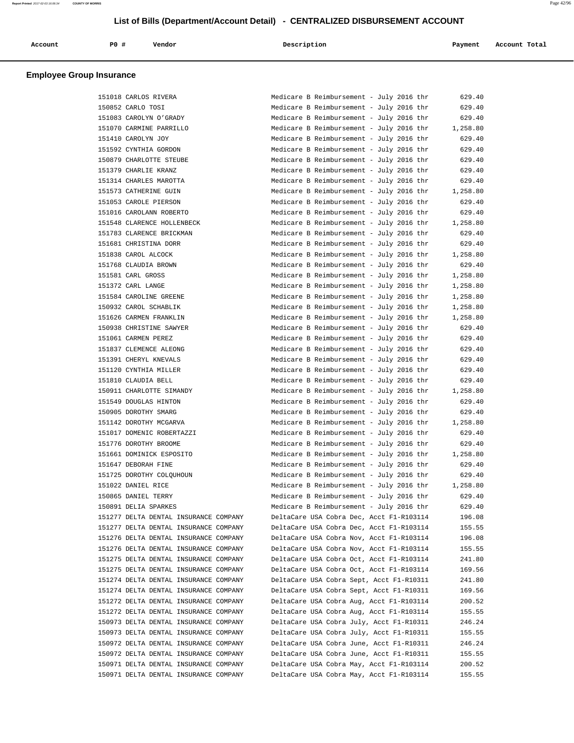## List of Bills (Department/Account Detail) - CENTRALIZED DISBURSEMENT ACCOUNT

### Employee Group Insurance

| Account | PO # | Vendor | Description | Payment | Account Total |
|---|---|---|---|---|---|
| | 151018 | CARLOS RIVERA | Medicare B Reimbursement - July 2016 thr | 629.40 | |
| | 150852 | CARLO TOSI | Medicare B Reimbursement - July 2016 thr | 629.40 | |
| | 151083 | CAROLYN O'GRADY | Medicare B Reimbursement - July 2016 thr | 629.40 | |
| | 151070 | CARMINE PARRILLO | Medicare B Reimbursement - July 2016 thr | 1,258.80 | |
| | 151410 | CAROLYN JOY | Medicare B Reimbursement - July 2016 thr | 629.40 | |
| | 151592 | CYNTHIA GORDON | Medicare B Reimbursement - July 2016 thr | 629.40 | |
| | 150879 | CHARLOTTE STEUBE | Medicare B Reimbursement - July 2016 thr | 629.40 | |
| | 151379 | CHARLIE KRANZ | Medicare B Reimbursement - July 2016 thr | 629.40 | |
| | 151314 | CHARLES MAROTTA | Medicare B Reimbursement - July 2016 thr | 629.40 | |
| | 151573 | CATHERINE GUIN | Medicare B Reimbursement - July 2016 thr | 1,258.80 | |
| | 151053 | CAROLE PIERSON | Medicare B Reimbursement - July 2016 thr | 629.40 | |
| | 151016 | CAROLANN ROBERTO | Medicare B Reimbursement - July 2016 thr | 629.40 | |
| | 151548 | CLARENCE HOLLENBECK | Medicare B Reimbursement - July 2016 thr | 1,258.80 | |
| | 151783 | CLARENCE BRICKMAN | Medicare B Reimbursement - July 2016 thr | 629.40 | |
| | 151681 | CHRISTINA DORR | Medicare B Reimbursement - July 2016 thr | 629.40 | |
| | 151838 | CAROL ALCOCK | Medicare B Reimbursement - July 2016 thr | 1,258.80 | |
| | 151768 | CLAUDIA BROWN | Medicare B Reimbursement - July 2016 thr | 629.40 | |
| | 151581 | CARL GROSS | Medicare B Reimbursement - July 2016 thr | 1,258.80 | |
| | 151372 | CARL LANGE | Medicare B Reimbursement - July 2016 thr | 1,258.80 | |
| | 151584 | CAROLINE GREENE | Medicare B Reimbursement - July 2016 thr | 1,258.80 | |
| | 150932 | CAROL SCHABLIK | Medicare B Reimbursement - July 2016 thr | 1,258.80 | |
| | 151626 | CARMEN FRANKLIN | Medicare B Reimbursement - July 2016 thr | 1,258.80 | |
| | 150938 | CHRISTINE SAWYER | Medicare B Reimbursement - July 2016 thr | 629.40 | |
| | 151061 | CARMEN PEREZ | Medicare B Reimbursement - July 2016 thr | 629.40 | |
| | 151837 | CLEMENCE ALEONG | Medicare B Reimbursement - July 2016 thr | 629.40 | |
| | 151391 | CHERYL KNEVALS | Medicare B Reimbursement - July 2016 thr | 629.40 | |
| | 151120 | CYNTHIA MILLER | Medicare B Reimbursement - July 2016 thr | 629.40 | |
| | 151810 | CLAUDIA BELL | Medicare B Reimbursement - July 2016 thr | 629.40 | |
| | 150911 | CHARLOTTE SIMANDY | Medicare B Reimbursement - July 2016 thr | 1,258.80 | |
| | 151549 | DOUGLAS HINTON | Medicare B Reimbursement - July 2016 thr | 629.40 | |
| | 150905 | DOROTHY SMARG | Medicare B Reimbursement - July 2016 thr | 629.40 | |
| | 151142 | DOROTHY MCGARVA | Medicare B Reimbursement - July 2016 thr | 1,258.80 | |
| | 151017 | DOMENIC ROBERTAZZI | Medicare B Reimbursement - July 2016 thr | 629.40 | |
| | 151776 | DOROTHY BROOME | Medicare B Reimbursement - July 2016 thr | 629.40 | |
| | 151661 | DOMINICK ESPOSITO | Medicare B Reimbursement - July 2016 thr | 1,258.80 | |
| | 151647 | DEBORAH FINE | Medicare B Reimbursement - July 2016 thr | 629.40 | |
| | 151725 | DOROTHY COLQUHOUN | Medicare B Reimbursement - July 2016 thr | 629.40 | |
| | 151022 | DANIEL RICE | Medicare B Reimbursement - July 2016 thr | 1,258.80 | |
| | 150865 | DANIEL TERRY | Medicare B Reimbursement - July 2016 thr | 629.40 | |
| | 150891 | DELIA SPARKES | Medicare B Reimbursement - July 2016 thr | 629.40 | |
| | 151277 | DELTA DENTAL INSURANCE COMPANY | DeltaCare USA Cobra Dec, Acct F1-R103114 | 196.08 | |
| | 151277 | DELTA DENTAL INSURANCE COMPANY | DeltaCare USA Cobra Dec, Acct F1-R103114 | 155.55 | |
| | 151276 | DELTA DENTAL INSURANCE COMPANY | DeltaCare USA Cobra Nov, Acct F1-R103114 | 196.08 | |
| | 151276 | DELTA DENTAL INSURANCE COMPANY | DeltaCare USA Cobra Nov, Acct F1-R103114 | 155.55 | |
| | 151275 | DELTA DENTAL INSURANCE COMPANY | DeltaCare USA Cobra Oct, Acct F1-R103114 | 241.80 | |
| | 151275 | DELTA DENTAL INSURANCE COMPANY | DeltaCare USA Cobra Oct, Acct F1-R103114 | 169.56 | |
| | 151274 | DELTA DENTAL INSURANCE COMPANY | DeltaCare USA Cobra Sept, Acct F1-R10311 | 241.80 | |
| | 151274 | DELTA DENTAL INSURANCE COMPANY | DeltaCare USA Cobra Sept, Acct F1-R10311 | 169.56 | |
| | 151272 | DELTA DENTAL INSURANCE COMPANY | DeltaCare USA Cobra Aug, Acct F1-R103114 | 200.52 | |
| | 151272 | DELTA DENTAL INSURANCE COMPANY | DeltaCare USA Cobra Aug, Acct F1-R103114 | 155.55 | |
| | 150973 | DELTA DENTAL INSURANCE COMPANY | DeltaCare USA Cobra July, Acct F1-R10311 | 246.24 | |
| | 150973 | DELTA DENTAL INSURANCE COMPANY | DeltaCare USA Cobra July, Acct F1-R10311 | 155.55 | |
| | 150972 | DELTA DENTAL INSURANCE COMPANY | DeltaCare USA Cobra June, Acct F1-R10311 | 246.24 | |
| | 150972 | DELTA DENTAL INSURANCE COMPANY | DeltaCare USA Cobra June, Acct F1-R10311 | 155.55 | |
| | 150971 | DELTA DENTAL INSURANCE COMPANY | DeltaCare USA Cobra May, Acct F1-R103114 | 200.52 | |
| | 150971 | DELTA DENTAL INSURANCE COMPANY | DeltaCare USA Cobra May, Acct F1-R103114 | 155.55 | |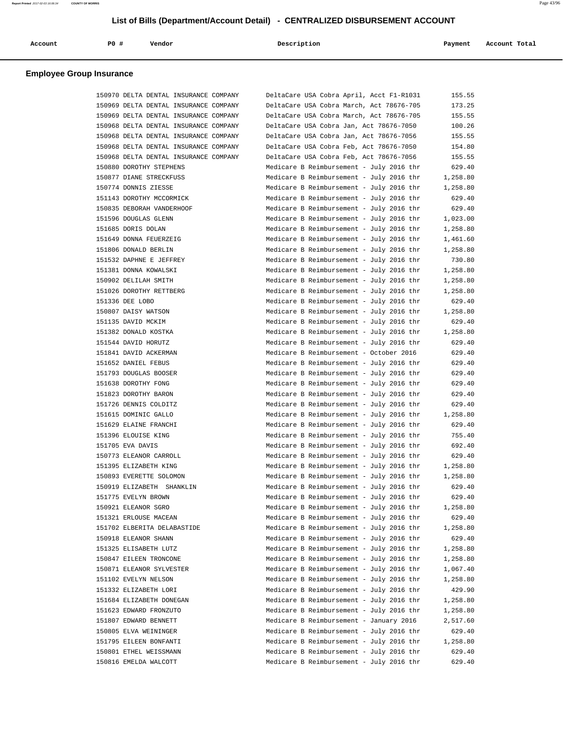# List of Bills (Department/Account Detail) - CENTRALIZED DISBURSEMENT ACCOUNT

## Employee Group Insurance

| Account | PO # | Vendor | Description | Payment | Account Total |
|---|---|---|---|---|---|
| | 150970 | DELTA DENTAL INSURANCE COMPANY | DeltaCare USA Cobra April, Acct F1-R1031 | 155.55 | |
| | 150969 | DELTA DENTAL INSURANCE COMPANY | DeltaCare USA Cobra March, Act 78676-705 | 173.25 | |
| | 150969 | DELTA DENTAL INSURANCE COMPANY | DeltaCare USA Cobra March, Act 78676-705 | 155.55 | |
| | 150968 | DELTA DENTAL INSURANCE COMPANY | DeltaCare USA Cobra Jan, Act 78676-7050 | 100.26 | |
| | 150968 | DELTA DENTAL INSURANCE COMPANY | DeltaCare USA Cobra Jan, Act 78676-7056 | 155.55 | |
| | 150968 | DELTA DENTAL INSURANCE COMPANY | DeltaCare USA Cobra Feb, Act 78676-7050 | 154.80 | |
| | 150968 | DELTA DENTAL INSURANCE COMPANY | DeltaCare USA Cobra Feb, Act 78676-7056 | 155.55 | |
| | 150880 | DOROTHY STEPHENS | Medicare B Reimbursement - July 2016 thr | 629.40 | |
| | 150877 | DIANE STRECKFUSS | Medicare B Reimbursement - July 2016 thr | 1,258.80 | |
| | 150774 | DONNIS ZIESSE | Medicare B Reimbursement - July 2016 thr | 1,258.80 | |
| | 151143 | DOROTHY MCCORMICK | Medicare B Reimbursement - July 2016 thr | 629.40 | |
| | 150835 | DEBORAH VANDERHOOF | Medicare B Reimbursement - July 2016 thr | 629.40 | |
| | 151596 | DOUGLAS GLENN | Medicare B Reimbursement - July 2016 thr | 1,023.00 | |
| | 151685 | DORIS DOLAN | Medicare B Reimbursement - July 2016 thr | 1,258.80 | |
| | 151649 | DONNA FEUERZEIG | Medicare B Reimbursement - July 2016 thr | 1,461.60 | |
| | 151806 | DONALD BERLIN | Medicare B Reimbursement - July 2016 thr | 1,258.80 | |
| | 151532 | DAPHNE E JEFFREY | Medicare B Reimbursement - July 2016 thr | 730.80 | |
| | 151381 | DONNA KOWALSKI | Medicare B Reimbursement - July 2016 thr | 1,258.80 | |
| | 150902 | DELILAH SMITH | Medicare B Reimbursement - July 2016 thr | 1,258.80 | |
| | 151026 | DOROTHY RETTBERG | Medicare B Reimbursement - July 2016 thr | 1,258.80 | |
| | 151336 | DEE LOBO | Medicare B Reimbursement - July 2016 thr | 629.40 | |
| | 150807 | DAISY WATSON | Medicare B Reimbursement - July 2016 thr | 1,258.80 | |
| | 151135 | DAVID MCKIM | Medicare B Reimbursement - July 2016 thr | 629.40 | |
| | 151382 | DONALD KOSTKA | Medicare B Reimbursement - July 2016 thr | 1,258.80 | |
| | 151544 | DAVID HORUTZ | Medicare B Reimbursement - July 2016 thr | 629.40 | |
| | 151841 | DAVID ACKERMAN | Medicare B Reimbursement - October 2016 | 629.40 | |
| | 151652 | DANIEL FEBUS | Medicare B Reimbursement - July 2016 thr | 629.40 | |
| | 151793 | DOUGLAS BOOSER | Medicare B Reimbursement - July 2016 thr | 629.40 | |
| | 151638 | DOROTHY FONG | Medicare B Reimbursement - July 2016 thr | 629.40 | |
| | 151823 | DOROTHY BARON | Medicare B Reimbursement - July 2016 thr | 629.40 | |
| | 151726 | DENNIS COLDITZ | Medicare B Reimbursement - July 2016 thr | 629.40 | |
| | 151615 | DOMINIC GALLO | Medicare B Reimbursement - July 2016 thr | 1,258.80 | |
| | 151629 | ELAINE FRANCHI | Medicare B Reimbursement - July 2016 thr | 629.40 | |
| | 151396 | ELOUISE KING | Medicare B Reimbursement - July 2016 thr | 755.40 | |
| | 151705 | EVA DAVIS | Medicare B Reimbursement - July 2016 thr | 692.40 | |
| | 150773 | ELEANOR CARROLL | Medicare B Reimbursement - July 2016 thr | 629.40 | |
| | 151395 | ELIZABETH KING | Medicare B Reimbursement - July 2016 thr | 1,258.80 | |
| | 150893 | EVERETTE SOLOMON | Medicare B Reimbursement - July 2016 thr | 1,258.80 | |
| | 150919 | ELIZABETH SHANKLIN | Medicare B Reimbursement - July 2016 thr | 629.40 | |
| | 151775 | EVELYN BROWN | Medicare B Reimbursement - July 2016 thr | 629.40 | |
| | 150921 | ELEANOR SGRO | Medicare B Reimbursement - July 2016 thr | 1,258.80 | |
| | 151321 | ERLOUSE MACEAN | Medicare B Reimbursement - July 2016 thr | 629.40 | |
| | 151702 | ELBERITA DELABASTIDE | Medicare B Reimbursement - July 2016 thr | 1,258.80 | |
| | 150918 | ELEANOR SHANN | Medicare B Reimbursement - July 2016 thr | 629.40 | |
| | 151325 | ELISABETH LUTZ | Medicare B Reimbursement - July 2016 thr | 1,258.80 | |
| | 150847 | EILEEN TRONCONE | Medicare B Reimbursement - July 2016 thr | 1,258.80 | |
| | 150871 | ELEANOR SYLVESTER | Medicare B Reimbursement - July 2016 thr | 1,067.40 | |
| | 151102 | EVELYN NELSON | Medicare B Reimbursement - July 2016 thr | 1,258.80 | |
| | 151332 | ELIZABETH LORI | Medicare B Reimbursement - July 2016 thr | 429.90 | |
| | 151684 | ELIZABETH DONEGAN | Medicare B Reimbursement - July 2016 thr | 1,258.80 | |
| | 151623 | EDWARD FRONZUTO | Medicare B Reimbursement - July 2016 thr | 1,258.80 | |
| | 151807 | EDWARD BENNETT | Medicare B Reimbursement - January 2016 | 2,517.60 | |
| | 150805 | ELVA WEININGER | Medicare B Reimbursement - July 2016 thr | 629.40 | |
| | 151795 | EILEEN BONFANTI | Medicare B Reimbursement - July 2016 thr | 1,258.80 | |
| | 150801 | ETHEL WEISSMANN | Medicare B Reimbursement - July 2016 thr | 629.40 | |
| | 150816 | EMELDA WALCOTT | Medicare B Reimbursement - July 2016 thr | 629.40 | |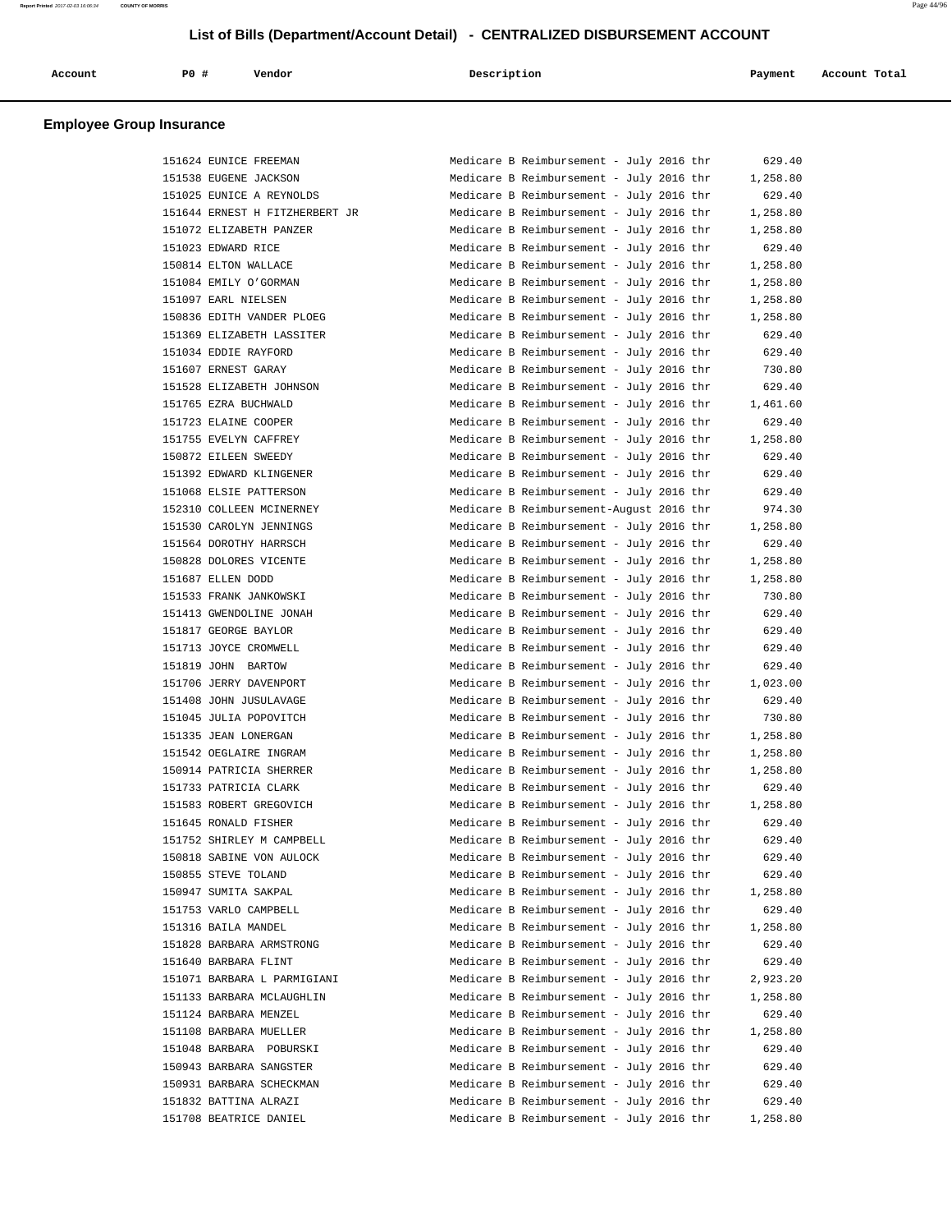# List of Bills (Department/Account Detail) - CENTRALIZED DISBURSEMENT ACCOUNT

## Employee Group Insurance

| Account | PO # | Vendor | Description | Payment | Account Total |
|---|---|---|---|---|---|
| | 151624 | EUNICE FREEMAN | Medicare B Reimbursement - July 2016 thr | 629.40 | |
| | 151538 | EUGENE JACKSON | Medicare B Reimbursement - July 2016 thr | 1,258.80 | |
| | 151025 | EUNICE A REYNOLDS | Medicare B Reimbursement - July 2016 thr | 629.40 | |
| | 151644 | ERNEST H FITZHERBERT JR | Medicare B Reimbursement - July 2016 thr | 1,258.80 | |
| | 151072 | ELIZABETH PANZER | Medicare B Reimbursement - July 2016 thr | 1,258.80 | |
| | 151023 | EDWARD RICE | Medicare B Reimbursement - July 2016 thr | 629.40 | |
| | 150814 | ELTON WALLACE | Medicare B Reimbursement - July 2016 thr | 1,258.80 | |
| | 151084 | EMILY O'GORMAN | Medicare B Reimbursement - July 2016 thr | 1,258.80 | |
| | 151097 | EARL NIELSEN | Medicare B Reimbursement - July 2016 thr | 1,258.80 | |
| | 150836 | EDITH VANDER PLOEG | Medicare B Reimbursement - July 2016 thr | 1,258.80 | |
| | 151369 | ELIZABETH LASSITER | Medicare B Reimbursement - July 2016 thr | 629.40 | |
| | 151034 | EDDIE RAYFORD | Medicare B Reimbursement - July 2016 thr | 629.40 | |
| | 151607 | ERNEST GARAY | Medicare B Reimbursement - July 2016 thr | 730.80 | |
| | 151528 | ELIZABETH JOHNSON | Medicare B Reimbursement - July 2016 thr | 629.40 | |
| | 151765 | EZRA BUCHWALD | Medicare B Reimbursement - July 2016 thr | 1,461.60 | |
| | 151723 | ELAINE COOPER | Medicare B Reimbursement - July 2016 thr | 629.40 | |
| | 151755 | EVELYN CAFFREY | Medicare B Reimbursement - July 2016 thr | 1,258.80 | |
| | 150872 | EILEEN SWEEDY | Medicare B Reimbursement - July 2016 thr | 629.40 | |
| | 151392 | EDWARD KLINGENER | Medicare B Reimbursement - July 2016 thr | 629.40 | |
| | 151068 | ELSIE PATTERSON | Medicare B Reimbursement - July 2016 thr | 629.40 | |
| | 152310 | COLLEEN MCINERNEY | Medicare B Reimbursement-August 2016 thr | 974.30 | |
| | 151530 | CAROLYN JENNINGS | Medicare B Reimbursement - July 2016 thr | 1,258.80 | |
| | 151564 | DOROTHY HARRSCH | Medicare B Reimbursement - July 2016 thr | 629.40 | |
| | 150828 | DOLORES VICENTE | Medicare B Reimbursement - July 2016 thr | 1,258.80 | |
| | 151687 | ELLEN DODD | Medicare B Reimbursement - July 2016 thr | 1,258.80 | |
| | 151533 | FRANK JANKOWSKI | Medicare B Reimbursement - July 2016 thr | 730.80 | |
| | 151413 | GWENDOLINE JONAH | Medicare B Reimbursement - July 2016 thr | 629.40 | |
| | 151817 | GEORGE BAYLOR | Medicare B Reimbursement - July 2016 thr | 629.40 | |
| | 151713 | JOYCE CROMWELL | Medicare B Reimbursement - July 2016 thr | 629.40 | |
| | 151819 | JOHN BARTOW | Medicare B Reimbursement - July 2016 thr | 629.40 | |
| | 151706 | JERRY DAVENPORT | Medicare B Reimbursement - July 2016 thr | 1,023.00 | |
| | 151408 | JOHN JUSULAVAGE | Medicare B Reimbursement - July 2016 thr | 629.40 | |
| | 151045 | JULIA POPOVITCH | Medicare B Reimbursement - July 2016 thr | 730.80 | |
| | 151335 | JEAN LONERGAN | Medicare B Reimbursement - July 2016 thr | 1,258.80 | |
| | 151542 | OEGLAIRE INGRAM | Medicare B Reimbursement - July 2016 thr | 1,258.80 | |
| | 150914 | PATRICIA SHERRER | Medicare B Reimbursement - July 2016 thr | 1,258.80 | |
| | 151733 | PATRICIA CLARK | Medicare B Reimbursement - July 2016 thr | 629.40 | |
| | 151583 | ROBERT GREGOVICH | Medicare B Reimbursement - July 2016 thr | 1,258.80 | |
| | 151645 | RONALD FISHER | Medicare B Reimbursement - July 2016 thr | 629.40 | |
| | 151752 | SHIRLEY M CAMPBELL | Medicare B Reimbursement - July 2016 thr | 629.40 | |
| | 150818 | SABINE VON AULOCK | Medicare B Reimbursement - July 2016 thr | 629.40 | |
| | 150855 | STEVE TOLAND | Medicare B Reimbursement - July 2016 thr | 629.40 | |
| | 150947 | SUMITA SAKPAL | Medicare B Reimbursement - July 2016 thr | 1,258.80 | |
| | 151753 | VARLO CAMPBELL | Medicare B Reimbursement - July 2016 thr | 629.40 | |
| | 151316 | BAILA MANDEL | Medicare B Reimbursement - July 2016 thr | 1,258.80 | |
| | 151828 | BARBARA ARMSTRONG | Medicare B Reimbursement - July 2016 thr | 629.40 | |
| | 151640 | BARBARA FLINT | Medicare B Reimbursement - July 2016 thr | 629.40 | |
| | 151071 | BARBARA L PARMIGIANI | Medicare B Reimbursement - July 2016 thr | 2,923.20 | |
| | 151133 | BARBARA MCLAUGHLIN | Medicare B Reimbursement - July 2016 thr | 1,258.80 | |
| | 151124 | BARBARA MENZEL | Medicare B Reimbursement - July 2016 thr | 629.40 | |
| | 151108 | BARBARA MUELLER | Medicare B Reimbursement - July 2016 thr | 1,258.80 | |
| | 151048 | BARBARA POBURSKI | Medicare B Reimbursement - July 2016 thr | 629.40 | |
| | 150943 | BARBARA SANGSTER | Medicare B Reimbursement - July 2016 thr | 629.40 | |
| | 150931 | BARBARA SCHECKMAN | Medicare B Reimbursement - July 2016 thr | 629.40 | |
| | 151832 | BATTINA ALRAZI | Medicare B Reimbursement - July 2016 thr | 629.40 | |
| | 151708 | BEATRICE DANIEL | Medicare B Reimbursement - July 2016 thr | 1,258.80 | |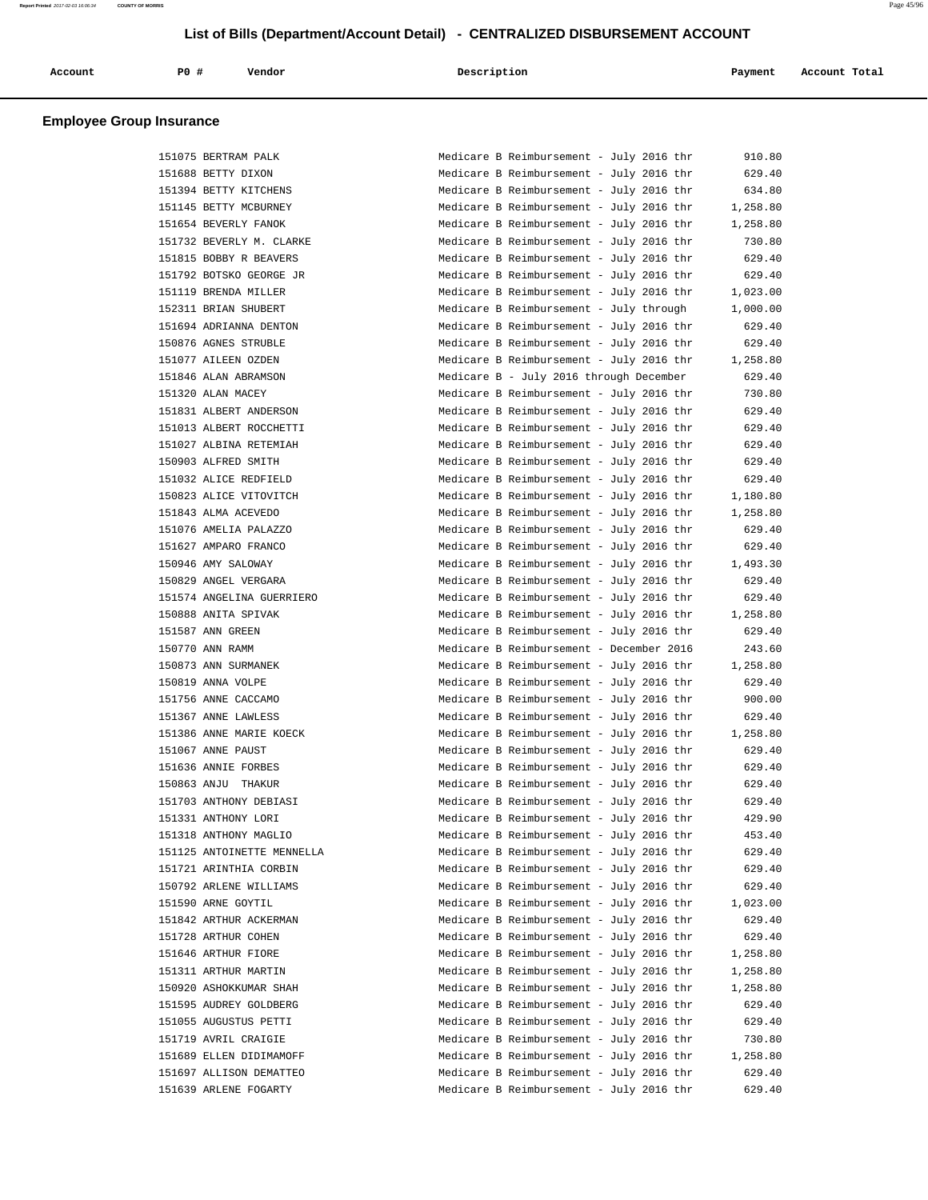## List of Bills (Department/Account Detail) - CENTRALIZED DISBURSEMENT ACCOUNT

| Account | PO # | Vendor | Description | Payment | Account Total |
|---|---|---|---|---|---|

### Employee Group Insurance

| Account | PO # | Vendor | Description | Payment | Account Total |
|---|---|---|---|---|---|
| | 151075 | BERTRAM PALK | Medicare B Reimbursement - July 2016 thr | 910.80 | |
| | 151688 | BETTY DIXON | Medicare B Reimbursement - July 2016 thr | 629.40 | |
| | 151394 | BETTY KITCHENS | Medicare B Reimbursement - July 2016 thr | 634.80 | |
| | 151145 | BETTY MCBURNEY | Medicare B Reimbursement - July 2016 thr | 1,258.80 | |
| | 151654 | BEVERLY FANOK | Medicare B Reimbursement - July 2016 thr | 1,258.80 | |
| | 151732 | BEVERLY M. CLARKE | Medicare B Reimbursement - July 2016 thr | 730.80 | |
| | 151815 | BOBBY R BEAVERS | Medicare B Reimbursement - July 2016 thr | 629.40 | |
| | 151792 | BOTSKO GEORGE JR | Medicare B Reimbursement - July 2016 thr | 629.40 | |
| | 151119 | BRENDA MILLER | Medicare B Reimbursement - July 2016 thr | 1,023.00 | |
| | 152311 | BRIAN SHUBERT | Medicare B Reimbursement - July through | 1,000.00 | |
| | 151694 | ADRIANNA DENTON | Medicare B Reimbursement - July 2016 thr | 629.40 | |
| | 150876 | AGNES STRUBLE | Medicare B Reimbursement - July 2016 thr | 629.40 | |
| | 151077 | AILEEN OZDEN | Medicare B Reimbursement - July 2016 thr | 1,258.80 | |
| | 151846 | ALAN ABRAMSON | Medicare B - July 2016 through December | 629.40 | |
| | 151320 | ALAN MACEY | Medicare B Reimbursement - July 2016 thr | 730.80 | |
| | 151831 | ALBERT ANDERSON | Medicare B Reimbursement - July 2016 thr | 629.40 | |
| | 151013 | ALBERT ROCCHETTI | Medicare B Reimbursement - July 2016 thr | 629.40 | |
| | 151027 | ALBINA RETEMIAH | Medicare B Reimbursement - July 2016 thr | 629.40 | |
| | 150903 | ALFRED SMITH | Medicare B Reimbursement - July 2016 thr | 629.40 | |
| | 151032 | ALICE REDFIELD | Medicare B Reimbursement - July 2016 thr | 629.40 | |
| | 150823 | ALICE VITOVITCH | Medicare B Reimbursement - July 2016 thr | 1,180.80 | |
| | 151843 | ALMA ACEVEDO | Medicare B Reimbursement - July 2016 thr | 1,258.80 | |
| | 151076 | AMELIA PALAZZO | Medicare B Reimbursement - July 2016 thr | 629.40 | |
| | 151627 | AMPARO FRANCO | Medicare B Reimbursement - July 2016 thr | 629.40 | |
| | 150946 | AMY SALOWAY | Medicare B Reimbursement - July 2016 thr | 1,493.30 | |
| | 150829 | ANGEL VERGARA | Medicare B Reimbursement - July 2016 thr | 629.40 | |
| | 151574 | ANGELINA GUERRIERO | Medicare B Reimbursement - July 2016 thr | 629.40 | |
| | 150888 | ANITA SPIVAK | Medicare B Reimbursement - July 2016 thr | 1,258.80 | |
| | 151587 | ANN GREEN | Medicare B Reimbursement - July 2016 thr | 629.40 | |
| | 150770 | ANN RAMM | Medicare B Reimbursement - December 2016 | 243.60 | |
| | 150873 | ANN SURMANEK | Medicare B Reimbursement - July 2016 thr | 1,258.80 | |
| | 150819 | ANNA VOLPE | Medicare B Reimbursement - July 2016 thr | 629.40 | |
| | 151756 | ANNE CACCAMO | Medicare B Reimbursement - July 2016 thr | 900.00 | |
| | 151367 | ANNE LAWLESS | Medicare B Reimbursement - July 2016 thr | 629.40 | |
| | 151386 | ANNE MARIE KOECK | Medicare B Reimbursement - July 2016 thr | 1,258.80 | |
| | 151067 | ANNE PAUST | Medicare B Reimbursement - July 2016 thr | 629.40 | |
| | 151636 | ANNIE FORBES | Medicare B Reimbursement - July 2016 thr | 629.40 | |
| | 150863 | ANJU THAKUR | Medicare B Reimbursement - July 2016 thr | 629.40 | |
| | 151703 | ANTHONY DEBIASI | Medicare B Reimbursement - July 2016 thr | 629.40 | |
| | 151331 | ANTHONY LORI | Medicare B Reimbursement - July 2016 thr | 429.90 | |
| | 151318 | ANTHONY MAGLIO | Medicare B Reimbursement - July 2016 thr | 453.40 | |
| | 151125 | ANTOINETTE MENNELLA | Medicare B Reimbursement - July 2016 thr | 629.40 | |
| | 151721 | ARINTHIA CORBIN | Medicare B Reimbursement - July 2016 thr | 629.40 | |
| | 150792 | ARLENE WILLIAMS | Medicare B Reimbursement - July 2016 thr | 629.40 | |
| | 151590 | ARNE GOYTIL | Medicare B Reimbursement - July 2016 thr | 1,023.00 | |
| | 151842 | ARTHUR ACKERMAN | Medicare B Reimbursement - July 2016 thr | 629.40 | |
| | 151728 | ARTHUR COHEN | Medicare B Reimbursement - July 2016 thr | 629.40 | |
| | 151646 | ARTHUR FIORE | Medicare B Reimbursement - July 2016 thr | 1,258.80 | |
| | 151311 | ARTHUR MARTIN | Medicare B Reimbursement - July 2016 thr | 1,258.80 | |
| | 150920 | ASHOKKUMAR SHAH | Medicare B Reimbursement - July 2016 thr | 1,258.80 | |
| | 151595 | AUDREY GOLDBERG | Medicare B Reimbursement - July 2016 thr | 629.40 | |
| | 151055 | AUGUSTUS PETTI | Medicare B Reimbursement - July 2016 thr | 629.40 | |
| | 151719 | AVRIL CRAIGIE | Medicare B Reimbursement - July 2016 thr | 730.80 | |
| | 151689 | ELLEN DIDIMAMOFF | Medicare B Reimbursement - July 2016 thr | 1,258.80 | |
| | 151697 | ALLISON DEMATTEO | Medicare B Reimbursement - July 2016 thr | 629.40 | |
| | 151639 | ARLENE FOGARTY | Medicare B Reimbursement - July 2016 thr | 629.40 | |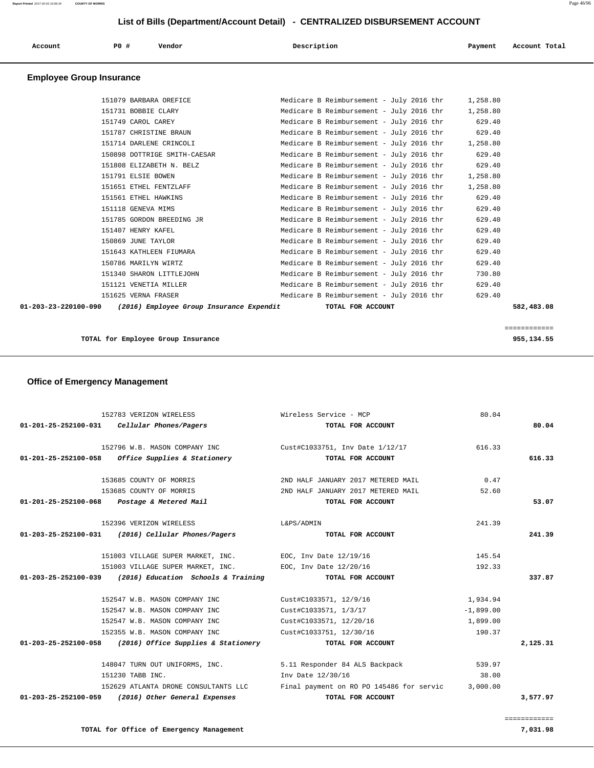# List of Bills (Department/Account Detail) - CENTRALIZED DISBURSEMENT ACCOUNT

| Account | PO # | Vendor | Description | Payment | Account Total |
|---|---|---|---|---|---|

## Employee Group Insurance

| Account | PO # | Vendor | Description | Payment | Account Total |
|---|---|---|---|---|---|
| | 151079 | BARBARA OREFICE | Medicare B Reimbursement - July 2016 thr | 1,258.80 | |
| | 151731 | BOBBIE CLARY | Medicare B Reimbursement - July 2016 thr | 1,258.80 | |
| | 151749 | CAROL CAREY | Medicare B Reimbursement - July 2016 thr | 629.40 | |
| | 151787 | CHRISTINE BRAUN | Medicare B Reimbursement - July 2016 thr | 629.40 | |
| | 151714 | DARLENE CRINCOLI | Medicare B Reimbursement - July 2016 thr | 1,258.80 | |
| | 150898 | DOTTRIGE SMITH-CAESAR | Medicare B Reimbursement - July 2016 thr | 629.40 | |
| | 151808 | ELIZABETH N. BELZ | Medicare B Reimbursement - July 2016 thr | 629.40 | |
| | 151791 | ELSIE BOWEN | Medicare B Reimbursement - July 2016 thr | 1,258.80 | |
| | 151651 | ETHEL FENTZLAFF | Medicare B Reimbursement - July 2016 thr | 1,258.80 | |
| | 151561 | ETHEL HAWKINS | Medicare B Reimbursement - July 2016 thr | 629.40 | |
| | 151118 | GENEVA MIMS | Medicare B Reimbursement - July 2016 thr | 629.40 | |
| | 151785 | GORDON BREEDING JR | Medicare B Reimbursement - July 2016 thr | 629.40 | |
| | 151407 | HENRY KAFEL | Medicare B Reimbursement - July 2016 thr | 629.40 | |
| | 150869 | JUNE TAYLOR | Medicare B Reimbursement - July 2016 thr | 629.40 | |
| | 151643 | KATHLEEN FIUMARA | Medicare B Reimbursement - July 2016 thr | 629.40 | |
| | 150786 | MARILYN WIRTZ | Medicare B Reimbursement - July 2016 thr | 629.40 | |
| | 151340 | SHARON LITTLEJOHN | Medicare B Reimbursement - July 2016 thr | 730.80 | |
| | 151121 | VENETIA MILLER | Medicare B Reimbursement - July 2016 thr | 629.40 | |
| | 151625 | VERNA FRASER | Medicare B Reimbursement - July 2016 thr | 629.40 | |
| **01-203-23-220100-090** | | ***(2016) Employee Group Insurance Expendit*** | **TOTAL FOR ACCOUNT** | | **582,483.08** |

**TOTAL for Employee Group Insurance** **955,134.55**

## Office of Emergency Management

| Account | PO # | Vendor | Description | Payment | Account Total |
|---|---|---|---|---|---|
| | 152783 | VERIZON WIRELESS | Wireless Service - MCP | 80.04 | |
| **01-201-25-252100-031** | | ***Cellular Phones/Pagers*** | **TOTAL FOR ACCOUNT** | | **80.04** |
| | 152796 | W.B. MASON COMPANY INC | Cust#C1033751, Inv Date 1/12/17 | 616.33 | |
| **01-201-25-252100-058** | | ***Office Supplies & Stationery*** | **TOTAL FOR ACCOUNT** | | **616.33** |
| | 153685 | COUNTY OF MORRIS | 2ND HALF JANUARY 2017 METERED MAIL | 0.47 | |
| | 153685 | COUNTY OF MORRIS | 2ND HALF JANUARY 2017 METERED MAIL | 52.60 | |
| **01-201-25-252100-068** | | ***Postage & Metered Mail*** | **TOTAL FOR ACCOUNT** | | **53.07** |
| | 152396 | VERIZON WIRELESS | L&PS/ADMIN | 241.39 | |
| **01-203-25-252100-031** | | ***(2016) Cellular Phones/Pagers*** | **TOTAL FOR ACCOUNT** | | **241.39** |
| | 151003 | VILLAGE SUPER MARKET, INC. | EOC, Inv Date 12/19/16 | 145.54 | |
| | 151003 | VILLAGE SUPER MARKET, INC. | EOC, Inv Date 12/20/16 | 192.33 | |
| **01-203-25-252100-039** | | ***(2016) Education Schools & Training*** | **TOTAL FOR ACCOUNT** | | **337.87** |
| | 152547 | W.B. MASON COMPANY INC | Cust#C1033571, 12/9/16 | 1,934.94 | |
| | 152547 | W.B. MASON COMPANY INC | Cust#C1033571, 1/3/17 | -1,899.00 | |
| | 152547 | W.B. MASON COMPANY INC | Cust#C1033571, 12/20/16 | 1,899.00 | |
| | 152355 | W.B. MASON COMPANY INC | Cust#C1033751, 12/30/16 | 190.37 | |
| **01-203-25-252100-058** | | ***(2016) Office Supplies & Stationery*** | **TOTAL FOR ACCOUNT** | | **2,125.31** |
| | 148047 | TURN OUT UNIFORMS, INC. | 5.11 Responder 84 ALS Backpack | 539.97 | |
| | 151230 | TABB INC. | Inv Date 12/30/16 | 38.00 | |
| | 152629 | ATLANTA DRONE CONSULTANTS LLC | Final payment on RO PO 145486 for servic | 3,000.00 | |
| **01-203-25-252100-059** | | ***(2016) Other General Expenses*** | **TOTAL FOR ACCOUNT** | | **3,577.97** |

**TOTAL for Office of Emergency Management** **7,031.98**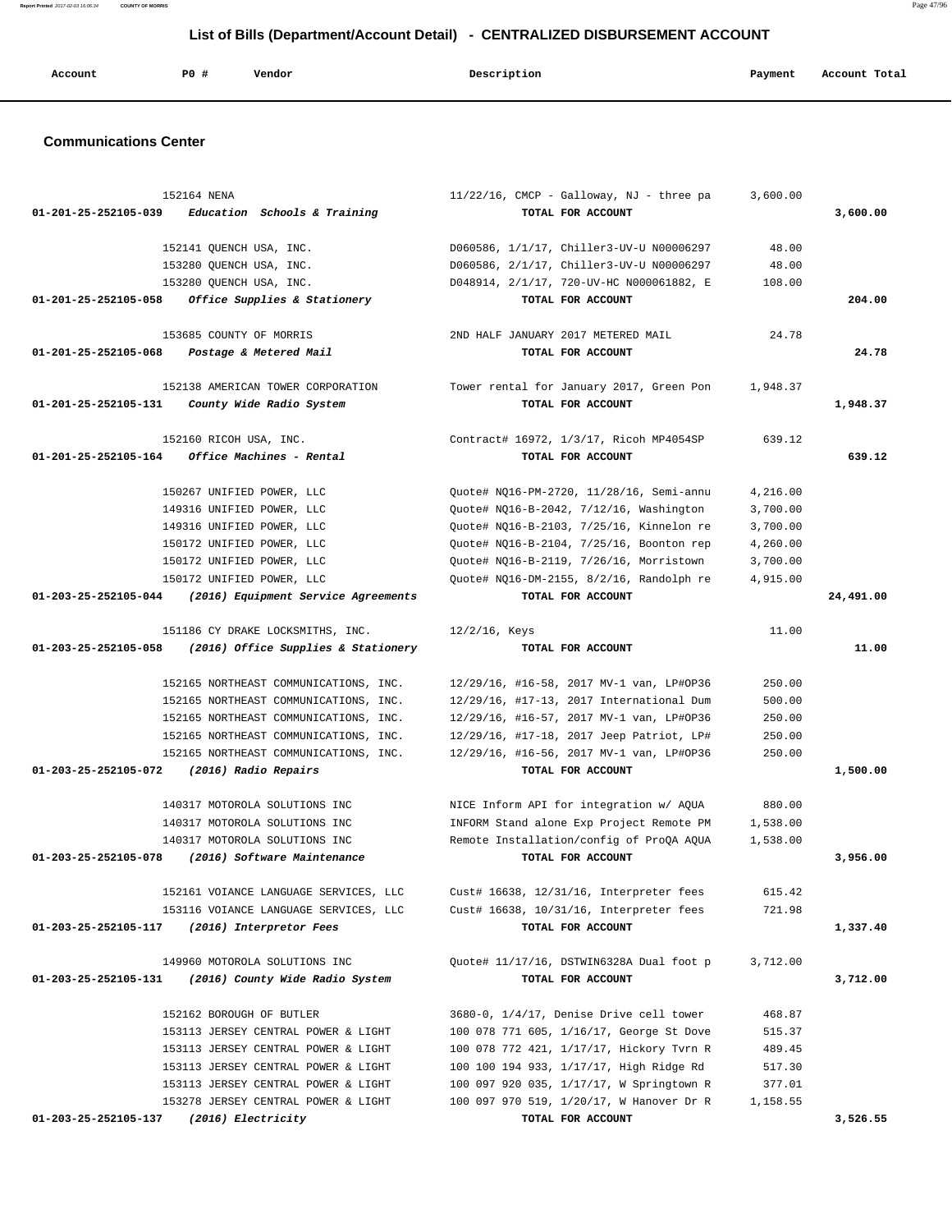## List of Bills (Department/Account Detail) - CENTRALIZED DISBURSEMENT ACCOUNT

| Account | PO # | Vendor | Description | Payment | Account Total |
|---|---|---|---|---|---|

### Communications Center

| Account | PO # | Vendor | Description | Payment | Account Total |
|---|---|---|---|---|---|
| | 152164 | NENA | 11/22/16, CMCP - Galloway, NJ - three pa | 3,600.00 | |
| 01-201-25-252105-039 | | *Education Schools & Training* | TOTAL FOR ACCOUNT | | 3,600.00 |
| | 152141 | QUENCH USA, INC. | D060586, 1/1/17, Chiller3-UV-U N00006297 | 48.00 | |
| | 153280 | QUENCH USA, INC. | D060586, 2/1/17, Chiller3-UV-U N00006297 | 48.00 | |
| | 153280 | QUENCH USA, INC. | D048914, 2/1/17, 720-UV-HC N000061882, E | 108.00 | |
| 01-201-25-252105-058 | | *Office Supplies & Stationery* | TOTAL FOR ACCOUNT | | 204.00 |
| | 153685 | COUNTY OF MORRIS | 2ND HALF JANUARY 2017 METERED MAIL | 24.78 | |
| 01-201-25-252105-068 | | *Postage & Metered Mail* | TOTAL FOR ACCOUNT | | 24.78 |
| | 152138 | AMERICAN TOWER CORPORATION | Tower rental for January 2017, Green Pon | 1,948.37 | |
| 01-201-25-252105-131 | | *County Wide Radio System* | TOTAL FOR ACCOUNT | | 1,948.37 |
| | 152160 | RICOH USA, INC. | Contract# 16972, 1/3/17, Ricoh MP4054SP | 639.12 | |
| 01-201-25-252105-164 | | *Office Machines - Rental* | TOTAL FOR ACCOUNT | | 639.12 |
| | 150267 | UNIFIED POWER, LLC | Quote# NQ16-PM-2720, 11/28/16, Semi-annu | 4,216.00 | |
| | 149316 | UNIFIED POWER, LLC | Quote# NQ16-B-2042, 7/12/16, Washington | 3,700.00 | |
| | 149316 | UNIFIED POWER, LLC | Quote# NQ16-B-2103, 7/25/16, Kinnelon re | 3,700.00 | |
| | 150172 | UNIFIED POWER, LLC | Quote# NQ16-B-2104, 7/25/16, Boonton rep | 4,260.00 | |
| | 150172 | UNIFIED POWER, LLC | Quote# NQ16-B-2119, 7/26/16, Morristown | 3,700.00 | |
| | 150172 | UNIFIED POWER, LLC | Quote# NQ16-DM-2155, 8/2/16, Randolph re | 4,915.00 | |
| 01-203-25-252105-044 | | *(2016) Equipment Service Agreements* | TOTAL FOR ACCOUNT | | 24,491.00 |
| | 151186 | CY DRAKE LOCKSMITHS, INC. | 12/2/16, Keys | 11.00 | |
| 01-203-25-252105-058 | | *(2016) Office Supplies & Stationery* | TOTAL FOR ACCOUNT | | 11.00 |
| | 152165 | NORTHEAST COMMUNICATIONS, INC. | 12/29/16, #16-58, 2017 MV-1 van, LP#OP36 | 250.00 | |
| | 152165 | NORTHEAST COMMUNICATIONS, INC. | 12/29/16, #17-13, 2017 International Dum | 500.00 | |
| | 152165 | NORTHEAST COMMUNICATIONS, INC. | 12/29/16, #16-57, 2017 MV-1 van, LP#OP36 | 250.00 | |
| | 152165 | NORTHEAST COMMUNICATIONS, INC. | 12/29/16, #17-18, 2017 Jeep Patriot, LP# | 250.00 | |
| | 152165 | NORTHEAST COMMUNICATIONS, INC. | 12/29/16, #16-56, 2017 MV-1 van, LP#OP36 | 250.00 | |
| 01-203-25-252105-072 | | *(2016) Radio Repairs* | TOTAL FOR ACCOUNT | | 1,500.00 |
| | 140317 | MOTOROLA SOLUTIONS INC | NICE Inform API for integration w/ AQUA | 880.00 | |
| | 140317 | MOTOROLA SOLUTIONS INC | INFORM Stand alone Exp Project Remote PM | 1,538.00 | |
| | 140317 | MOTOROLA SOLUTIONS INC | Remote Installation/config of ProQA AQUA | 1,538.00 | |
| 01-203-25-252105-078 | | *(2016) Software Maintenance* | TOTAL FOR ACCOUNT | | 3,956.00 |
| | 152161 | VOIANCE LANGUAGE SERVICES, LLC | Cust# 16638, 12/31/16, Interpreter fees | 615.42 | |
| | 153116 | VOIANCE LANGUAGE SERVICES, LLC | Cust# 16638, 10/31/16, Interpreter fees | 721.98 | |
| 01-203-25-252105-117 | | *(2016) Interpretor Fees* | TOTAL FOR ACCOUNT | | 1,337.40 |
| | 149960 | MOTOROLA SOLUTIONS INC | Quote# 11/17/16, DSTWIN6328A Dual foot p | 3,712.00 | |
| 01-203-25-252105-131 | | *(2016) County Wide Radio System* | TOTAL FOR ACCOUNT | | 3,712.00 |
| | 152162 | BOROUGH OF BUTLER | 3680-0, 1/4/17, Denise Drive cell tower | 468.87 | |
| | 153113 | JERSEY CENTRAL POWER & LIGHT | 100 078 771 605, 1/16/17, George St Dove | 515.37 | |
| | 153113 | JERSEY CENTRAL POWER & LIGHT | 100 078 772 421, 1/17/17, Hickory Tvrn R | 489.45 | |
| | 153113 | JERSEY CENTRAL POWER & LIGHT | 100 100 194 933, 1/17/17, High Ridge Rd | 517.30 | |
| | 153113 | JERSEY CENTRAL POWER & LIGHT | 100 097 920 035, 1/17/17, W Springtown R | 377.01 | |
| | 153278 | JERSEY CENTRAL POWER & LIGHT | 100 097 970 519, 1/20/17, W Hanover Dr R | 1,158.55 | |
| 01-203-25-252105-137 | | *(2016) Electricity* | TOTAL FOR ACCOUNT | | 3,526.55 |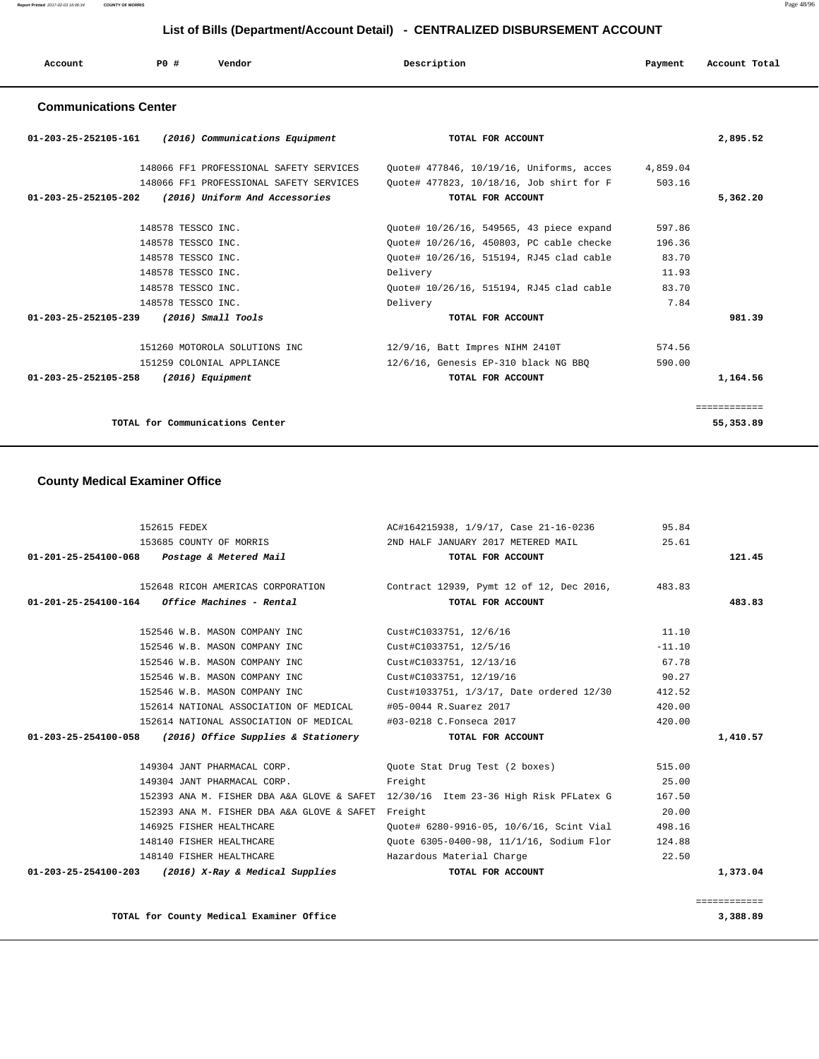## List of Bills (Department/Account Detail) - CENTRALIZED DISBURSEMENT ACCOUNT

| Account | PO # | Vendor | Description | Payment | Account Total |
|---|---|---|---|---|---|

### Communications Center

| Account | PO # | Vendor | Description | Payment | Account Total |
|---|---|---|---|---|---|
| 01-203-25-252105-161 | | *(2016) Communications Equipment* | **TOTAL FOR ACCOUNT** | | **2,895.52** |
| | 148066 | FF1 PROFESSIONAL SAFETY SERVICES | Quote# 477846, 10/19/16, Uniforms, acces | 4,859.04 | |
| | 148066 | FF1 PROFESSIONAL SAFETY SERVICES | Quote# 477823, 10/18/16, Job shirt for F | 503.16 | |
| 01-203-25-252105-202 | | *(2016) Uniform And Accessories* | **TOTAL FOR ACCOUNT** | | **5,362.20** |
| | 148578 | TESSCO INC. | Quote# 10/26/16, 549565, 43 piece expand | 597.86 | |
| | 148578 | TESSCO INC. | Quote# 10/26/16, 450803, PC cable checke | 196.36 | |
| | 148578 | TESSCO INC. | Quote# 10/26/16, 515194, RJ45 clad cable | 83.70 | |
| | 148578 | TESSCO INC. | Delivery | 11.93 | |
| | 148578 | TESSCO INC. | Quote# 10/26/16, 515194, RJ45 clad cable | 83.70 | |
| | 148578 | TESSCO INC. | Delivery | 7.84 | |
| 01-203-25-252105-239 | | *(2016) Small Tools* | **TOTAL FOR ACCOUNT** | | **981.39** |
| | 151260 | MOTOROLA SOLUTIONS INC | 12/9/16, Batt Impres NIHM 2410T | 574.56 | |
| | 151259 | COLONIAL APPLIANCE | 12/6/16, Genesis EP-310 black NG BBQ | 590.00 | |
| 01-203-25-252105-258 | | *(2016) Equipment* | **TOTAL FOR ACCOUNT** | | **1,164.56** |
| | | | | | ============ |
| | | **TOTAL for Communications Center** | | | **55,353.89** |

### County Medical Examiner Office

| Account | PO # | Vendor | Description | Payment | Account Total |
|---|---|---|---|---|---|
| | 152615 | FEDEX | AC#164215938, 1/9/17, Case 21-16-0236 | 95.84 | |
| | 153685 | COUNTY OF MORRIS | 2ND HALF JANUARY 2017 METERED MAIL | 25.61 | |
| 01-201-25-254100-068 | | *Postage & Metered Mail* | **TOTAL FOR ACCOUNT** | | **121.45** |
| | 152648 | RICOH AMERICAS CORPORATION | Contract 12939, Pymt 12 of 12, Dec 2016, | 483.83 | |
| 01-201-25-254100-164 | | *Office Machines - Rental* | **TOTAL FOR ACCOUNT** | | **483.83** |
| | 152546 | W.B. MASON COMPANY INC | Cust#C1033751, 12/6/16 | 11.10 | |
| | 152546 | W.B. MASON COMPANY INC | Cust#C1033751, 12/5/16 | -11.10 | |
| | 152546 | W.B. MASON COMPANY INC | Cust#C1033751, 12/13/16 | 67.78 | |
| | 152546 | W.B. MASON COMPANY INC | Cust#C1033751, 12/19/16 | 90.27 | |
| | 152546 | W.B. MASON COMPANY INC | Cust#1033751, 1/3/17, Date ordered 12/30 | 412.52 | |
| | 152614 | NATIONAL ASSOCIATION OF MEDICAL | #05-0044 R.Suarez 2017 | 420.00 | |
| | 152614 | NATIONAL ASSOCIATION OF MEDICAL | #03-0218 C.Fonseca 2017 | 420.00 | |
| 01-203-25-254100-058 | | *(2016) Office Supplies & Stationery* | **TOTAL FOR ACCOUNT** | | **1,410.57** |
| | 149304 | JANT PHARMACAL CORP. | Quote Stat Drug Test (2 boxes) | 515.00 | |
| | 149304 | JANT PHARMACAL CORP. | Freight | 25.00 | |
| | 152393 | ANA M. FISHER DBA A&A GLOVE & SAFET | 12/30/16 Item 23-36 High Risk PFLatex G | 167.50 | |
| | 152393 | ANA M. FISHER DBA A&A GLOVE & SAFET | Freight | 20.00 | |
| | 146925 | FISHER HEALTHCARE | Quote# 6280-9916-05, 10/6/16, Scint Vial | 498.16 | |
| | 148140 | FISHER HEALTHCARE | Quote 6305-0400-98, 11/1/16, Sodium Flor | 124.88 | |
| | 148140 | FISHER HEALTHCARE | Hazardous Material Charge | 22.50 | |
| 01-203-25-254100-203 | | *(2016) X-Ray & Medical Supplies* | **TOTAL FOR ACCOUNT** | | **1,373.04** |
| | | | | | ============ |
| | | **TOTAL for County Medical Examiner Office** | | | **3,388.89** |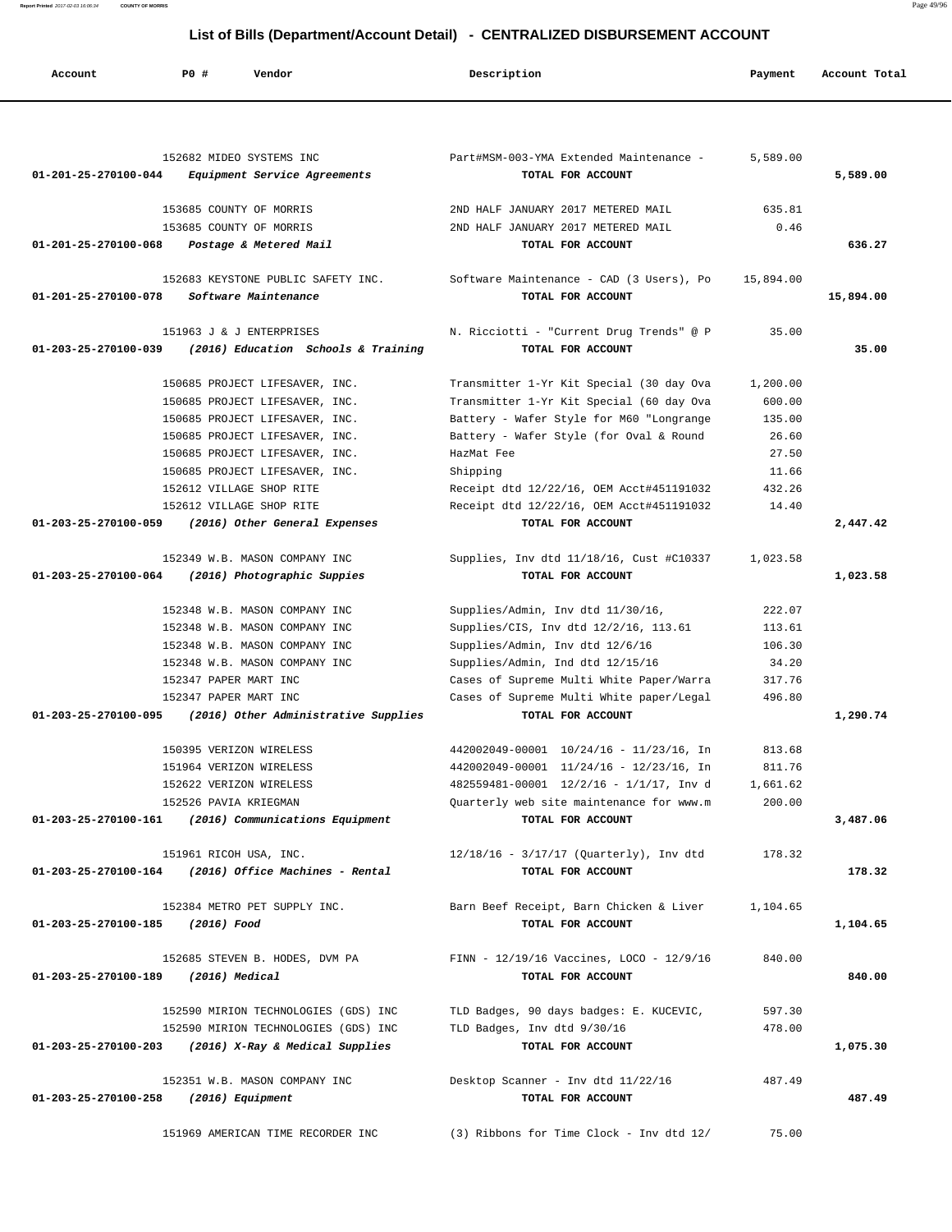## List of Bills (Department/Account Detail) - CENTRALIZED DISBURSEMENT ACCOUNT

| Account | PO # | Vendor | Description | Payment | Account Total |
|---|---|---|---|---|---|
| | 152682 | MIDEO SYSTEMS INC | Part#MSM-003-YMA Extended Maintenance - | 5,589.00 | |
| **01-201-25-270100-044** | | ***Equipment Service Agreements*** | **TOTAL FOR ACCOUNT** | | **5,589.00** |
| | 153685 | COUNTY OF MORRIS | 2ND HALF JANUARY 2017 METERED MAIL | 635.81 | |
| | 153685 | COUNTY OF MORRIS | 2ND HALF JANUARY 2017 METERED MAIL | 0.46 | |
| **01-201-25-270100-068** | | ***Postage & Metered Mail*** | **TOTAL FOR ACCOUNT** | | **636.27** |
| | 152683 | KEYSTONE PUBLIC SAFETY INC. | Software Maintenance - CAD (3 Users), Po | 15,894.00 | |
| **01-201-25-270100-078** | | ***Software Maintenance*** | **TOTAL FOR ACCOUNT** | | **15,894.00** |
| | 151963 | J & J ENTERPRISES | N. Ricciotti - "Current Drug Trends" @ P | 35.00 | |
| **01-203-25-270100-039** | | ***(2016) Education Schools & Training*** | **TOTAL FOR ACCOUNT** | | **35.00** |
| | 150685 | PROJECT LIFESAVER, INC. | Transmitter 1-Yr Kit Special (30 day Ova | 1,200.00 | |
| | 150685 | PROJECT LIFESAVER, INC. | Transmitter 1-Yr Kit Special (60 day Ova | 600.00 | |
| | 150685 | PROJECT LIFESAVER, INC. | Battery - Wafer Style for M60 "Longrange | 135.00 | |
| | 150685 | PROJECT LIFESAVER, INC. | Battery - Wafer Style (for Oval & Round | 26.60 | |
| | 150685 | PROJECT LIFESAVER, INC. | HazMat Fee | 27.50 | |
| | 150685 | PROJECT LIFESAVER, INC. | Shipping | 11.66 | |
| | 152612 | VILLAGE SHOP RITE | Receipt dtd 12/22/16, OEM Acct#451191032 | 432.26 | |
| | 152612 | VILLAGE SHOP RITE | Receipt dtd 12/22/16, OEM Acct#451191032 | 14.40 | |
| **01-203-25-270100-059** | | ***(2016) Other General Expenses*** | **TOTAL FOR ACCOUNT** | | **2,447.42** |
| | 152349 | W.B. MASON COMPANY INC | Supplies, Inv dtd 11/18/16, Cust #C10337 | 1,023.58 | |
| **01-203-25-270100-064** | | ***(2016) Photographic Suppies*** | **TOTAL FOR ACCOUNT** | | **1,023.58** |
| | 152348 | W.B. MASON COMPANY INC | Supplies/Admin, Inv dtd 11/30/16, | 222.07 | |
| | 152348 | W.B. MASON COMPANY INC | Supplies/CIS, Inv dtd 12/2/16, 113.61 | 113.61 | |
| | 152348 | W.B. MASON COMPANY INC | Supplies/Admin, Inv dtd 12/6/16 | 106.30 | |
| | 152348 | W.B. MASON COMPANY INC | Supplies/Admin, Ind dtd 12/15/16 | 34.20 | |
| | 152347 | PAPER MART INC | Cases of Supreme Multi White Paper/Warra | 317.76 | |
| | 152347 | PAPER MART INC | Cases of Supreme Multi White paper/Legal | 496.80 | |
| **01-203-25-270100-095** | | ***(2016) Other Administrative Supplies*** | **TOTAL FOR ACCOUNT** | | **1,290.74** |
| | 150395 | VERIZON WIRELESS | 442002049-00001 10/24/16 - 11/23/16, In | 813.68 | |
| | 151964 | VERIZON WIRELESS | 442002049-00001 11/24/16 - 12/23/16, In | 811.76 | |
| | 152622 | VERIZON WIRELESS | 482559481-00001 12/2/16 - 1/1/17, Inv d | 1,661.62 | |
| | 152526 | PAVIA KRIEGMAN | Quarterly web site maintenance for www.m | 200.00 | |
| **01-203-25-270100-161** | | ***(2016) Communications Equipment*** | **TOTAL FOR ACCOUNT** | | **3,487.06** |
| | 151961 | RICOH USA, INC. | 12/18/16 - 3/17/17 (Quarterly), Inv dtd | 178.32 | |
| **01-203-25-270100-164** | | ***(2016) Office Machines - Rental*** | **TOTAL FOR ACCOUNT** | | **178.32** |
| | 152384 | METRO PET SUPPLY INC. | Barn Beef Receipt, Barn Chicken & Liver | 1,104.65 | |
| **01-203-25-270100-185** | | ***(2016) Food*** | **TOTAL FOR ACCOUNT** | | **1,104.65** |
| | 152685 | STEVEN B. HODES, DVM PA | FINN - 12/19/16 Vaccines, LOCO - 12/9/16 | 840.00 | |
| **01-203-25-270100-189** | | ***(2016) Medical*** | **TOTAL FOR ACCOUNT** | | **840.00** |
| | 152590 | MIRION TECHNOLOGIES (GDS) INC | TLD Badges, 90 days badges: E. KUCEVIC, | 597.30 | |
| | 152590 | MIRION TECHNOLOGIES (GDS) INC | TLD Badges, Inv dtd 9/30/16 | 478.00 | |
| **01-203-25-270100-203** | | ***(2016) X-Ray & Medical Supplies*** | **TOTAL FOR ACCOUNT** | | **1,075.30** |
| | 152351 | W.B. MASON COMPANY INC | Desktop Scanner - Inv dtd 11/22/16 | 487.49 | |
| **01-203-25-270100-258** | | ***(2016) Equipment*** | **TOTAL FOR ACCOUNT** | | **487.49** |
| | 151969 | AMERICAN TIME RECORDER INC | (3) Ribbons for Time Clock - Inv dtd 12/ | 75.00 | |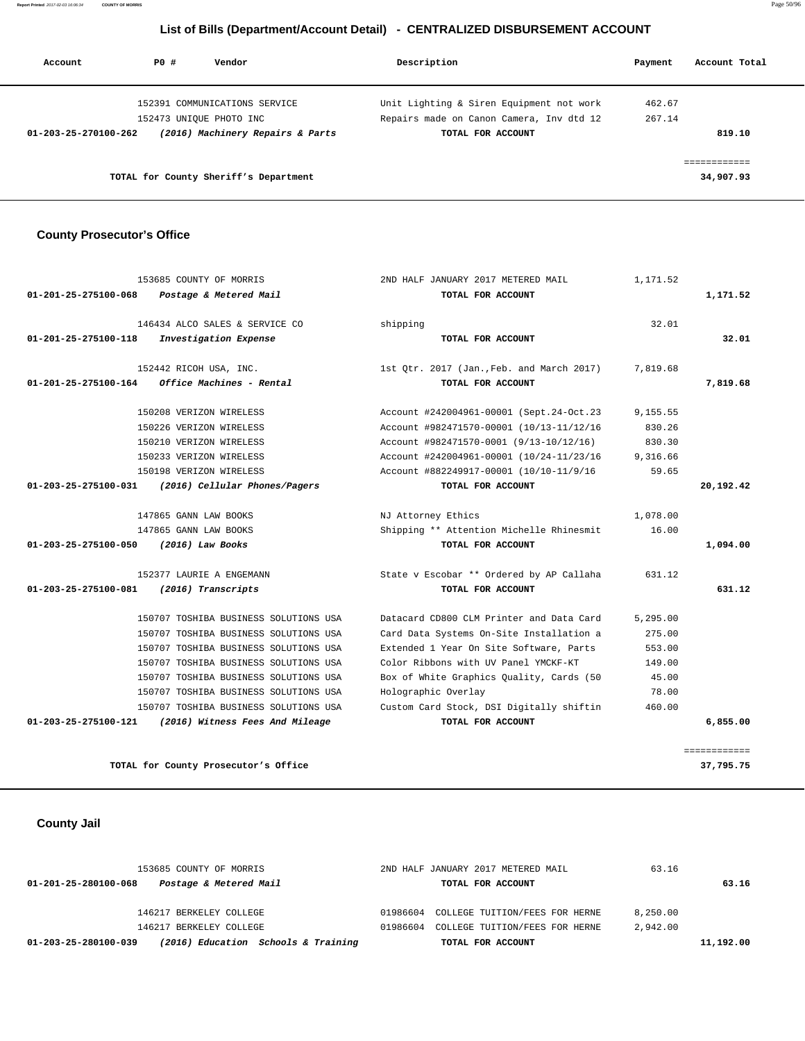## List of Bills (Department/Account Detail) - CENTRALIZED DISBURSEMENT ACCOUNT

| Account | PO # | Vendor | Description | Payment | Account Total |
|---|---|---|---|---|---|
| | 152391 | COMMUNICATIONS SERVICE | Unit Lighting & Siren Equipment not work | 462.67 | |
| | 152473 | UNIQUE PHOTO INC | Repairs made on Canon Camera, Inv dtd 12 | 267.14 | |
| **01-203-25-270100-262** | | ***(2016) Machinery Repairs & Parts*** | **TOTAL FOR ACCOUNT** | | **819.10** |
| | | | | | ============ |
| | | **TOTAL for County Sheriff's Department** | | | **34,907.93** |

### County Prosecutor's Office

| Account | PO # | Vendor | Description | Payment | Account Total |
|---|---|---|---|---|---|
| | 153685 | COUNTY OF MORRIS | 2ND HALF JANUARY 2017 METERED MAIL | 1,171.52 | |
| **01-201-25-275100-068** | | ***Postage & Metered Mail*** | **TOTAL FOR ACCOUNT** | | **1,171.52** |
| | 146434 | ALCO SALES & SERVICE CO | shipping | 32.01 | |
| **01-201-25-275100-118** | | ***Investigation Expense*** | **TOTAL FOR ACCOUNT** | | **32.01** |
| | 152442 | RICOH USA, INC. | 1st Qtr. 2017 (Jan.,Feb. and March 2017) | 7,819.68 | |
| **01-201-25-275100-164** | | ***Office Machines - Rental*** | **TOTAL FOR ACCOUNT** | | **7,819.68** |
| | 150208 | VERIZON WIRELESS | Account #242004961-00001 (Sept.24-Oct.23 | 9,155.55 | |
| | 150226 | VERIZON WIRELESS | Account #982471570-00001 (10/13-11/12/16 | 830.26 | |
| | 150210 | VERIZON WIRELESS | Account #982471570-0001 (9/13-10/12/16) | 830.30 | |
| | 150233 | VERIZON WIRELESS | Account #242004961-00001 (10/24-11/23/16 | 9,316.66 | |
| | 150198 | VERIZON WIRELESS | Account #882249917-00001 (10/10-11/9/16 | 59.65 | |
| **01-203-25-275100-031** | | ***(2016) Cellular Phones/Pagers*** | **TOTAL FOR ACCOUNT** | | **20,192.42** |
| | 147865 | GANN LAW BOOKS | NJ Attorney Ethics | 1,078.00 | |
| | 147865 | GANN LAW BOOKS | Shipping ** Attention Michelle Rhinesmit | 16.00 | |
| **01-203-25-275100-050** | | ***(2016) Law Books*** | **TOTAL FOR ACCOUNT** | | **1,094.00** |
| | 152377 | LAURIE A ENGEMANN | State v Escobar ** Ordered by AP Callaha | 631.12 | |
| **01-203-25-275100-081** | | ***(2016) Transcripts*** | **TOTAL FOR ACCOUNT** | | **631.12** |
| | 150707 | TOSHIBA BUSINESS SOLUTIONS USA | Datacard CD800 CLM Printer and Data Card | 5,295.00 | |
| | 150707 | TOSHIBA BUSINESS SOLUTIONS USA | Card Data Systems On-Site Installation a | 275.00 | |
| | 150707 | TOSHIBA BUSINESS SOLUTIONS USA | Extended 1 Year On Site Software, Parts | 553.00 | |
| | 150707 | TOSHIBA BUSINESS SOLUTIONS USA | Color Ribbons with UV Panel YMCKF-KT | 149.00 | |
| | 150707 | TOSHIBA BUSINESS SOLUTIONS USA | Box of White Graphics Quality, Cards (50 | 45.00 | |
| | 150707 | TOSHIBA BUSINESS SOLUTIONS USA | Holographic Overlay | 78.00 | |
| | 150707 | TOSHIBA BUSINESS SOLUTIONS USA | Custom Card Stock, DSI Digitally shiftin | 460.00 | |
| **01-203-25-275100-121** | | ***(2016) Witness Fees And Mileage*** | **TOTAL FOR ACCOUNT** | | **6,855.00** |
| | | | | | ============ |
| | | **TOTAL for County Prosecutor's Office** | | | **37,795.75** |

### County Jail

| Account | PO # | Vendor | Description | Payment | Account Total |
|---|---|---|---|---|---|
| | 153685 | COUNTY OF MORRIS | 2ND HALF JANUARY 2017 METERED MAIL | 63.16 | |
| **01-201-25-280100-068** | | ***Postage & Metered Mail*** | **TOTAL FOR ACCOUNT** | | **63.16** |
| | 146217 | BERKELEY COLLEGE | 01986604 COLLEGE TUITION/FEES FOR HERNE | 8,250.00 | |
| | 146217 | BERKELEY COLLEGE | 01986604 COLLEGE TUITION/FEES FOR HERNE | 2,942.00 | |
| **01-203-25-280100-039** | | ***(2016) Education Schools & Training*** | **TOTAL FOR ACCOUNT** | | **11,192.00** |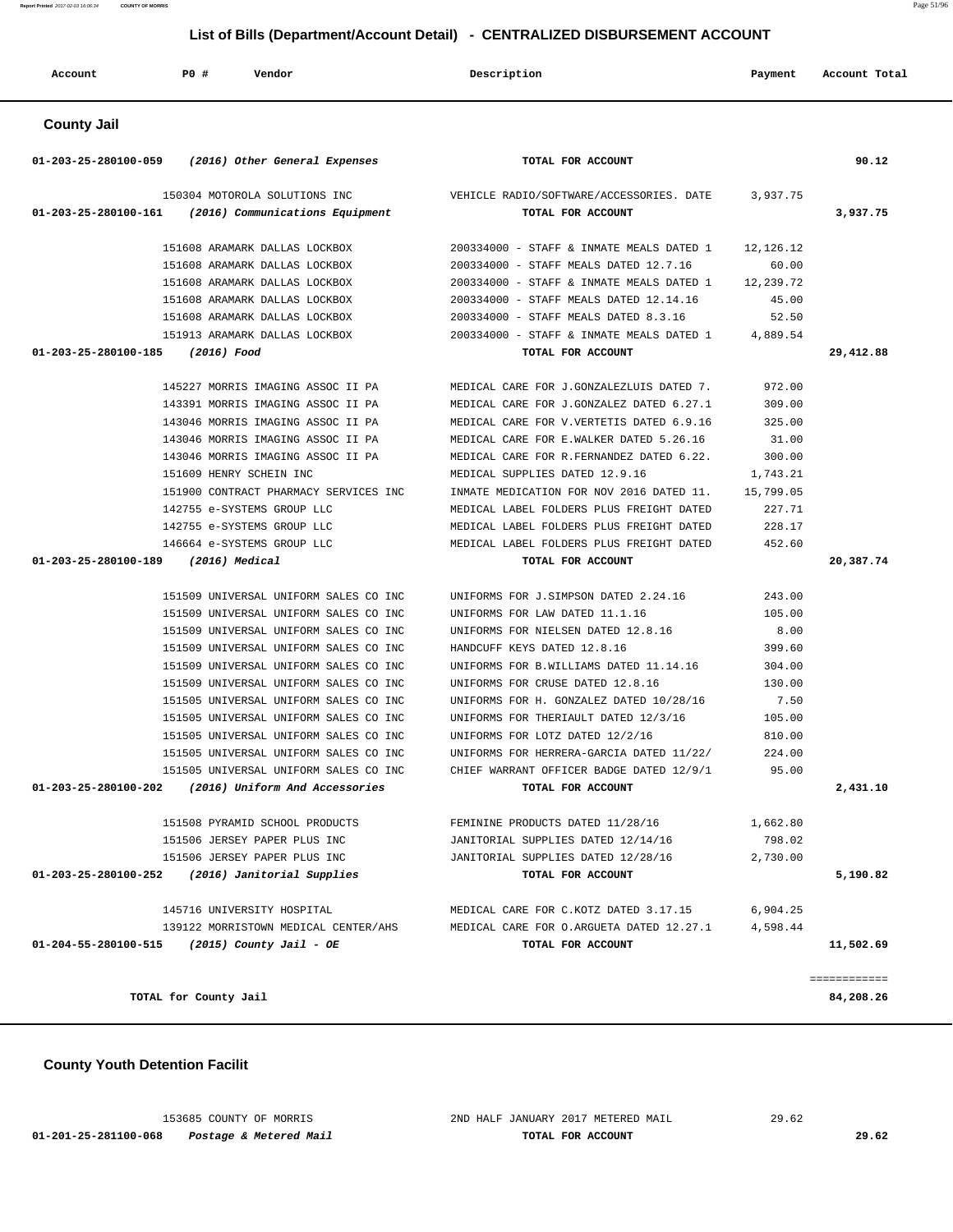## List of Bills (Department/Account Detail) - CENTRALIZED DISBURSEMENT ACCOUNT

| Account | PO # | Vendor | Description | Payment | Account Total |
|---|---|---|---|---|---|

### County Jail

| Account | PO # | Vendor | Description | Payment | Account Total |
|---|---|---|---|---|---|
| 01-203-25-280100-059 | | *(2016) Other General Expenses* | **TOTAL FOR ACCOUNT** | | 90.12 |
| | 150304 | MOTOROLA SOLUTIONS INC | VEHICLE RADIO/SOFTWARE/ACCESSORIES. DATE | 3,937.75 | |
| 01-203-25-280100-161 | | *(2016) Communications Equipment* | **TOTAL FOR ACCOUNT** | | 3,937.75 |
| | 151608 | ARAMARK DALLAS LOCKBOX | 200334000 - STAFF & INMATE MEALS DATED 1 | 12,126.12 | |
| | 151608 | ARAMARK DALLAS LOCKBOX | 200334000 - STAFF MEALS DATED 12.7.16 | 60.00 | |
| | 151608 | ARAMARK DALLAS LOCKBOX | 200334000 - STAFF & INMATE MEALS DATED 1 | 12,239.72 | |
| | 151608 | ARAMARK DALLAS LOCKBOX | 200334000 - STAFF MEALS DATED 12.14.16 | 45.00 | |
| | 151608 | ARAMARK DALLAS LOCKBOX | 200334000 - STAFF MEALS DATED 8.3.16 | 52.50 | |
| | 151913 | ARAMARK DALLAS LOCKBOX | 200334000 - STAFF & INMATE MEALS DATED 1 | 4,889.54 | |
| 01-203-25-280100-185 | | *(2016) Food* | **TOTAL FOR ACCOUNT** | | 29,412.88 |
| | 145227 | MORRIS IMAGING ASSOC II PA | MEDICAL CARE FOR J.GONZALEZLUIS DATED 7. | 972.00 | |
| | 143391 | MORRIS IMAGING ASSOC II PA | MEDICAL CARE FOR J.GONZALEZ DATED 6.27.1 | 309.00 | |
| | 143046 | MORRIS IMAGING ASSOC II PA | MEDICAL CARE FOR V.VERTETIS DATED 6.9.16 | 325.00 | |
| | 143046 | MORRIS IMAGING ASSOC II PA | MEDICAL CARE FOR E.WALKER DATED 5.26.16 | 31.00 | |
| | 143046 | MORRIS IMAGING ASSOC II PA | MEDICAL CARE FOR R.FERNANDEZ DATED 6.22. | 300.00 | |
| | 151609 | HENRY SCHEIN INC | MEDICAL SUPPLIES DATED 12.9.16 | 1,743.21 | |
| | 151900 | CONTRACT PHARMACY SERVICES INC | INMATE MEDICATION FOR NOV 2016 DATED 11. | 15,799.05 | |
| | 142755 | e-SYSTEMS GROUP LLC | MEDICAL LABEL FOLDERS PLUS FREIGHT DATED | 227.71 | |
| | 142755 | e-SYSTEMS GROUP LLC | MEDICAL LABEL FOLDERS PLUS FREIGHT DATED | 228.17 | |
| | 146664 | e-SYSTEMS GROUP LLC | MEDICAL LABEL FOLDERS PLUS FREIGHT DATED | 452.60 | |
| 01-203-25-280100-189 | | *(2016) Medical* | **TOTAL FOR ACCOUNT** | | 20,387.74 |
| | 151509 | UNIVERSAL UNIFORM SALES CO INC | UNIFORMS FOR J.SIMPSON DATED 2.24.16 | 243.00 | |
| | 151509 | UNIVERSAL UNIFORM SALES CO INC | UNIFORMS FOR LAW DATED 11.1.16 | 105.00 | |
| | 151509 | UNIVERSAL UNIFORM SALES CO INC | UNIFORMS FOR NIELSEN DATED 12.8.16 | 8.00 | |
| | 151509 | UNIVERSAL UNIFORM SALES CO INC | HANDCUFF KEYS DATED 12.8.16 | 399.60 | |
| | 151509 | UNIVERSAL UNIFORM SALES CO INC | UNIFORMS FOR B.WILLIAMS DATED 11.14.16 | 304.00 | |
| | 151509 | UNIVERSAL UNIFORM SALES CO INC | UNIFORMS FOR CRUSE DATED 12.8.16 | 130.00 | |
| | 151505 | UNIVERSAL UNIFORM SALES CO INC | UNIFORMS FOR H. GONZALEZ DATED 10/28/16 | 7.50 | |
| | 151505 | UNIVERSAL UNIFORM SALES CO INC | UNIFORMS FOR THERIAULT DATED 12/3/16 | 105.00 | |
| | 151505 | UNIVERSAL UNIFORM SALES CO INC | UNIFORMS FOR LOTZ DATED 12/2/16 | 810.00 | |
| | 151505 | UNIVERSAL UNIFORM SALES CO INC | UNIFORMS FOR HERRERA-GARCIA DATED 11/22/ | 224.00 | |
| | 151505 | UNIVERSAL UNIFORM SALES CO INC | CHIEF WARRANT OFFICER BADGE DATED 12/9/1 | 95.00 | |
| 01-203-25-280100-202 | | *(2016) Uniform And Accessories* | **TOTAL FOR ACCOUNT** | | 2,431.10 |
| | 151508 | PYRAMID SCHOOL PRODUCTS | FEMININE PRODUCTS DATED 11/28/16 | 1,662.80 | |
| | 151506 | JERSEY PAPER PLUS INC | JANITORIAL SUPPLIES DATED 12/14/16 | 798.02 | |
| | 151506 | JERSEY PAPER PLUS INC | JANITORIAL SUPPLIES DATED 12/28/16 | 2,730.00 | |
| 01-203-25-280100-252 | | *(2016) Janitorial Supplies* | **TOTAL FOR ACCOUNT** | | 5,190.82 |
| | 145716 | UNIVERSITY HOSPITAL | MEDICAL CARE FOR C.KOTZ DATED 3.17.15 | 6,904.25 | |
| | 139122 | MORRISTOWN MEDICAL CENTER/AHS | MEDICAL CARE FOR O.ARGUETA DATED 12.27.1 | 4,598.44 | |
| 01-204-55-280100-515 | | *(2015) County Jail - OE* | **TOTAL FOR ACCOUNT** | | 11,502.69 |
| | | | | | ============ |
| **TOTAL for County Jail** | | | | | **84,208.26** |

### County Youth Detention Facilit

| Account | PO # | Vendor | Description | Payment | Account Total |
|---|---|---|---|---|---|
| | 153685 | COUNTY OF MORRIS | 2ND HALF JANUARY 2017 METERED MAIL | 29.62 | |
| 01-201-25-281100-068 | | *Postage & Metered Mail* | **TOTAL FOR ACCOUNT** | | 29.62 |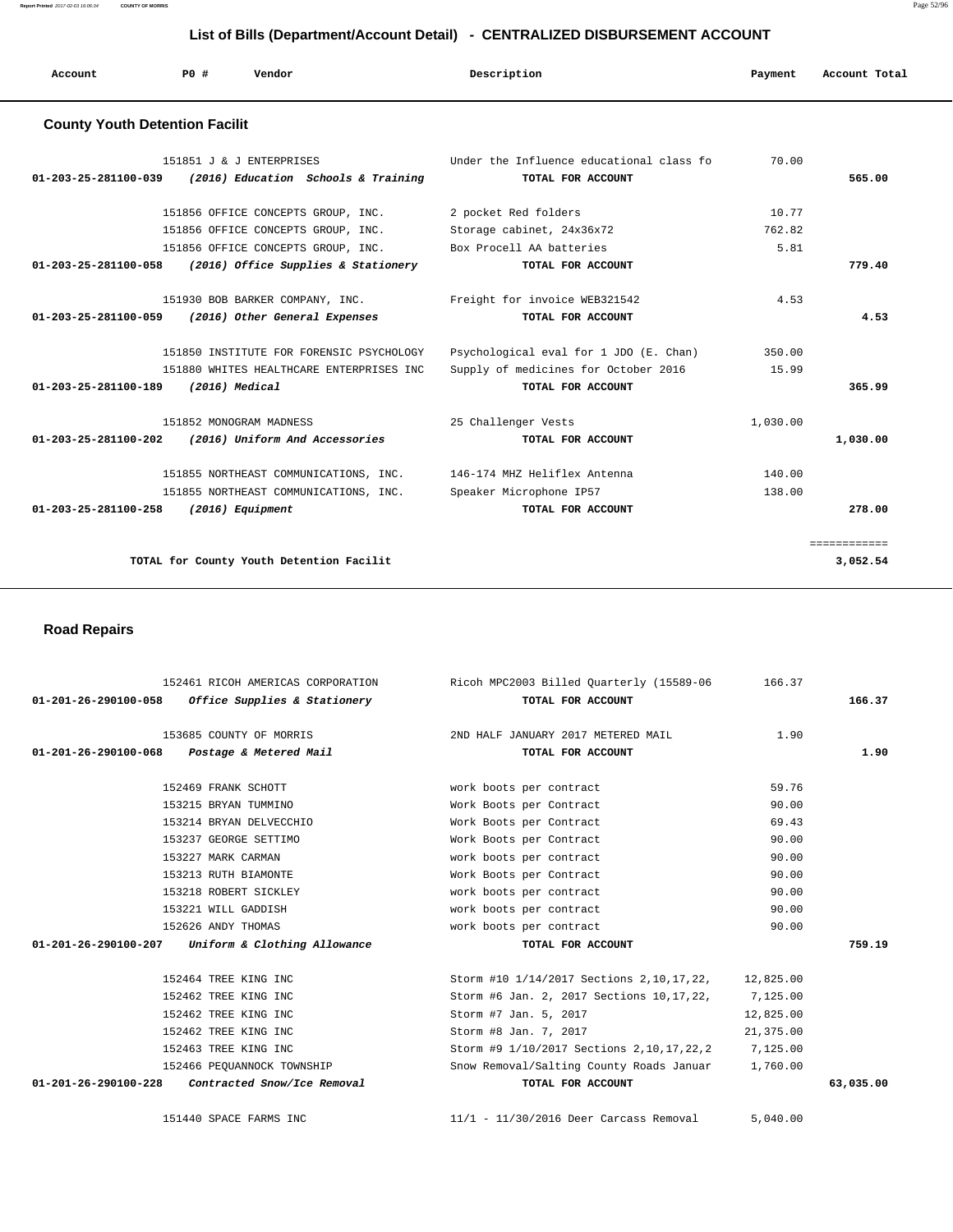## List of Bills (Department/Account Detail) - CENTRALIZED DISBURSEMENT ACCOUNT

| Account | PO # | Vendor | Description | Payment | Account Total |
|---|---|---|---|---|---|

### County Youth Detention Facilit

| Account | PO # | Vendor | Description | Payment | Account Total |
|---|---|---|---|---|---|
| | 151851 | J & J ENTERPRISES | Under the Influence educational class fo | 70.00 | |
| 01-203-25-281100-039 | | *(2016) Education Schools & Training* | TOTAL FOR ACCOUNT | | 565.00 |
| | 151856 | OFFICE CONCEPTS GROUP, INC. | 2 pocket Red folders | 10.77 | |
| | 151856 | OFFICE CONCEPTS GROUP, INC. | Storage cabinet, 24x36x72 | 762.82 | |
| | 151856 | OFFICE CONCEPTS GROUP, INC. | Box Procell AA batteries | 5.81 | |
| 01-203-25-281100-058 | | *(2016) Office Supplies & Stationery* | TOTAL FOR ACCOUNT | | 779.40 |
| | 151930 | BOB BARKER COMPANY, INC. | Freight for invoice WEB321542 | 4.53 | |
| 01-203-25-281100-059 | | *(2016) Other General Expenses* | TOTAL FOR ACCOUNT | | 4.53 |
| | 151850 | INSTITUTE FOR FORENSIC PSYCHOLOGY | Psychological eval for 1 JDO (E. Chan) | 350.00 | |
| | 151880 | WHITES HEALTHCARE ENTERPRISES INC | Supply of medicines for October 2016 | 15.99 | |
| 01-203-25-281100-189 | | *(2016) Medical* | TOTAL FOR ACCOUNT | | 365.99 |
| | 151852 | MONOGRAM MADNESS | 25 Challenger Vests | 1,030.00 | |
| 01-203-25-281100-202 | | *(2016) Uniform And Accessories* | TOTAL FOR ACCOUNT | | 1,030.00 |
| | 151855 | NORTHEAST COMMUNICATIONS, INC. | 146-174 MHZ Heliflex Antenna | 140.00 | |
| | 151855 | NORTHEAST COMMUNICATIONS, INC. | Speaker Microphone IP57 | 138.00 | |
| 01-203-25-281100-258 | | *(2016) Equipment* | TOTAL FOR ACCOUNT | | 278.00 |
| | | | | | ============ |
| | | TOTAL for County Youth Detention Facilit | | | 3,052.54 |

### Road Repairs

| Account | PO # | Vendor | Description | Payment | Account Total |
|---|---|---|---|---|---|
| | 152461 | RICOH AMERICAS CORPORATION | Ricoh MPC2003 Billed Quarterly (15589-06 | 166.37 | |
| 01-201-26-290100-058 | | *Office Supplies & Stationery* | TOTAL FOR ACCOUNT | | 166.37 |
| | 153685 | COUNTY OF MORRIS | 2ND HALF JANUARY 2017 METERED MAIL | 1.90 | |
| 01-201-26-290100-068 | | *Postage & Metered Mail* | TOTAL FOR ACCOUNT | | 1.90 |
| | 152469 | FRANK SCHOTT | work boots per contract | 59.76 | |
| | 153215 | BRYAN TUMMINO | Work Boots per Contract | 90.00 | |
| | 153214 | BRYAN DELVECCHIO | Work Boots per Contract | 69.43 | |
| | 153237 | GEORGE SETTIMO | Work Boots per Contract | 90.00 | |
| | 153227 | MARK CARMAN | work boots per contract | 90.00 | |
| | 153213 | RUTH BIAMONTE | Work Boots per Contract | 90.00 | |
| | 153218 | ROBERT SICKLEY | work boots per contract | 90.00 | |
| | 153221 | WILL GADDISH | work boots per contract | 90.00 | |
| | 152626 | ANDY THOMAS | work boots per contract | 90.00 | |
| 01-201-26-290100-207 | | *Uniform & Clothing Allowance* | TOTAL FOR ACCOUNT | | 759.19 |
| | 152464 | TREE KING INC | Storm #10 1/14/2017 Sections 2,10,17,22, | 12,825.00 | |
| | 152462 | TREE KING INC | Storm #6 Jan. 2, 2017 Sections 10,17,22, | 7,125.00 | |
| | 152462 | TREE KING INC | Storm #7 Jan. 5, 2017 | 12,825.00 | |
| | 152462 | TREE KING INC | Storm #8 Jan. 7, 2017 | 21,375.00 | |
| | 152463 | TREE KING INC | Storm #9 1/10/2017 Sections 2,10,17,22,2 | 7,125.00 | |
| | 152466 | PEQUANNOCK TOWNSHIP | Snow Removal/Salting County Roads Januar | 1,760.00 | |
| 01-201-26-290100-228 | | *Contracted Snow/Ice Removal* | TOTAL FOR ACCOUNT | | 63,035.00 |
| | 151440 | SPACE FARMS INC | 11/1 - 11/30/2016 Deer Carcass Removal | 5,040.00 | |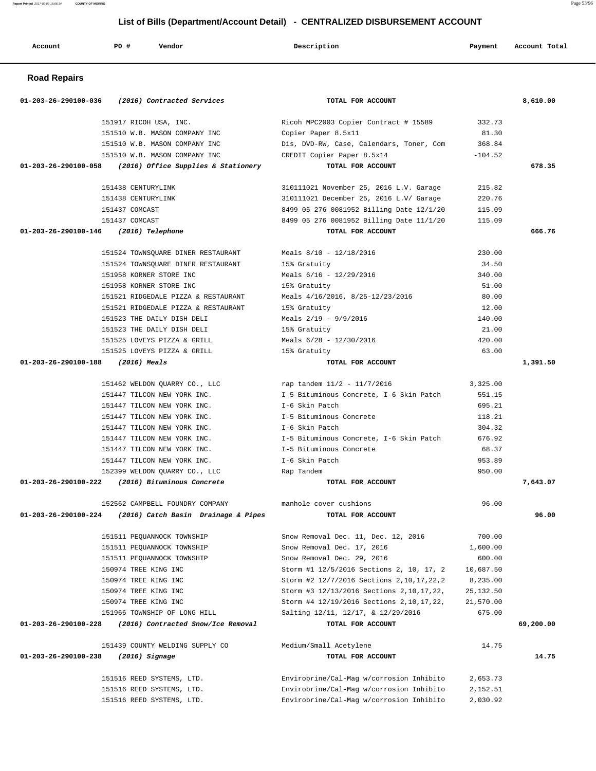## List of Bills (Department/Account Detail) - CENTRALIZED DISBURSEMENT ACCOUNT

| Account | PO # | Vendor | Description | Payment | Account Total |
|---|---|---|---|---|---|

### Road Repairs

| Account | PO # | Vendor | Description | Payment | Account Total |
|---|---|---|---|---|---|
| 01-203-26-290100-036 | | *(2016) Contracted Services* | **TOTAL FOR ACCOUNT** | | 8,610.00 |
| | 151917 | RICOH USA, INC. | Ricoh MPC2003 Copier Contract # 15589 | 332.73 | |
| | 151510 | W.B. MASON COMPANY INC | Copier Paper 8.5x11 | 81.30 | |
| | 151510 | W.B. MASON COMPANY INC | Dis, DVD-RW, Case, Calendars, Toner, Com | 368.84 | |
| | 151510 | W.B. MASON COMPANY INC | CREDIT Copier Paper 8.5x14 | -104.52 | |
| 01-203-26-290100-058 | | *(2016) Office Supplies & Stationery* | **TOTAL FOR ACCOUNT** | | 678.35 |
| | 151438 | CENTURYLINK | 310111021 November 25, 2016 L.V. Garage | 215.82 | |
| | 151438 | CENTURYLINK | 310111021 December 25, 2016 L.V/ Garage | 220.76 | |
| | 151437 | COMCAST | 8499 05 276 0081952 Billing Date 12/1/20 | 115.09 | |
| | 151437 | COMCAST | 8499 05 276 0081952 Billing Date 11/1/20 | 115.09 | |
| 01-203-26-290100-146 | | *(2016) Telephone* | **TOTAL FOR ACCOUNT** | | 666.76 |
| | 151524 | TOWNSQUARE DINER RESTAURANT | Meals 8/10 - 12/18/2016 | 230.00 | |
| | 151524 | TOWNSQUARE DINER RESTAURANT | 15% Gratuity | 34.50 | |
| | 151958 | KORNER STORE INC | Meals 6/16 - 12/29/2016 | 340.00 | |
| | 151958 | KORNER STORE INC | 15% Gratuity | 51.00 | |
| | 151521 | RIDGEDALE PIZZA & RESTAURANT | Meals 4/16/2016, 8/25-12/23/2016 | 80.00 | |
| | 151521 | RIDGEDALE PIZZA & RESTAURANT | 15% Gratuity | 12.00 | |
| | 151523 | THE DAILY DISH DELI | Meals 2/19 - 9/9/2016 | 140.00 | |
| | 151523 | THE DAILY DISH DELI | 15% Gratuity | 21.00 | |
| | 151525 | LOVEYS PIZZA & GRILL | Meals 6/28 - 12/30/2016 | 420.00 | |
| | 151525 | LOVEYS PIZZA & GRILL | 15% Gratuity | 63.00 | |
| 01-203-26-290100-188 | | *(2016) Meals* | **TOTAL FOR ACCOUNT** | | 1,391.50 |
| | 151462 | WELDON QUARRY CO., LLC | rap tandem 11/2 - 11/7/2016 | 3,325.00 | |
| | 151447 | TILCON NEW YORK INC. | I-5 Bituminous Concrete, I-6 Skin Patch | 551.15 | |
| | 151447 | TILCON NEW YORK INC. | I-6 Skin Patch | 695.21 | |
| | 151447 | TILCON NEW YORK INC. | I-5 Bituminous Concrete | 118.21 | |
| | 151447 | TILCON NEW YORK INC. | I-6 Skin Patch | 304.32 | |
| | 151447 | TILCON NEW YORK INC. | I-5 Bituminous Concrete, I-6 Skin Patch | 676.92 | |
| | 151447 | TILCON NEW YORK INC. | I-5 Bituminous Concrete | 68.37 | |
| | 151447 | TILCON NEW YORK INC. | I-6 Skin Patch | 953.89 | |
| | 152399 | WELDON QUARRY CO., LLC | Rap Tandem | 950.00 | |
| 01-203-26-290100-222 | | *(2016) Bituminous Concrete* | **TOTAL FOR ACCOUNT** | | 7,643.07 |
| | 152562 | CAMPBELL FOUNDRY COMPANY | manhole cover cushions | 96.00 | |
| 01-203-26-290100-224 | | *(2016) Catch Basin Drainage & Pipes* | **TOTAL FOR ACCOUNT** | | 96.00 |
| | 151511 | PEQUANNOCK TOWNSHIP | Snow Removal Dec. 11, Dec. 12, 2016 | 700.00 | |
| | 151511 | PEQUANNOCK TOWNSHIP | Snow Removal Dec. 17, 2016 | 1,600.00 | |
| | 151511 | PEQUANNOCK TOWNSHIP | Snow Removal Dec. 29, 2016 | 600.00 | |
| | 150974 | TREE KING INC | Storm #1 12/5/2016 Sections 2, 10, 17, 2 | 10,687.50 | |
| | 150974 | TREE KING INC | Storm #2 12/7/2016 Sections 2,10,17,22,2 | 8,235.00 | |
| | 150974 | TREE KING INC | Storm #3 12/13/2016 Sections 2,10,17,22, | 25,132.50 | |
| | 150974 | TREE KING INC | Storm #4 12/19/2016 Sections 2,10,17,22, | 21,570.00 | |
| | 151966 | TOWNSHIP OF LONG HILL | Salting 12/11, 12/17, & 12/29/2016 | 675.00 | |
| 01-203-26-290100-228 | | *(2016) Contracted Snow/Ice Removal* | **TOTAL FOR ACCOUNT** | | 69,200.00 |
| | 151439 | COUNTY WELDING SUPPLY CO | Medium/Small Acetylene | 14.75 | |
| 01-203-26-290100-238 | | *(2016) Signage* | **TOTAL FOR ACCOUNT** | | 14.75 |
| | 151516 | REED SYSTEMS, LTD. | Envirobrine/Cal-Mag w/corrosion Inhibito | 2,653.73 | |
| | 151516 | REED SYSTEMS, LTD. | Envirobrine/Cal-Mag w/corrosion Inhibito | 2,152.51 | |
| | 151516 | REED SYSTEMS, LTD. | Envirobrine/Cal-Mag w/corrosion Inhibito | 2,030.92 | |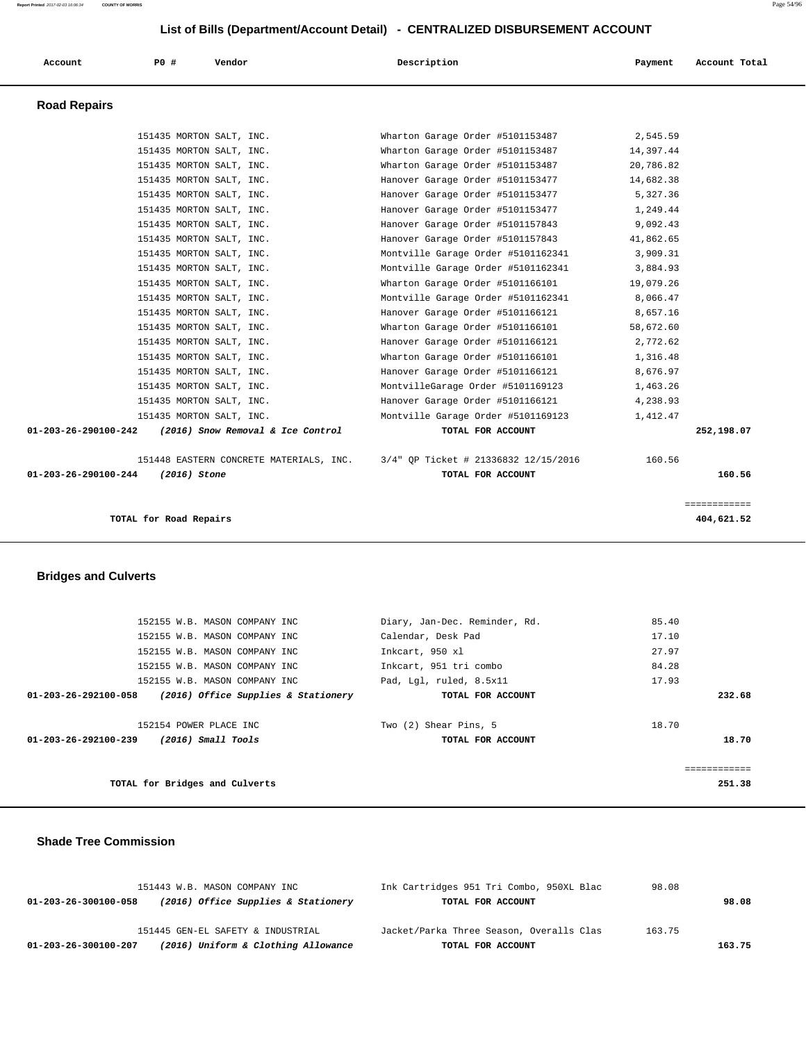# List of Bills (Department/Account Detail) - CENTRALIZED DISBURSEMENT ACCOUNT

| Account | PO # | Vendor | Description | Payment | Account Total |
|---|---|---|---|---|---|

## Road Repairs

| Account | PO # | Vendor | Description | Payment | Account Total |
|---|---|---|---|---|---|
| | 151435 | MORTON SALT, INC. | Wharton Garage Order #5101153487 | 2,545.59 | |
| | 151435 | MORTON SALT, INC. | Wharton Garage Order #5101153487 | 14,397.44 | |
| | 151435 | MORTON SALT, INC. | Wharton Garage Order #5101153487 | 20,786.82 | |
| | 151435 | MORTON SALT, INC. | Hanover Garage Order #5101153477 | 14,682.38 | |
| | 151435 | MORTON SALT, INC. | Hanover Garage Order #5101153477 | 5,327.36 | |
| | 151435 | MORTON SALT, INC. | Hanover Garage Order #5101153477 | 1,249.44 | |
| | 151435 | MORTON SALT, INC. | Hanover Garage Order #5101157843 | 9,092.43 | |
| | 151435 | MORTON SALT, INC. | Hanover Garage Order #5101157843 | 41,862.65 | |
| | 151435 | MORTON SALT, INC. | Montville Garage Order #5101162341 | 3,909.31 | |
| | 151435 | MORTON SALT, INC. | Montville Garage Order #5101162341 | 3,884.93 | |
| | 151435 | MORTON SALT, INC. | Wharton Garage Order #5101166101 | 19,079.26 | |
| | 151435 | MORTON SALT, INC. | Montville Garage Order #5101162341 | 8,066.47 | |
| | 151435 | MORTON SALT, INC. | Hanover Garage Order #5101166121 | 8,657.16 | |
| | 151435 | MORTON SALT, INC. | Wharton Garage Order #5101166101 | 58,672.60 | |
| | 151435 | MORTON SALT, INC. | Hanover Garage Order #5101166121 | 2,772.62 | |
| | 151435 | MORTON SALT, INC. | Wharton Garage Order #5101166101 | 1,316.48 | |
| | 151435 | MORTON SALT, INC. | Hanover Garage Order #5101166121 | 8,676.97 | |
| | 151435 | MORTON SALT, INC. | MontvilleGarage Order #5101169123 | 1,463.26 | |
| | 151435 | MORTON SALT, INC. | Hanover Garage Order #5101166121 | 4,238.93 | |
| | 151435 | MORTON SALT, INC. | Montville Garage Order #5101169123 | 1,412.47 | |
| **01-203-26-290100-242** | | ***(2016) Snow Removal & Ice Control*** | **TOTAL FOR ACCOUNT** | | **252,198.07** |
| | 151448 | EASTERN CONCRETE MATERIALS, INC. | 3/4" QP Ticket # 21336832 12/15/2016 | 160.56 | |
| **01-203-26-290100-244** | | ***(2016) Stone*** | **TOTAL FOR ACCOUNT** | | **160.56** |
| | | | | | ============ |
| | **TOTAL for Road Repairs** | | | | **404,621.52** |

## Bridges and Culverts

| Account | PO # | Vendor | Description | Payment | Account Total |
|---|---|---|---|---|---|
| | 152155 | W.B. MASON COMPANY INC | Diary, Jan-Dec. Reminder, Rd. | 85.40 | |
| | 152155 | W.B. MASON COMPANY INC | Calendar, Desk Pad | 17.10 | |
| | 152155 | W.B. MASON COMPANY INC | Inkcart, 950 xl | 27.97 | |
| | 152155 | W.B. MASON COMPANY INC | Inkcart, 951 tri combo | 84.28 | |
| | 152155 | W.B. MASON COMPANY INC | Pad, Lgl, ruled, 8.5x11 | 17.93 | |
| **01-203-26-292100-058** | | ***(2016) Office Supplies & Stationery*** | **TOTAL FOR ACCOUNT** | | **232.68** |
| | 152154 | POWER PLACE INC | Two (2) Shear Pins, 5 | 18.70 | |
| **01-203-26-292100-239** | | ***(2016) Small Tools*** | **TOTAL FOR ACCOUNT** | | **18.70** |
| | | | | | ============ |
| | **TOTAL for Bridges and Culverts** | | | | **251.38** |

## Shade Tree Commission

| Account | PO # | Vendor | Description | Payment | Account Total |
|---|---|---|---|---|---|
| | 151443 | W.B. MASON COMPANY INC | Ink Cartridges 951 Tri Combo, 950XL Blac | 98.08 | |
| **01-203-26-300100-058** | | ***(2016) Office Supplies & Stationery*** | **TOTAL FOR ACCOUNT** | | **98.08** |
| | 151445 | GEN-EL SAFETY & INDUSTRIAL | Jacket/Parka Three Season, Overalls Clas | 163.75 | |
| **01-203-26-300100-207** | | ***(2016) Uniform & Clothing Allowance*** | **TOTAL FOR ACCOUNT** | | **163.75** |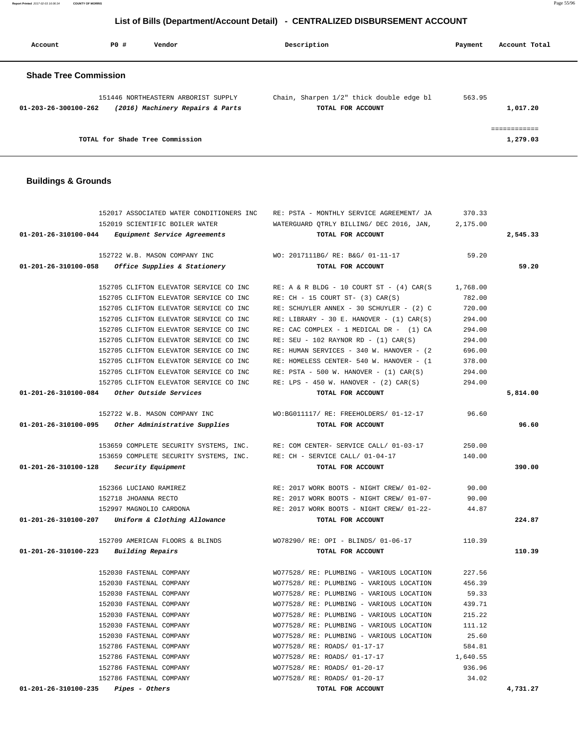# List of Bills (Department/Account Detail) - CENTRALIZED DISBURSEMENT ACCOUNT

| Account | PO # | Vendor | Description | Payment | Account Total |
|---|---|---|---|---|---|

## Shade Tree Commission

| Account | PO # | Vendor | Description | Payment | Account Total |
|---|---|---|---|---|---|
| | 151446 | NORTHEASTERN ARBORIST SUPPLY | Chain, Sharpen 1/2" thick double edge bl | 563.95 | |
| 01-203-26-300100-262 | | *(2016) Machinery Repairs & Parts* | TOTAL FOR ACCOUNT | | 1,017.20 |
| | | | | | ============ |
| | | TOTAL for Shade Tree Commission | | | 1,279.03 |

## Buildings & Grounds

| Account | PO # | Vendor | Description | Payment | Account Total |
|---|---|---|---|---|---|
| | 152017 | ASSOCIATED WATER CONDITIONERS INC | RE: PSTA - MONTHLY SERVICE AGREEMENT/ JA | 370.33 | |
| | 152019 | SCIENTIFIC BOILER WATER | WATERGUARD QTRLY BILLING/ DEC 2016, JAN, | 2,175.00 | |
| 01-201-26-310100-044 | | *Equipment Service Agreements* | TOTAL FOR ACCOUNT | | 2,545.33 |
| | 152722 | W.B. MASON COMPANY INC | WO: 2017111BG/ RE: B&G/ 01-11-17 | 59.20 | |
| 01-201-26-310100-058 | | *Office Supplies & Stationery* | TOTAL FOR ACCOUNT | | 59.20 |
| | 152705 | CLIFTON ELEVATOR SERVICE CO INC | RE: A & R BLDG - 10 COURT ST - (4) CAR(S | 1,768.00 | |
| | 152705 | CLIFTON ELEVATOR SERVICE CO INC | RE: CH - 15 COURT ST- (3) CAR(S) | 782.00 | |
| | 152705 | CLIFTON ELEVATOR SERVICE CO INC | RE: SCHUYLER ANNEX - 30 SCHUYLER - (2) C | 720.00 | |
| | 152705 | CLIFTON ELEVATOR SERVICE CO INC | RE: LIBRARY - 30 E. HANOVER - (1) CAR(S) | 294.00 | |
| | 152705 | CLIFTON ELEVATOR SERVICE CO INC | RE: CAC COMPLEX - 1 MEDICAL DR - (1) CA | 294.00 | |
| | 152705 | CLIFTON ELEVATOR SERVICE CO INC | RE: SEU - 102 RAYNOR RD - (1) CAR(S) | 294.00 | |
| | 152705 | CLIFTON ELEVATOR SERVICE CO INC | RE: HUMAN SERVICES - 340 W. HANOVER - (2 | 696.00 | |
| | 152705 | CLIFTON ELEVATOR SERVICE CO INC | RE: HOMELESS CENTER- 540 W. HANOVER - (1 | 378.00 | |
| | 152705 | CLIFTON ELEVATOR SERVICE CO INC | RE: PSTA - 500 W. HANOVER - (1) CAR(S) | 294.00 | |
| | 152705 | CLIFTON ELEVATOR SERVICE CO INC | RE: LPS - 450 W. HANOVER - (2) CAR(S) | 294.00 | |
| 01-201-26-310100-084 | | *Other Outside Services* | TOTAL FOR ACCOUNT | | 5,814.00 |
| | 152722 | W.B. MASON COMPANY INC | WO:BG011117/ RE: FREEHOLDERS/ 01-12-17 | 96.60 | |
| 01-201-26-310100-095 | | *Other Administrative Supplies* | TOTAL FOR ACCOUNT | | 96.60 |
| | 153659 | COMPLETE SECURITY SYSTEMS, INC. | RE: COM CENTER- SERVICE CALL/ 01-03-17 | 250.00 | |
| | 153659 | COMPLETE SECURITY SYSTEMS, INC. | RE: CH - SERVICE CALL/ 01-04-17 | 140.00 | |
| 01-201-26-310100-128 | | *Security Equipment* | TOTAL FOR ACCOUNT | | 390.00 |
| | 152366 | LUCIANO RAMIREZ | RE: 2017 WORK BOOTS - NIGHT CREW/ 01-02- | 90.00 | |
| | 152718 | JHOANNA RECTO | RE: 2017 WORK BOOTS - NIGHT CREW/ 01-07- | 90.00 | |
| | 152997 | MAGNOLIO CARDONA | RE: 2017 WORK BOOTS - NIGHT CREW/ 01-22- | 44.87 | |
| 01-201-26-310100-207 | | *Uniform & Clothing Allowance* | TOTAL FOR ACCOUNT | | 224.87 |
| | 152709 | AMERICAN FLOORS & BLINDS | WO78290/ RE: OPI - BLINDS/ 01-06-17 | 110.39 | |
| 01-201-26-310100-223 | | *Building Repairs* | TOTAL FOR ACCOUNT | | 110.39 |
| | 152030 | FASTENAL COMPANY | WO77528/ RE: PLUMBING - VARIOUS LOCATION | 227.56 | |
| | 152030 | FASTENAL COMPANY | WO77528/ RE: PLUMBING - VARIOUS LOCATION | 456.39 | |
| | 152030 | FASTENAL COMPANY | WO77528/ RE: PLUMBING - VARIOUS LOCATION | 59.33 | |
| | 152030 | FASTENAL COMPANY | WO77528/ RE: PLUMBING - VARIOUS LOCATION | 439.71 | |
| | 152030 | FASTENAL COMPANY | WO77528/ RE: PLUMBING - VARIOUS LOCATION | 215.22 | |
| | 152030 | FASTENAL COMPANY | WO77528/ RE: PLUMBING - VARIOUS LOCATION | 111.12 | |
| | 152030 | FASTENAL COMPANY | WO77528/ RE: PLUMBING - VARIOUS LOCATION | 25.60 | |
| | 152786 | FASTENAL COMPANY | WO77528/ RE: ROADS/ 01-17-17 | 584.81 | |
| | 152786 | FASTENAL COMPANY | WO77528/ RE: ROADS/ 01-17-17 | 1,640.55 | |
| | 152786 | FASTENAL COMPANY | WO77528/ RE: ROADS/ 01-20-17 | 936.96 | |
| | 152786 | FASTENAL COMPANY | WO77528/ RE: ROADS/ 01-20-17 | 34.02 | |
| 01-201-26-310100-235 | | *Pipes - Others* | TOTAL FOR ACCOUNT | | 4,731.27 |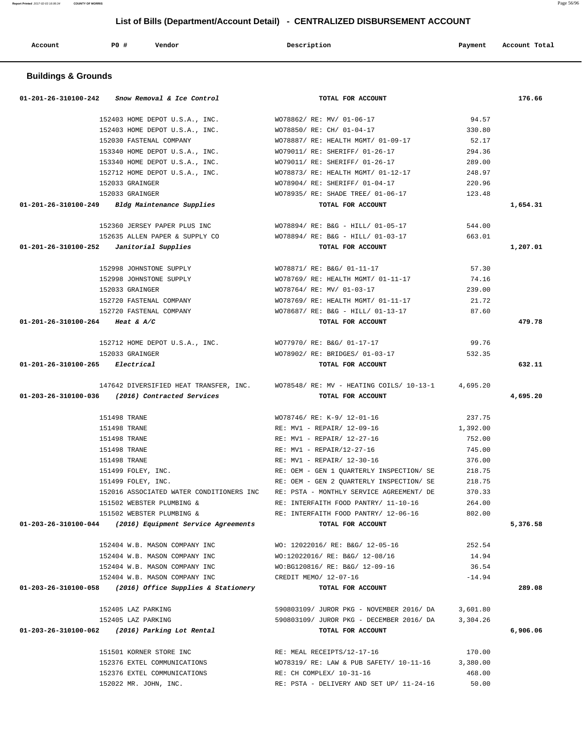# List of Bills (Department/Account Detail) - CENTRALIZED DISBURSEMENT ACCOUNT

| Account | P0 # | Vendor | Description | Payment | Account Total |
|---|---|---|---|---|---|

## Buildings & Grounds

| Account | P0 # | Vendor | Description | Payment | Account Total |
|---|---|---|---|---|---|
| 01-201-26-310100-242 | | *Snow Removal & Ice Control* | TOTAL FOR ACCOUNT | | 176.66 |
| | 152403 | HOME DEPOT U.S.A., INC. | WO78862/ RE: MV/ 01-06-17 | 94.57 | |
| | 152403 | HOME DEPOT U.S.A., INC. | WO78850/ RE: CH/ 01-04-17 | 330.80 | |
| | 152030 | FASTENAL COMPANY | WO78887/ RE: HEALTH MGMT/ 01-09-17 | 52.17 | |
| | 153340 | HOME DEPOT U.S.A., INC. | WO79011/ RE: SHERIFF/ 01-26-17 | 294.36 | |
| | 153340 | HOME DEPOT U.S.A., INC. | WO79011/ RE: SHERIFF/ 01-26-17 | 289.00 | |
| | 152712 | HOME DEPOT U.S.A., INC. | WO78873/ RE: HEALTH MGMT/ 01-12-17 | 248.97 | |
| | 152033 | GRAINGER | WO78904/ RE: SHERIFF/ 01-04-17 | 220.96 | |
| | 152033 | GRAINGER | WO78935/ RE: SHADE TREE/ 01-06-17 | 123.48 | |
| 01-201-26-310100-249 | | *Bldg Maintenance Supplies* | TOTAL FOR ACCOUNT | | 1,654.31 |
| | 152360 | JERSEY PAPER PLUS INC | WO78894/ RE: B&G - HILL/ 01-05-17 | 544.00 | |
| | 152635 | ALLEN PAPER & SUPPLY CO | WO78894/ RE: B&G - HILL/ 01-03-17 | 663.01 | |
| 01-201-26-310100-252 | | *Janitorial Supplies* | TOTAL FOR ACCOUNT | | 1,207.01 |
| | 152998 | JOHNSTONE SUPPLY | WO78871/ RE: B&G/ 01-11-17 | 57.30 | |
| | 152998 | JOHNSTONE SUPPLY | WO78769/ RE: HEALTH MGMT/ 01-11-17 | 74.16 | |
| | 152033 | GRAINGER | WO78764/ RE: MV/ 01-03-17 | 239.00 | |
| | 152720 | FASTENAL COMPANY | WO78769/ RE: HEALTH MGMT/ 01-11-17 | 21.72 | |
| | 152720 | FASTENAL COMPANY | WO78687/ RE: B&G - HILL/ 01-13-17 | 87.60 | |
| 01-201-26-310100-264 | | *Heat & A/C* | TOTAL FOR ACCOUNT | | 479.78 |
| | 152712 | HOME DEPOT U.S.A., INC. | WO77970/ RE: B&G/ 01-17-17 | 99.76 | |
| | 152033 | GRAINGER | WO78902/ RE: BRIDGES/ 01-03-17 | 532.35 | |
| 01-201-26-310100-265 | | *Electrical* | TOTAL FOR ACCOUNT | | 632.11 |
| | 147642 | DIVERSIFIED HEAT TRANSFER, INC. | WO78548/ RE: MV - HEATING COILS/ 10-13-1 | 4,695.20 | |
| 01-203-26-310100-036 | | *(2016) Contracted Services* | TOTAL FOR ACCOUNT | | 4,695.20 |
| | 151498 | TRANE | WO78746/ RE: K-9/ 12-01-16 | 237.75 | |
| | 151498 | TRANE | RE: MV1 - REPAIR/ 12-09-16 | 1,392.00 | |
| | 151498 | TRANE | RE: MV1 - REPAIR/ 12-27-16 | 752.00 | |
| | 151498 | TRANE | RE: MV1 - REPAIR/12-27-16 | 745.00 | |
| | 151498 | TRANE | RE: MV1 - REPAIR/ 12-30-16 | 376.00 | |
| | 151499 | FOLEY, INC. | RE: OEM - GEN 1 QUARTERLY INSPECTION/ SE | 218.75 | |
| | 151499 | FOLEY, INC. | RE: OEM - GEN 2 QUARTERLY INSPECTION/ SE | 218.75 | |
| | 152016 | ASSOCIATED WATER CONDITIONERS INC | RE: PSTA - MONTHLY SERVICE AGREEMENT/ DE | 370.33 | |
| | 151502 | WEBSTER PLUMBING & | RE: INTERFAITH FOOD PANTRY/ 11-10-16 | 264.00 | |
| | 151502 | WEBSTER PLUMBING & | RE: INTERFAITH FOOD PANTRY/ 12-06-16 | 802.00 | |
| 01-203-26-310100-044 | | *(2016) Equipment Service Agreements* | TOTAL FOR ACCOUNT | | 5,376.58 |
| | 152404 | W.B. MASON COMPANY INC | WO: 12022016/ RE: B&G/ 12-05-16 | 252.54 | |
| | 152404 | W.B. MASON COMPANY INC | WO:12022016/ RE: B&G/ 12-08/16 | 14.94 | |
| | 152404 | W.B. MASON COMPANY INC | WO:BG120816/ RE: B&G/ 12-09-16 | 36.54 | |
| | 152404 | W.B. MASON COMPANY INC | CREDIT MEMO/ 12-07-16 | -14.94 | |
| 01-203-26-310100-058 | | *(2016) Office Supplies & Stationery* | TOTAL FOR ACCOUNT | | 289.08 |
| | 152405 | LAZ PARKING | 590803109/ JUROR PKG - NOVEMBER 2016/ DA | 3,601.80 | |
| | 152405 | LAZ PARKING | 590803109/ JUROR PKG - DECEMBER 2016/ DA | 3,304.26 | |
| 01-203-26-310100-062 | | *(2016) Parking Lot Rental* | TOTAL FOR ACCOUNT | | 6,906.06 |
| | 151501 | KORNER STORE INC | RE: MEAL RECEIPTS/12-17-16 | 170.00 | |
| | 152376 | EXTEL COMMUNICATIONS | WO78319/ RE: LAW & PUB SAFETY/ 10-11-16 | 3,380.00 | |
| | 152376 | EXTEL COMMUNICATIONS | RE: CH COMPLEX/ 10-31-16 | 468.00 | |
| | 152022 | MR. JOHN, INC. | RE: PSTA - DELIVERY AND SET UP/ 11-24-16 | 50.00 | |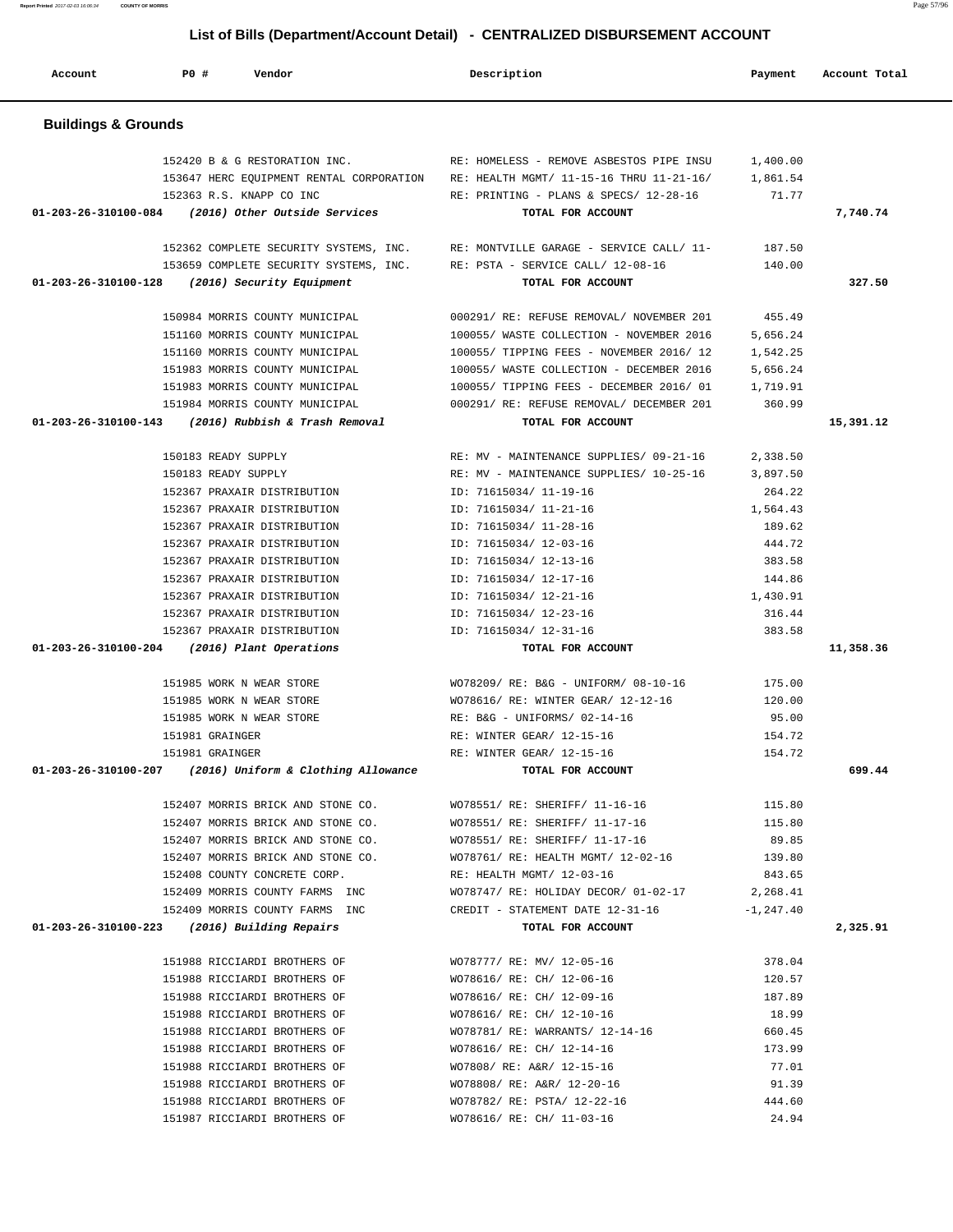# List of Bills (Department/Account Detail) - CENTRALIZED DISBURSEMENT ACCOUNT

| Account | PO # | Vendor | Description | Payment | Account Total |
|---|---|---|---|---|---|

## Buildings & Grounds

| Account | PO # | Vendor | Description | Payment | Account Total |
|---|---|---|---|---|---|
| | 152420 | B & G RESTORATION INC. | RE: HOMELESS - REMOVE ASBESTOS PIPE INSU | 1,400.00 | |
| | 153647 | HERC EQUIPMENT RENTAL CORPORATION | RE: HEALTH MGMT/ 11-15-16 THRU 11-21-16/ | 1,861.54 | |
| | 152363 | R.S. KNAPP CO INC | RE: PRINTING - PLANS & SPECS/ 12-28-16 | 71.77 | |
| 01-203-26-310100-084 | | (2016) Other Outside Services | TOTAL FOR ACCOUNT | | 7,740.74 |
| | 152362 | COMPLETE SECURITY SYSTEMS, INC. | RE: MONTVILLE GARAGE - SERVICE CALL/ 11- | 187.50 | |
| | 153659 | COMPLETE SECURITY SYSTEMS, INC. | RE: PSTA - SERVICE CALL/ 12-08-16 | 140.00 | |
| 01-203-26-310100-128 | | (2016) Security Equipment | TOTAL FOR ACCOUNT | | 327.50 |
| | 150984 | MORRIS COUNTY MUNICIPAL | 000291/ RE: REFUSE REMOVAL/ NOVEMBER 201 | 455.49 | |
| | 151160 | MORRIS COUNTY MUNICIPAL | 100055/ WASTE COLLECTION - NOVEMBER 2016 | 5,656.24 | |
| | 151160 | MORRIS COUNTY MUNICIPAL | 100055/ TIPPING FEES - NOVEMBER 2016/ 12 | 1,542.25 | |
| | 151983 | MORRIS COUNTY MUNICIPAL | 100055/ WASTE COLLECTION - DECEMBER 2016 | 5,656.24 | |
| | 151983 | MORRIS COUNTY MUNICIPAL | 100055/ TIPPING FEES - DECEMBER 2016/ 01 | 1,719.91 | |
| | 151984 | MORRIS COUNTY MUNICIPAL | 000291/ RE: REFUSE REMOVAL/ DECEMBER 201 | 360.99 | |
| 01-203-26-310100-143 | | (2016) Rubbish & Trash Removal | TOTAL FOR ACCOUNT | | 15,391.12 |
| | 150183 | READY SUPPLY | RE: MV - MAINTENANCE SUPPLIES/ 09-21-16 | 2,338.50 | |
| | 150183 | READY SUPPLY | RE: MV - MAINTENANCE SUPPLIES/ 10-25-16 | 3,897.50 | |
| | 152367 | PRAXAIR DISTRIBUTION | ID: 71615034/ 11-19-16 | 264.22 | |
| | 152367 | PRAXAIR DISTRIBUTION | ID: 71615034/ 11-21-16 | 1,564.43 | |
| | 152367 | PRAXAIR DISTRIBUTION | ID: 71615034/ 11-28-16 | 189.62 | |
| | 152367 | PRAXAIR DISTRIBUTION | ID: 71615034/ 12-03-16 | 444.72 | |
| | 152367 | PRAXAIR DISTRIBUTION | ID: 71615034/ 12-13-16 | 383.58 | |
| | 152367 | PRAXAIR DISTRIBUTION | ID: 71615034/ 12-17-16 | 144.86 | |
| | 152367 | PRAXAIR DISTRIBUTION | ID: 71615034/ 12-21-16 | 1,430.91 | |
| | 152367 | PRAXAIR DISTRIBUTION | ID: 71615034/ 12-23-16 | 316.44 | |
| | 152367 | PRAXAIR DISTRIBUTION | ID: 71615034/ 12-31-16 | 383.58 | |
| 01-203-26-310100-204 | | (2016) Plant Operations | TOTAL FOR ACCOUNT | | 11,358.36 |
| | 151985 | WORK N WEAR STORE | WO78209/ RE: B&G - UNIFORM/ 08-10-16 | 175.00 | |
| | 151985 | WORK N WEAR STORE | WO78616/ RE: WINTER GEAR/ 12-12-16 | 120.00 | |
| | 151985 | WORK N WEAR STORE | RE: B&G - UNIFORMS/ 02-14-16 | 95.00 | |
| | 151981 | GRAINGER | RE: WINTER GEAR/ 12-15-16 | 154.72 | |
| | 151981 | GRAINGER | RE: WINTER GEAR/ 12-15-16 | 154.72 | |
| 01-203-26-310100-207 | | (2016) Uniform & Clothing Allowance | TOTAL FOR ACCOUNT | | 699.44 |
| | 152407 | MORRIS BRICK AND STONE CO. | WO78551/ RE: SHERIFF/ 11-16-16 | 115.80 | |
| | 152407 | MORRIS BRICK AND STONE CO. | WO78551/ RE: SHERIFF/ 11-17-16 | 115.80 | |
| | 152407 | MORRIS BRICK AND STONE CO. | WO78551/ RE: SHERIFF/ 11-17-16 | 89.85 | |
| | 152407 | MORRIS BRICK AND STONE CO. | WO78761/ RE: HEALTH MGMT/ 12-02-16 | 139.80 | |
| | 152408 | COUNTY CONCRETE CORP. | RE: HEALTH MGMT/ 12-03-16 | 843.65 | |
| | 152409 | MORRIS COUNTY FARMS INC | WO78747/ RE: HOLIDAY DECOR/ 01-02-17 | 2,268.41 | |
| | 152409 | MORRIS COUNTY FARMS INC | CREDIT - STATEMENT DATE 12-31-16 | -1,247.40 | |
| 01-203-26-310100-223 | | (2016) Building Repairs | TOTAL FOR ACCOUNT | | 2,325.91 |
| | 151988 | RICCIARDI BROTHERS OF | WO78777/ RE: MV/ 12-05-16 | 378.04 | |
| | 151988 | RICCIARDI BROTHERS OF | WO78616/ RE: CH/ 12-06-16 | 120.57 | |
| | 151988 | RICCIARDI BROTHERS OF | WO78616/ RE: CH/ 12-09-16 | 187.89 | |
| | 151988 | RICCIARDI BROTHERS OF | WO78616/ RE: CH/ 12-10-16 | 18.99 | |
| | 151988 | RICCIARDI BROTHERS OF | WO78781/ RE: WARRANTS/ 12-14-16 | 660.45 | |
| | 151988 | RICCIARDI BROTHERS OF | WO78616/ RE: CH/ 12-14-16 | 173.99 | |
| | 151988 | RICCIARDI BROTHERS OF | WO7808/ RE: A&R/ 12-15-16 | 77.01 | |
| | 151988 | RICCIARDI BROTHERS OF | WO78808/ RE: A&R/ 12-20-16 | 91.39 | |
| | 151988 | RICCIARDI BROTHERS OF | WO78782/ RE: PSTA/ 12-22-16 | 444.60 | |
| | 151987 | RICCIARDI BROTHERS OF | WO78616/ RE: CH/ 11-03-16 | 24.94 | |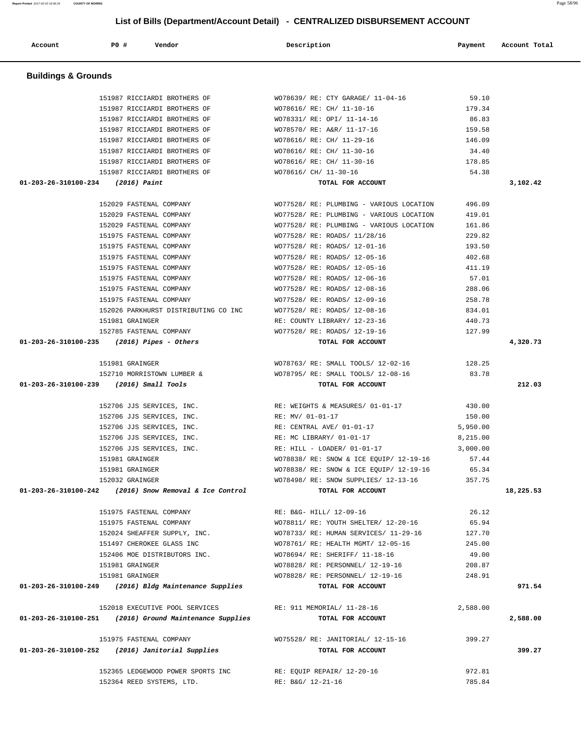## List of Bills (Department/Account Detail) - CENTRALIZED DISBURSEMENT ACCOUNT

| Account | PO # | Vendor | Description | Payment | Account Total |
|---|---|---|---|---|---|

### Buildings & Grounds

| Account | PO # | Vendor | Description | Payment | Account Total |
|---|---|---|---|---|---|
| | 151987 | RICCIARDI BROTHERS OF | WO78639/ RE: CTY GARAGE/ 11-04-16 | 59.10 | |
| | 151987 | RICCIARDI BROTHERS OF | WO78616/ RE: CH/ 11-10-16 | 179.34 | |
| | 151987 | RICCIARDI BROTHERS OF | WO78331/ RE: OPI/ 11-14-16 | 86.83 | |
| | 151987 | RICCIARDI BROTHERS OF | WO78570/ RE: A&R/ 11-17-16 | 159.58 | |
| | 151987 | RICCIARDI BROTHERS OF | WO78616/ RE: CH/ 11-29-16 | 146.09 | |
| | 151987 | RICCIARDI BROTHERS OF | WO78616/ RE: CH/ 11-30-16 | 34.40 | |
| | 151987 | RICCIARDI BROTHERS OF | WO78616/ RE: CH/ 11-30-16 | 178.85 | |
| | 151987 | RICCIARDI BROTHERS OF | WO78616/ CH/ 11-30-16 | 54.38 | |
| 01-203-26-310100-234 | | *(2016) Paint* | TOTAL FOR ACCOUNT | | 3,102.42 |
| | 152029 | FASTENAL COMPANY | WO77528/ RE: PLUMBING - VARIOUS LOCATION | 496.09 | |
| | 152029 | FASTENAL COMPANY | WO77528/ RE: PLUMBING - VARIOUS LOCATION | 419.01 | |
| | 152029 | FASTENAL COMPANY | WO77528/ RE: PLUMBING - VARIOUS LOCATION | 161.86 | |
| | 151975 | FASTENAL COMPANY | WO77528/ RE: ROADS/ 11/28/16 | 229.82 | |
| | 151975 | FASTENAL COMPANY | WO77528/ RE: ROADS/ 12-01-16 | 193.50 | |
| | 151975 | FASTENAL COMPANY | WO77528/ RE: ROADS/ 12-05-16 | 402.68 | |
| | 151975 | FASTENAL COMPANY | WO77528/ RE: ROADS/ 12-05-16 | 411.19 | |
| | 151975 | FASTENAL COMPANY | WO77528/ RE: ROADS/ 12-06-16 | 57.01 | |
| | 151975 | FASTENAL COMPANY | WO77528/ RE: ROADS/ 12-08-16 | 288.06 | |
| | 151975 | FASTENAL COMPANY | WO77528/ RE: ROADS/ 12-09-16 | 258.78 | |
| | 152026 | PARKHURST DISTRIBUTING CO INC | WO77528/ RE: ROADS/ 12-08-16 | 834.01 | |
| | 151981 | GRAINGER | RE: COUNTY LIBRARY/ 12-23-16 | 440.73 | |
| | 152785 | FASTENAL COMPANY | WO77528/ RE: ROADS/ 12-19-16 | 127.99 | |
| 01-203-26-310100-235 | | *(2016) Pipes - Others* | TOTAL FOR ACCOUNT | | 4,320.73 |
| | 151981 | GRAINGER | WO78763/ RE: SMALL TOOLS/ 12-02-16 | 128.25 | |
| | 152710 | MORRISTOWN LUMBER & | WO78795/ RE: SMALL TOOLS/ 12-08-16 | 83.78 | |
| 01-203-26-310100-239 | | *(2016) Small Tools* | TOTAL FOR ACCOUNT | | 212.03 |
| | 152706 | JJS SERVICES, INC. | RE: WEIGHTS & MEASURES/ 01-01-17 | 430.00 | |
| | 152706 | JJS SERVICES, INC. | RE: MV/ 01-01-17 | 150.00 | |
| | 152706 | JJS SERVICES, INC. | RE: CENTRAL AVE/ 01-01-17 | 5,950.00 | |
| | 152706 | JJS SERVICES, INC. | RE: MC LIBRARY/ 01-01-17 | 8,215.00 | |
| | 152706 | JJS SERVICES, INC. | RE: HILL - LOADER/ 01-01-17 | 3,000.00 | |
| | 151981 | GRAINGER | WO78838/ RE: SNOW & ICE EQUIP/ 12-19-16 | 57.44 | |
| | 151981 | GRAINGER | WO78838/ RE: SNOW & ICE EQUIP/ 12-19-16 | 65.34 | |
| | 152032 | GRAINGER | WO78498/ RE: SNOW SUPPLIES/ 12-13-16 | 357.75 | |
| 01-203-26-310100-242 | | *(2016) Snow Removal & Ice Control* | TOTAL FOR ACCOUNT | | 18,225.53 |
| | 151975 | FASTENAL COMPANY | RE: B&G- HILL/ 12-09-16 | 26.12 | |
| | 151975 | FASTENAL COMPANY | WO78811/ RE: YOUTH SHELTER/ 12-20-16 | 65.94 | |
| | 152024 | SHEAFFER SUPPLY, INC. | WO78733/ RE: HUMAN SERVICES/ 11-29-16 | 127.70 | |
| | 151497 | CHEROKEE GLASS INC | WO78761/ RE: HEALTH MGMT/ 12-05-16 | 245.00 | |
| | 152406 | MOE DISTRIBUTORS INC. | WO78694/ RE: SHERIFF/ 11-18-16 | 49.00 | |
| | 151981 | GRAINGER | WO78828/ RE: PERSONNEL/ 12-19-16 | 208.87 | |
| | 151981 | GRAINGER | WO78828/ RE: PERSONNEL/ 12-19-16 | 248.91 | |
| 01-203-26-310100-249 | | *(2016) Bldg Maintenance Supplies* | TOTAL FOR ACCOUNT | | 971.54 |
| | 152018 | EXECUTIVE POOL SERVICES | RE: 911 MEMORIAL/ 11-28-16 | 2,588.00 | |
| 01-203-26-310100-251 | | *(2016) Ground Maintenance Supplies* | TOTAL FOR ACCOUNT | | 2,588.00 |
| | 151975 | FASTENAL COMPANY | WO75528/ RE: JANITORIAL/ 12-15-16 | 399.27 | |
| 01-203-26-310100-252 | | *(2016) Janitorial Supplies* | TOTAL FOR ACCOUNT | | 399.27 |
| | 152365 | LEDGEWOOD POWER SPORTS INC | RE: EQUIP REPAIR/ 12-20-16 | 972.81 | |
| | 152364 | REED SYSTEMS, LTD. | RE: B&G/ 12-21-16 | 785.84 | |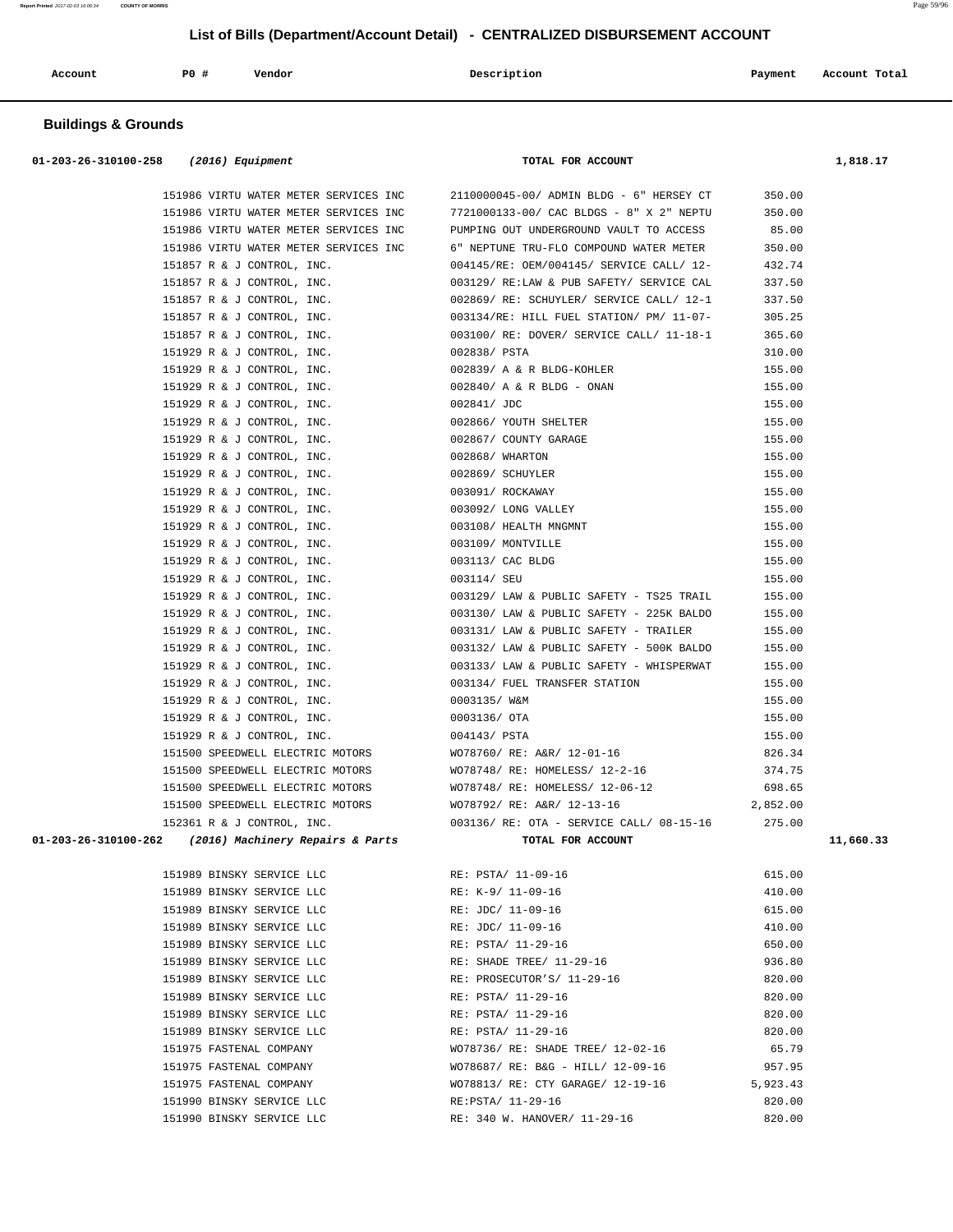## List of Bills (Department/Account Detail) - CENTRALIZED DISBURSEMENT ACCOUNT

| Account | PO # | Vendor | Description | Payment | Account Total |
|---|---|---|---|---|---|

### Buildings & Grounds

| Account | PO # | Vendor | Description | Payment | Account Total |
|---|---|---|---|---|---|
| 01-203-26-310100-258 *(2016) Equipment* | | | TOTAL FOR ACCOUNT | | 1,818.17 |
| | 151986 | VIRTU WATER METER SERVICES INC | 2110000045-00/ ADMIN BLDG - 6" HERSEY CT | 350.00 | |
| | 151986 | VIRTU WATER METER SERVICES INC | 7721000133-00/ CAC BLDGS - 8" X 2" NEPTU | 350.00 | |
| | 151986 | VIRTU WATER METER SERVICES INC | PUMPING OUT UNDERGROUND VAULT TO ACCESS | 85.00 | |
| | 151986 | VIRTU WATER METER SERVICES INC | 6" NEPTUNE TRU-FLO COMPOUND WATER METER | 350.00 | |
| | 151857 | R & J CONTROL, INC. | 004145/RE: OEM/004145/ SERVICE CALL/ 12- | 432.74 | |
| | 151857 | R & J CONTROL, INC. | 003129/ RE:LAW & PUB SAFETY/ SERVICE CAL | 337.50 | |
| | 151857 | R & J CONTROL, INC. | 002869/ RE: SCHUYLER/ SERVICE CALL/ 12-1 | 337.50 | |
| | 151857 | R & J CONTROL, INC. | 003134/RE: HILL FUEL STATION/ PM/ 11-07- | 305.25 | |
| | 151857 | R & J CONTROL, INC. | 003100/ RE: DOVER/ SERVICE CALL/ 11-18-1 | 365.60 | |
| | 151929 | R & J CONTROL, INC. | 002838/ PSTA | 310.00 | |
| | 151929 | R & J CONTROL, INC. | 002839/ A & R BLDG-KOHLER | 155.00 | |
| | 151929 | R & J CONTROL, INC. | 002840/ A & R BLDG - ONAN | 155.00 | |
| | 151929 | R & J CONTROL, INC. | 002841/ JDC | 155.00 | |
| | 151929 | R & J CONTROL, INC. | 002866/ YOUTH SHELTER | 155.00 | |
| | 151929 | R & J CONTROL, INC. | 002867/ COUNTY GARAGE | 155.00 | |
| | 151929 | R & J CONTROL, INC. | 002868/ WHARTON | 155.00 | |
| | 151929 | R & J CONTROL, INC. | 002869/ SCHUYLER | 155.00 | |
| | 151929 | R & J CONTROL, INC. | 003091/ ROCKAWAY | 155.00 | |
| | 151929 | R & J CONTROL, INC. | 003092/ LONG VALLEY | 155.00 | |
| | 151929 | R & J CONTROL, INC. | 003108/ HEALTH MNGMNT | 155.00 | |
| | 151929 | R & J CONTROL, INC. | 003109/ MONTVILLE | 155.00 | |
| | 151929 | R & J CONTROL, INC. | 003113/ CAC BLDG | 155.00 | |
| | 151929 | R & J CONTROL, INC. | 003114/ SEU | 155.00 | |
| | 151929 | R & J CONTROL, INC. | 003129/ LAW & PUBLIC SAFETY - TS25 TRAIL | 155.00 | |
| | 151929 | R & J CONTROL, INC. | 003130/ LAW & PUBLIC SAFETY - 225K BALDO | 155.00 | |
| | 151929 | R & J CONTROL, INC. | 003131/ LAW & PUBLIC SAFETY - TRAILER | 155.00 | |
| | 151929 | R & J CONTROL, INC. | 003132/ LAW & PUBLIC SAFETY - 500K BALDO | 155.00 | |
| | 151929 | R & J CONTROL, INC. | 003133/ LAW & PUBLIC SAFETY - WHISPERWAT | 155.00 | |
| | 151929 | R & J CONTROL, INC. | 003134/ FUEL TRANSFER STATION | 155.00 | |
| | 151929 | R & J CONTROL, INC. | 0003135/ W&M | 155.00 | |
| | 151929 | R & J CONTROL, INC. | 0003136/ OTA | 155.00 | |
| | 151929 | R & J CONTROL, INC. | 004143/ PSTA | 155.00 | |
| | 151500 | SPEEDWELL ELECTRIC MOTORS | WO78760/ RE: A&R/ 12-01-16 | 826.34 | |
| | 151500 | SPEEDWELL ELECTRIC MOTORS | WO78748/ RE: HOMELESS/ 12-2-16 | 374.75 | |
| | 151500 | SPEEDWELL ELECTRIC MOTORS | WO78748/ RE: HOMELESS/ 12-06-12 | 698.65 | |
| | 151500 | SPEEDWELL ELECTRIC MOTORS | WO78792/ RE: A&R/ 12-13-16 | 2,852.00 | |
| | 152361 | R & J CONTROL, INC. | 003136/ RE: OTA - SERVICE CALL/ 08-15-16 | 275.00 | |
| 01-203-26-310100-262 *(2016) Machinery Repairs & Parts* | | | TOTAL FOR ACCOUNT | | 11,660.33 |
| | 151989 | BINSKY SERVICE LLC | RE: PSTA/ 11-09-16 | 615.00 | |
| | 151989 | BINSKY SERVICE LLC | RE: K-9/ 11-09-16 | 410.00 | |
| | 151989 | BINSKY SERVICE LLC | RE: JDC/ 11-09-16 | 615.00 | |
| | 151989 | BINSKY SERVICE LLC | RE: JDC/ 11-09-16 | 410.00 | |
| | 151989 | BINSKY SERVICE LLC | RE: PSTA/ 11-29-16 | 650.00 | |
| | 151989 | BINSKY SERVICE LLC | RE: SHADE TREE/ 11-29-16 | 936.80 | |
| | 151989 | BINSKY SERVICE LLC | RE: PROSECUTOR'S/ 11-29-16 | 820.00 | |
| | 151989 | BINSKY SERVICE LLC | RE: PSTA/ 11-29-16 | 820.00 | |
| | 151989 | BINSKY SERVICE LLC | RE: PSTA/ 11-29-16 | 820.00 | |
| | 151989 | BINSKY SERVICE LLC | RE: PSTA/ 11-29-16 | 820.00 | |
| | 151975 | FASTENAL COMPANY | WO78736/ RE: SHADE TREE/ 12-02-16 | 65.79 | |
| | 151975 | FASTENAL COMPANY | WO78687/ RE: B&G - HILL/ 12-09-16 | 957.95 | |
| | 151975 | FASTENAL COMPANY | WO78813/ RE: CTY GARAGE/ 12-19-16 | 5,923.43 | |
| | 151990 | BINSKY SERVICE LLC | RE:PSTA/ 11-29-16 | 820.00 | |
| | 151990 | BINSKY SERVICE LLC | RE: 340 W. HANOVER/ 11-29-16 | 820.00 | |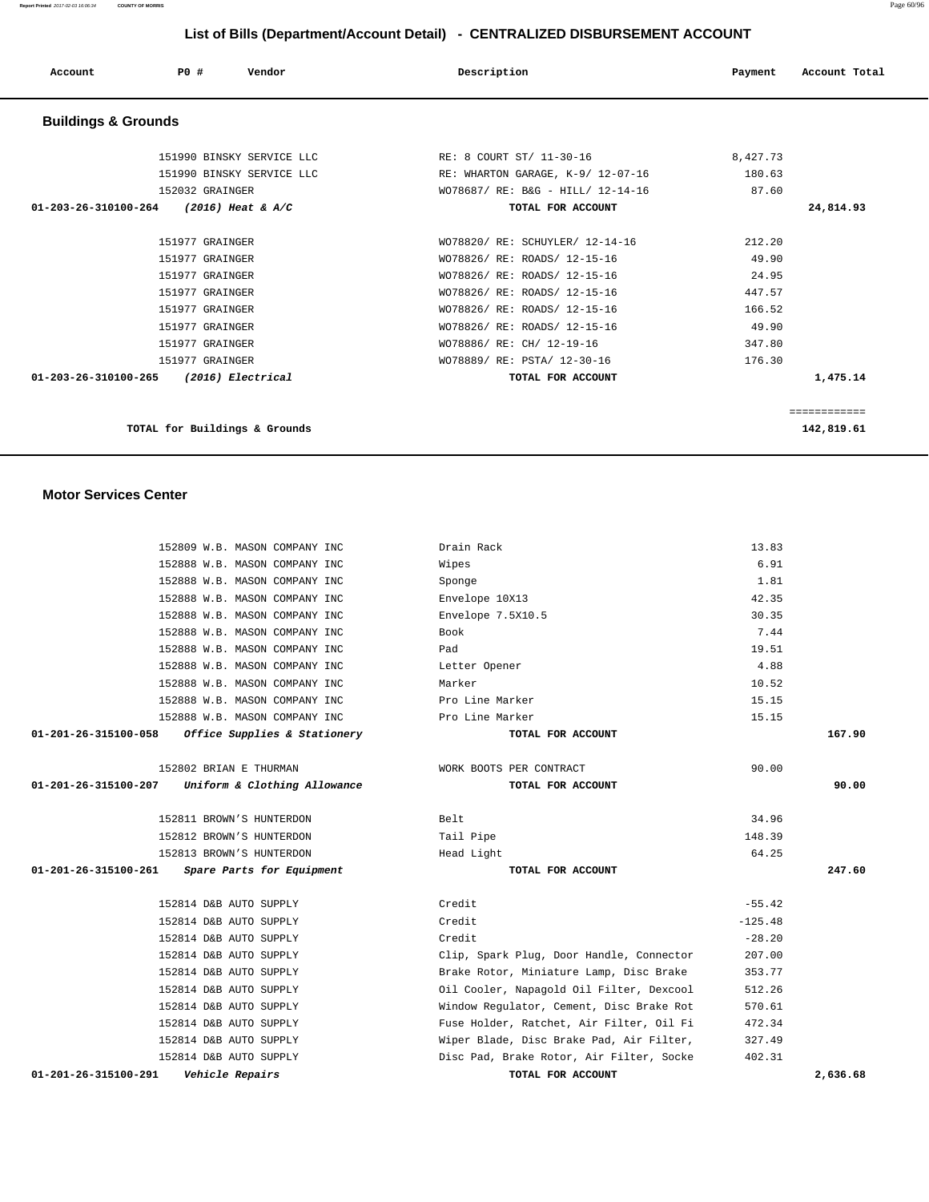# List of Bills (Department/Account Detail) - CENTRALIZED DISBURSEMENT ACCOUNT

| Account | PO # | Vendor | Description | Payment | Account Total |
|---|---|---|---|---|---|

## Buildings & Grounds

| Account | PO # | Vendor | Description | Payment | Account Total |
|---|---|---|---|---|---|
| | 151990 | BINSKY SERVICE LLC | RE: 8 COURT ST/ 11-30-16 | 8,427.73 | |
| | 151990 | BINSKY SERVICE LLC | RE: WHARTON GARAGE, K-9/ 12-07-16 | 180.63 | |
| | 152032 | GRAINGER | WO78687/ RE: B&G - HILL/ 12-14-16 | 87.60 | |
| 01-203-26-310100-264 | | *(2016) Heat & A/C* | TOTAL FOR ACCOUNT | | 24,814.93 |
| | 151977 | GRAINGER | WO78820/ RE: SCHUYLER/ 12-14-16 | 212.20 | |
| | 151977 | GRAINGER | WO78826/ RE: ROADS/ 12-15-16 | 49.90 | |
| | 151977 | GRAINGER | WO78826/ RE: ROADS/ 12-15-16 | 24.95 | |
| | 151977 | GRAINGER | WO78826/ RE: ROADS/ 12-15-16 | 447.57 | |
| | 151977 | GRAINGER | WO78826/ RE: ROADS/ 12-15-16 | 166.52 | |
| | 151977 | GRAINGER | WO78826/ RE: ROADS/ 12-15-16 | 49.90 | |
| | 151977 | GRAINGER | WO78886/ RE: CH/ 12-19-16 | 347.80 | |
| | 151977 | GRAINGER | WO78889/ RE: PSTA/ 12-30-16 | 176.30 | |
| 01-203-26-310100-265 | | *(2016) Electrical* | TOTAL FOR ACCOUNT | | 1,475.14 |
| | | | | | ============ |
| | | TOTAL for Buildings & Grounds | | | 142,819.61 |

## Motor Services Center

| Account | PO # | Vendor | Description | Payment | Account Total |
|---|---|---|---|---|---|
| | 152809 | W.B. MASON COMPANY INC | Drain Rack | 13.83 | |
| | 152888 | W.B. MASON COMPANY INC | Wipes | 6.91 | |
| | 152888 | W.B. MASON COMPANY INC | Sponge | 1.81 | |
| | 152888 | W.B. MASON COMPANY INC | Envelope 10X13 | 42.35 | |
| | 152888 | W.B. MASON COMPANY INC | Envelope 7.5X10.5 | 30.35 | |
| | 152888 | W.B. MASON COMPANY INC | Book | 7.44 | |
| | 152888 | W.B. MASON COMPANY INC | Pad | 19.51 | |
| | 152888 | W.B. MASON COMPANY INC | Letter Opener | 4.88 | |
| | 152888 | W.B. MASON COMPANY INC | Marker | 10.52 | |
| | 152888 | W.B. MASON COMPANY INC | Pro Line Marker | 15.15 | |
| | 152888 | W.B. MASON COMPANY INC | Pro Line Marker | 15.15 | |
| 01-201-26-315100-058 | | *Office Supplies & Stationery* | TOTAL FOR ACCOUNT | | 167.90 |
| | 152802 | BRIAN E THURMAN | WORK BOOTS PER CONTRACT | 90.00 | |
| 01-201-26-315100-207 | | *Uniform & Clothing Allowance* | TOTAL FOR ACCOUNT | | 90.00 |
| | 152811 | BROWN'S HUNTERDON | Belt | 34.96 | |
| | 152812 | BROWN'S HUNTERDON | Tail Pipe | 148.39 | |
| | 152813 | BROWN'S HUNTERDON | Head Light | 64.25 | |
| 01-201-26-315100-261 | | *Spare Parts for Equipment* | TOTAL FOR ACCOUNT | | 247.60 |
| | 152814 | D&B AUTO SUPPLY | Credit | -55.42 | |
| | 152814 | D&B AUTO SUPPLY | Credit | -125.48 | |
| | 152814 | D&B AUTO SUPPLY | Credit | -28.20 | |
| | 152814 | D&B AUTO SUPPLY | Clip, Spark Plug, Door Handle, Connector | 207.00 | |
| | 152814 | D&B AUTO SUPPLY | Brake Rotor, Miniature Lamp, Disc Brake | 353.77 | |
| | 152814 | D&B AUTO SUPPLY | Oil Cooler, Napagold Oil Filter, Dexcool | 512.26 | |
| | 152814 | D&B AUTO SUPPLY | Window Regulator, Cement, Disc Brake Rot | 570.61 | |
| | 152814 | D&B AUTO SUPPLY | Fuse Holder, Ratchet, Air Filter, Oil Fi | 472.34 | |
| | 152814 | D&B AUTO SUPPLY | Wiper Blade, Disc Brake Pad, Air Filter, | 327.49 | |
| | 152814 | D&B AUTO SUPPLY | Disc Pad, Brake Rotor, Air Filter, Socke | 402.31 | |
| 01-201-26-315100-291 | | *Vehicle Repairs* | TOTAL FOR ACCOUNT | | 2,636.68 |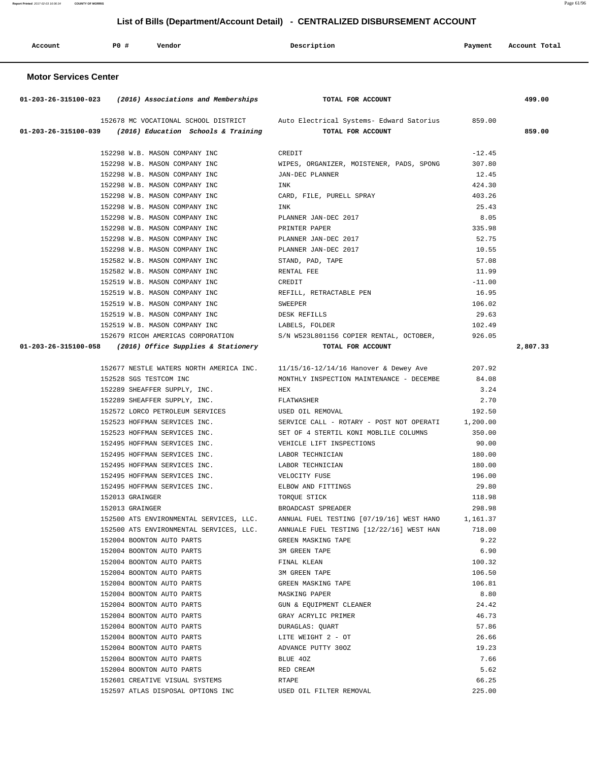# List of Bills (Department/Account Detail) - CENTRALIZED DISBURSEMENT ACCOUNT

| Account | PO # | Vendor | Description | Payment | Account Total |
|---|---|---|---|---|---|

## Motor Services Center

| Account | PO # | Vendor | Description | Payment | Account Total |
|---|---|---|---|---|---|
| **01-203-26-315100-023** | | ***(2016) Associations and Memberships*** | **TOTAL FOR ACCOUNT** | | **499.00** |
| | 152678 | MC VOCATIONAL SCHOOL DISTRICT | Auto Electrical Systems- Edward Satorius | 859.00 | |
| **01-203-26-315100-039** | | ***(2016) Education Schools & Training*** | **TOTAL FOR ACCOUNT** | | **859.00** |
| | 152298 | W.B. MASON COMPANY INC | CREDIT | -12.45 | |
| | 152298 | W.B. MASON COMPANY INC | WIPES, ORGANIZER, MOISTENER, PADS, SPONG | 307.80 | |
| | 152298 | W.B. MASON COMPANY INC | JAN-DEC PLANNER | 12.45 | |
| | 152298 | W.B. MASON COMPANY INC | INK | 424.30 | |
| | 152298 | W.B. MASON COMPANY INC | CARD, FILE, PURELL SPRAY | 403.26 | |
| | 152298 | W.B. MASON COMPANY INC | INK | 25.43 | |
| | 152298 | W.B. MASON COMPANY INC | PLANNER JAN-DEC 2017 | 8.05 | |
| | 152298 | W.B. MASON COMPANY INC | PRINTER PAPER | 335.98 | |
| | 152298 | W.B. MASON COMPANY INC | PLANNER JAN-DEC 2017 | 52.75 | |
| | 152298 | W.B. MASON COMPANY INC | PLANNER JAN-DEC 2017 | 10.55 | |
| | 152582 | W.B. MASON COMPANY INC | STAND, PAD, TAPE | 57.08 | |
| | 152582 | W.B. MASON COMPANY INC | RENTAL FEE | 11.99 | |
| | 152519 | W.B. MASON COMPANY INC | CREDIT | -11.00 | |
| | 152519 | W.B. MASON COMPANY INC | REFILL, RETRACTABLE PEN | 16.95 | |
| | 152519 | W.B. MASON COMPANY INC | SWEEPER | 106.02 | |
| | 152519 | W.B. MASON COMPANY INC | DESK REFILLS | 29.63 | |
| | 152519 | W.B. MASON COMPANY INC | LABELS, FOLDER | 102.49 | |
| | 152679 | RICOH AMERICAS CORPORATION | S/N W523L801156 COPIER RENTAL, OCTOBER, | 926.05 | |
| **01-203-26-315100-058** | | ***(2016) Office Supplies & Stationery*** | **TOTAL FOR ACCOUNT** | | **2,807.33** |
| | 152677 | NESTLE WATERS NORTH AMERICA INC. | 11/15/16-12/14/16 Hanover & Dewey Ave | 207.92 | |
| | 152528 | SGS TESTCOM INC | MONTHLY INSPECTION MAINTENANCE - DECEMBE | 84.08 | |
| | 152289 | SHEAFFER SUPPLY, INC. | HEX | 3.24 | |
| | 152289 | SHEAFFER SUPPLY, INC. | FLATWASHER | 2.70 | |
| | 152572 | LORCO PETROLEUM SERVICES | USED OIL REMOVAL | 192.50 | |
| | 152523 | HOFFMAN SERVICES INC. | SERVICE CALL - ROTARY - POST NOT OPERATI | 1,200.00 | |
| | 152523 | HOFFMAN SERVICES INC. | SET OF 4 STERTIL KONI MOBLILE COLUMNS | 350.00 | |
| | 152495 | HOFFMAN SERVICES INC. | VEHICLE LIFT INSPECTIONS | 90.00 | |
| | 152495 | HOFFMAN SERVICES INC. | LABOR TECHNICIAN | 180.00 | |
| | 152495 | HOFFMAN SERVICES INC. | LABOR TECHNICIAN | 180.00 | |
| | 152495 | HOFFMAN SERVICES INC. | VELOCITY FUSE | 196.00 | |
| | 152495 | HOFFMAN SERVICES INC. | ELBOW AND FITTINGS | 29.80 | |
| | 152013 | GRAINGER | TORQUE STICK | 118.98 | |
| | 152013 | GRAINGER | BROADCAST SPREADER | 298.98 | |
| | 152500 | ATS ENVIRONMENTAL SERVICES, LLC. | ANNUAL FUEL TESTING [07/19/16] WEST HANO | 1,161.37 | |
| | 152500 | ATS ENVIRONMENTAL SERVICES, LLC. | ANNUALE FUEL TESTING [12/22/16] WEST HAN | 718.00 | |
| | 152004 | BOONTON AUTO PARTS | GREEN MASKING TAPE | 9.22 | |
| | 152004 | BOONTON AUTO PARTS | 3M GREEN TAPE | 6.90 | |
| | 152004 | BOONTON AUTO PARTS | FINAL KLEAN | 100.32 | |
| | 152004 | BOONTON AUTO PARTS | 3M GREEN TAPE | 106.50 | |
| | 152004 | BOONTON AUTO PARTS | GREEN MASKING TAPE | 106.81 | |
| | 152004 | BOONTON AUTO PARTS | MASKING PAPER | 8.80 | |
| | 152004 | BOONTON AUTO PARTS | GUN & EQUIPMENT CLEANER | 24.42 | |
| | 152004 | BOONTON AUTO PARTS | GRAY ACRYLIC PRIMER | 46.73 | |
| | 152004 | BOONTON AUTO PARTS | DURAGLAS: QUART | 57.86 | |
| | 152004 | BOONTON AUTO PARTS | LITE WEIGHT 2 - OT | 26.66 | |
| | 152004 | BOONTON AUTO PARTS | ADVANCE PUTTY 30OZ | 19.23 | |
| | 152004 | BOONTON AUTO PARTS | BLUE 4OZ | 7.66 | |
| | 152004 | BOONTON AUTO PARTS | RED CREAM | 5.62 | |
| | 152601 | CREATIVE VISUAL SYSTEMS | RTAPE | 66.25 | |
| | 152597 | ATLAS DISPOSAL OPTIONS INC | USED OIL FILTER REMOVAL | 225.00 | |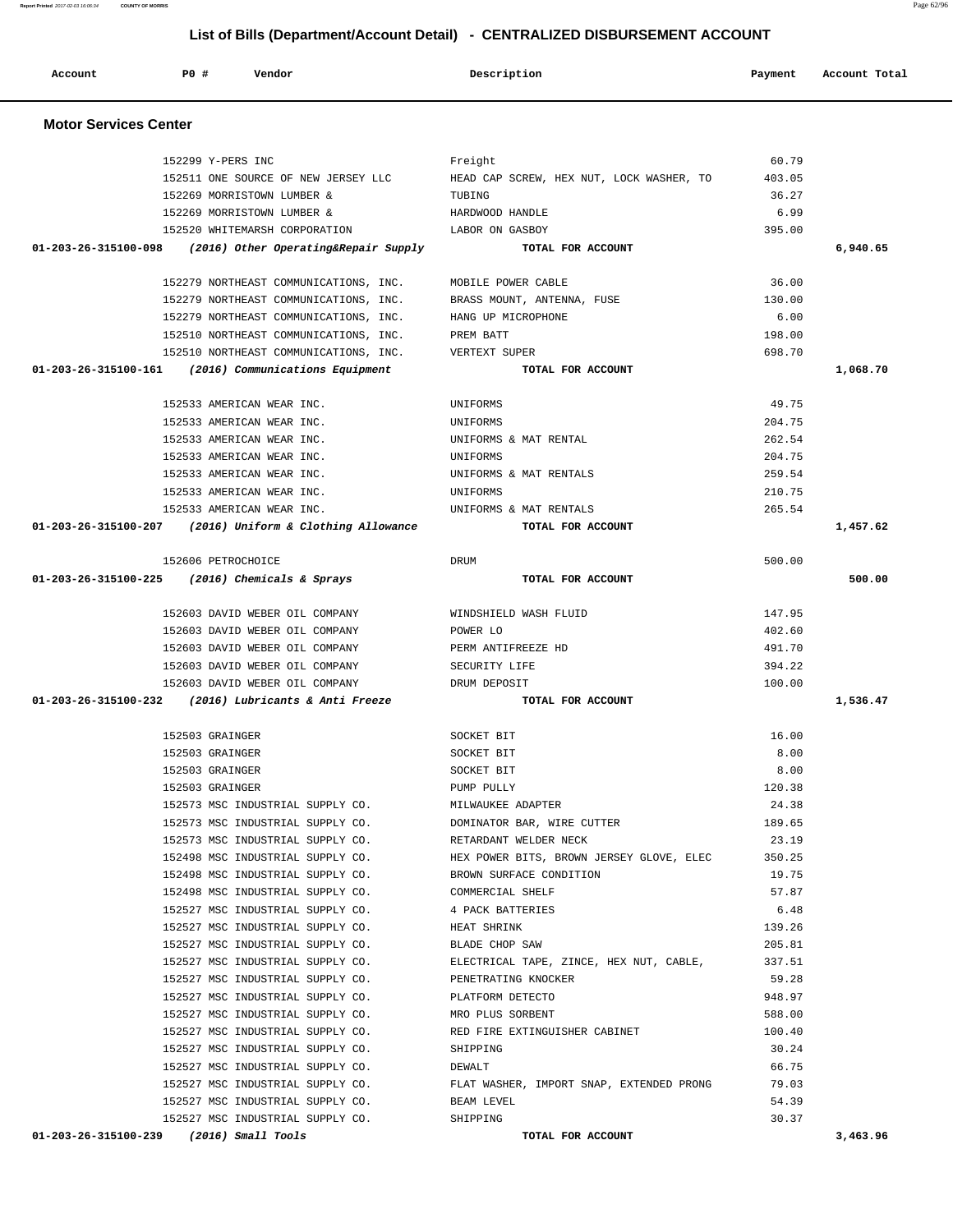## List of Bills (Department/Account Detail) - CENTRALIZED DISBURSEMENT ACCOUNT

| Account | PO # | Vendor | Description | Payment | Account Total |
|---|---|---|---|---|---|

### Motor Services Center

| Account | PO # | Vendor | Description | Payment | Account Total |
|---|---|---|---|---|---|
| | 152299 | Y-PERS INC | Freight | 60.79 | |
| | 152511 | ONE SOURCE OF NEW JERSEY LLC | HEAD CAP SCREW, HEX NUT, LOCK WASHER, TO | 403.05 | |
| | 152269 | MORRISTOWN LUMBER & | TUBING | 36.27 | |
| | 152269 | MORRISTOWN LUMBER & | HARDWOOD HANDLE | 6.99 | |
| | 152520 | WHITEMARSH CORPORATION | LABOR ON GASBOY | 395.00 | |
| **01-203-26-315100-098** | | ***(2016) Other Operating&Repair Supply*** | **TOTAL FOR ACCOUNT** | | **6,940.65** |
| | 152279 | NORTHEAST COMMUNICATIONS, INC. | MOBILE POWER CABLE | 36.00 | |
| | 152279 | NORTHEAST COMMUNICATIONS, INC. | BRASS MOUNT, ANTENNA, FUSE | 130.00 | |
| | 152279 | NORTHEAST COMMUNICATIONS, INC. | HANG UP MICROPHONE | 6.00 | |
| | 152510 | NORTHEAST COMMUNICATIONS, INC. | PREM BATT | 198.00 | |
| | 152510 | NORTHEAST COMMUNICATIONS, INC. | VERTEXT SUPER | 698.70 | |
| **01-203-26-315100-161** | | ***(2016) Communications Equipment*** | **TOTAL FOR ACCOUNT** | | **1,068.70** |
| | 152533 | AMERICAN WEAR INC. | UNIFORMS | 49.75 | |
| | 152533 | AMERICAN WEAR INC. | UNIFORMS | 204.75 | |
| | 152533 | AMERICAN WEAR INC. | UNIFORMS & MAT RENTAL | 262.54 | |
| | 152533 | AMERICAN WEAR INC. | UNIFORMS | 204.75 | |
| | 152533 | AMERICAN WEAR INC. | UNIFORMS & MAT RENTALS | 259.54 | |
| | 152533 | AMERICAN WEAR INC. | UNIFORMS | 210.75 | |
| | 152533 | AMERICAN WEAR INC. | UNIFORMS & MAT RENTALS | 265.54 | |
| **01-203-26-315100-207** | | ***(2016) Uniform & Clothing Allowance*** | **TOTAL FOR ACCOUNT** | | **1,457.62** |
| | 152606 | PETROCHOICE | DRUM | 500.00 | |
| **01-203-26-315100-225** | | ***(2016) Chemicals & Sprays*** | **TOTAL FOR ACCOUNT** | | **500.00** |
| | 152603 | DAVID WEBER OIL COMPANY | WINDSHIELD WASH FLUID | 147.95 | |
| | 152603 | DAVID WEBER OIL COMPANY | POWER LO | 402.60 | |
| | 152603 | DAVID WEBER OIL COMPANY | PERM ANTIFREEZE HD | 491.70 | |
| | 152603 | DAVID WEBER OIL COMPANY | SECURITY LIFE | 394.22 | |
| | 152603 | DAVID WEBER OIL COMPANY | DRUM DEPOSIT | 100.00 | |
| **01-203-26-315100-232** | | ***(2016) Lubricants & Anti Freeze*** | **TOTAL FOR ACCOUNT** | | **1,536.47** |
| | 152503 | GRAINGER | SOCKET BIT | 16.00 | |
| | 152503 | GRAINGER | SOCKET BIT | 8.00 | |
| | 152503 | GRAINGER | SOCKET BIT | 8.00 | |
| | 152503 | GRAINGER | PUMP PULLY | 120.38 | |
| | 152573 | MSC INDUSTRIAL SUPPLY CO. | MILWAUKEE ADAPTER | 24.38 | |
| | 152573 | MSC INDUSTRIAL SUPPLY CO. | DOMINATOR BAR, WIRE CUTTER | 189.65 | |
| | 152573 | MSC INDUSTRIAL SUPPLY CO. | RETARDANT WELDER NECK | 23.19 | |
| | 152498 | MSC INDUSTRIAL SUPPLY CO. | HEX POWER BITS, BROWN JERSEY GLOVE, ELEC | 350.25 | |
| | 152498 | MSC INDUSTRIAL SUPPLY CO. | BROWN SURFACE CONDITION | 19.75 | |
| | 152498 | MSC INDUSTRIAL SUPPLY CO. | COMMERCIAL SHELF | 57.87 | |
| | 152527 | MSC INDUSTRIAL SUPPLY CO. | 4 PACK BATTERIES | 6.48 | |
| | 152527 | MSC INDUSTRIAL SUPPLY CO. | HEAT SHRINK | 139.26 | |
| | 152527 | MSC INDUSTRIAL SUPPLY CO. | BLADE CHOP SAW | 205.81 | |
| | 152527 | MSC INDUSTRIAL SUPPLY CO. | ELECTRICAL TAPE, ZINCE, HEX NUT, CABLE, | 337.51 | |
| | 152527 | MSC INDUSTRIAL SUPPLY CO. | PENETRATING KNOCKER | 59.28 | |
| | 152527 | MSC INDUSTRIAL SUPPLY CO. | PLATFORM DETECTO | 948.97 | |
| | 152527 | MSC INDUSTRIAL SUPPLY CO. | MRO PLUS SORBENT | 588.00 | |
| | 152527 | MSC INDUSTRIAL SUPPLY CO. | RED FIRE EXTINGUISHER CABINET | 100.40 | |
| | 152527 | MSC INDUSTRIAL SUPPLY CO. | SHIPPING | 30.24 | |
| | 152527 | MSC INDUSTRIAL SUPPLY CO. | DEWALT | 66.75 | |
| | 152527 | MSC INDUSTRIAL SUPPLY CO. | FLAT WASHER, IMPORT SNAP, EXTENDED PRONG | 79.03 | |
| | 152527 | MSC INDUSTRIAL SUPPLY CO. | BEAM LEVEL | 54.39 | |
| | 152527 | MSC INDUSTRIAL SUPPLY CO. | SHIPPING | 30.37 | |
| **01-203-26-315100-239** | | ***(2016) Small Tools*** | **TOTAL FOR ACCOUNT** | | **3,463.96** |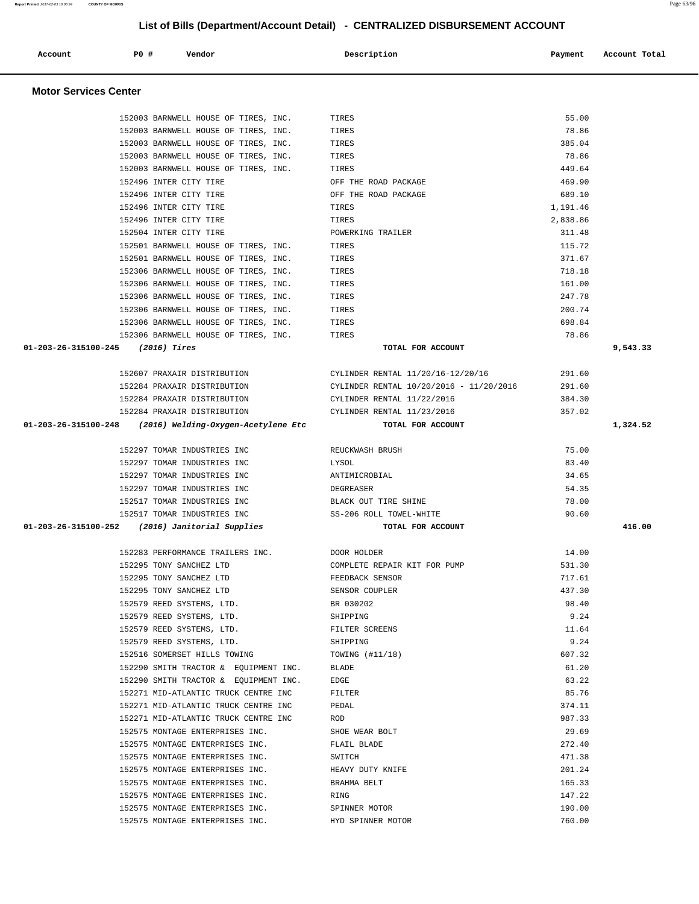## List of Bills (Department/Account Detail) - CENTRALIZED DISBURSEMENT ACCOUNT

| Account | PO # | Vendor | Description | Payment | Account Total |
|---|---|---|---|---|---|

### Motor Services Center

| Account | PO # | Vendor | Description | Payment | Account Total |
|---|---|---|---|---|---|
| | 152003 | BARNWELL HOUSE OF TIRES, INC. | TIRES | 55.00 | |
| | 152003 | BARNWELL HOUSE OF TIRES, INC. | TIRES | 78.86 | |
| | 152003 | BARNWELL HOUSE OF TIRES, INC. | TIRES | 385.04 | |
| | 152003 | BARNWELL HOUSE OF TIRES, INC. | TIRES | 78.86 | |
| | 152003 | BARNWELL HOUSE OF TIRES, INC. | TIRES | 449.64 | |
| | 152496 | INTER CITY TIRE | OFF THE ROAD PACKAGE | 469.90 | |
| | 152496 | INTER CITY TIRE | OFF THE ROAD PACKAGE | 689.10 | |
| | 152496 | INTER CITY TIRE | TIRES | 1,191.46 | |
| | 152496 | INTER CITY TIRE | TIRES | 2,838.86 | |
| | 152504 | INTER CITY TIRE | POWERKING TRAILER | 311.48 | |
| | 152501 | BARNWELL HOUSE OF TIRES, INC. | TIRES | 115.72 | |
| | 152501 | BARNWELL HOUSE OF TIRES, INC. | TIRES | 371.67 | |
| | 152306 | BARNWELL HOUSE OF TIRES, INC. | TIRES | 718.18 | |
| | 152306 | BARNWELL HOUSE OF TIRES, INC. | TIRES | 161.00 | |
| | 152306 | BARNWELL HOUSE OF TIRES, INC. | TIRES | 247.78 | |
| | 152306 | BARNWELL HOUSE OF TIRES, INC. | TIRES | 200.74 | |
| | 152306 | BARNWELL HOUSE OF TIRES, INC. | TIRES | 698.84 | |
| | 152306 | BARNWELL HOUSE OF TIRES, INC. | TIRES | 78.86 | |
| **01-203-26-315100-245** | | ***(2016) Tires*** | **TOTAL FOR ACCOUNT** | | **9,543.33** |
| | 152607 | PRAXAIR DISTRIBUTION | CYLINDER RENTAL 11/20/16-12/20/16 | 291.60 | |
| | 152284 | PRAXAIR DISTRIBUTION | CYLINDER RENTAL 10/20/2016 - 11/20/2016 | 291.60 | |
| | 152284 | PRAXAIR DISTRIBUTION | CYLINDER RENTAL 11/22/2016 | 384.30 | |
| | 152284 | PRAXAIR DISTRIBUTION | CYLINDER RENTAL 11/23/2016 | 357.02 | |
| **01-203-26-315100-248** | | ***(2016) Welding-Oxygen-Acetylene Etc*** | **TOTAL FOR ACCOUNT** | | **1,324.52** |
| | 152297 | TOMAR INDUSTRIES INC | REUCKWASH BRUSH | 75.00 | |
| | 152297 | TOMAR INDUSTRIES INC | LYSOL | 83.40 | |
| | 152297 | TOMAR INDUSTRIES INC | ANTIMICROBIAL | 34.65 | |
| | 152297 | TOMAR INDUSTRIES INC | DEGREASER | 54.35 | |
| | 152517 | TOMAR INDUSTRIES INC | BLACK OUT TIRE SHINE | 78.00 | |
| | 152517 | TOMAR INDUSTRIES INC | SS-206 ROLL TOWEL-WHITE | 90.60 | |
| **01-203-26-315100-252** | | ***(2016) Janitorial Supplies*** | **TOTAL FOR ACCOUNT** | | **416.00** |
| | 152283 | PERFORMANCE TRAILERS INC. | DOOR HOLDER | 14.00 | |
| | 152295 | TONY SANCHEZ LTD | COMPLETE REPAIR KIT FOR PUMP | 531.30 | |
| | 152295 | TONY SANCHEZ LTD | FEEDBACK SENSOR | 717.61 | |
| | 152295 | TONY SANCHEZ LTD | SENSOR COUPLER | 437.30 | |
| | 152579 | REED SYSTEMS, LTD. | BR 030202 | 98.40 | |
| | 152579 | REED SYSTEMS, LTD. | SHIPPING | 9.24 | |
| | 152579 | REED SYSTEMS, LTD. | FILTER SCREENS | 11.64 | |
| | 152579 | REED SYSTEMS, LTD. | SHIPPING | 9.24 | |
| | 152516 | SOMERSET HILLS TOWING | TOWING (#11/18) | 607.32 | |
| | 152290 | SMITH TRACTOR & EQUIPMENT INC. | BLADE | 61.20 | |
| | 152290 | SMITH TRACTOR & EQUIPMENT INC. | EDGE | 63.22 | |
| | 152271 | MID-ATLANTIC TRUCK CENTRE INC | FILTER | 85.76 | |
| | 152271 | MID-ATLANTIC TRUCK CENTRE INC | PEDAL | 374.11 | |
| | 152271 | MID-ATLANTIC TRUCK CENTRE INC | ROD | 987.33 | |
| | 152575 | MONTAGE ENTERPRISES INC. | SHOE WEAR BOLT | 29.69 | |
| | 152575 | MONTAGE ENTERPRISES INC. | FLAIL BLADE | 272.40 | |
| | 152575 | MONTAGE ENTERPRISES INC. | SWITCH | 471.38 | |
| | 152575 | MONTAGE ENTERPRISES INC. | HEAVY DUTY KNIFE | 201.24 | |
| | 152575 | MONTAGE ENTERPRISES INC. | BRAHMA BELT | 165.33 | |
| | 152575 | MONTAGE ENTERPRISES INC. | RING | 147.22 | |
| | 152575 | MONTAGE ENTERPRISES INC. | SPINNER MOTOR | 190.00 | |
| | 152575 | MONTAGE ENTERPRISES INC. | HYD SPINNER MOTOR | 760.00 | |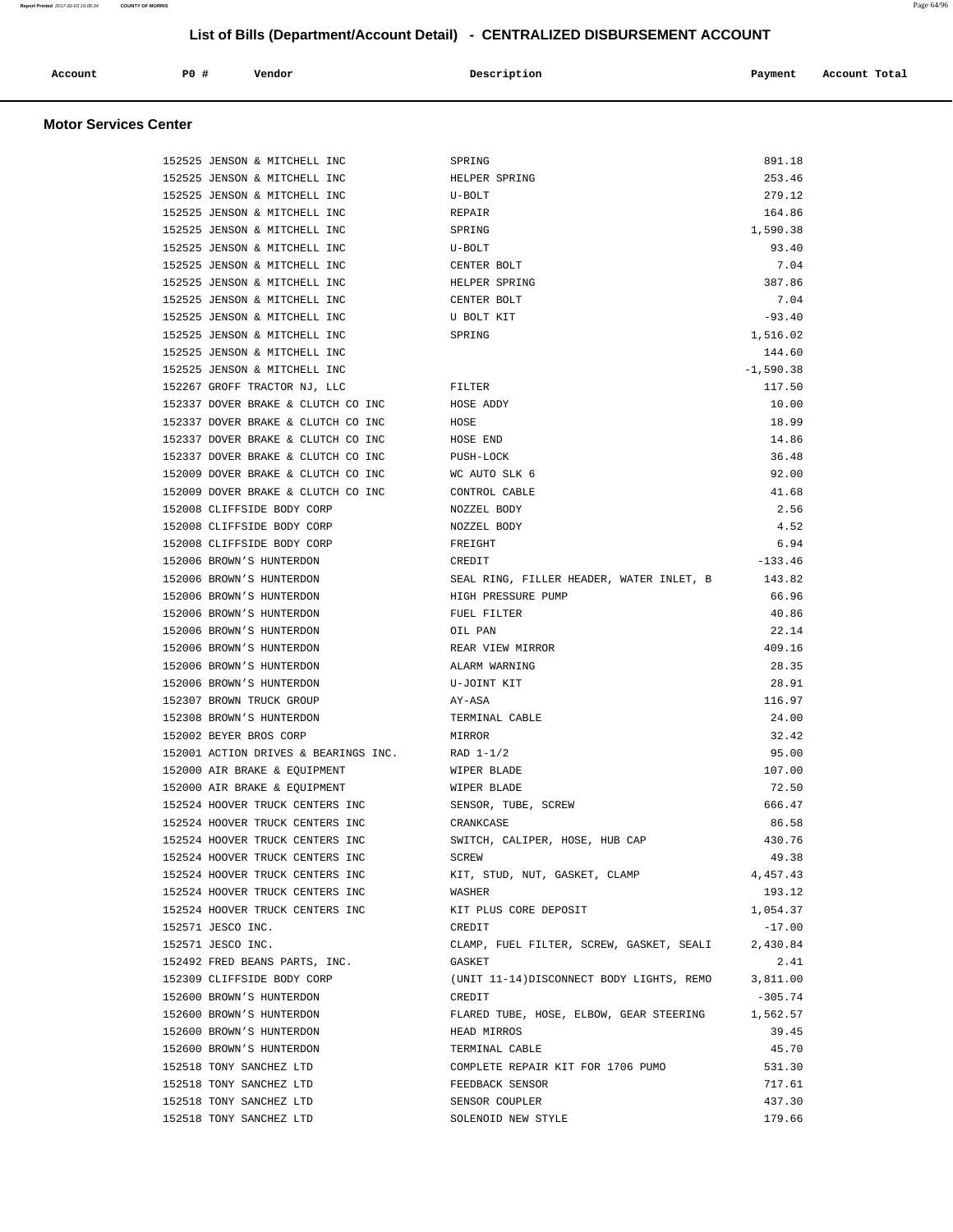## List of Bills (Department/Account Detail) - CENTRALIZED DISBURSEMENT ACCOUNT

| Account | PO # | Vendor | Description | Payment | Account Total |
|---|---|---|---|---|---|

### Motor Services Center

| Account | PO # | Vendor | Description | Payment | Account Total |
|---|---|---|---|---|---|
| | 152525 | JENSON & MITCHELL INC | SPRING | 891.18 | |
| | 152525 | JENSON & MITCHELL INC | HELPER SPRING | 253.46 | |
| | 152525 | JENSON & MITCHELL INC | U-BOLT | 279.12 | |
| | 152525 | JENSON & MITCHELL INC | REPAIR | 164.86 | |
| | 152525 | JENSON & MITCHELL INC | SPRING | 1,590.38 | |
| | 152525 | JENSON & MITCHELL INC | U-BOLT | 93.40 | |
| | 152525 | JENSON & MITCHELL INC | CENTER BOLT | 7.04 | |
| | 152525 | JENSON & MITCHELL INC | HELPER SPRING | 387.86 | |
| | 152525 | JENSON & MITCHELL INC | CENTER BOLT | 7.04 | |
| | 152525 | JENSON & MITCHELL INC | U BOLT KIT | -93.40 | |
| | 152525 | JENSON & MITCHELL INC | SPRING | 1,516.02 | |
| | 152525 | JENSON & MITCHELL INC | | 144.60 | |
| | 152525 | JENSON & MITCHELL INC | | -1,590.38 | |
| | 152267 | GROFF TRACTOR NJ, LLC | FILTER | 117.50 | |
| | 152337 | DOVER BRAKE & CLUTCH CO INC | HOSE ADDY | 10.00 | |
| | 152337 | DOVER BRAKE & CLUTCH CO INC | HOSE | 18.99 | |
| | 152337 | DOVER BRAKE & CLUTCH CO INC | HOSE END | 14.86 | |
| | 152337 | DOVER BRAKE & CLUTCH CO INC | PUSH-LOCK | 36.48 | |
| | 152009 | DOVER BRAKE & CLUTCH CO INC | WC AUTO SLK 6 | 92.00 | |
| | 152009 | DOVER BRAKE & CLUTCH CO INC | CONTROL CABLE | 41.68 | |
| | 152008 | CLIFFSIDE BODY CORP | NOZZEL BODY | 2.56 | |
| | 152008 | CLIFFSIDE BODY CORP | NOZZEL BODY | 4.52 | |
| | 152008 | CLIFFSIDE BODY CORP | FREIGHT | 6.94 | |
| | 152006 | BROWN'S HUNTERDON | CREDIT | -133.46 | |
| | 152006 | BROWN'S HUNTERDON | SEAL RING, FILLER HEADER, WATER INLET, B | 143.82 | |
| | 152006 | BROWN'S HUNTERDON | HIGH PRESSURE PUMP | 66.96 | |
| | 152006 | BROWN'S HUNTERDON | FUEL FILTER | 40.86 | |
| | 152006 | BROWN'S HUNTERDON | OIL PAN | 22.14 | |
| | 152006 | BROWN'S HUNTERDON | REAR VIEW MIRROR | 409.16 | |
| | 152006 | BROWN'S HUNTERDON | ALARM WARNING | 28.35 | |
| | 152006 | BROWN'S HUNTERDON | U-JOINT KIT | 28.91 | |
| | 152307 | BROWN TRUCK GROUP | AY-ASA | 116.97 | |
| | 152308 | BROWN'S HUNTERDON | TERMINAL CABLE | 24.00 | |
| | 152002 | BEYER BROS CORP | MIRROR | 32.42 | |
| | 152001 | ACTION DRIVES & BEARINGS INC. | RAD 1-1/2 | 95.00 | |
| | 152000 | AIR BRAKE & EQUIPMENT | WIPER BLADE | 107.00 | |
| | 152000 | AIR BRAKE & EQUIPMENT | WIPER BLADE | 72.50 | |
| | 152524 | HOOVER TRUCK CENTERS INC | SENSOR, TUBE, SCREW | 666.47 | |
| | 152524 | HOOVER TRUCK CENTERS INC | CRANKCASE | 86.58 | |
| | 152524 | HOOVER TRUCK CENTERS INC | SWITCH, CALIPER, HOSE, HUB CAP | 430.76 | |
| | 152524 | HOOVER TRUCK CENTERS INC | SCREW | 49.38 | |
| | 152524 | HOOVER TRUCK CENTERS INC | KIT, STUD, NUT, GASKET, CLAMP | 4,457.43 | |
| | 152524 | HOOVER TRUCK CENTERS INC | WASHER | 193.12 | |
| | 152524 | HOOVER TRUCK CENTERS INC | KIT PLUS CORE DEPOSIT | 1,054.37 | |
| | 152571 | JESCO INC. | CREDIT | -17.00 | |
| | 152571 | JESCO INC. | CLAMP, FUEL FILTER, SCREW, GASKET, SEALI | 2,430.84 | |
| | 152492 | FRED BEANS PARTS, INC. | GASKET | 2.41 | |
| | 152309 | CLIFFSIDE BODY CORP | (UNIT 11-14)DISCONNECT BODY LIGHTS, REMO | 3,811.00 | |
| | 152600 | BROWN'S HUNTERDON | CREDIT | -305.74 | |
| | 152600 | BROWN'S HUNTERDON | FLARED TUBE, HOSE, ELBOW, GEAR STEERING | 1,562.57 | |
| | 152600 | BROWN'S HUNTERDON | HEAD MIRROS | 39.45 | |
| | 152600 | BROWN'S HUNTERDON | TERMINAL CABLE | 45.70 | |
| | 152518 | TONY SANCHEZ LTD | COMPLETE REPAIR KIT FOR 1706 PUMO | 531.30 | |
| | 152518 | TONY SANCHEZ LTD | FEEDBACK SENSOR | 717.61 | |
| | 152518 | TONY SANCHEZ LTD | SENSOR COUPLER | 437.30 | |
| | 152518 | TONY SANCHEZ LTD | SOLENOID NEW STYLE | 179.66 | |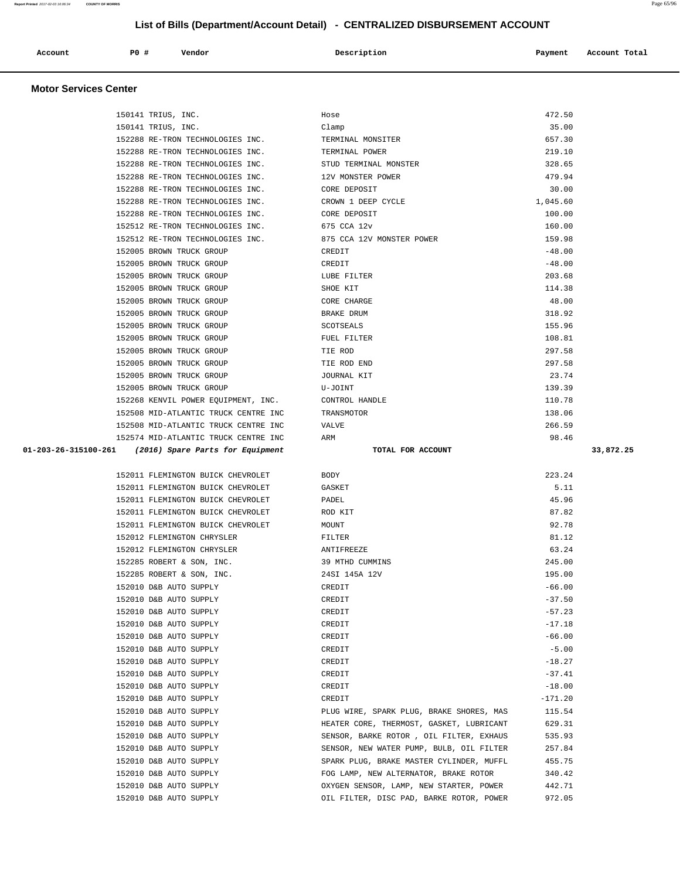# List of Bills (Department/Account Detail) - CENTRALIZED DISBURSEMENT ACCOUNT

| Account | PO # | Vendor | Description | Payment | Account Total |
|---|---|---|---|---|---|

## Motor Services Center

| Account | PO # | Vendor | Description | Payment | Account Total |
|---|---|---|---|---|---|
| | 150141 | TRIUS, INC. | Hose | 472.50 | |
| | 150141 | TRIUS, INC. | Clamp | 35.00 | |
| | 152288 | RE-TRON TECHNOLOGIES INC. | TERMINAL MONSITER | 657.30 | |
| | 152288 | RE-TRON TECHNOLOGIES INC. | TERMINAL POWER | 219.10 | |
| | 152288 | RE-TRON TECHNOLOGIES INC. | STUD TERMINAL MONSTER | 328.65 | |
| | 152288 | RE-TRON TECHNOLOGIES INC. | 12V MONSTER POWER | 479.94 | |
| | 152288 | RE-TRON TECHNOLOGIES INC. | CORE DEPOSIT | 30.00 | |
| | 152288 | RE-TRON TECHNOLOGIES INC. | CROWN 1 DEEP CYCLE | 1,045.60 | |
| | 152288 | RE-TRON TECHNOLOGIES INC. | CORE DEPOSIT | 100.00 | |
| | 152512 | RE-TRON TECHNOLOGIES INC. | 675 CCA 12v | 160.00 | |
| | 152512 | RE-TRON TECHNOLOGIES INC. | 875 CCA 12V MONSTER POWER | 159.98 | |
| | 152005 | BROWN TRUCK GROUP | CREDIT | -48.00 | |
| | 152005 | BROWN TRUCK GROUP | CREDIT | -48.00 | |
| | 152005 | BROWN TRUCK GROUP | LUBE FILTER | 203.68 | |
| | 152005 | BROWN TRUCK GROUP | SHOE KIT | 114.38 | |
| | 152005 | BROWN TRUCK GROUP | CORE CHARGE | 48.00 | |
| | 152005 | BROWN TRUCK GROUP | BRAKE DRUM | 318.92 | |
| | 152005 | BROWN TRUCK GROUP | SCOTSEALS | 155.96 | |
| | 152005 | BROWN TRUCK GROUP | FUEL FILTER | 108.81 | |
| | 152005 | BROWN TRUCK GROUP | TIE ROD | 297.58 | |
| | 152005 | BROWN TRUCK GROUP | TIE ROD END | 297.58 | |
| | 152005 | BROWN TRUCK GROUP | JOURNAL KIT | 23.74 | |
| | 152005 | BROWN TRUCK GROUP | U-JOINT | 139.39 | |
| | 152268 | KENVIL POWER EQUIPMENT, INC. | CONTROL HANDLE | 110.78 | |
| | 152508 | MID-ATLANTIC TRUCK CENTRE INC | TRANSMOTOR | 138.06 | |
| | 152508 | MID-ATLANTIC TRUCK CENTRE INC | VALVE | 266.59 | |
| | 152574 | MID-ATLANTIC TRUCK CENTRE INC | ARM | 98.46 | |
| **01-203-26-315100-261** | | ***(2016) Spare Parts for Equipment*** | **TOTAL FOR ACCOUNT** | | **33,872.25** |
| | 152011 | FLEMINGTON BUICK CHEVROLET | BODY | 223.24 | |
| | 152011 | FLEMINGTON BUICK CHEVROLET | GASKET | 5.11 | |
| | 152011 | FLEMINGTON BUICK CHEVROLET | PADEL | 45.96 | |
| | 152011 | FLEMINGTON BUICK CHEVROLET | ROD KIT | 87.82 | |
| | 152011 | FLEMINGTON BUICK CHEVROLET | MOUNT | 92.78 | |
| | 152012 | FLEMINGTON CHRYSLER | FILTER | 81.12 | |
| | 152012 | FLEMINGTON CHRYSLER | ANTIFREEZE | 63.24 | |
| | 152285 | ROBERT & SON, INC. | 39 MTHD CUMMINS | 245.00 | |
| | 152285 | ROBERT & SON, INC. | 24SI 145A 12V | 195.00 | |
| | 152010 | D&B AUTO SUPPLY | CREDIT | -66.00 | |
| | 152010 | D&B AUTO SUPPLY | CREDIT | -37.50 | |
| | 152010 | D&B AUTO SUPPLY | CREDIT | -57.23 | |
| | 152010 | D&B AUTO SUPPLY | CREDIT | -17.18 | |
| | 152010 | D&B AUTO SUPPLY | CREDIT | -66.00 | |
| | 152010 | D&B AUTO SUPPLY | CREDIT | -5.00 | |
| | 152010 | D&B AUTO SUPPLY | CREDIT | -18.27 | |
| | 152010 | D&B AUTO SUPPLY | CREDIT | -37.41 | |
| | 152010 | D&B AUTO SUPPLY | CREDIT | -18.00 | |
| | 152010 | D&B AUTO SUPPLY | CREDIT | -171.20 | |
| | 152010 | D&B AUTO SUPPLY | PLUG WIRE, SPARK PLUG, BRAKE SHORES, MAS | 115.54 | |
| | 152010 | D&B AUTO SUPPLY | HEATER CORE, THERMOST, GASKET, LUBRICANT | 629.31 | |
| | 152010 | D&B AUTO SUPPLY | SENSOR, BARKE ROTOR , OIL FILTER, EXHAUS | 535.93 | |
| | 152010 | D&B AUTO SUPPLY | SENSOR, NEW WATER PUMP, BULB, OIL FILTER | 257.84 | |
| | 152010 | D&B AUTO SUPPLY | SPARK PLUG, BRAKE MASTER CYLINDER, MUFFL | 455.75 | |
| | 152010 | D&B AUTO SUPPLY | FOG LAMP, NEW ALTERNATOR, BRAKE ROTOR | 340.42 | |
| | 152010 | D&B AUTO SUPPLY | OXYGEN SENSOR, LAMP, NEW STARTER, POWER | 442.71 | |
| | 152010 | D&B AUTO SUPPLY | OIL FILTER, DISC PAD, BARKE ROTOR, POWER | 972.05 | |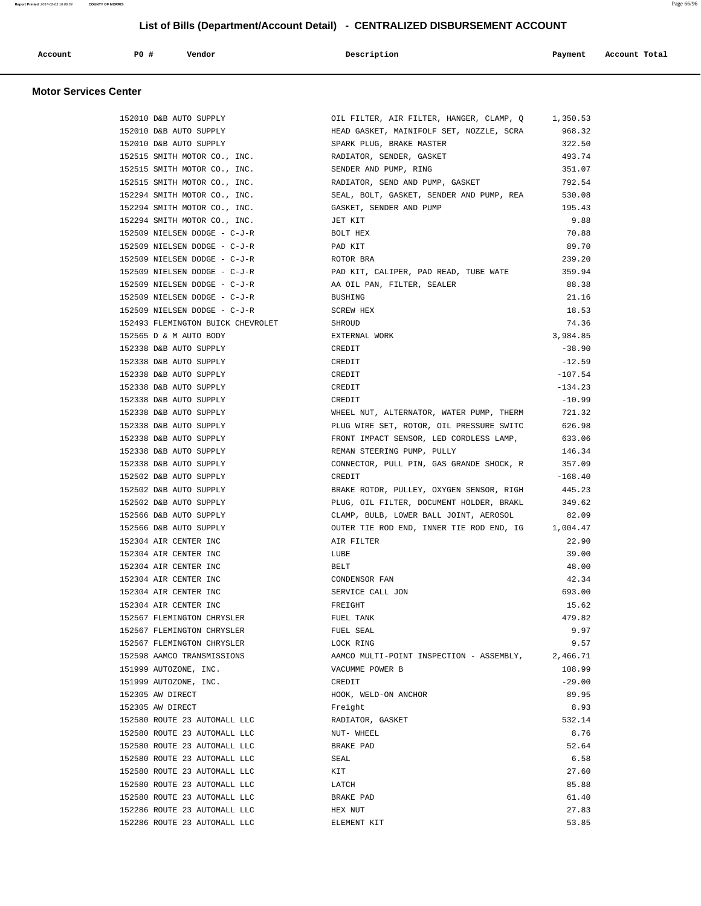# List of Bills (Department/Account Detail) - CENTRALIZED DISBURSEMENT ACCOUNT

## Motor Services Center

| Account | PO # | Vendor | Description | Payment | Account Total |
|---|---|---|---|---|---|
| | 152010 | D&B AUTO SUPPLY | OIL FILTER, AIR FILTER, HANGER, CLAMP, Q | 1,350.53 | |
| | 152010 | D&B AUTO SUPPLY | HEAD GASKET, MAINIFOLF SET, NOZZLE, SCRA | 968.32 | |
| | 152010 | D&B AUTO SUPPLY | SPARK PLUG, BRAKE MASTER | 322.50 | |
| | 152515 | SMITH MOTOR CO., INC. | RADIATOR, SENDER, GASKET | 493.74 | |
| | 152515 | SMITH MOTOR CO., INC. | SENDER AND PUMP, RING | 351.07 | |
| | 152515 | SMITH MOTOR CO., INC. | RADIATOR, SEND AND PUMP, GASKET | 792.54 | |
| | 152294 | SMITH MOTOR CO., INC. | SEAL, BOLT, GASKET, SENDER AND PUMP, REA | 530.08 | |
| | 152294 | SMITH MOTOR CO., INC. | GASKET, SENDER AND PUMP | 195.43 | |
| | 152294 | SMITH MOTOR CO., INC. | JET KIT | 9.88 | |
| | 152509 | NIELSEN DODGE - C-J-R | BOLT HEX | 70.88 | |
| | 152509 | NIELSEN DODGE - C-J-R | PAD KIT | 89.70 | |
| | 152509 | NIELSEN DODGE - C-J-R | ROTOR BRA | 239.20 | |
| | 152509 | NIELSEN DODGE - C-J-R | PAD KIT, CALIPER, PAD READ, TUBE WATE | 359.94 | |
| | 152509 | NIELSEN DODGE - C-J-R | AA OIL PAN, FILTER, SEALER | 88.38 | |
| | 152509 | NIELSEN DODGE - C-J-R | BUSHING | 21.16 | |
| | 152509 | NIELSEN DODGE - C-J-R | SCREW HEX | 18.53 | |
| | 152493 | FLEMINGTON BUICK CHEVROLET | SHROUD | 74.36 | |
| | 152565 | D & M AUTO BODY | EXTERNAL WORK | 3,984.85 | |
| | 152338 | D&B AUTO SUPPLY | CREDIT | -38.90 | |
| | 152338 | D&B AUTO SUPPLY | CREDIT | -12.59 | |
| | 152338 | D&B AUTO SUPPLY | CREDIT | -107.54 | |
| | 152338 | D&B AUTO SUPPLY | CREDIT | -134.23 | |
| | 152338 | D&B AUTO SUPPLY | CREDIT | -10.99 | |
| | 152338 | D&B AUTO SUPPLY | WHEEL NUT, ALTERNATOR, WATER PUMP, THERM | 721.32 | |
| | 152338 | D&B AUTO SUPPLY | PLUG WIRE SET, ROTOR, OIL PRESSURE SWITC | 626.98 | |
| | 152338 | D&B AUTO SUPPLY | FRONT IMPACT SENSOR, LED CORDLESS LAMP, | 633.06 | |
| | 152338 | D&B AUTO SUPPLY | REMAN STEERING PUMP, PULLY | 146.34 | |
| | 152338 | D&B AUTO SUPPLY | CONNECTOR, PULL PIN, GAS GRANDE SHOCK, R | 357.09 | |
| | 152502 | D&B AUTO SUPPLY | CREDIT | -168.40 | |
| | 152502 | D&B AUTO SUPPLY | BRAKE ROTOR, PULLEY, OXYGEN SENSOR, RIGH | 445.23 | |
| | 152502 | D&B AUTO SUPPLY | PLUG, OIL FILTER, DOCUMENT HOLDER, BRAKL | 349.62 | |
| | 152566 | D&B AUTO SUPPLY | CLAMP, BULB, LOWER BALL JOINT, AEROSOL | 82.09 | |
| | 152566 | D&B AUTO SUPPLY | OUTER TIE ROD END, INNER TIE ROD END, IG | 1,004.47 | |
| | 152304 | AIR CENTER INC | AIR FILTER | 22.90 | |
| | 152304 | AIR CENTER INC | LUBE | 39.00 | |
| | 152304 | AIR CENTER INC | BELT | 48.00 | |
| | 152304 | AIR CENTER INC | CONDENSOR FAN | 42.34 | |
| | 152304 | AIR CENTER INC | SERVICE CALL JON | 693.00 | |
| | 152304 | AIR CENTER INC | FREIGHT | 15.62 | |
| | 152567 | FLEMINGTON CHRYSLER | FUEL TANK | 479.82 | |
| | 152567 | FLEMINGTON CHRYSLER | FUEL SEAL | 9.97 | |
| | 152567 | FLEMINGTON CHRYSLER | LOCK RING | 9.57 | |
| | 152598 | AAMCO TRANSMISSIONS | AAMCO MULTI-POINT INSPECTION - ASSEMBLY, | 2,466.71 | |
| | 151999 | AUTOZONE, INC. | VACUMME POWER B | 108.99 | |
| | 151999 | AUTOZONE, INC. | CREDIT | -29.00 | |
| | 152305 | AW DIRECT | HOOK, WELD-ON ANCHOR | 89.95 | |
| | 152305 | AW DIRECT | Freight | 8.93 | |
| | 152580 | ROUTE 23 AUTOMALL LLC | RADIATOR, GASKET | 532.14 | |
| | 152580 | ROUTE 23 AUTOMALL LLC | NUT- WHEEL | 8.76 | |
| | 152580 | ROUTE 23 AUTOMALL LLC | BRAKE PAD | 52.64 | |
| | 152580 | ROUTE 23 AUTOMALL LLC | SEAL | 6.58 | |
| | 152580 | ROUTE 23 AUTOMALL LLC | KIT | 27.60 | |
| | 152580 | ROUTE 23 AUTOMALL LLC | LATCH | 85.88 | |
| | 152580 | ROUTE 23 AUTOMALL LLC | BRAKE PAD | 61.40 | |
| | 152286 | ROUTE 23 AUTOMALL LLC | HEX NUT | 27.83 | |
| | 152286 | ROUTE 23 AUTOMALL LLC | ELEMENT KIT | 53.85 | |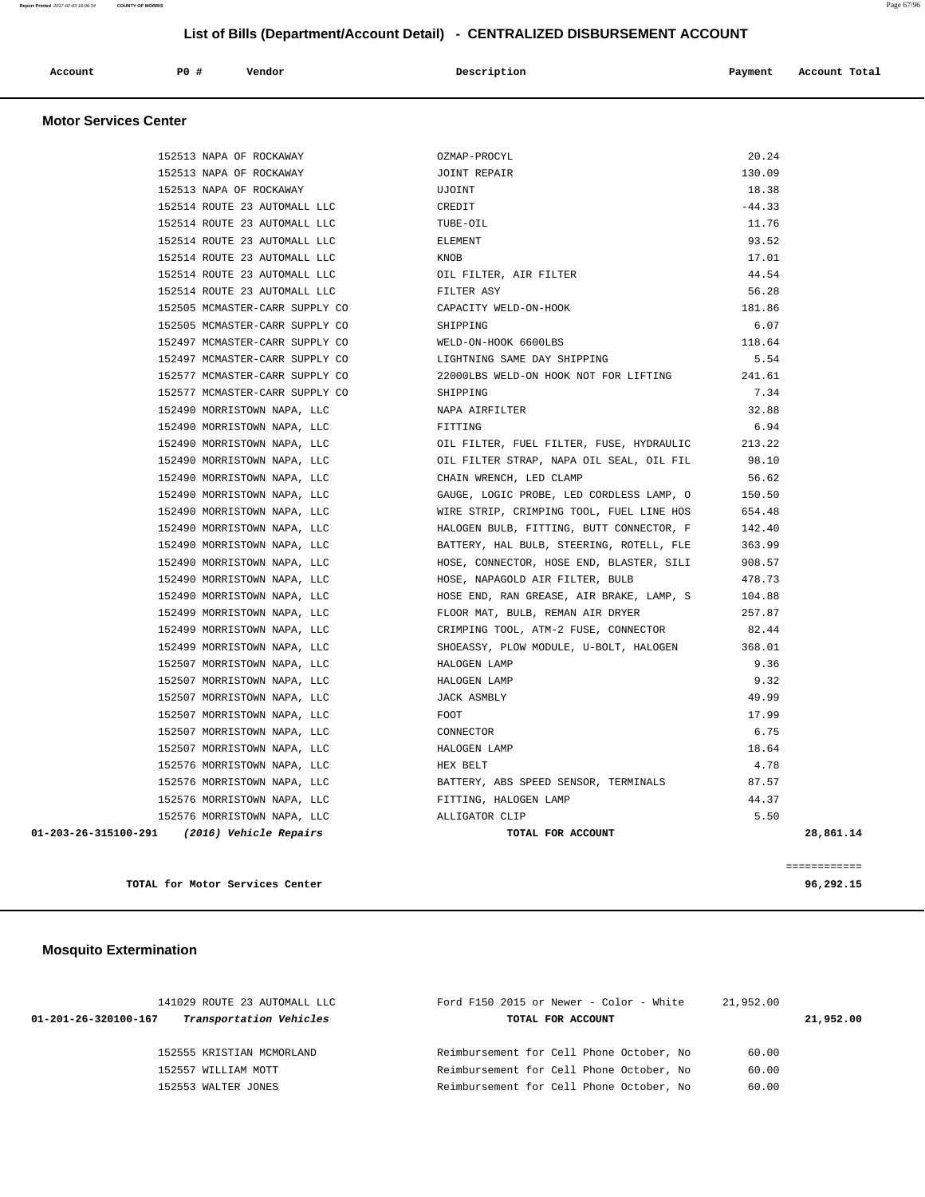## List of Bills (Department/Account Detail) - CENTRALIZED DISBURSEMENT ACCOUNT

| Account | PO # | Vendor | Description | Payment | Account Total |
|---|---|---|---|---|---|

### Motor Services Center

| Account | PO # | Vendor | Description | Payment | Account Total |
|---|---|---|---|---|---|
| | 152513 | NAPA OF ROCKAWAY | OZMAP-PROCYL | 20.24 | |
| | 152513 | NAPA OF ROCKAWAY | JOINT REPAIR | 130.09 | |
| | 152513 | NAPA OF ROCKAWAY | UJOINT | 18.38 | |
| | 152514 | ROUTE 23 AUTOMALL LLC | CREDIT | -44.33 | |
| | 152514 | ROUTE 23 AUTOMALL LLC | TUBE-OIL | 11.76 | |
| | 152514 | ROUTE 23 AUTOMALL LLC | ELEMENT | 93.52 | |
| | 152514 | ROUTE 23 AUTOMALL LLC | KNOB | 17.01 | |
| | 152514 | ROUTE 23 AUTOMALL LLC | OIL FILTER, AIR FILTER | 44.54 | |
| | 152514 | ROUTE 23 AUTOMALL LLC | FILTER ASY | 56.28 | |
| | 152505 | MCMASTER-CARR SUPPLY CO | CAPACITY WELD-ON-HOOK | 181.86 | |
| | 152505 | MCMASTER-CARR SUPPLY CO | SHIPPING | 6.07 | |
| | 152497 | MCMASTER-CARR SUPPLY CO | WELD-ON-HOOK 6600LBS | 118.64 | |
| | 152497 | MCMASTER-CARR SUPPLY CO | LIGHTNING SAME DAY SHIPPING | 5.54 | |
| | 152577 | MCMASTER-CARR SUPPLY CO | 22000LBS WELD-ON HOOK NOT FOR LIFTING | 241.61 | |
| | 152577 | MCMASTER-CARR SUPPLY CO | SHIPPING | 7.34 | |
| | 152490 | MORRISTOWN NAPA, LLC | NAPA AIRFILTER | 32.88 | |
| | 152490 | MORRISTOWN NAPA, LLC | FITTING | 6.94 | |
| | 152490 | MORRISTOWN NAPA, LLC | OIL FILTER, FUEL FILTER, FUSE, HYDRAULIC | 213.22 | |
| | 152490 | MORRISTOWN NAPA, LLC | OIL FILTER STRAP, NAPA OIL SEAL, OIL FIL | 98.10 | |
| | 152490 | MORRISTOWN NAPA, LLC | CHAIN WRENCH, LED CLAMP | 56.62 | |
| | 152490 | MORRISTOWN NAPA, LLC | GAUGE, LOGIC PROBE, LED CORDLESS LAMP, O | 150.50 | |
| | 152490 | MORRISTOWN NAPA, LLC | WIRE STRIP, CRIMPING TOOL, FUEL LINE HOS | 654.48 | |
| | 152490 | MORRISTOWN NAPA, LLC | HALOGEN BULB, FITTING, BUTT CONNECTOR, F | 142.40 | |
| | 152490 | MORRISTOWN NAPA, LLC | BATTERY, HAL BULB, STEERING, ROTELL, FLE | 363.99 | |
| | 152490 | MORRISTOWN NAPA, LLC | HOSE, CONNECTOR, HOSE END, BLASTER, SILI | 908.57 | |
| | 152490 | MORRISTOWN NAPA, LLC | HOSE, NAPAGOLD AIR FILTER, BULB | 478.73 | |
| | 152490 | MORRISTOWN NAPA, LLC | HOSE END, RAN GREASE, AIR BRAKE, LAMP, S | 104.88 | |
| | 152499 | MORRISTOWN NAPA, LLC | FLOOR MAT, BULB, REMAN AIR DRYER | 257.87 | |
| | 152499 | MORRISTOWN NAPA, LLC | CRIMPING TOOL, ATM-2 FUSE, CONNECTOR | 82.44 | |
| | 152499 | MORRISTOWN NAPA, LLC | SHOEASSY, PLOW MODULE, U-BOLT, HALOGEN | 368.01 | |
| | 152507 | MORRISTOWN NAPA, LLC | HALOGEN LAMP | 9.36 | |
| | 152507 | MORRISTOWN NAPA, LLC | HALOGEN LAMP | 9.32 | |
| | 152507 | MORRISTOWN NAPA, LLC | JACK ASMBLY | 49.99 | |
| | 152507 | MORRISTOWN NAPA, LLC | FOOT | 17.99 | |
| | 152507 | MORRISTOWN NAPA, LLC | CONNECTOR | 6.75 | |
| | 152507 | MORRISTOWN NAPA, LLC | HALOGEN LAMP | 18.64 | |
| | 152576 | MORRISTOWN NAPA, LLC | HEX BELT | 4.78 | |
| | 152576 | MORRISTOWN NAPA, LLC | BATTERY, ABS SPEED SENSOR, TERMINALS | 87.57 | |
| | 152576 | MORRISTOWN NAPA, LLC | FITTING, HALOGEN LAMP | 44.37 | |
| | 152576 | MORRISTOWN NAPA, LLC | ALLIGATOR CLIP | 5.50 | |
| **01-203-26-315100-291** | | ***(2016) Vehicle Repairs*** | **TOTAL FOR ACCOUNT** | | **28,861.14** |

============

**TOTAL for Motor Services Center** **96,292.15**

### Mosquito Extermination

| Account | PO # | Vendor | Description | Payment | Account Total |
|---|---|---|---|---|---|
| | 141029 | ROUTE 23 AUTOMALL LLC | Ford F150 2015 or Newer - Color - White | 21,952.00 | |
| **01-201-26-320100-167** | | ***Transportation Vehicles*** | **TOTAL FOR ACCOUNT** | | **21,952.00** |
| | 152555 | KRISTIAN MCMORLAND | Reimbursement for Cell Phone October, No | 60.00 | |
| | 152557 | WILLIAM MOTT | Reimbursement for Cell Phone October, No | 60.00 | |
| | 152553 | WALTER JONES | Reimbursement for Cell Phone October, No | 60.00 | |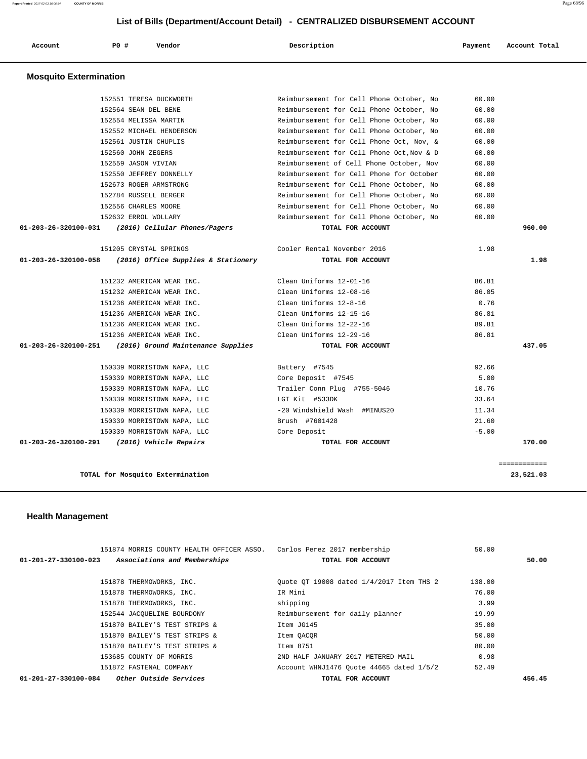# List of Bills (Department/Account Detail) - CENTRALIZED DISBURSEMENT ACCOUNT

| Account | PO # | Vendor | Description | Payment | Account Total |
|---|---|---|---|---|---|

## Mosquito Extermination

| Account | PO # | Vendor | Description | Payment | Account Total |
|---|---|---|---|---|---|
| | 152551 | TERESA DUCKWORTH | Reimbursement for Cell Phone October, No | 60.00 | |
| | 152564 | SEAN DEL BENE | Reimbursement for Cell Phone October, No | 60.00 | |
| | 152554 | MELISSA MARTIN | Reimbursement for Cell Phone October, No | 60.00 | |
| | 152552 | MICHAEL HENDERSON | Reimbursement for Cell Phone October, No | 60.00 | |
| | 152561 | JUSTIN CHUPLIS | Reimbursement for Cell Phone Oct, Nov, & | 60.00 | |
| | 152560 | JOHN ZEGERS | Reimbursement for Cell Phone Oct,Nov & D | 60.00 | |
| | 152559 | JASON VIVIAN | Reimbursement of Cell Phone October, Nov | 60.00 | |
| | 152550 | JEFFREY DONNELLY | Reimbursement for Cell Phone for October | 60.00 | |
| | 152673 | ROGER ARMSTRONG | Reimbursement for Cell Phone October, No | 60.00 | |
| | 152784 | RUSSELL BERGER | Reimbursement for Cell Phone October, No | 60.00 | |
| | 152556 | CHARLES MOORE | Reimbursement for Cell Phone October, No | 60.00 | |
| | 152632 | ERROL WOLLARY | Reimbursement for Cell Phone October, No | 60.00 | |
| **01-203-26-320100-031** | | ***(2016) Cellular Phones/Pagers*** | **TOTAL FOR ACCOUNT** | | **960.00** |
| | 151205 | CRYSTAL SPRINGS | Cooler Rental November 2016 | 1.98 | |
| **01-203-26-320100-058** | | ***(2016) Office Supplies & Stationery*** | **TOTAL FOR ACCOUNT** | | **1.98** |
| | 151232 | AMERICAN WEAR INC. | Clean Uniforms 12-01-16 | 86.81 | |
| | 151232 | AMERICAN WEAR INC. | Clean Uniforms 12-08-16 | 86.05 | |
| | 151236 | AMERICAN WEAR INC. | Clean Uniforms 12-8-16 | 0.76 | |
| | 151236 | AMERICAN WEAR INC. | Clean Uniforms 12-15-16 | 86.81 | |
| | 151236 | AMERICAN WEAR INC. | Clean Uniforms 12-22-16 | 89.81 | |
| | 151236 | AMERICAN WEAR INC. | Clean Uniforms 12-29-16 | 86.81 | |
| **01-203-26-320100-251** | | ***(2016) Ground Maintenance Supplies*** | **TOTAL FOR ACCOUNT** | | **437.05** |
| | 150339 | MORRISTOWN NAPA, LLC | Battery #7545 | 92.66 | |
| | 150339 | MORRISTOWN NAPA, LLC | Core Deposit #7545 | 5.00 | |
| | 150339 | MORRISTOWN NAPA, LLC | Trailer Conn Plug #755-5046 | 10.76 | |
| | 150339 | MORRISTOWN NAPA, LLC | LGT Kit #533DK | 33.64 | |
| | 150339 | MORRISTOWN NAPA, LLC | -20 Windshield Wash #MINUS20 | 11.34 | |
| | 150339 | MORRISTOWN NAPA, LLC | Brush #7601428 | 21.60 | |
| | 150339 | MORRISTOWN NAPA, LLC | Core Deposit | -5.00 | |
| **01-203-26-320100-291** | | ***(2016) Vehicle Repairs*** | **TOTAL FOR ACCOUNT** | | **170.00** |
| | | | | | ============ |
| | | **TOTAL for Mosquito Extermination** | | | **23,521.03** |

## Health Management

| Account | PO # | Vendor | Description | Payment | Account Total |
|---|---|---|---|---|---|
| | 151874 | MORRIS COUNTY HEALTH OFFICER ASSO. | Carlos Perez 2017 membership | 50.00 | |
| **01-201-27-330100-023** | | ***Associations and Memberships*** | **TOTAL FOR ACCOUNT** | | **50.00** |
| | 151878 | THERMOWORKS, INC. | Quote QT 19008 dated 1/4/2017 Item THS 2 | 138.00 | |
| | 151878 | THERMOWORKS, INC. | IR Mini | 76.00 | |
| | 151878 | THERMOWORKS, INC. | shipping | 3.99 | |
| | 152544 | JACQUELINE BOURDONY | Reimbursement for daily planner | 19.99 | |
| | 151870 | BAILEY'S TEST STRIPS & | Item JG145 | 35.00 | |
| | 151870 | BAILEY'S TEST STRIPS & | Item QACQR | 50.00 | |
| | 151870 | BAILEY'S TEST STRIPS & | Item 8751 | 80.00 | |
| | 153685 | COUNTY OF MORRIS | 2ND HALF JANUARY 2017 METERED MAIL | 0.98 | |
| | 151872 | FASTENAL COMPANY | Account WHNJ1476 Quote 44665 dated 1/5/2 | 52.49 | |
| **01-201-27-330100-084** | | ***Other Outside Services*** | **TOTAL FOR ACCOUNT** | | **456.45** |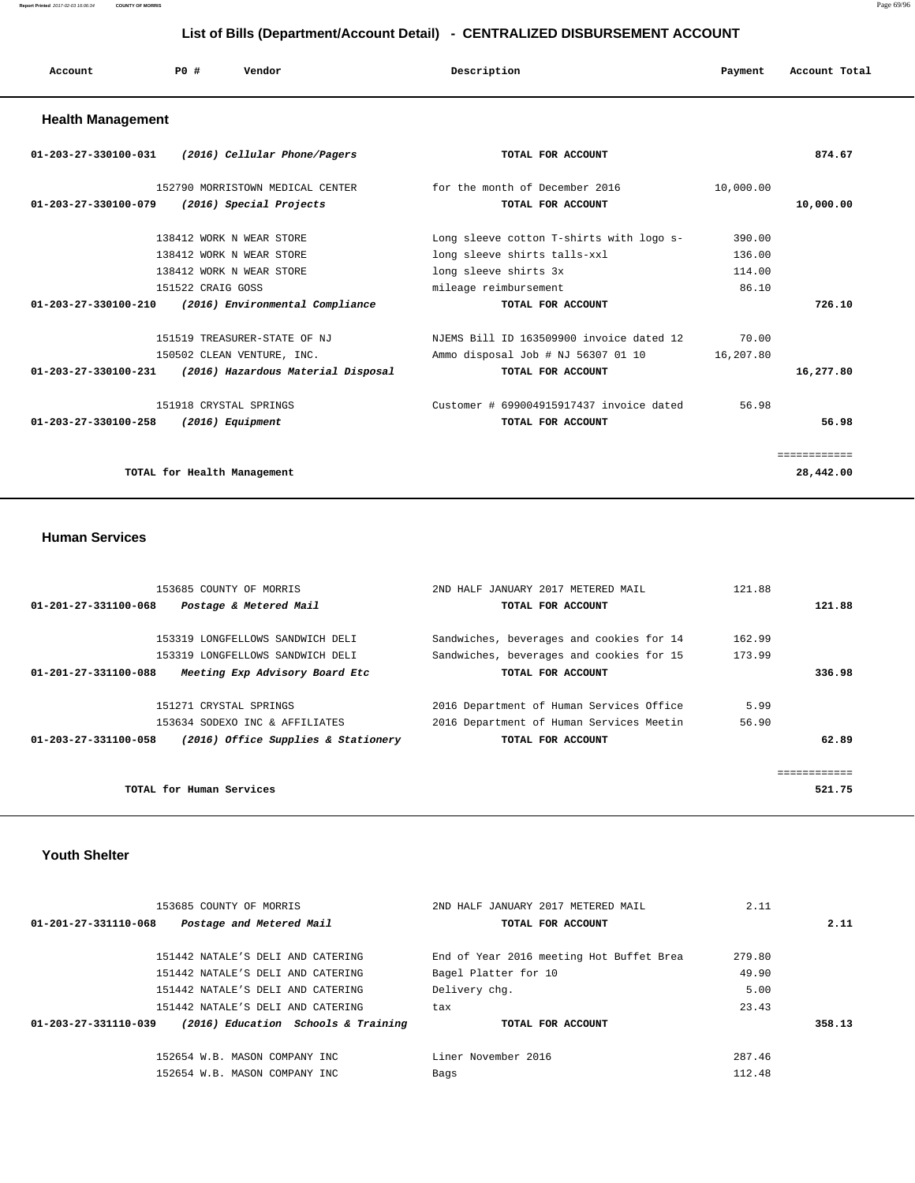# List of Bills (Department/Account Detail) - CENTRALIZED DISBURSEMENT ACCOUNT

## Health Management

| Account | PO # | Vendor | Description | Payment | Account Total |
|---|---|---|---|---|---|
| 01-203-27-330100-031 | | *(2016) Cellular Phone/Pagers* | **TOTAL FOR ACCOUNT** | | **874.67** |
| | 152790 | MORRISTOWN MEDICAL CENTER | for the month of December 2016 | 10,000.00 | |
| 01-203-27-330100-079 | | *(2016) Special Projects* | **TOTAL FOR ACCOUNT** | | **10,000.00** |
| | 138412 | WORK N WEAR STORE | Long sleeve cotton T-shirts with logo s- | 390.00 | |
| | 138412 | WORK N WEAR STORE | long sleeve shirts talls-xxl | 136.00 | |
| | 138412 | WORK N WEAR STORE | long sleeve shirts 3x | 114.00 | |
| | 151522 | CRAIG GOSS | mileage reimbursement | 86.10 | |
| 01-203-27-330100-210 | | *(2016) Environmental Compliance* | **TOTAL FOR ACCOUNT** | | **726.10** |
| | 151519 | TREASURER-STATE OF NJ | NJEMS Bill ID 163509900 invoice dated 12 | 70.00 | |
| | 150502 | CLEAN VENTURE, INC. | Ammo disposal Job # NJ 56307 01 10 | 16,207.80 | |
| 01-203-27-330100-231 | | *(2016) Hazardous Material Disposal* | **TOTAL FOR ACCOUNT** | | **16,277.80** |
| | 151918 | CRYSTAL SPRINGS | Customer # 699004915917437 invoice dated | 56.98 | |
| 01-203-27-330100-258 | | *(2016) Equipment* | **TOTAL FOR ACCOUNT** | | **56.98** |
| | | | | | ============ |
| | | **TOTAL for Health Management** | | | **28,442.00** |

## Human Services

| Account | PO # | Vendor | Description | Payment | Account Total |
|---|---|---|---|---|---|
| | 153685 | COUNTY OF MORRIS | 2ND HALF JANUARY 2017 METERED MAIL | 121.88 | |
| 01-201-27-331100-068 | | *Postage & Metered Mail* | **TOTAL FOR ACCOUNT** | | **121.88** |
| | 153319 | LONGFELLOWS SANDWICH DELI | Sandwiches, beverages and cookies for 14 | 162.99 | |
| | 153319 | LONGFELLOWS SANDWICH DELI | Sandwiches, beverages and cookies for 15 | 173.99 | |
| 01-201-27-331100-088 | | *Meeting Exp Advisory Board Etc* | **TOTAL FOR ACCOUNT** | | **336.98** |
| | 151271 | CRYSTAL SPRINGS | 2016 Department of Human Services Office | 5.99 | |
| | 153634 | SODEXO INC & AFFILIATES | 2016 Department of Human Services Meetin | 56.90 | |
| 01-203-27-331100-058 | | *(2016) Office Supplies & Stationery* | **TOTAL FOR ACCOUNT** | | **62.89** |
| | | | | | ============ |
| | | **TOTAL for Human Services** | | | **521.75** |

## Youth Shelter

| Account | PO # | Vendor | Description | Payment | Account Total |
|---|---|---|---|---|---|
| | 153685 | COUNTY OF MORRIS | 2ND HALF JANUARY 2017 METERED MAIL | 2.11 | |
| 01-201-27-331110-068 | | *Postage and Metered Mail* | **TOTAL FOR ACCOUNT** | | **2.11** |
| | 151442 | NATALE'S DELI AND CATERING | End of Year 2016 meeting Hot Buffet Brea | 279.80 | |
| | 151442 | NATALE'S DELI AND CATERING | Bagel Platter for 10 | 49.90 | |
| | 151442 | NATALE'S DELI AND CATERING | Delivery chg. | 5.00 | |
| | 151442 | NATALE'S DELI AND CATERING | tax | 23.43 | |
| 01-203-27-331110-039 | | *(2016) Education Schools & Training* | **TOTAL FOR ACCOUNT** | | **358.13** |
| | 152654 | W.B. MASON COMPANY INC | Liner November 2016 | 287.46 | |
| | 152654 | W.B. MASON COMPANY INC | Bags | 112.48 | |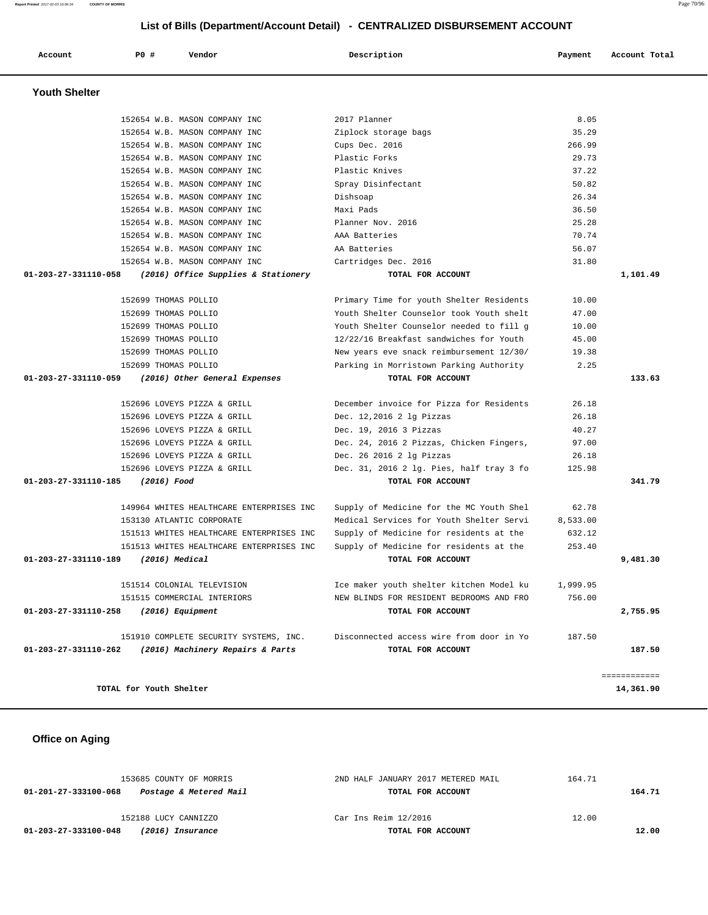# List of Bills (Department/Account Detail) - CENTRALIZED DISBURSEMENT ACCOUNT

| Account | PO # | Vendor | Description | Payment | Account Total |
|---|---|---|---|---|---|

## Youth Shelter

| Account | PO # | Vendor | Description | Payment | Account Total |
|---|---|---|---|---|---|
| | 152654 | W.B. MASON COMPANY INC | 2017 Planner | 8.05 | |
| | 152654 | W.B. MASON COMPANY INC | Ziplock storage bags | 35.29 | |
| | 152654 | W.B. MASON COMPANY INC | Cups Dec. 2016 | 266.99 | |
| | 152654 | W.B. MASON COMPANY INC | Plastic Forks | 29.73 | |
| | 152654 | W.B. MASON COMPANY INC | Plastic Knives | 37.22 | |
| | 152654 | W.B. MASON COMPANY INC | Spray Disinfectant | 50.82 | |
| | 152654 | W.B. MASON COMPANY INC | Dishsoap | 26.34 | |
| | 152654 | W.B. MASON COMPANY INC | Maxi Pads | 36.50 | |
| | 152654 | W.B. MASON COMPANY INC | Planner Nov. 2016 | 25.28 | |
| | 152654 | W.B. MASON COMPANY INC | AAA Batteries | 70.74 | |
| | 152654 | W.B. MASON COMPANY INC | AA Batteries | 56.07 | |
| | 152654 | W.B. MASON COMPANY INC | Cartridges Dec. 2016 | 31.80 | |
| **01-203-27-331110-058** | | ***(2016) Office Supplies & Stationery*** | **TOTAL FOR ACCOUNT** | | **1,101.49** |
| | 152699 | THOMAS POLLIO | Primary Time for youth Shelter Residents | 10.00 | |
| | 152699 | THOMAS POLLIO | Youth Shelter Counselor took Youth shelt | 47.00 | |
| | 152699 | THOMAS POLLIO | Youth Shelter Counselor needed to fill g | 10.00 | |
| | 152699 | THOMAS POLLIO | 12/22/16 Breakfast sandwiches for Youth | 45.00 | |
| | 152699 | THOMAS POLLIO | New years eve snack reimbursement 12/30/ | 19.38 | |
| | 152699 | THOMAS POLLIO | Parking in Morristown Parking Authority | 2.25 | |
| **01-203-27-331110-059** | | ***(2016) Other General Expenses*** | **TOTAL FOR ACCOUNT** | | **133.63** |
| | 152696 | LOVEYS PIZZA & GRILL | December invoice for Pizza for Residents | 26.18 | |
| | 152696 | LOVEYS PIZZA & GRILL | Dec. 12,2016 2 lg Pizzas | 26.18 | |
| | 152696 | LOVEYS PIZZA & GRILL | Dec. 19, 2016 3 Pizzas | 40.27 | |
| | 152696 | LOVEYS PIZZA & GRILL | Dec. 24, 2016 2 Pizzas, Chicken Fingers, | 97.00 | |
| | 152696 | LOVEYS PIZZA & GRILL | Dec. 26 2016 2 lg Pizzas | 26.18 | |
| | 152696 | LOVEYS PIZZA & GRILL | Dec. 31, 2016 2 lg. Pies, half tray 3 fo | 125.98 | |
| **01-203-27-331110-185** | | ***(2016) Food*** | **TOTAL FOR ACCOUNT** | | **341.79** |
| | 149964 | WHITES HEALTHCARE ENTERPRISES INC | Supply of Medicine for the MC Youth Shel | 62.78 | |
| | 153130 | ATLANTIC CORPORATE | Medical Services for Youth Shelter Servi | 8,533.00 | |
| | 151513 | WHITES HEALTHCARE ENTERPRISES INC | Supply of Medicine for residents at the | 632.12 | |
| | 151513 | WHITES HEALTHCARE ENTERPRISES INC | Supply of Medicine for residents at the | 253.40 | |
| **01-203-27-331110-189** | | ***(2016) Medical*** | **TOTAL FOR ACCOUNT** | | **9,481.30** |
| | 151514 | COLONIAL TELEVISION | Ice maker youth shelter kitchen Model ku | 1,999.95 | |
| | 151515 | COMMERCIAL INTERIORS | NEW BLINDS FOR RESIDENT BEDROOMS AND FRO | 756.00 | |
| **01-203-27-331110-258** | | ***(2016) Equipment*** | **TOTAL FOR ACCOUNT** | | **2,755.95** |
| | 151910 | COMPLETE SECURITY SYSTEMS, INC. | Disconnected access wire from door in Yo | 187.50 | |
| **01-203-27-331110-262** | | ***(2016) Machinery Repairs & Parts*** | **TOTAL FOR ACCOUNT** | | **187.50** |
| | | | | | ============ |
| **TOTAL for Youth Shelter** | | | | | **14,361.90** |

## Office on Aging

| Account | PO # | Vendor | Description | Payment | Account Total |
|---|---|---|---|---|---|
| | 153685 | COUNTY OF MORRIS | 2ND HALF JANUARY 2017 METERED MAIL | 164.71 | |
| **01-201-27-333100-068** | | ***Postage & Metered Mail*** | **TOTAL FOR ACCOUNT** | | **164.71** |
| | 152188 | LUCY CANNIZZO | Car Ins Reim 12/2016 | 12.00 | |
| **01-203-27-333100-048** | | ***(2016) Insurance*** | **TOTAL FOR ACCOUNT** | | **12.00** |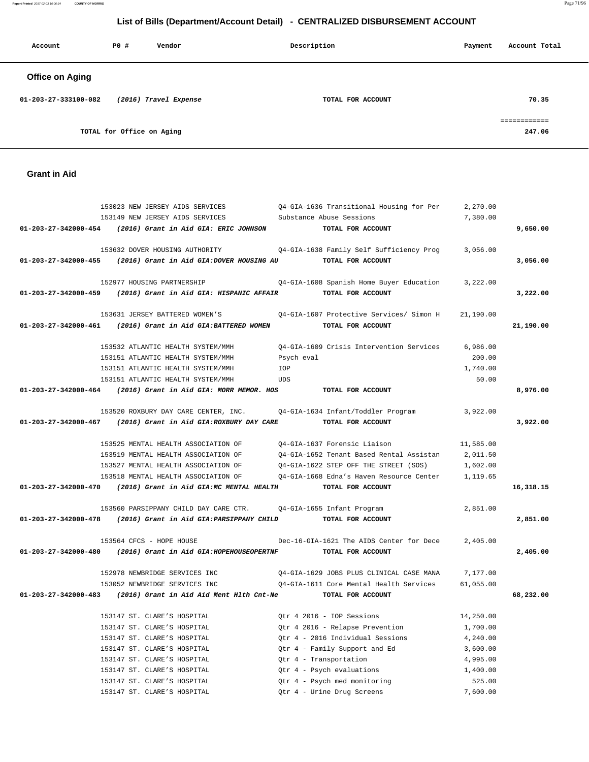# List of Bills (Department/Account Detail) - CENTRALIZED DISBURSEMENT ACCOUNT

| Account | PO # | Vendor | Description | Payment | Account Total |
|---|---|---|---|---|---|

## Office on Aging

| Account | PO # | Vendor | Description | Payment | Account Total |
|---|---|---|---|---|---|
| 01-203-27-333100-082 | | *(2016) Travel Expense* | **TOTAL FOR ACCOUNT** | | 70.35 |
| | | | | | ============ |
| | | **TOTAL for Office on Aging** | | | 247.06 |

## Grant in Aid

| Account | PO # | Vendor | Description | Payment | Account Total |
|---|---|---|---|---|---|
| | 153023 | NEW JERSEY AIDS SERVICES | Q4-GIA-1636 Transitional Housing for Per | 2,270.00 | |
| | 153149 | NEW JERSEY AIDS SERVICES | Substance Abuse Sessions | 7,380.00 | |
| **01-203-27-342000-454** | | ***(2016) Grant in Aid GIA: ERIC JOHNSON*** | **TOTAL FOR ACCOUNT** | | **9,650.00** |
| | 153632 | DOVER HOUSING AUTHORITY | Q4-GIA-1638 Family Self Sufficiency Prog | 3,056.00 | |
| **01-203-27-342000-455** | | ***(2016) Grant in Aid GIA:DOVER HOUSING AU*** | **TOTAL FOR ACCOUNT** | | **3,056.00** |
| | 152977 | HOUSING PARTNERSHIP | Q4-GIA-1608 Spanish Home Buyer Education | 3,222.00 | |
| **01-203-27-342000-459** | | ***(2016) Grant in Aid GIA: HISPANIC AFFAIR*** | **TOTAL FOR ACCOUNT** | | **3,222.00** |
| | 153631 | JERSEY BATTERED WOMEN'S | Q4-GIA-1607 Protective Services/ Simon H | 21,190.00 | |
| **01-203-27-342000-461** | | ***(2016) Grant in Aid GIA:BATTERED WOMEN*** | **TOTAL FOR ACCOUNT** | | **21,190.00** |
| | 153532 | ATLANTIC HEALTH SYSTEM/MMH | Q4-GIA-1609 Crisis Intervention Services | 6,986.00 | |
| | 153151 | ATLANTIC HEALTH SYSTEM/MMH | Psych eval | 200.00 | |
| | 153151 | ATLANTIC HEALTH SYSTEM/MMH | IOP | 1,740.00 | |
| | 153151 | ATLANTIC HEALTH SYSTEM/MMH | UDS | 50.00 | |
| **01-203-27-342000-464** | | ***(2016) Grant in Aid GIA: MORR MEMOR. HOS*** | **TOTAL FOR ACCOUNT** | | **8,976.00** |
| | 153520 | ROXBURY DAY CARE CENTER, INC. | Q4-GIA-1634 Infant/Toddler Program | 3,922.00 | |
| **01-203-27-342000-467** | | ***(2016) Grant in Aid GIA:ROXBURY DAY CARE*** | **TOTAL FOR ACCOUNT** | | **3,922.00** |
| | 153525 | MENTAL HEALTH ASSOCIATION OF | Q4-GIA-1637 Forensic Liaison | 11,585.00 | |
| | 153519 | MENTAL HEALTH ASSOCIATION OF | Q4-GIA-1652 Tenant Based Rental Assistan | 2,011.50 | |
| | 153527 | MENTAL HEALTH ASSOCIATION OF | Q4-GIA-1622 STEP OFF THE STREET (SOS) | 1,602.00 | |
| | 153518 | MENTAL HEALTH ASSOCIATION OF | Q4-GIA-1668 Edna's Haven Resource Center | 1,119.65 | |
| **01-203-27-342000-470** | | ***(2016) Grant in Aid GIA:MC MENTAL HEALTH*** | **TOTAL FOR ACCOUNT** | | **16,318.15** |
| | 153560 | PARSIPPANY CHILD DAY CARE CTR. | Q4-GIA-1655 Infant Program | 2,851.00 | |
| **01-203-27-342000-478** | | ***(2016) Grant in Aid GIA:PARSIPPANY CHILD*** | **TOTAL FOR ACCOUNT** | | **2,851.00** |
| | 153564 | CFCS - HOPE HOUSE | Dec-16-GIA-1621 The AIDS Center for Dece | 2,405.00 | |
| **01-203-27-342000-480** | | ***(2016) Grant in Aid GIA:HOPEHOUSEOPERTNF*** | **TOTAL FOR ACCOUNT** | | **2,405.00** |
| | 152978 | NEWBRIDGE SERVICES INC | Q4-GIA-1629 JOBS PLUS CLINICAL CASE MANA | 7,177.00 | |
| | 153052 | NEWBRIDGE SERVICES INC | Q4-GIA-1611 Core Mental Health Services | 61,055.00 | |
| **01-203-27-342000-483** | | ***(2016) Grant in Aid Aid Ment Hlth Cnt-Ne*** | **TOTAL FOR ACCOUNT** | | **68,232.00** |
| | 153147 | ST. CLARE'S HOSPITAL | Qtr 4 2016 - IOP Sessions | 14,250.00 | |
| | 153147 | ST. CLARE'S HOSPITAL | Qtr 4 2016 - Relapse Prevention | 1,700.00 | |
| | 153147 | ST. CLARE'S HOSPITAL | Qtr 4 - 2016 Individual Sessions | 4,240.00 | |
| | 153147 | ST. CLARE'S HOSPITAL | Qtr 4 - Family Support and Ed | 3,600.00 | |
| | 153147 | ST. CLARE'S HOSPITAL | Qtr 4 - Transportation | 4,995.00 | |
| | 153147 | ST. CLARE'S HOSPITAL | Qtr 4 - Psych evaluations | 1,400.00 | |
| | 153147 | ST. CLARE'S HOSPITAL | Qtr 4 - Psych med monitoring | 525.00 | |
| | 153147 | ST. CLARE'S HOSPITAL | Qtr 4 - Urine Drug Screens | 7,600.00 | |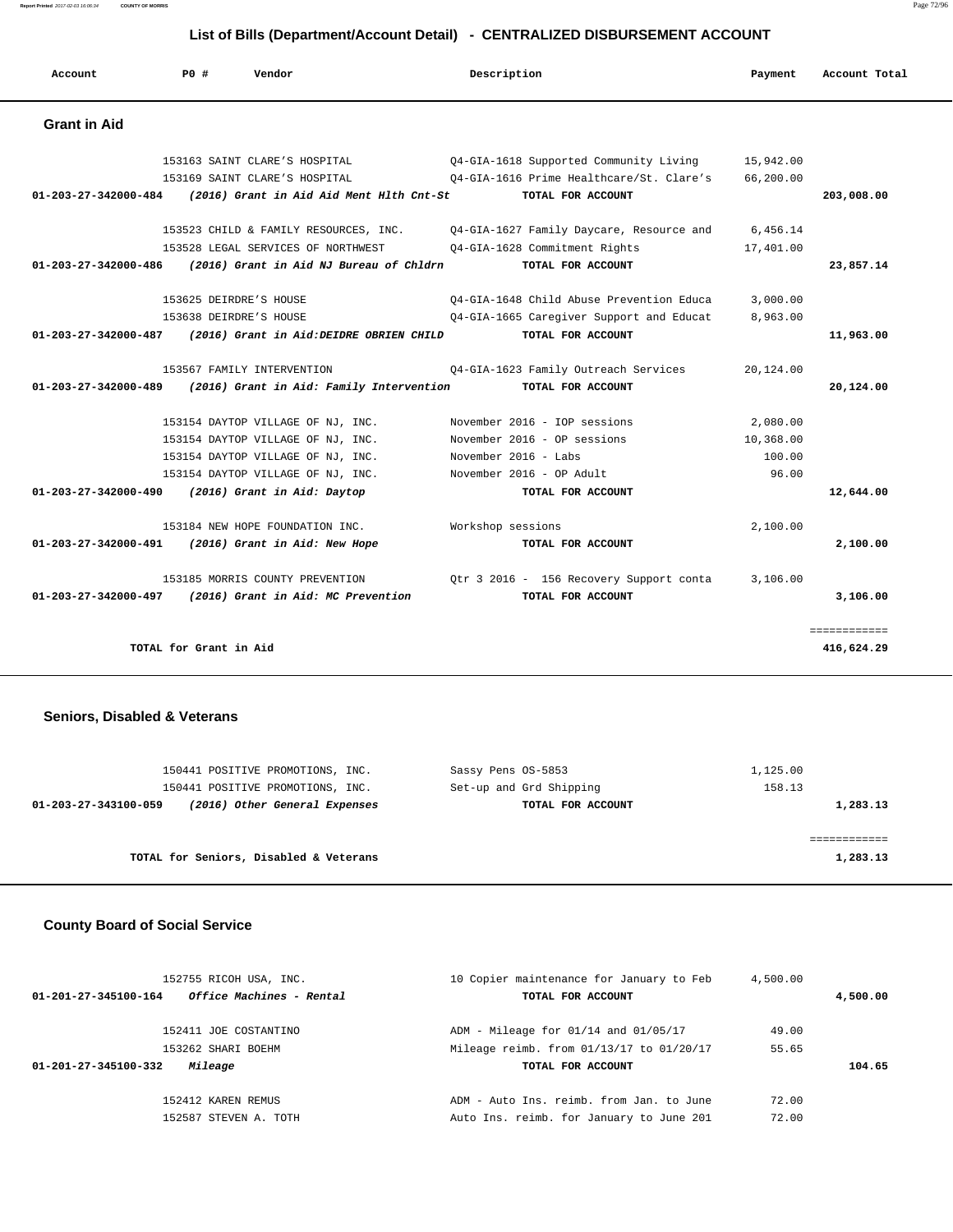## List of Bills (Department/Account Detail) - CENTRALIZED DISBURSEMENT ACCOUNT

| Account | PO # | Vendor | Description | Payment | Account Total |
|---|---|---|---|---|---|

### Grant in Aid

| Account | PO # | Vendor | Description | Payment | Account Total |
|---|---|---|---|---|---|
| | 153163 | SAINT CLARE'S HOSPITAL | Q4-GIA-1618 Supported Community Living | 15,942.00 | |
| | 153169 | SAINT CLARE'S HOSPITAL | Q4-GIA-1616 Prime Healthcare/St. Clare's | 66,200.00 | |
| **01-203-27-342000-484** | | ***(2016) Grant in Aid Aid Ment Hlth Cnt-St*** | **TOTAL FOR ACCOUNT** | | **203,008.00** |
| | 153523 | CHILD & FAMILY RESOURCES, INC. | Q4-GIA-1627 Family Daycare, Resource and | 6,456.14 | |
| | 153528 | LEGAL SERVICES OF NORTHWEST | Q4-GIA-1628 Commitment Rights | 17,401.00 | |
| **01-203-27-342000-486** | | ***(2016) Grant in Aid NJ Bureau of Chldrn*** | **TOTAL FOR ACCOUNT** | | **23,857.14** |
| | 153625 | DEIRDRE'S HOUSE | Q4-GIA-1648 Child Abuse Prevention Educa | 3,000.00 | |
| | 153638 | DEIRDRE'S HOUSE | Q4-GIA-1665 Caregiver Support and Educat | 8,963.00 | |
| **01-203-27-342000-487** | | ***(2016) Grant in Aid:DEIDRE OBRIEN CHILD*** | **TOTAL FOR ACCOUNT** | | **11,963.00** |
| | 153567 | FAMILY INTERVENTION | Q4-GIA-1623 Family Outreach Services | 20,124.00 | |
| **01-203-27-342000-489** | | ***(2016) Grant in Aid: Family Intervention*** | **TOTAL FOR ACCOUNT** | | **20,124.00** |
| | 153154 | DAYTOP VILLAGE OF NJ, INC. | November 2016 - IOP sessions | 2,080.00 | |
| | 153154 | DAYTOP VILLAGE OF NJ, INC. | November 2016 - OP sessions | 10,368.00 | |
| | 153154 | DAYTOP VILLAGE OF NJ, INC. | November 2016 - Labs | 100.00 | |
| | 153154 | DAYTOP VILLAGE OF NJ, INC. | November 2016 - OP Adult | 96.00 | |
| **01-203-27-342000-490** | | ***(2016) Grant in Aid: Daytop*** | **TOTAL FOR ACCOUNT** | | **12,644.00** |
| | 153184 | NEW HOPE FOUNDATION INC. | Workshop sessions | 2,100.00 | |
| **01-203-27-342000-491** | | ***(2016) Grant in Aid: New Hope*** | **TOTAL FOR ACCOUNT** | | **2,100.00** |
| | 153185 | MORRIS COUNTY PREVENTION | Qtr 3 2016 - 156 Recovery Support conta | 3,106.00 | |
| **01-203-27-342000-497** | | ***(2016) Grant in Aid: MC Prevention*** | **TOTAL FOR ACCOUNT** | | **3,106.00** |
| | | | | | ============ |
| **TOTAL for Grant in Aid** | | | | | **416,624.29** |

### Seniors, Disabled & Veterans

| Account | PO # | Vendor | Description | Payment | Account Total |
|---|---|---|---|---|---|
| | 150441 | POSITIVE PROMOTIONS, INC. | Sassy Pens OS-5853 | 1,125.00 | |
| | 150441 | POSITIVE PROMOTIONS, INC. | Set-up and Grd Shipping | 158.13 | |
| **01-203-27-343100-059** | | ***(2016) Other General Expenses*** | **TOTAL FOR ACCOUNT** | | **1,283.13** |
| | | | | | ============ |
| **TOTAL for Seniors, Disabled & Veterans** | | | | | **1,283.13** |

### County Board of Social Service

| Account | PO # | Vendor | Description | Payment | Account Total |
|---|---|---|---|---|---|
| | 152755 | RICOH USA, INC. | 10 Copier maintenance for January to Feb | 4,500.00 | |
| **01-201-27-345100-164** | | ***Office Machines - Rental*** | **TOTAL FOR ACCOUNT** | | **4,500.00** |
| | 152411 | JOE COSTANTINO | ADM - Mileage for 01/14 and 01/05/17 | 49.00 | |
| | 153262 | SHARI BOEHM | Mileage reimb. from 01/13/17 to 01/20/17 | 55.65 | |
| **01-201-27-345100-332** | | ***Mileage*** | **TOTAL FOR ACCOUNT** | | **104.65** |
| | 152412 | KAREN REMUS | ADM - Auto Ins. reimb. from Jan. to June | 72.00 | |
| | 152587 | STEVEN A. TOTH | Auto Ins. reimb. for January to June 201 | 72.00 | |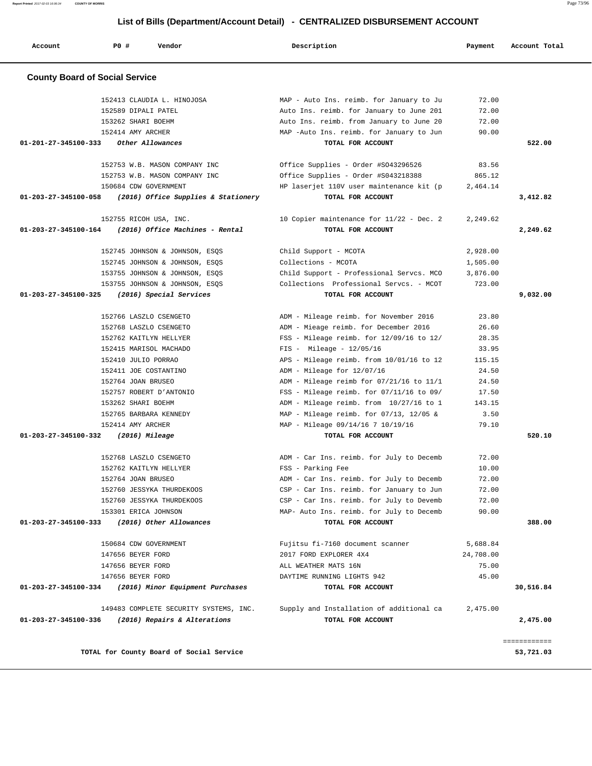## List of Bills (Department/Account Detail) - CENTRALIZED DISBURSEMENT ACCOUNT

| Account | PO # | Vendor | Description | Payment | Account Total |
|---|---|---|---|---|---|

### County Board of Social Service

| Account | PO # | Vendor | Description | Payment | Account Total |
|---|---|---|---|---|---|
| | 152413 | CLAUDIA L. HINOJOSA | MAP - Auto Ins. reimb. for January to Ju | 72.00 | |
| | 152589 | DIPALI PATEL | Auto Ins. reimb. for January to June 201 | 72.00 | |
| | 153262 | SHARI BOEHM | Auto Ins. reimb. from January to June 20 | 72.00 | |
| | 152414 | AMY ARCHER | MAP -Auto Ins. reimb. for January to Jun | 90.00 | |
| 01-201-27-345100-333 | | *Other Allowances* | TOTAL FOR ACCOUNT | | 522.00 |
| | 152753 | W.B. MASON COMPANY INC | Office Supplies - Order #SO43296526 | 83.56 | |
| | 152753 | W.B. MASON COMPANY INC | Office Supplies - Order #SO43218388 | 865.12 | |
| | 150684 | CDW GOVERNMENT | HP laserjet 110V user maintenance kit (p | 2,464.14 | |
| 01-203-27-345100-058 | | *(2016) Office Supplies & Stationery* | TOTAL FOR ACCOUNT | | 3,412.82 |
| | 152755 | RICOH USA, INC. | 10 Copier maintenance for 11/22 - Dec. 2 | 2,249.62 | |
| 01-203-27-345100-164 | | *(2016) Office Machines - Rental* | TOTAL FOR ACCOUNT | | 2,249.62 |
| | 152745 | JOHNSON & JOHNSON, ESQS | Child Support - MCOTA | 2,928.00 | |
| | 152745 | JOHNSON & JOHNSON, ESQS | Collections - MCOTA | 1,505.00 | |
| | 153755 | JOHNSON & JOHNSON, ESQS | Child Support - Professional Servcs. MCO | 3,876.00 | |
| | 153755 | JOHNSON & JOHNSON, ESQS | Collections Professional Servcs. - MCOT | 723.00 | |
| 01-203-27-345100-325 | | *(2016) Special Services* | TOTAL FOR ACCOUNT | | 9,032.00 |
| | 152766 | LASZLO CSENGETO | ADM - Mileage reimb. for November 2016 | 23.80 | |
| | 152768 | LASZLO CSENGETO | ADM - Mieage reimb. for December 2016 | 26.60 | |
| | 152762 | KAITLYN HELLYER | FSS - Mileage reimb. for 12/09/16 to 12/ | 28.35 | |
| | 152415 | MARISOL MACHADO | FIS - Mileage - 12/05/16 | 33.95 | |
| | 152410 | JULIO PORRAO | APS - Mileage reimb. from 10/01/16 to 12 | 115.15 | |
| | 152411 | JOE COSTANTINO | ADM - Mileage for 12/07/16 | 24.50 | |
| | 152764 | JOAN BRUSEO | ADM - Mileage reimb for 07/21/16 to 11/1 | 24.50 | |
| | 152757 | ROBERT D'ANTONIO | FSS - Mileage reimb. for 07/11/16 to 09/ | 17.50 | |
| | 153262 | SHARI BOEHM | ADM - Mileage reimb. from 10/27/16 to 1 | 143.15 | |
| | 152765 | BARBARA KENNEDY | MAP - Mileage reimb. for 07/13, 12/05 & | 3.50 | |
| | 152414 | AMY ARCHER | MAP - Mileage 09/14/16 7 10/19/16 | 79.10 | |
| 01-203-27-345100-332 | | *(2016) Mileage* | TOTAL FOR ACCOUNT | | 520.10 |
| | 152768 | LASZLO CSENGETO | ADM - Car Ins. reimb. for July to Decemb | 72.00 | |
| | 152762 | KAITLYN HELLYER | FSS - Parking Fee | 10.00 | |
| | 152764 | JOAN BRUSEO | ADM - Car Ins. reimb. for July to Decemb | 72.00 | |
| | 152760 | JESSYKA THURDEKOOS | CSP - Car Ins. reimb. for January to Jun | 72.00 | |
| | 152760 | JESSYKA THURDEKOOS | CSP - Car Ins. reimb. for July to Devemb | 72.00 | |
| | 153301 | ERICA JOHNSON | MAP- Auto Ins. reimb. for July to Decemb | 90.00 | |
| 01-203-27-345100-333 | | *(2016) Other Allowances* | TOTAL FOR ACCOUNT | | 388.00 |
| | 150684 | CDW GOVERNMENT | Fujitsu fi-7160 document scanner | 5,688.84 | |
| | 147656 | BEYER FORD | 2017 FORD EXPLORER 4X4 | 24,708.00 | |
| | 147656 | BEYER FORD | ALL WEATHER MATS 16N | 75.00 | |
| | 147656 | BEYER FORD | DAYTIME RUNNING LIGHTS 942 | 45.00 | |
| 01-203-27-345100-334 | | *(2016) Minor Equipment Purchases* | TOTAL FOR ACCOUNT | | 30,516.84 |
| | 149483 | COMPLETE SECURITY SYSTEMS, INC. | Supply and Installation of additional ca | 2,475.00 | |
| 01-203-27-345100-336 | | *(2016) Repairs & Alterations* | TOTAL FOR ACCOUNT | | 2,475.00 |

**TOTAL for County Board of Social Service** 53,721.03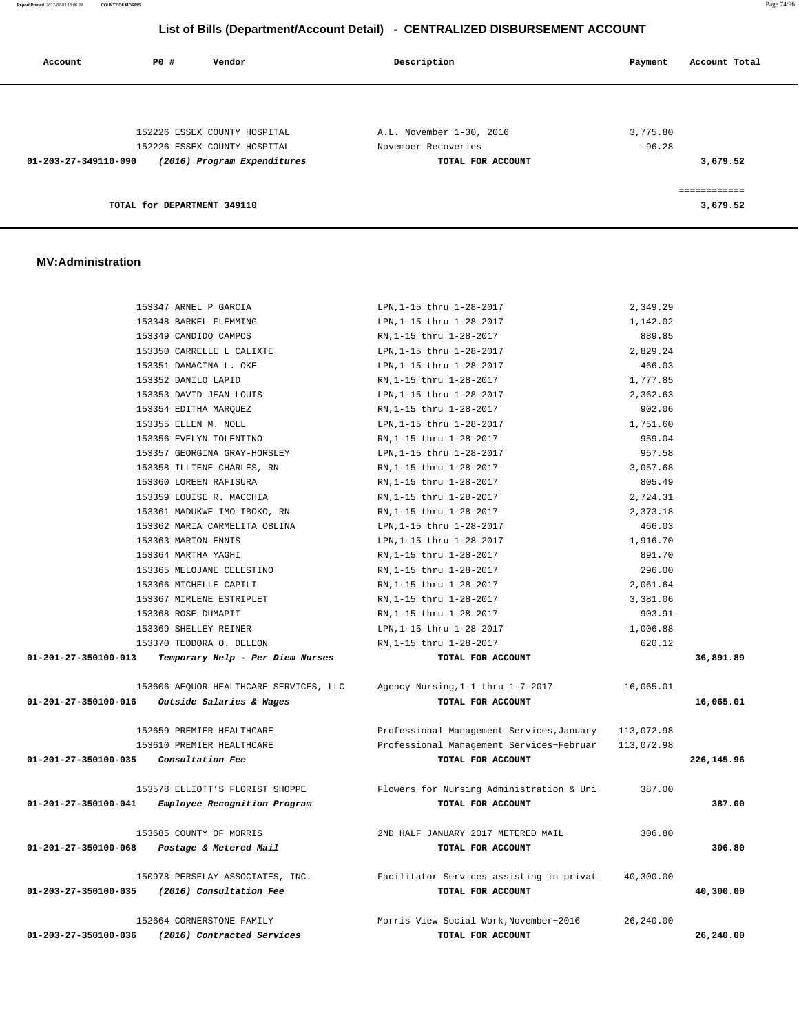## List of Bills (Department/Account Detail) - CENTRALIZED DISBURSEMENT ACCOUNT

| Account | PO # | Vendor | Description | Payment | Account Total |
|---|---|---|---|---|---|
| | 152226 | ESSEX COUNTY HOSPITAL | A.L. November 1-30, 2016 | 3,775.80 | |
| | 152226 | ESSEX COUNTY HOSPITAL | November Recoveries | -96.28 | |
| **01-203-27-349110-090** | | *(2016) Program Expenditures* | **TOTAL FOR ACCOUNT** | | **3,679.52** |
| | | | | | ============ |
| | | **TOTAL for DEPARTMENT 349110** | | | **3,679.52** |

### MV:Administration

| Account | PO # | Vendor | Description | Payment | Account Total |
|---|---|---|---|---|---|
| | 153347 | ARNEL P GARCIA | LPN,1-15 thru 1-28-2017 | 2,349.29 | |
| | 153348 | BARKEL FLEMMING | LPN,1-15 thru 1-28-2017 | 1,142.02 | |
| | 153349 | CANDIDO CAMPOS | RN,1-15 thru 1-28-2017 | 889.85 | |
| | 153350 | CARRELLE L CALIXTE | LPN,1-15 thru 1-28-2017 | 2,829.24 | |
| | 153351 | DAMACINA L. OKE | LPN,1-15 thru 1-28-2017 | 466.03 | |
| | 153352 | DANILO LAPID | RN,1-15 thru 1-28-2017 | 1,777.85 | |
| | 153353 | DAVID JEAN-LOUIS | LPN,1-15 thru 1-28-2017 | 2,362.63 | |
| | 153354 | EDITHA MARQUEZ | RN,1-15 thru 1-28-2017 | 902.06 | |
| | 153355 | ELLEN M. NOLL | LPN,1-15 thru 1-28-2017 | 1,751.60 | |
| | 153356 | EVELYN TOLENTINO | RN,1-15 thru 1-28-2017 | 959.04 | |
| | 153357 | GEORGINA GRAY-HORSLEY | LPN,1-15 thru 1-28-2017 | 957.58 | |
| | 153358 | ILLIENE CHARLES, RN | RN,1-15 thru 1-28-2017 | 3,057.68 | |
| | 153360 | LOREEN RAFISURA | RN,1-15 thru 1-28-2017 | 805.49 | |
| | 153359 | LOUISE R. MACCHIA | RN,1-15 thru 1-28-2017 | 2,724.31 | |
| | 153361 | MADUKWE IMO IBOKO, RN | RN,1-15 thru 1-28-2017 | 2,373.18 | |
| | 153362 | MARIA CARMELITA OBLINA | LPN,1-15 thru 1-28-2017 | 466.03 | |
| | 153363 | MARION ENNIS | LPN,1-15 thru 1-28-2017 | 1,916.70 | |
| | 153364 | MARTHA YAGHI | RN,1-15 thru 1-28-2017 | 891.70 | |
| | 153365 | MELOJANE CELESTINO | RN,1-15 thru 1-28-2017 | 296.00 | |
| | 153366 | MICHELLE CAPILI | RN,1-15 thru 1-28-2017 | 2,061.64 | |
| | 153367 | MIRLENE ESTRIPLET | RN,1-15 thru 1-28-2017 | 3,381.06 | |
| | 153368 | ROSE DUMAPIT | RN,1-15 thru 1-28-2017 | 903.91 | |
| | 153369 | SHELLEY REINER | LPN,1-15 thru 1-28-2017 | 1,006.88 | |
| | 153370 | TEODORA O. DELEON | RN,1-15 thru 1-28-2017 | 620.12 | |
| **01-201-27-350100-013** | | *Temporary Help - Per Diem Nurses* | **TOTAL FOR ACCOUNT** | | **36,891.89** |
| | 153606 | AEQUOR HEALTHCARE SERVICES, LLC | Agency Nursing,1-1 thru 1-7-2017 | 16,065.01 | |
| **01-201-27-350100-016** | | *Outside Salaries & Wages* | **TOTAL FOR ACCOUNT** | | **16,065.01** |
| | 152659 | PREMIER HEALTHCARE | Professional Management Services,January | 113,072.98 | |
| | 153610 | PREMIER HEALTHCARE | Professional Management Services~Februar | 113,072.98 | |
| **01-201-27-350100-035** | | *Consultation Fee* | **TOTAL FOR ACCOUNT** | | **226,145.96** |
| | 153578 | ELLIOTT'S FLORIST SHOPPE | Flowers for Nursing Administration & Uni | 387.00 | |
| **01-201-27-350100-041** | | *Employee Recognition Program* | **TOTAL FOR ACCOUNT** | | **387.00** |
| | 153685 | COUNTY OF MORRIS | 2ND HALF JANUARY 2017 METERED MAIL | 306.80 | |
| **01-201-27-350100-068** | | *Postage & Metered Mail* | **TOTAL FOR ACCOUNT** | | **306.80** |
| | 150978 | PERSELAY ASSOCIATES, INC. | Facilitator Services assisting in privat | 40,300.00 | |
| **01-203-27-350100-035** | | *(2016) Consultation Fee* | **TOTAL FOR ACCOUNT** | | **40,300.00** |
| | 152664 | CORNERSTONE FAMILY | Morris View Social Work,November~2016 | 26,240.00 | |
| **01-203-27-350100-036** | | *(2016) Contracted Services* | **TOTAL FOR ACCOUNT** | | **26,240.00** |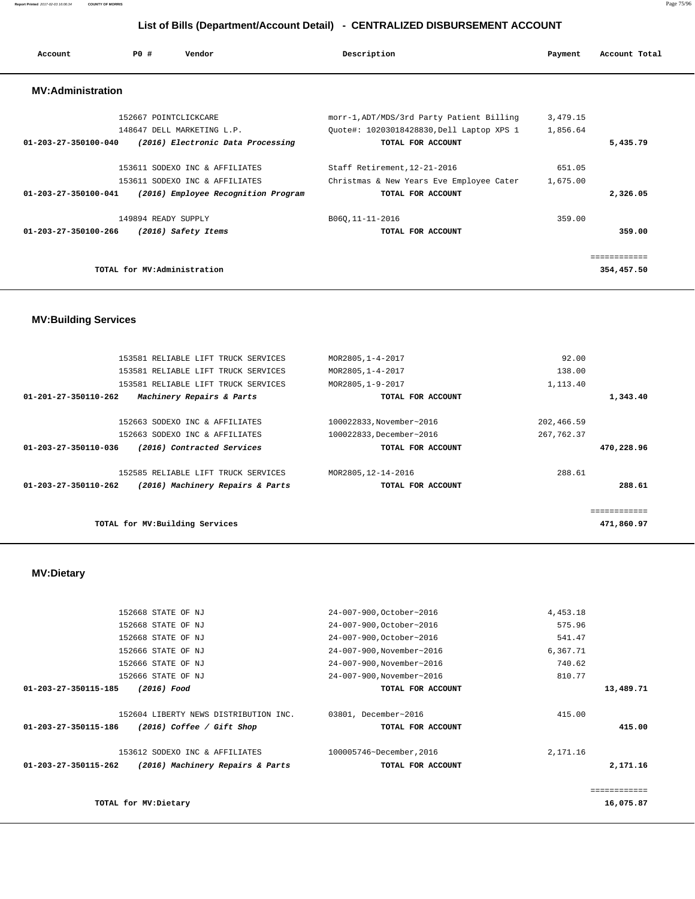## List of Bills (Department/Account Detail) - CENTRALIZED DISBURSEMENT ACCOUNT

| Account | PO # | Vendor | Description | Payment | Account Total |
|---|---|---|---|---|---|

### MV:Administration

| Account | PO # | Vendor | Description | Payment | Account Total |
|---|---|---|---|---|---|
| | 152667 | POINTCLICKCARE | morr-1,ADT/MDS/3rd Party Patient Billing | 3,479.15 | |
| | 148647 | DELL MARKETING L.P. | Quote#: 10203018428830,Dell Laptop XPS 1 | 1,856.64 | |
| **01-203-27-350100-040** | | ***(2016) Electronic Data Processing*** | **TOTAL FOR ACCOUNT** | | **5,435.79** |
| | 153611 | SODEXO INC & AFFILIATES | Staff Retirement,12-21-2016 | 651.05 | |
| | 153611 | SODEXO INC & AFFILIATES | Christmas & New Years Eve Employee Cater | 1,675.00 | |
| **01-203-27-350100-041** | | ***(2016) Employee Recognition Program*** | **TOTAL FOR ACCOUNT** | | **2,326.05** |
| | 149894 | READY SUPPLY | B06Q,11-11-2016 | 359.00 | |
| **01-203-27-350100-266** | | ***(2016) Safety Items*** | **TOTAL FOR ACCOUNT** | | **359.00** |
| | | | | | ============ |
| | | **TOTAL for MV:Administration** | | | **354,457.50** |

### MV:Building Services

| Account | PO # | Vendor | Description | Payment | Account Total |
|---|---|---|---|---|---|
| | 153581 | RELIABLE LIFT TRUCK SERVICES | MOR2805,1-4-2017 | 92.00 | |
| | 153581 | RELIABLE LIFT TRUCK SERVICES | MOR2805,1-4-2017 | 138.00 | |
| | 153581 | RELIABLE LIFT TRUCK SERVICES | MOR2805,1-9-2017 | 1,113.40 | |
| **01-201-27-350110-262** | | ***Machinery Repairs & Parts*** | **TOTAL FOR ACCOUNT** | | **1,343.40** |
| | 152663 | SODEXO INC & AFFILIATES | 100022833,November~2016 | 202,466.59 | |
| | 152663 | SODEXO INC & AFFILIATES | 100022833,December~2016 | 267,762.37 | |
| **01-203-27-350110-036** | | ***(2016) Contracted Services*** | **TOTAL FOR ACCOUNT** | | **470,228.96** |
| | 152585 | RELIABLE LIFT TRUCK SERVICES | MOR2805,12-14-2016 | 288.61 | |
| **01-203-27-350110-262** | | ***(2016) Machinery Repairs & Parts*** | **TOTAL FOR ACCOUNT** | | **288.61** |
| | | | | | ============ |
| | | **TOTAL for MV:Building Services** | | | **471,860.97** |

### MV:Dietary

| Account | PO # | Vendor | Description | Payment | Account Total |
|---|---|---|---|---|---|
| | 152668 | STATE OF NJ | 24-007-900,October~2016 | 4,453.18 | |
| | 152668 | STATE OF NJ | 24-007-900,October~2016 | 575.96 | |
| | 152668 | STATE OF NJ | 24-007-900,October~2016 | 541.47 | |
| | 152666 | STATE OF NJ | 24-007-900,November~2016 | 6,367.71 | |
| | 152666 | STATE OF NJ | 24-007-900,November~2016 | 740.62 | |
| | 152666 | STATE OF NJ | 24-007-900,November~2016 | 810.77 | |
| **01-203-27-350115-185** | | ***(2016) Food*** | **TOTAL FOR ACCOUNT** | | **13,489.71** |
| | 152604 | LIBERTY NEWS DISTRIBUTION INC. | 03801, December~2016 | 415.00 | |
| **01-203-27-350115-186** | | ***(2016) Coffee / Gift Shop*** | **TOTAL FOR ACCOUNT** | | **415.00** |
| | 153612 | SODEXO INC & AFFILIATES | 100005746~December,2016 | 2,171.16 | |
| **01-203-27-350115-262** | | ***(2016) Machinery Repairs & Parts*** | **TOTAL FOR ACCOUNT** | | **2,171.16** |
| | | | | | ============ |
| | | **TOTAL for MV:Dietary** | | | **16,075.87** |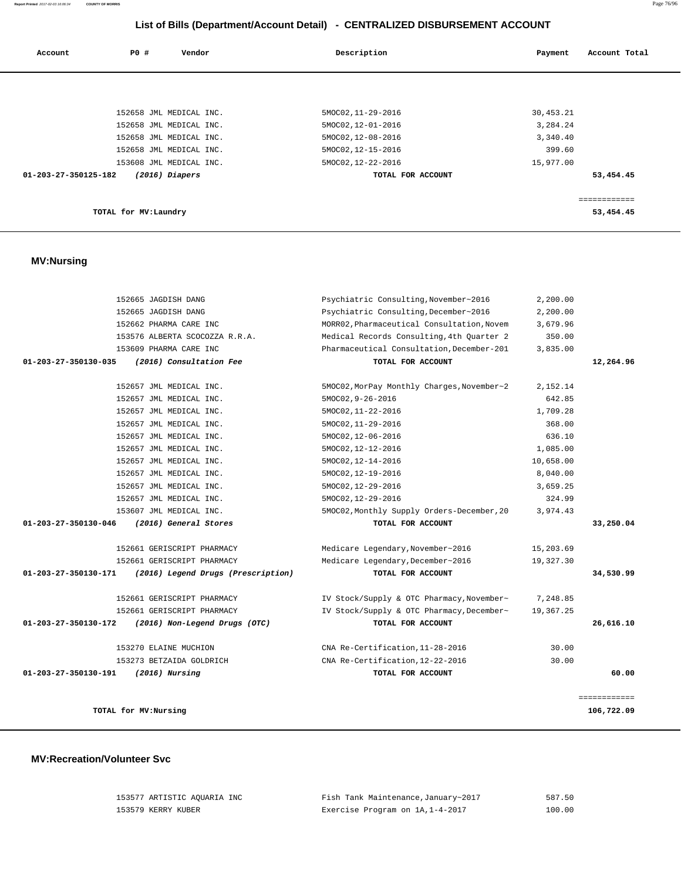# List of Bills (Department/Account Detail) - CENTRALIZED DISBURSEMENT ACCOUNT

| Account | PO # | Vendor | Description | Payment | Account Total |
|---|---|---|---|---|---|
| | 152658 | JML MEDICAL INC. | 5MOC02,11-29-2016 | 30,453.21 | |
| | 152658 | JML MEDICAL INC. | 5MOC02,12-01-2016 | 3,284.24 | |
| | 152658 | JML MEDICAL INC. | 5MOC02,12-08-2016 | 3,340.40 | |
| | 152658 | JML MEDICAL INC. | 5MOC02,12-15-2016 | 399.60 | |
| | 153608 | JML MEDICAL INC. | 5MOC02,12-22-2016 | 15,977.00 | |
| **01-203-27-350125-182** | | ***(2016) Diapers*** | **TOTAL FOR ACCOUNT** | | **53,454.45** |
| | | | | | ============ |
| | **TOTAL for MV:Laundry** | | | | **53,454.45** |

## MV:Nursing

| Account | PO # | Vendor | Description | Payment | Account Total |
|---|---|---|---|---|---|
| | 152665 | JAGDISH DANG | Psychiatric Consulting,November~2016 | 2,200.00 | |
| | 152665 | JAGDISH DANG | Psychiatric Consulting,December~2016 | 2,200.00 | |
| | 152662 | PHARMA CARE INC | MORR02,Pharmaceutical Consultation,Novem | 3,679.96 | |
| | 153576 | ALBERTA SCOCOZZA R.R.A. | Medical Records Consulting,4th Quarter 2 | 350.00 | |
| | 153609 | PHARMA CARE INC | Pharmaceutical Consultation,December-201 | 3,835.00 | |
| **01-203-27-350130-035** | | ***(2016) Consultation Fee*** | **TOTAL FOR ACCOUNT** | | **12,264.96** |
| | 152657 | JML MEDICAL INC. | 5MOC02,MorPay Monthly Charges,November~2 | 2,152.14 | |
| | 152657 | JML MEDICAL INC. | 5MOC02,9-26-2016 | 642.85 | |
| | 152657 | JML MEDICAL INC. | 5MOC02,11-22-2016 | 1,709.28 | |
| | 152657 | JML MEDICAL INC. | 5MOC02,11-29-2016 | 368.00 | |
| | 152657 | JML MEDICAL INC. | 5MOC02,12-06-2016 | 636.10 | |
| | 152657 | JML MEDICAL INC. | 5MOC02,12-12-2016 | 1,085.00 | |
| | 152657 | JML MEDICAL INC. | 5MOC02,12-14-2016 | 10,658.00 | |
| | 152657 | JML MEDICAL INC. | 5MOC02,12-19-2016 | 8,040.00 | |
| | 152657 | JML MEDICAL INC. | 5MOC02,12-29-2016 | 3,659.25 | |
| | 152657 | JML MEDICAL INC. | 5MOC02,12-29-2016 | 324.99 | |
| | 153607 | JML MEDICAL INC. | 5MOC02,Monthly Supply Orders-December,20 | 3,974.43 | |
| **01-203-27-350130-046** | | ***(2016) General Stores*** | **TOTAL FOR ACCOUNT** | | **33,250.04** |
| | 152661 | GERISCRIPT PHARMACY | Medicare Legendary,November~2016 | 15,203.69 | |
| | 152661 | GERISCRIPT PHARMACY | Medicare Legendary,December~2016 | 19,327.30 | |
| **01-203-27-350130-171** | | ***(2016) Legend Drugs (Prescription)*** | **TOTAL FOR ACCOUNT** | | **34,530.99** |
| | 152661 | GERISCRIPT PHARMACY | IV Stock/Supply & OTC Pharmacy,November~ | 7,248.85 | |
| | 152661 | GERISCRIPT PHARMACY | IV Stock/Supply & OTC Pharmacy,December~ | 19,367.25 | |
| **01-203-27-350130-172** | | ***(2016) Non-Legend Drugs (OTC)*** | **TOTAL FOR ACCOUNT** | | **26,616.10** |
| | 153270 | ELAINE MUCHION | CNA Re-Certification,11-28-2016 | 30.00 | |
| | 153273 | BETZAIDA GOLDRICH | CNA Re-Certification,12-22-2016 | 30.00 | |
| **01-203-27-350130-191** | | ***(2016) Nursing*** | **TOTAL FOR ACCOUNT** | | **60.00** |
| | | | | | ============ |
| | **TOTAL for MV:Nursing** | | | | **106,722.09** |

## MV:Recreation/Volunteer Svc

| Account | PO # | Vendor | Description | Payment | Account Total |
|---|---|---|---|---|---|
| | 153577 | ARTISTIC AQUARIA INC | Fish Tank Maintenance,January~2017 | 587.50 | |
| | 153579 | KERRY KUBER | Exercise Program on 1A,1-4-2017 | 100.00 | |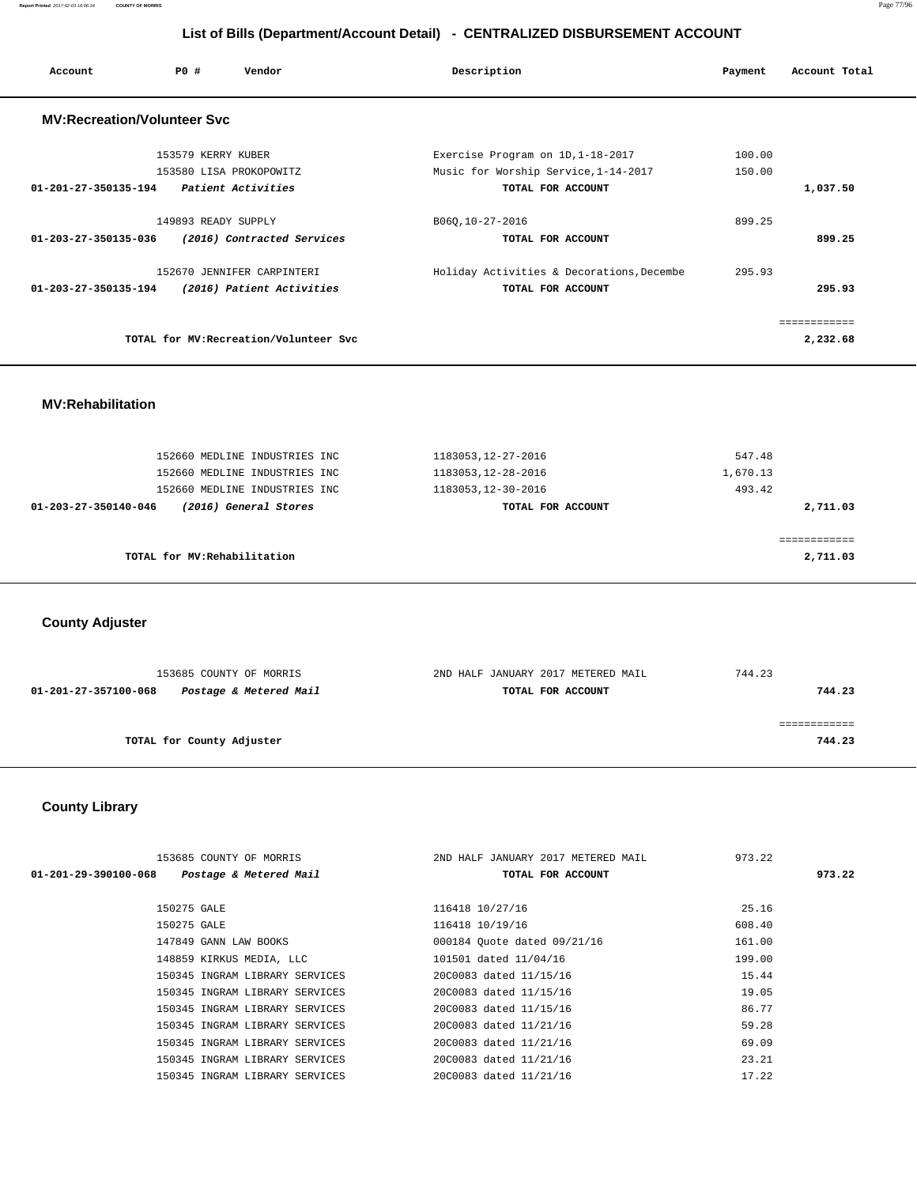## List of Bills (Department/Account Detail) - CENTRALIZED DISBURSEMENT ACCOUNT

| Account | PO # | Vendor | Description | Payment | Account Total |
|---|---|---|---|---|---|

### MV:Recreation/Volunteer Svc

| Account | PO # | Vendor | Description | Payment | Account Total |
|---|---|---|---|---|---|
| | 153579 | KERRY KUBER | Exercise Program on 1D,1-18-2017 | 100.00 | |
| | 153580 | LISA PROKOPOWITZ | Music for Worship Service,1-14-2017 | 150.00 | |
| **01-201-27-350135-194** | | ***Patient Activities*** | **TOTAL FOR ACCOUNT** | | **1,037.50** |
| | 149893 | READY SUPPLY | B06Q,10-27-2016 | 899.25 | |
| **01-203-27-350135-036** | | ***(2016) Contracted Services*** | **TOTAL FOR ACCOUNT** | | **899.25** |
| | 152670 | JENNIFER CARPINTERI | Holiday Activities & Decorations,Decembe | 295.93 | |
| **01-203-27-350135-194** | | ***(2016) Patient Activities*** | **TOTAL FOR ACCOUNT** | | **295.93** |
| | | | | | ============ |
| | | **TOTAL for MV:Recreation/Volunteer Svc** | | | **2,232.68** |

### MV:Rehabilitation

| Account | PO # | Vendor | Description | Payment | Account Total |
|---|---|---|---|---|---|
| | 152660 | MEDLINE INDUSTRIES INC | 1183053,12-27-2016 | 547.48 | |
| | 152660 | MEDLINE INDUSTRIES INC | 1183053,12-28-2016 | 1,670.13 | |
| | 152660 | MEDLINE INDUSTRIES INC | 1183053,12-30-2016 | 493.42 | |
| **01-203-27-350140-046** | | ***(2016) General Stores*** | **TOTAL FOR ACCOUNT** | | **2,711.03** |
| | | | | | ============ |
| | | **TOTAL for MV:Rehabilitation** | | | **2,711.03** |

### County Adjuster

| Account | PO # | Vendor | Description | Payment | Account Total |
|---|---|---|---|---|---|
| | 153685 | COUNTY OF MORRIS | 2ND HALF JANUARY 2017 METERED MAIL | 744.23 | |
| **01-201-27-357100-068** | | ***Postage & Metered Mail*** | **TOTAL FOR ACCOUNT** | | **744.23** |
| | | | | | ============ |
| | | **TOTAL for County Adjuster** | | | **744.23** |

### County Library

| Account | PO # | Vendor | Description | Payment | Account Total |
|---|---|---|---|---|---|
| | 153685 | COUNTY OF MORRIS | 2ND HALF JANUARY 2017 METERED MAIL | 973.22 | |
| **01-201-29-390100-068** | | ***Postage & Metered Mail*** | **TOTAL FOR ACCOUNT** | | **973.22** |
| | 150275 | GALE | 116418 10/27/16 | 25.16 | |
| | 150275 | GALE | 116418 10/19/16 | 608.40 | |
| | 147849 | GANN LAW BOOKS | 000184 Quote dated 09/21/16 | 161.00 | |
| | 148859 | KIRKUS MEDIA, LLC | 101501 dated 11/04/16 | 199.00 | |
| | 150345 | INGRAM LIBRARY SERVICES | 20C0083 dated 11/15/16 | 15.44 | |
| | 150345 | INGRAM LIBRARY SERVICES | 20C0083 dated 11/15/16 | 19.05 | |
| | 150345 | INGRAM LIBRARY SERVICES | 20C0083 dated 11/15/16 | 86.77 | |
| | 150345 | INGRAM LIBRARY SERVICES | 20C0083 dated 11/21/16 | 59.28 | |
| | 150345 | INGRAM LIBRARY SERVICES | 20C0083 dated 11/21/16 | 69.09 | |
| | 150345 | INGRAM LIBRARY SERVICES | 20C0083 dated 11/21/16 | 23.21 | |
| | 150345 | INGRAM LIBRARY SERVICES | 20C0083 dated 11/21/16 | 17.22 | |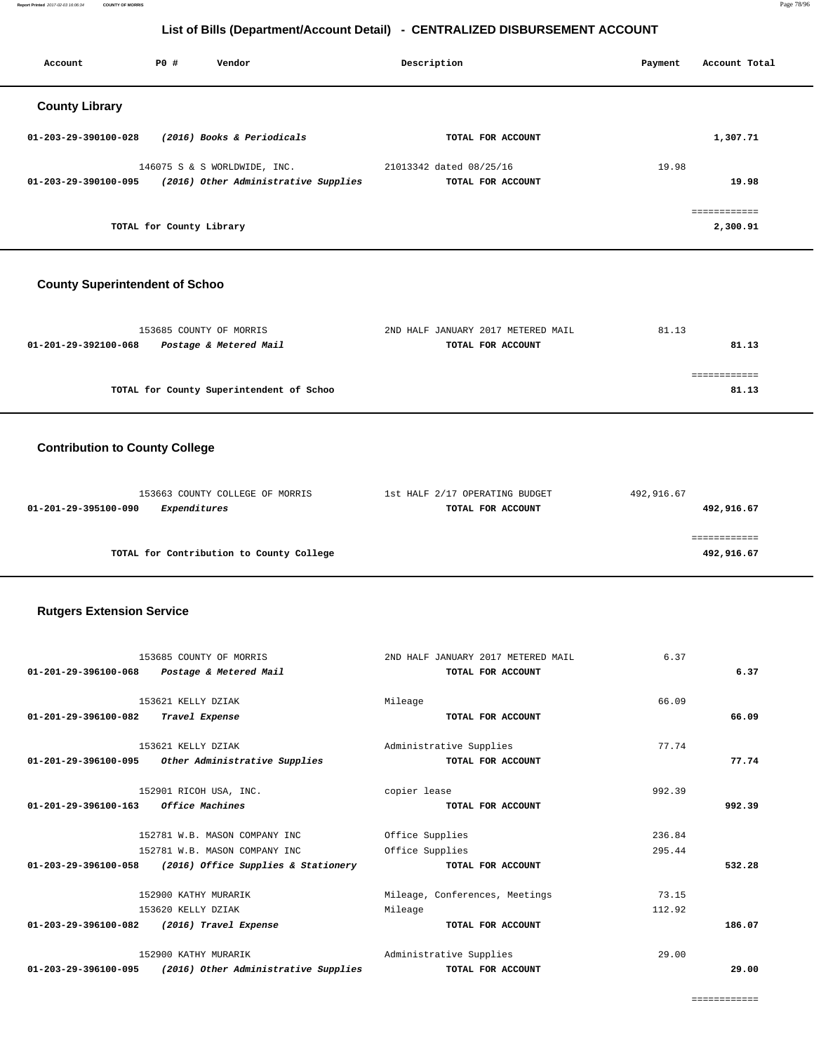## List of Bills (Department/Account Detail) - CENTRALIZED DISBURSEMENT ACCOUNT

| Account | PO # | Vendor | Description | Payment | Account Total |
|---|---|---|---|---|---|

### County Library

| Account | PO # | Vendor | Description | Payment | Account Total |
|---|---|---|---|---|---|
| 01-203-29-390100-028 | | *(2016) Books & Periodicals* | TOTAL FOR ACCOUNT | | 1,307.71 |
| | 146075 | S & S WORLDWIDE, INC. | 21013342 dated 08/25/16 | 19.98 | |
| 01-203-29-390100-095 | | *(2016) Other Administrative Supplies* | TOTAL FOR ACCOUNT | | 19.98 |
| | | | | | ============ |
| | | TOTAL for County Library | | | 2,300.91 |

### County Superintendent of Schoo

| Account | PO # | Vendor | Description | Payment | Account Total |
|---|---|---|---|---|---|
| | 153685 | COUNTY OF MORRIS | 2ND HALF JANUARY 2017 METERED MAIL | 81.13 | |
| 01-201-29-392100-068 | | *Postage & Metered Mail* | TOTAL FOR ACCOUNT | | 81.13 |
| | | | | | ============ |
| | | TOTAL for County Superintendent of Schoo | | | 81.13 |

### Contribution to County College

| Account | PO # | Vendor | Description | Payment | Account Total |
|---|---|---|---|---|---|
| | 153663 | COUNTY COLLEGE OF MORRIS | 1st HALF 2/17 OPERATING BUDGET | 492,916.67 | |
| 01-201-29-395100-090 | | *Expenditures* | TOTAL FOR ACCOUNT | | 492,916.67 |
| | | | | | ============ |
| | | TOTAL for Contribution to County College | | | 492,916.67 |

### Rutgers Extension Service

| Account | PO # | Vendor | Description | Payment | Account Total |
|---|---|---|---|---|---|
| | 153685 | COUNTY OF MORRIS | 2ND HALF JANUARY 2017 METERED MAIL | 6.37 | |
| 01-201-29-396100-068 | | *Postage & Metered Mail* | TOTAL FOR ACCOUNT | | 6.37 |
| | 153621 | KELLY DZIAK | Mileage | 66.09 | |
| 01-201-29-396100-082 | | *Travel Expense* | TOTAL FOR ACCOUNT | | 66.09 |
| | 153621 | KELLY DZIAK | Administrative Supplies | 77.74 | |
| 01-201-29-396100-095 | | *Other Administrative Supplies* | TOTAL FOR ACCOUNT | | 77.74 |
| | 152901 | RICOH USA, INC. | copier lease | 992.39 | |
| 01-201-29-396100-163 | | *Office Machines* | TOTAL FOR ACCOUNT | | 992.39 |
| | 152781 | W.B. MASON COMPANY INC | Office Supplies | 236.84 | |
| | 152781 | W.B. MASON COMPANY INC | Office Supplies | 295.44 | |
| 01-203-29-396100-058 | | *(2016) Office Supplies & Stationery* | TOTAL FOR ACCOUNT | | 532.28 |
| | 152900 | KATHY MURARIK | Mileage, Conferences, Meetings | 73.15 | |
| | 153620 | KELLY DZIAK | Mileage | 112.92 | |
| 01-203-29-396100-082 | | *(2016) Travel Expense* | TOTAL FOR ACCOUNT | | 186.07 |
| | 152900 | KATHY MURARIK | Administrative Supplies | 29.00 | |
| 01-203-29-396100-095 | | *(2016) Other Administrative Supplies* | TOTAL FOR ACCOUNT | | 29.00 |
| | | | | | ============ |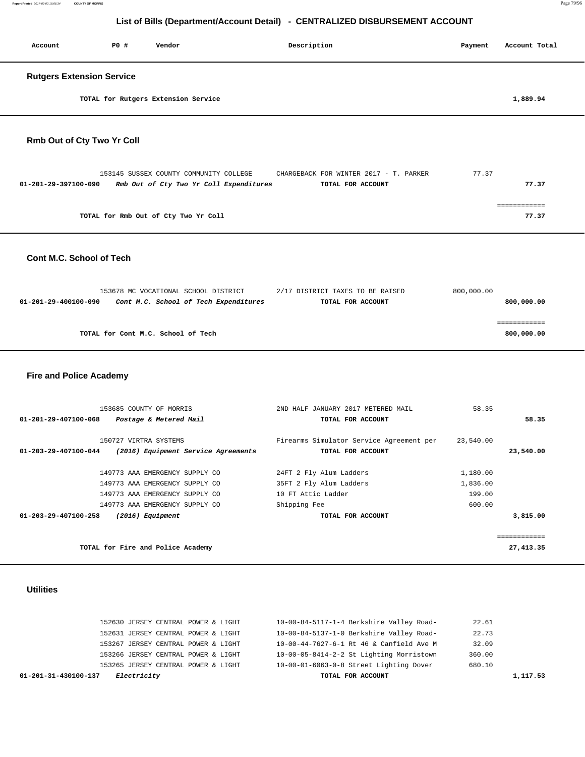## List of Bills (Department/Account Detail) - CENTRALIZED DISBURSEMENT ACCOUNT

| Account | PO # | Vendor | Description | Payment | Account Total |
|---|---|---|---|---|---|

### Rutgers Extension Service

| | | | | | |
|---|---|---|---|---|---|
| | | **TOTAL for Rutgers Extension Service** | | | **1,889.94** |

### Rmb Out of Cty Two Yr Coll

| Account | PO # | Vendor | Description | Payment | Account Total |
|---|---|---|---|---|---|
| | 153145 | SUSSEX COUNTY COMMUNITY COLLEGE | CHARGEBACK FOR WINTER 2017 - T. PARKER | 77.37 | |
| **01-201-29-397100-090** | | ***Rmb Out of Cty Two Yr Coll Expenditures*** | **TOTAL FOR ACCOUNT** | | **77.37** |
| | | | | | ============ |
| | | **TOTAL for Rmb Out of Cty Two Yr Coll** | | | **77.37** |

### Cont M.C. School of Tech

| Account | PO # | Vendor | Description | Payment | Account Total |
|---|---|---|---|---|---|
| | 153678 | MC VOCATIONAL SCHOOL DISTRICT | 2/17 DISTRICT TAXES TO BE RAISED | 800,000.00 | |
| **01-201-29-400100-090** | | ***Cont M.C. School of Tech Expenditures*** | **TOTAL FOR ACCOUNT** | | **800,000.00** |
| | | | | | ============ |
| | | **TOTAL for Cont M.C. School of Tech** | | | **800,000.00** |

### Fire and Police Academy

| Account | PO # | Vendor | Description | Payment | Account Total |
|---|---|---|---|---|---|
| | 153685 | COUNTY OF MORRIS | 2ND HALF JANUARY 2017 METERED MAIL | 58.35 | |
| **01-201-29-407100-068** | | ***Postage & Metered Mail*** | **TOTAL FOR ACCOUNT** | | **58.35** |
| | 150727 | VIRTRA SYSTEMS | Firearms Simulator Service Agreement per | 23,540.00 | |
| **01-203-29-407100-044** | | ***(2016) Equipment Service Agreements*** | **TOTAL FOR ACCOUNT** | | **23,540.00** |
| | 149773 | AAA EMERGENCY SUPPLY CO | 24FT 2 Fly Alum Ladders | 1,180.00 | |
| | 149773 | AAA EMERGENCY SUPPLY CO | 35FT 2 Fly Alum Ladders | 1,836.00 | |
| | 149773 | AAA EMERGENCY SUPPLY CO | 10 FT Attic Ladder | 199.00 | |
| | 149773 | AAA EMERGENCY SUPPLY CO | Shipping Fee | 600.00 | |
| **01-203-29-407100-258** | | ***(2016) Equipment*** | **TOTAL FOR ACCOUNT** | | **3,815.00** |
| | | | | | ============ |
| | | **TOTAL for Fire and Police Academy** | | | **27,413.35** |

### Utilities

| Account | PO # | Vendor | Description | Payment | Account Total |
|---|---|---|---|---|---|
| | 152630 | JERSEY CENTRAL POWER & LIGHT | 10-00-84-5117-1-4 Berkshire Valley Road- | 22.61 | |
| | 152631 | JERSEY CENTRAL POWER & LIGHT | 10-00-84-5137-1-0 Berkshire Valley Road- | 22.73 | |
| | 153267 | JERSEY CENTRAL POWER & LIGHT | 10-00-44-7627-6-1 Rt 46 & Canfield Ave M | 32.09 | |
| | 153266 | JERSEY CENTRAL POWER & LIGHT | 10-00-05-8414-2-2 St Lighting Morristown | 360.00 | |
| | 153265 | JERSEY CENTRAL POWER & LIGHT | 10-00-01-6063-0-8 Street Lighting Dover | 680.10 | |
| **01-201-31-430100-137** | | ***Electricity*** | **TOTAL FOR ACCOUNT** | | **1,117.53** |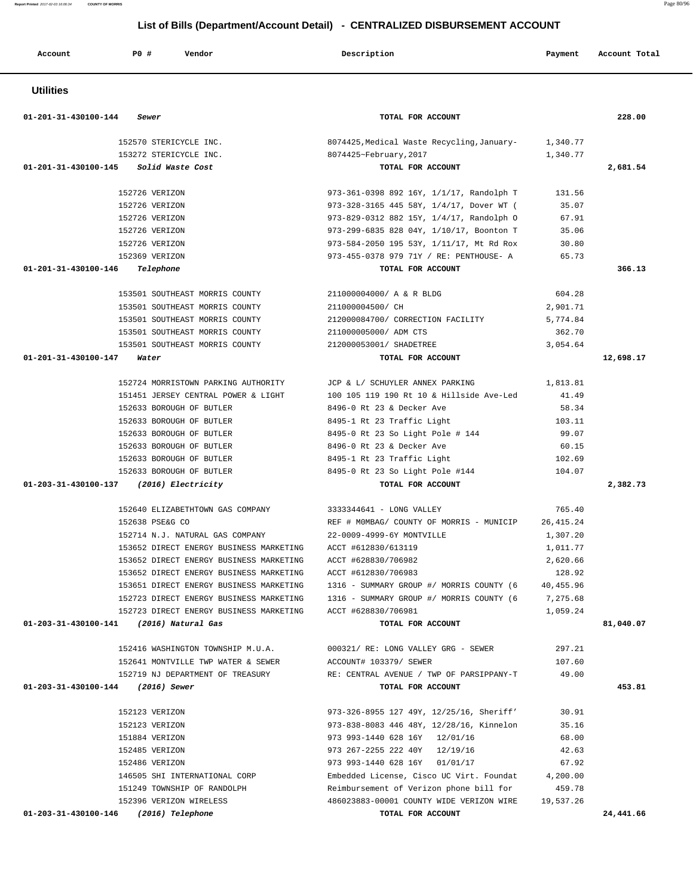## List of Bills (Department/Account Detail) - CENTRALIZED DISBURSEMENT ACCOUNT

| Account | PO # | Vendor | Description | Payment | Account Total |
|---|---|---|---|---|---|

### Utilities

| Account | PO # | Vendor | Description | Payment | Account Total |
|---|---|---|---|---|---|
| 01-201-31-430100-144 *Sewer* | | | TOTAL FOR ACCOUNT | | 228.00 |
| | 152570 | STERICYCLE INC. | 8074425,Medical Waste Recycling,January- | 1,340.77 | |
| | 153272 | STERICYCLE INC. | 8074425~February,2017 | 1,340.77 | |
| 01-201-31-430100-145 *Solid Waste Cost* | | | TOTAL FOR ACCOUNT | | 2,681.54 |
| | 152726 | VERIZON | 973-361-0398 892 16Y, 1/1/17, Randolph T | 131.56 | |
| | 152726 | VERIZON | 973-328-3165 445 58Y, 1/4/17, Dover WT ( | 35.07 | |
| | 152726 | VERIZON | 973-829-0312 882 15Y, 1/4/17, Randolph O | 67.91 | |
| | 152726 | VERIZON | 973-299-6835 828 04Y, 1/10/17, Boonton T | 35.06 | |
| | 152726 | VERIZON | 973-584-2050 195 53Y, 1/11/17, Mt Rd Rox | 30.80 | |
| | 152369 | VERIZON | 973-455-0378 979 71Y / RE: PENTHOUSE- A | 65.73 | |
| 01-201-31-430100-146 *Telephone* | | | TOTAL FOR ACCOUNT | | 366.13 |
| | 153501 | SOUTHEAST MORRIS COUNTY | 211000004000/ A & R BLDG | 604.28 | |
| | 153501 | SOUTHEAST MORRIS COUNTY | 211000004500/ CH | 2,901.71 | |
| | 153501 | SOUTHEAST MORRIS COUNTY | 212000084700/ CORRECTION FACILITY | 5,774.84 | |
| | 153501 | SOUTHEAST MORRIS COUNTY | 211000005000/ ADM CTS | 362.70 | |
| | 153501 | SOUTHEAST MORRIS COUNTY | 212000053001/ SHADETREE | 3,054.64 | |
| 01-201-31-430100-147 *Water* | | | TOTAL FOR ACCOUNT | | 12,698.17 |
| | 152724 | MORRISTOWN PARKING AUTHORITY | JCP & L/ SCHUYLER ANNEX PARKING | 1,813.81 | |
| | 151451 | JERSEY CENTRAL POWER & LIGHT | 100 105 119 190 Rt 10 & Hillside Ave-Led | 41.49 | |
| | 152633 | BOROUGH OF BUTLER | 8496-0 Rt 23 & Decker Ave | 58.34 | |
| | 152633 | BOROUGH OF BUTLER | 8495-1 Rt 23 Traffic Light | 103.11 | |
| | 152633 | BOROUGH OF BUTLER | 8495-0 Rt 23 So Light Pole # 144 | 99.07 | |
| | 152633 | BOROUGH OF BUTLER | 8496-0 Rt 23 & Decker Ave | 60.15 | |
| | 152633 | BOROUGH OF BUTLER | 8495-1 Rt 23 Traffic Light | 102.69 | |
| | 152633 | BOROUGH OF BUTLER | 8495-0 Rt 23 So Light Pole #144 | 104.07 | |
| 01-203-31-430100-137 *(2016) Electricity* | | | TOTAL FOR ACCOUNT | | 2,382.73 |
| | 152640 | ELIZABETHTOWN GAS COMPANY | 3333344641 - LONG VALLEY | 765.40 | |
| | 152638 | PSE&G CO | REF # M0MBAG/ COUNTY OF MORRIS - MUNICIP | 26,415.24 | |
| | 152714 | N.J. NATURAL GAS COMPANY | 22-0009-4999-6Y MONTVILLE | 1,307.20 | |
| | 153652 | DIRECT ENERGY BUSINESS MARKETING | ACCT #612830/613119 | 1,011.77 | |
| | 153652 | DIRECT ENERGY BUSINESS MARKETING | ACCT #628830/706982 | 2,620.66 | |
| | 153652 | DIRECT ENERGY BUSINESS MARKETING | ACCT #612830/706983 | 128.92 | |
| | 153651 | DIRECT ENERGY BUSINESS MARKETING | 1316 - SUMMARY GROUP #/ MORRIS COUNTY (6 | 40,455.96 | |
| | 152723 | DIRECT ENERGY BUSINESS MARKETING | 1316 - SUMMARY GROUP #/ MORRIS COUNTY (6 | 7,275.68 | |
| | 152723 | DIRECT ENERGY BUSINESS MARKETING | ACCT #628830/706981 | 1,059.24 | |
| 01-203-31-430100-141 *(2016) Natural Gas* | | | TOTAL FOR ACCOUNT | | 81,040.07 |
| | 152416 | WASHINGTON TOWNSHIP M.U.A. | 000321/ RE: LONG VALLEY GRG - SEWER | 297.21 | |
| | 152641 | MONTVILLE TWP WATER & SEWER | ACCOUNT# 103379/ SEWER | 107.60 | |
| | 152719 | NJ DEPARTMENT OF TREASURY | RE: CENTRAL AVENUE / TWP OF PARSIPPANY-T | 49.00 | |
| 01-203-31-430100-144 *(2016) Sewer* | | | TOTAL FOR ACCOUNT | | 453.81 |
| | 152123 | VERIZON | 973-326-8955 127 49Y, 12/25/16, Sheriff' | 30.91 | |
| | 152123 | VERIZON | 973-838-8083 446 48Y, 12/28/16, Kinnelon | 35.16 | |
| | 151884 | VERIZON | 973 993-1440 628 16Y 12/01/16 | 68.00 | |
| | 152485 | VERIZON | 973 267-2255 222 40Y 12/19/16 | 42.63 | |
| | 152486 | VERIZON | 973 993-1440 628 16Y 01/01/17 | 67.92 | |
| | 146505 | SHI INTERNATIONAL CORP | Embedded License, Cisco UC Virt. Foundat | 4,200.00 | |
| | 151249 | TOWNSHIP OF RANDOLPH | Reimbursement of Verizon phone bill for | 459.78 | |
| | 152396 | VERIZON WIRELESS | 486023883-00001 COUNTY WIDE VERIZON WIRE | 19,537.26 | |
| 01-203-31-430100-146 *(2016) Telephone* | | | TOTAL FOR ACCOUNT | | 24,441.66 |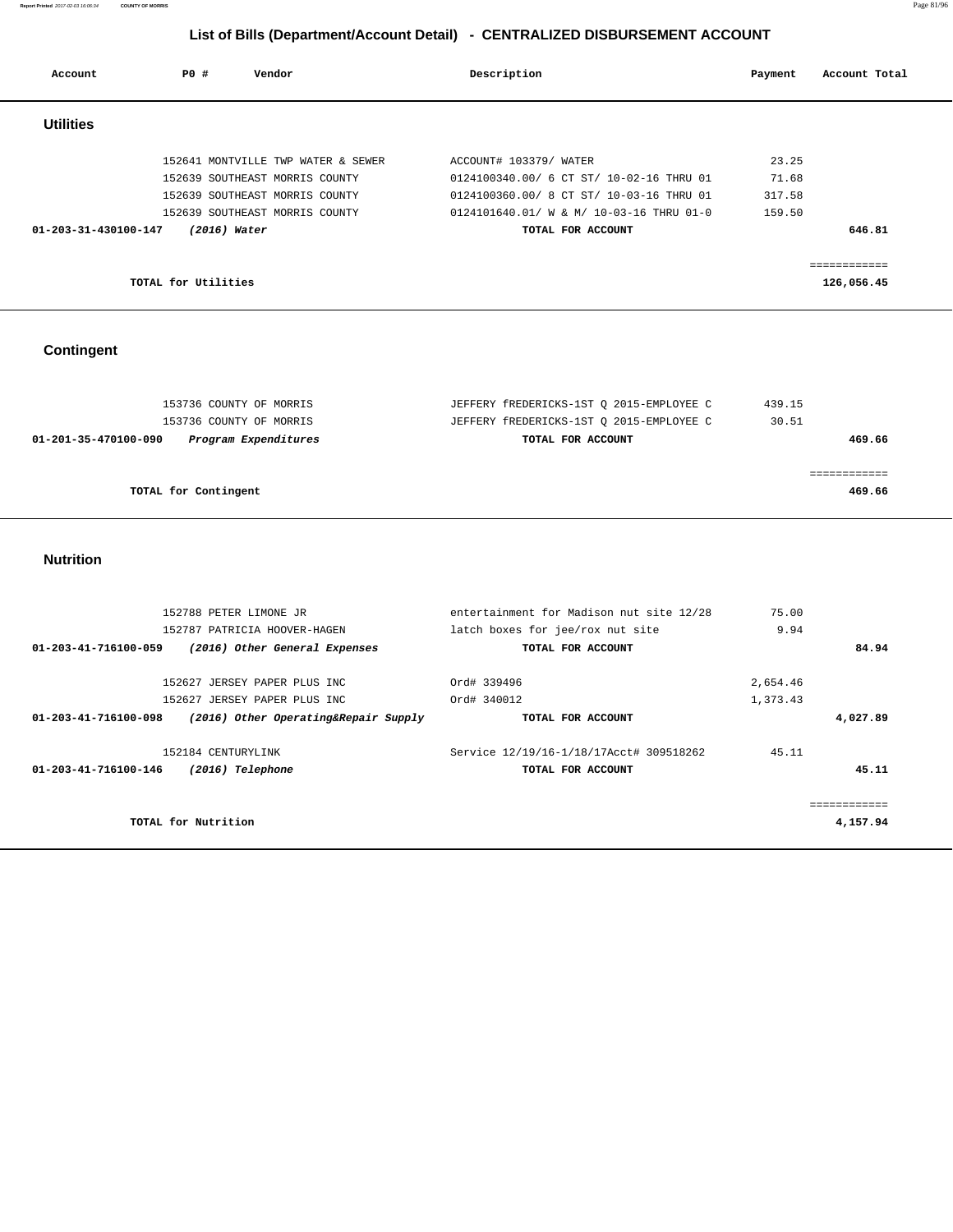# List of Bills (Department/Account Detail) - CENTRALIZED DISBURSEMENT ACCOUNT

| Account | PO # | Vendor | Description | Payment | Account Total |
|---|---|---|---|---|---|

## Utilities

| Account | PO # | Vendor | Description | Payment | Account Total |
|---|---|---|---|---|---|
| | 152641 | MONTVILLE TWP WATER & SEWER | ACCOUNT# 103379/ WATER | 23.25 | |
| | 152639 | SOUTHEAST MORRIS COUNTY | 0124100340.00/ 6 CT ST/ 10-02-16 THRU 01 | 71.68 | |
| | 152639 | SOUTHEAST MORRIS COUNTY | 0124100360.00/ 8 CT ST/ 10-03-16 THRU 01 | 317.58 | |
| | 152639 | SOUTHEAST MORRIS COUNTY | 0124101640.01/ W & M/ 10-03-16 THRU 01-0 | 159.50 | |
| **01-203-31-430100-147** | ***(2016) Water*** | | **TOTAL FOR ACCOUNT** | | **646.81** |

| | |
|---|---|
| **TOTAL for Utilities** | **126,056.45** |

## Contingent

| Account | PO # | Vendor | Description | Payment | Account Total |
|---|---|---|---|---|---|
| | 153736 | COUNTY OF MORRIS | JEFFERY fREDERICKS-1ST Q 2015-EMPLOYEE C | 439.15 | |
| | 153736 | COUNTY OF MORRIS | JEFFERY fREDERICKS-1ST Q 2015-EMPLOYEE C | 30.51 | |
| **01-201-35-470100-090** | ***Program Expenditures*** | | **TOTAL FOR ACCOUNT** | | **469.66** |

| | |
|---|---|
| **TOTAL for Contingent** | **469.66** |

## Nutrition

| Account | PO # | Vendor | Description | Payment | Account Total |
|---|---|---|---|---|---|
| | 152788 | PETER LIMONE JR | entertainment for Madison nut site 12/28 | 75.00 | |
| | 152787 | PATRICIA HOOVER-HAGEN | latch boxes for jee/rox nut site | 9.94 | |
| **01-203-41-716100-059** | ***(2016) Other General Expenses*** | | **TOTAL FOR ACCOUNT** | | **84.94** |
| | 152627 | JERSEY PAPER PLUS INC | Ord# 339496 | 2,654.46 | |
| | 152627 | JERSEY PAPER PLUS INC | Ord# 340012 | 1,373.43 | |
| **01-203-41-716100-098** | ***(2016) Other Operating&Repair Supply*** | | **TOTAL FOR ACCOUNT** | | **4,027.89** |
| | 152184 | CENTURYLINK | Service 12/19/16-1/18/17Acct# 309518262 | 45.11 | |
| **01-203-41-716100-146** | ***(2016) Telephone*** | | **TOTAL FOR ACCOUNT** | | **45.11** |

| | |
|---|---|
| **TOTAL for Nutrition** | **4,157.94** |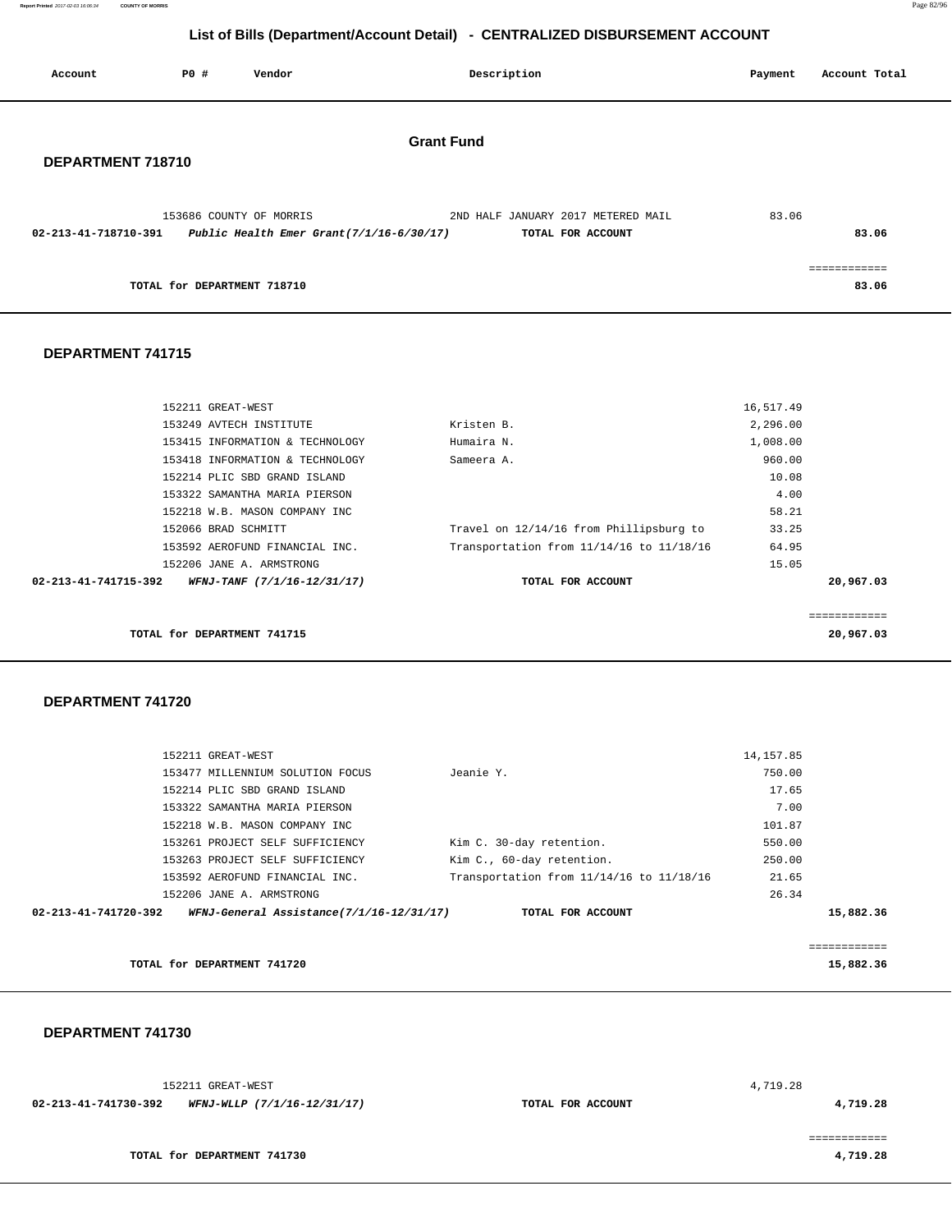## List of Bills (Department/Account Detail) - CENTRALIZED DISBURSEMENT ACCOUNT

| Account | PO # | Vendor | Description | Payment | Account Total |
|---|---|---|---|---|---|

### Grant Fund

### DEPARTMENT 718710

| Account | PO # | Vendor | Description | Payment | Account Total |
|---|---|---|---|---|---|
| | 153686 | COUNTY OF MORRIS | 2ND HALF JANUARY 2017 METERED MAIL | 83.06 | |
| **02-213-41-718710-391** | | ***Public Health Emer Grant(7/1/16-6/30/17)*** | **TOTAL FOR ACCOUNT** | | **83.06** |
| | | | | | ============ |
| | | **TOTAL for DEPARTMENT 718710** | | | **83.06** |

### DEPARTMENT 741715

| Account | PO # | Vendor | Description | Payment | Account Total |
|---|---|---|---|---|---|
| | 152211 | GREAT-WEST | | 16,517.49 | |
| | 153249 | AVTECH INSTITUTE | Kristen B. | 2,296.00 | |
| | 153415 | INFORMATION & TECHNOLOGY | Humaira N. | 1,008.00 | |
| | 153418 | INFORMATION & TECHNOLOGY | Sameera A. | 960.00 | |
| | 152214 | PLIC SBD GRAND ISLAND | | 10.08 | |
| | 153322 | SAMANTHA MARIA PIERSON | | 4.00 | |
| | 152218 | W.B. MASON COMPANY INC | | 58.21 | |
| | 152066 | BRAD SCHMITT | Travel on 12/14/16 from Phillipsburg to | 33.25 | |
| | 153592 | AEROFUND FINANCIAL INC. | Transportation from 11/14/16 to 11/18/16 | 64.95 | |
| | 152206 | JANE A. ARMSTRONG | | 15.05 | |
| **02-213-41-741715-392** | | ***WFNJ-TANF (7/1/16-12/31/17)*** | **TOTAL FOR ACCOUNT** | | **20,967.03** |
| | | | | | ============ |
| | | **TOTAL for DEPARTMENT 741715** | | | **20,967.03** |

### DEPARTMENT 741720

| Account | PO # | Vendor | Description | Payment | Account Total |
|---|---|---|---|---|---|
| | 152211 | GREAT-WEST | | 14,157.85 | |
| | 153477 | MILLENNIUM SOLUTION FOCUS | Jeanie Y. | 750.00 | |
| | 152214 | PLIC SBD GRAND ISLAND | | 17.65 | |
| | 153322 | SAMANTHA MARIA PIERSON | | 7.00 | |
| | 152218 | W.B. MASON COMPANY INC | | 101.87 | |
| | 153261 | PROJECT SELF SUFFICIENCY | Kim C. 30-day retention. | 550.00 | |
| | 153263 | PROJECT SELF SUFFICIENCY | Kim C., 60-day retention. | 250.00 | |
| | 153592 | AEROFUND FINANCIAL INC. | Transportation from 11/14/16 to 11/18/16 | 21.65 | |
| | 152206 | JANE A. ARMSTRONG | | 26.34 | |
| **02-213-41-741720-392** | | ***WFNJ-General Assistance(7/1/16-12/31/17)*** | **TOTAL FOR ACCOUNT** | | **15,882.36** |
| | | | | | ============ |
| | | **TOTAL for DEPARTMENT 741720** | | | **15,882.36** |

### DEPARTMENT 741730

| Account | PO # | Vendor | Description | Payment | Account Total |
|---|---|---|---|---|---|
| | 152211 | GREAT-WEST | | 4,719.28 | |
| **02-213-41-741730-392** | | ***WFNJ-WLLP (7/1/16-12/31/17)*** | **TOTAL FOR ACCOUNT** | | **4,719.28** |
| | | | | | ============ |
| | | **TOTAL for DEPARTMENT 741730** | | | **4,719.28** |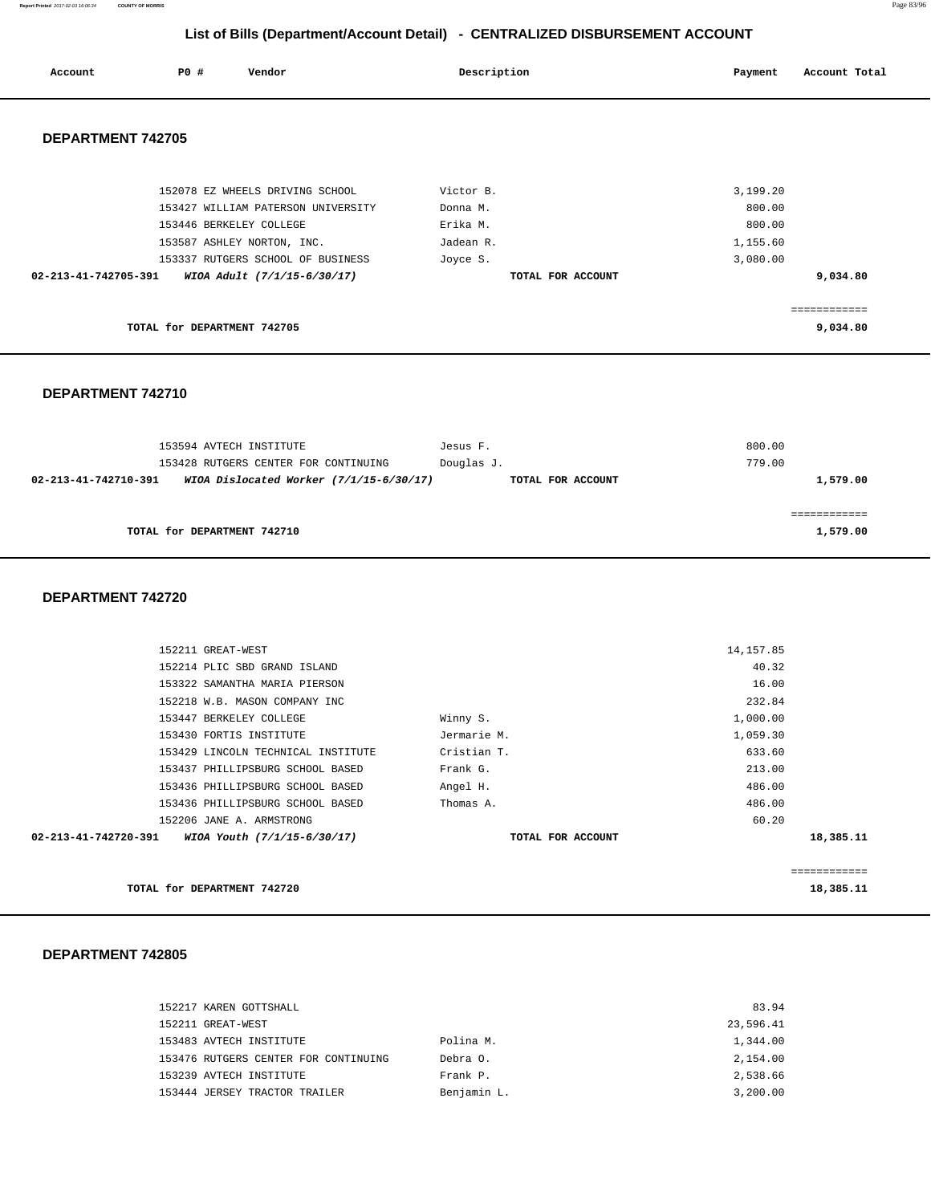## List of Bills (Department/Account Detail) - CENTRALIZED DISBURSEMENT ACCOUNT

| Account | PO # | Vendor | Description | Payment | Account Total |
|---|---|---|---|---|---|

### DEPARTMENT 742705

| Account | PO # | Vendor | Description | Payment | Account Total |
|---|---|---|---|---|---|
| | 152078 | EZ WHEELS DRIVING SCHOOL | Victor B. | 3,199.20 | |
| | 153427 | WILLIAM PATERSON UNIVERSITY | Donna M. | 800.00 | |
| | 153446 | BERKELEY COLLEGE | Erika M. | 800.00 | |
| | 153587 | ASHLEY NORTON, INC. | Jadean R. | 1,155.60 | |
| | 153337 | RUTGERS SCHOOL OF BUSINESS | Joyce S. | 3,080.00 | |
| **02-213-41-742705-391** | | ***WIOA Adult (7/1/15-6/30/17)*** | **TOTAL FOR ACCOUNT** | | **9,034.80** |
| | | | | | ============ |
| | | **TOTAL for DEPARTMENT 742705** | | | **9,034.80** |

### DEPARTMENT 742710

| Account | PO # | Vendor | Description | Payment | Account Total |
|---|---|---|---|---|---|
| | 153594 | AVTECH INSTITUTE | Jesus F. | 800.00 | |
| | 153428 | RUTGERS CENTER FOR CONTINUING | Douglas J. | 779.00 | |
| **02-213-41-742710-391** | | ***WIOA Dislocated Worker (7/1/15-6/30/17)*** | **TOTAL FOR ACCOUNT** | | **1,579.00** |
| | | | | | ============ |
| | | **TOTAL for DEPARTMENT 742710** | | | **1,579.00** |

### DEPARTMENT 742720

| Account | PO # | Vendor | Description | Payment | Account Total |
|---|---|---|---|---|---|
| | 152211 | GREAT-WEST | | 14,157.85 | |
| | 152214 | PLIC SBD GRAND ISLAND | | 40.32 | |
| | 153322 | SAMANTHA MARIA PIERSON | | 16.00 | |
| | 152218 | W.B. MASON COMPANY INC | | 232.84 | |
| | 153447 | BERKELEY COLLEGE | Winny S. | 1,000.00 | |
| | 153430 | FORTIS INSTITUTE | Jermarie M. | 1,059.30 | |
| | 153429 | LINCOLN TECHNICAL INSTITUTE | Cristian T. | 633.60 | |
| | 153437 | PHILLIPSBURG SCHOOL BASED | Frank G. | 213.00 | |
| | 153436 | PHILLIPSBURG SCHOOL BASED | Angel H. | 486.00 | |
| | 153436 | PHILLIPSBURG SCHOOL BASED | Thomas A. | 486.00 | |
| | 152206 | JANE A. ARMSTRONG | | 60.20 | |
| **02-213-41-742720-391** | | ***WIOA Youth (7/1/15-6/30/17)*** | **TOTAL FOR ACCOUNT** | | **18,385.11** |
| | | | | | ============ |
| | | **TOTAL for DEPARTMENT 742720** | | | **18,385.11** |

### DEPARTMENT 742805

| Account | PO # | Vendor | Description | Payment | Account Total |
|---|---|---|---|---|---|
| | 152217 | KAREN GOTTSHALL | | 83.94 | |
| | 152211 | GREAT-WEST | | 23,596.41 | |
| | 153483 | AVTECH INSTITUTE | Polina M. | 1,344.00 | |
| | 153476 | RUTGERS CENTER FOR CONTINUING | Debra O. | 2,154.00 | |
| | 153239 | AVTECH INSTITUTE | Frank P. | 2,538.66 | |
| | 153444 | JERSEY TRACTOR TRAILER | Benjamin L. | 3,200.00 | |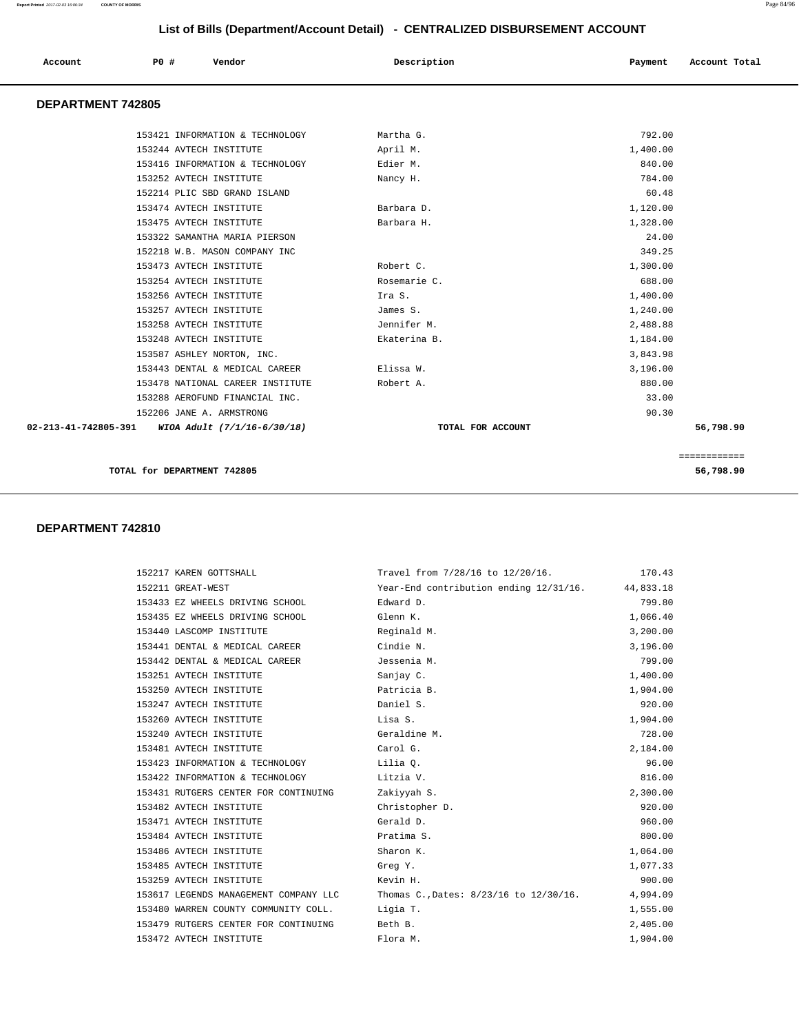## List of Bills (Department/Account Detail) - CENTRALIZED DISBURSEMENT ACCOUNT

| Account | PO # | Vendor | Description | Payment | Account Total |
|---|---|---|---|---|---|

### DEPARTMENT 742805

| Account | PO # | Vendor | Description | Payment | Account Total |
|---|---|---|---|---|---|
| | 153421 | INFORMATION & TECHNOLOGY | Martha G. | 792.00 | |
| | 153244 | AVTECH INSTITUTE | April M. | 1,400.00 | |
| | 153416 | INFORMATION & TECHNOLOGY | Edier M. | 840.00 | |
| | 153252 | AVTECH INSTITUTE | Nancy H. | 784.00 | |
| | 152214 | PLIC SBD GRAND ISLAND | | 60.48 | |
| | 153474 | AVTECH INSTITUTE | Barbara D. | 1,120.00 | |
| | 153475 | AVTECH INSTITUTE | Barbara H. | 1,328.00 | |
| | 153322 | SAMANTHA MARIA PIERSON | | 24.00 | |
| | 152218 | W.B. MASON COMPANY INC | | 349.25 | |
| | 153473 | AVTECH INSTITUTE | Robert C. | 1,300.00 | |
| | 153254 | AVTECH INSTITUTE | Rosemarie C. | 688.00 | |
| | 153256 | AVTECH INSTITUTE | Ira S. | 1,400.00 | |
| | 153257 | AVTECH INSTITUTE | James S. | 1,240.00 | |
| | 153258 | AVTECH INSTITUTE | Jennifer M. | 2,488.88 | |
| | 153248 | AVTECH INSTITUTE | Ekaterina B. | 1,184.00 | |
| | 153587 | ASHLEY NORTON, INC. | | 3,843.98 | |
| | 153443 | DENTAL & MEDICAL CAREER | Elissa W. | 3,196.00 | |
| | 153478 | NATIONAL CAREER INSTITUTE | Robert A. | 880.00 | |
| | 153288 | AEROFUND FINANCIAL INC. | | 33.00 | |
| | 152206 | JANE A. ARMSTRONG | | 90.30 | |
| **02-213-41-742805-391** | | ***WIOA Adult (7/1/16-6/30/18)*** | **TOTAL FOR ACCOUNT** | | **56,798.90** |

**TOTAL for DEPARTMENT 742805** **56,798.90**

### DEPARTMENT 742810

| Account | PO # | Vendor | Description | Payment | Account Total |
|---|---|---|---|---|---|
| | 152217 | KAREN GOTTSHALL | Travel from 7/28/16 to 12/20/16. | 170.43 | |
| | 152211 | GREAT-WEST | Year-End contribution ending 12/31/16. | 44,833.18 | |
| | 153433 | EZ WHEELS DRIVING SCHOOL | Edward D. | 799.80 | |
| | 153435 | EZ WHEELS DRIVING SCHOOL | Glenn K. | 1,066.40 | |
| | 153440 | LASCOMP INSTITUTE | Reginald M. | 3,200.00 | |
| | 153441 | DENTAL & MEDICAL CAREER | Cindie N. | 3,196.00 | |
| | 153442 | DENTAL & MEDICAL CAREER | Jessenia M. | 799.00 | |
| | 153251 | AVTECH INSTITUTE | Sanjay C. | 1,400.00 | |
| | 153250 | AVTECH INSTITUTE | Patricia B. | 1,904.00 | |
| | 153247 | AVTECH INSTITUTE | Daniel S. | 920.00 | |
| | 153260 | AVTECH INSTITUTE | Lisa S. | 1,904.00 | |
| | 153240 | AVTECH INSTITUTE | Geraldine M. | 728.00 | |
| | 153481 | AVTECH INSTITUTE | Carol G. | 2,184.00 | |
| | 153423 | INFORMATION & TECHNOLOGY | Lilia Q. | 96.00 | |
| | 153422 | INFORMATION & TECHNOLOGY | Litzia V. | 816.00 | |
| | 153431 | RUTGERS CENTER FOR CONTINUING | Zakiyyah S. | 2,300.00 | |
| | 153482 | AVTECH INSTITUTE | Christopher D. | 920.00 | |
| | 153471 | AVTECH INSTITUTE | Gerald D. | 960.00 | |
| | 153484 | AVTECH INSTITUTE | Pratima S. | 800.00 | |
| | 153486 | AVTECH INSTITUTE | Sharon K. | 1,064.00 | |
| | 153485 | AVTECH INSTITUTE | Greg Y. | 1,077.33 | |
| | 153259 | AVTECH INSTITUTE | Kevin H. | 900.00 | |
| | 153617 | LEGENDS MANAGEMENT COMPANY LLC | Thomas C.,Dates: 8/23/16 to 12/30/16. | 4,994.09 | |
| | 153480 | WARREN COUNTY COMMUNITY COLL. | Ligia T. | 1,555.00 | |
| | 153479 | RUTGERS CENTER FOR CONTINUING | Beth B. | 2,405.00 | |
| | 153472 | AVTECH INSTITUTE | Flora M. | 1,904.00 | |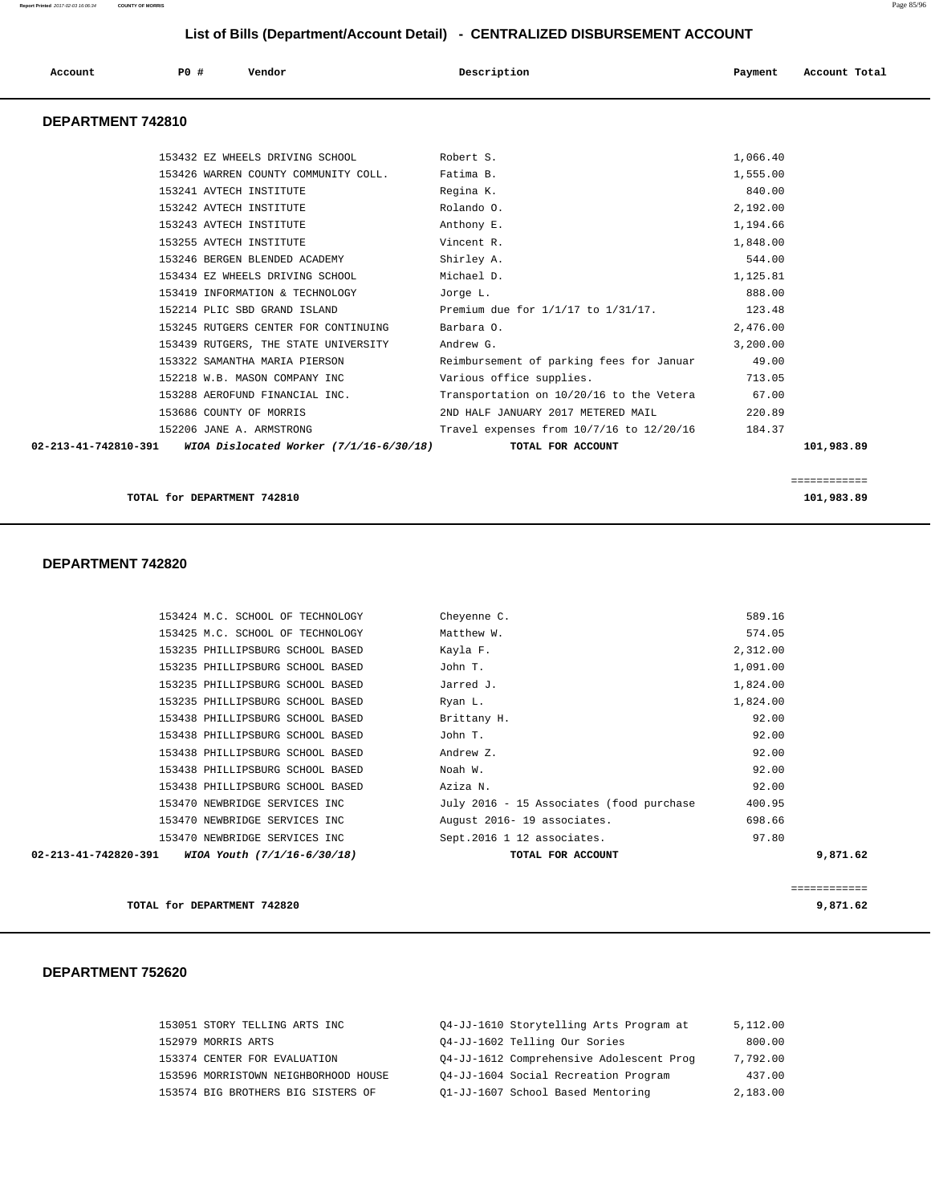## List of Bills (Department/Account Detail) - CENTRALIZED DISBURSEMENT ACCOUNT

| Account | PO # | Vendor | Description | Payment | Account Total |
|---|---|---|---|---|---|

### DEPARTMENT 742810

| Account | PO # | Vendor | Description | Payment | Account Total |
|---|---|---|---|---|---|
| | 153432 | EZ WHEELS DRIVING SCHOOL | Robert S. | 1,066.40 | |
| | 153426 | WARREN COUNTY COMMUNITY COLL. | Fatima B. | 1,555.00 | |
| | 153241 | AVTECH INSTITUTE | Regina K. | 840.00 | |
| | 153242 | AVTECH INSTITUTE | Rolando O. | 2,192.00 | |
| | 153243 | AVTECH INSTITUTE | Anthony E. | 1,194.66 | |
| | 153255 | AVTECH INSTITUTE | Vincent R. | 1,848.00 | |
| | 153246 | BERGEN BLENDED ACADEMY | Shirley A. | 544.00 | |
| | 153434 | EZ WHEELS DRIVING SCHOOL | Michael D. | 1,125.81 | |
| | 153419 | INFORMATION & TECHNOLOGY | Jorge L. | 888.00 | |
| | 152214 | PLIC SBD GRAND ISLAND | Premium due for 1/1/17 to 1/31/17. | 123.48 | |
| | 153245 | RUTGERS CENTER FOR CONTINUING | Barbara O. | 2,476.00 | |
| | 153439 | RUTGERS, THE STATE UNIVERSITY | Andrew G. | 3,200.00 | |
| | 153322 | SAMANTHA MARIA PIERSON | Reimbursement of parking fees for Januar | 49.00 | |
| | 152218 | W.B. MASON COMPANY INC | Various office supplies. | 713.05 | |
| | 153288 | AEROFUND FINANCIAL INC. | Transportation on 10/20/16 to the Vetera | 67.00 | |
| | 153686 | COUNTY OF MORRIS | 2ND HALF JANUARY 2017 METERED MAIL | 220.89 | |
| | 152206 | JANE A. ARMSTRONG | Travel expenses from 10/7/16 to 12/20/16 | 184.37 | |
| **02-213-41-742810-391** | | *WIOA Dislocated Worker (7/1/16-6/30/18)* | TOTAL FOR ACCOUNT | | 101,983.89 |

**TOTAL for DEPARTMENT 742810** 101,983.89

### DEPARTMENT 742820

| Account | PO # | Vendor | Description | Payment | Account Total |
|---|---|---|---|---|---|
| | 153424 | M.C. SCHOOL OF TECHNOLOGY | Cheyenne C. | 589.16 | |
| | 153425 | M.C. SCHOOL OF TECHNOLOGY | Matthew W. | 574.05 | |
| | 153235 | PHILLIPSBURG SCHOOL BASED | Kayla F. | 2,312.00 | |
| | 153235 | PHILLIPSBURG SCHOOL BASED | John T. | 1,091.00 | |
| | 153235 | PHILLIPSBURG SCHOOL BASED | Jarred J. | 1,824.00 | |
| | 153235 | PHILLIPSBURG SCHOOL BASED | Ryan L. | 1,824.00 | |
| | 153438 | PHILLIPSBURG SCHOOL BASED | Brittany H. | 92.00 | |
| | 153438 | PHILLIPSBURG SCHOOL BASED | John T. | 92.00 | |
| | 153438 | PHILLIPSBURG SCHOOL BASED | Andrew Z. | 92.00 | |
| | 153438 | PHILLIPSBURG SCHOOL BASED | Noah W. | 92.00 | |
| | 153438 | PHILLIPSBURG SCHOOL BASED | Aziza N. | 92.00 | |
| | 153470 | NEWBRIDGE SERVICES INC | July 2016 - 15 Associates (food purchase | 400.95 | |
| | 153470 | NEWBRIDGE SERVICES INC | August 2016- 19 associates. | 698.66 | |
| | 153470 | NEWBRIDGE SERVICES INC | Sept.2016 1 12 associates. | 97.80 | |
| **02-213-41-742820-391** | | *WIOA Youth (7/1/16-6/30/18)* | TOTAL FOR ACCOUNT | | 9,871.62 |

**TOTAL for DEPARTMENT 742820** 9,871.62

### DEPARTMENT 752620

| Account | PO # | Vendor | Description | Payment | Account Total |
|---|---|---|---|---|---|
| | 153051 | STORY TELLING ARTS INC | Q4-JJ-1610 Storytelling Arts Program at | 5,112.00 | |
| | 152979 | MORRIS ARTS | Q4-JJ-1602 Telling Our Sories | 800.00 | |
| | 153374 | CENTER FOR EVALUATION | Q4-JJ-1612 Comprehensive Adolescent Prog | 7,792.00 | |
| | 153596 | MORRISTOWN NEIGHBORHOOD HOUSE | Q4-JJ-1604 Social Recreation Program | 437.00 | |
| | 153574 | BIG BROTHERS BIG SISTERS OF | Q1-JJ-1607 School Based Mentoring | 2,183.00 | |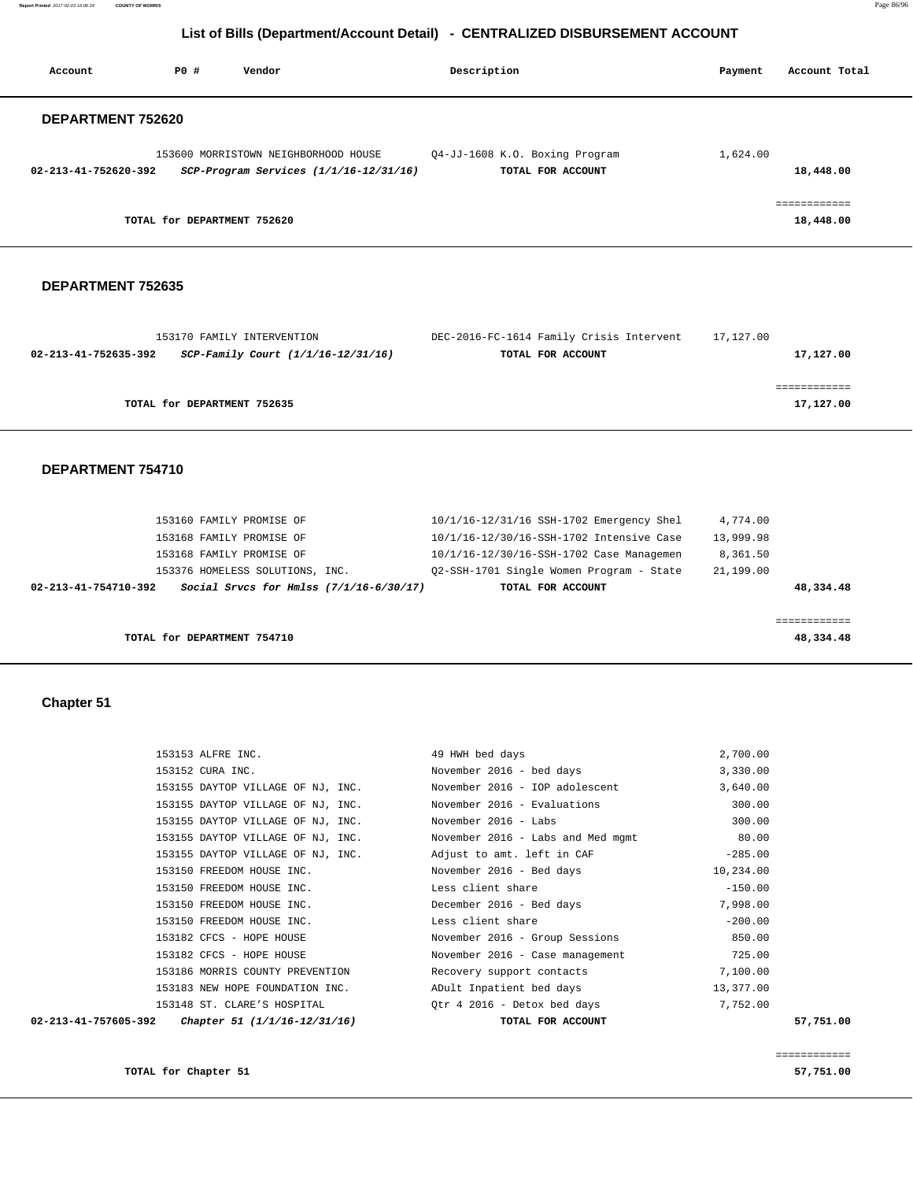## List of Bills (Department/Account Detail) - CENTRALIZED DISBURSEMENT ACCOUNT

| Account | PO # | Vendor | Description | Payment | Account Total |
|---|---|---|---|---|---|

### DEPARTMENT 752620

| Account | PO # | Vendor | Description | Payment | Account Total |
|---|---|---|---|---|---|
| | 153600 | MORRISTOWN NEIGHBORHOOD HOUSE | Q4-JJ-1608 K.O. Boxing Program | 1,624.00 | |
| **02-213-41-752620-392** | | ***SCP-Program Services (1/1/16-12/31/16)*** | **TOTAL FOR ACCOUNT** | | **18,448.00** |
| | | | | | ============ |
| | **TOTAL for DEPARTMENT 752620** | | | | **18,448.00** |

### DEPARTMENT 752635

| Account | PO # | Vendor | Description | Payment | Account Total |
|---|---|---|---|---|---|
| | 153170 | FAMILY INTERVENTION | DEC-2016-FC-1614 Family Crisis Intervent | 17,127.00 | |
| **02-213-41-752635-392** | | ***SCP-Family Court (1/1/16-12/31/16)*** | **TOTAL FOR ACCOUNT** | | **17,127.00** |
| | | | | | ============ |
| | **TOTAL for DEPARTMENT 752635** | | | | **17,127.00** |

### DEPARTMENT 754710

| Account | PO # | Vendor | Description | Payment | Account Total |
|---|---|---|---|---|---|
| | 153160 | FAMILY PROMISE OF | 10/1/16-12/31/16 SSH-1702 Emergency Shel | 4,774.00 | |
| | 153168 | FAMILY PROMISE OF | 10/1/16-12/30/16-SSH-1702 Intensive Case | 13,999.98 | |
| | 153168 | FAMILY PROMISE OF | 10/1/16-12/30/16-SSH-1702 Case Managemen | 8,361.50 | |
| | 153376 | HOMELESS SOLUTIONS, INC. | Q2-SSH-1701 Single Women Program - State | 21,199.00 | |
| **02-213-41-754710-392** | | ***Social Srvcs for Hmlss (7/1/16-6/30/17)*** | **TOTAL FOR ACCOUNT** | | **48,334.48** |
| | | | | | ============ |
| | **TOTAL for DEPARTMENT 754710** | | | | **48,334.48** |

### Chapter 51

| Account | PO # | Vendor | Description | Payment | Account Total |
|---|---|---|---|---|---|
| | 153153 | ALFRE INC. | 49 HWH bed days | 2,700.00 | |
| | 153152 | CURA INC. | November 2016 - bed days | 3,330.00 | |
| | 153155 | DAYTOP VILLAGE OF NJ, INC. | November 2016 - IOP adolescent | 3,640.00 | |
| | 153155 | DAYTOP VILLAGE OF NJ, INC. | November 2016 - Evaluations | 300.00 | |
| | 153155 | DAYTOP VILLAGE OF NJ, INC. | November 2016 - Labs | 300.00 | |
| | 153155 | DAYTOP VILLAGE OF NJ, INC. | November 2016 - Labs and Med mgmt | 80.00 | |
| | 153155 | DAYTOP VILLAGE OF NJ, INC. | Adjust to amt. left in CAF | -285.00 | |
| | 153150 | FREEDOM HOUSE INC. | November 2016 - Bed days | 10,234.00 | |
| | 153150 | FREEDOM HOUSE INC. | Less client share | -150.00 | |
| | 153150 | FREEDOM HOUSE INC. | December 2016 - Bed days | 7,998.00 | |
| | 153150 | FREEDOM HOUSE INC. | Less client share | -200.00 | |
| | 153182 | CFCS - HOPE HOUSE | November 2016 - Group Sessions | 850.00 | |
| | 153182 | CFCS - HOPE HOUSE | November 2016 - Case management | 725.00 | |
| | 153186 | MORRIS COUNTY PREVENTION | Recovery support contacts | 7,100.00 | |
| | 153183 | NEW HOPE FOUNDATION INC. | ADult Inpatient bed days | 13,377.00 | |
| | 153148 | ST. CLARE'S HOSPITAL | Qtr 4 2016 - Detox bed days | 7,752.00 | |
| **02-213-41-757605-392** | | ***Chapter 51 (1/1/16-12/31/16)*** | **TOTAL FOR ACCOUNT** | | **57,751.00** |
| | | | | | ============ |
| | **TOTAL for Chapter 51** | | | | **57,751.00** |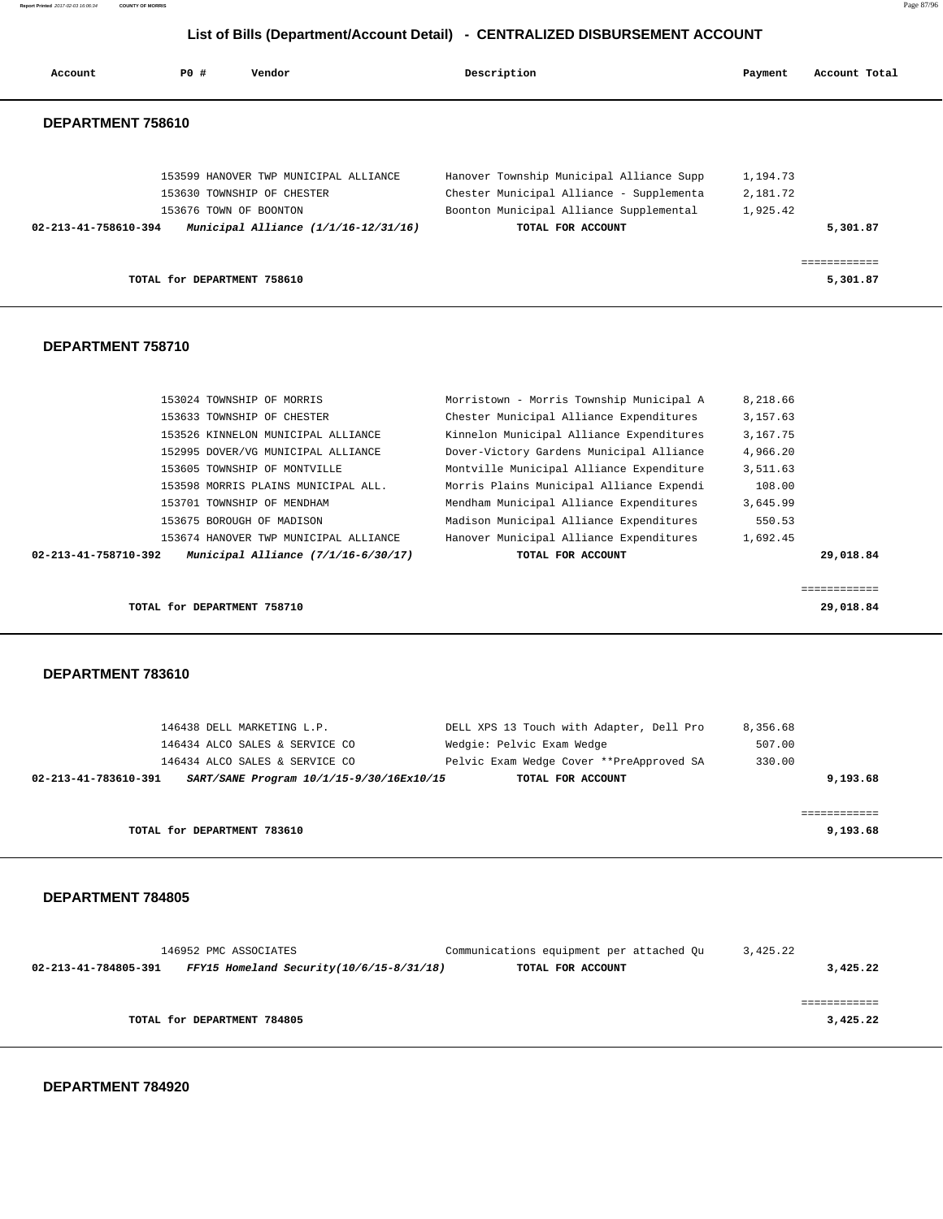## List of Bills (Department/Account Detail) - CENTRALIZED DISBURSEMENT ACCOUNT

| Account | PO # | Vendor | Description | Payment | Account Total |
|---|---|---|---|---|---|

### DEPARTMENT 758610

| Account | PO # | Vendor | Description | Payment | Account Total |
|---|---|---|---|---|---|
| | 153599 | HANOVER TWP MUNICIPAL ALLIANCE | Hanover Township Municipal Alliance Supp | 1,194.73 | |
| | 153630 | TOWNSHIP OF CHESTER | Chester Municipal Alliance - Supplementa | 2,181.72 | |
| | 153676 | TOWN OF BOONTON | Boonton Municipal Alliance Supplemental | 1,925.42 | |
| **02-213-41-758610-394** | | ***Municipal Alliance (1/1/16-12/31/16)*** | **TOTAL FOR ACCOUNT** | | **5,301.87** |

**TOTAL for DEPARTMENT 758610** ============ **5,301.87**

### DEPARTMENT 758710

| Account | PO # | Vendor | Description | Payment | Account Total |
|---|---|---|---|---|---|
| | 153024 | TOWNSHIP OF MORRIS | Morristown - Morris Township Municipal A | 8,218.66 | |
| | 153633 | TOWNSHIP OF CHESTER | Chester Municipal Alliance Expenditures | 3,157.63 | |
| | 153526 | KINNELON MUNICIPAL ALLIANCE | Kinnelon Municipal Alliance Expenditures | 3,167.75 | |
| | 152995 | DOVER/VG MUNICIPAL ALLIANCE | Dover-Victory Gardens Municipal Alliance | 4,966.20 | |
| | 153605 | TOWNSHIP OF MONTVILLE | Montville Municipal Alliance Expenditure | 3,511.63 | |
| | 153598 | MORRIS PLAINS MUNICIPAL ALL. | Morris Plains Municipal Alliance Expendi | 108.00 | |
| | 153701 | TOWNSHIP OF MENDHAM | Mendham Municipal Alliance Expenditures | 3,645.99 | |
| | 153675 | BOROUGH OF MADISON | Madison Municipal Alliance Expenditures | 550.53 | |
| | 153674 | HANOVER TWP MUNICIPAL ALLIANCE | Hanover Municipal Alliance Expenditures | 1,692.45 | |
| **02-213-41-758710-392** | | ***Municipal Alliance (7/1/16-6/30/17)*** | **TOTAL FOR ACCOUNT** | | **29,018.84** |

**TOTAL for DEPARTMENT 758710** ============ **29,018.84**

### DEPARTMENT 783610

| Account | PO # | Vendor | Description | Payment | Account Total |
|---|---|---|---|---|---|
| | 146438 | DELL MARKETING L.P. | DELL XPS 13 Touch with Adapter, Dell Pro | 8,356.68 | |
| | 146434 | ALCO SALES & SERVICE CO | Wedgie: Pelvic Exam Wedge | 507.00 | |
| | 146434 | ALCO SALES & SERVICE CO | Pelvic Exam Wedge Cover **PreApproved SA | 330.00 | |
| **02-213-41-783610-391** | | ***SART/SANE Program 10/1/15-9/30/16Ex10/15*** | **TOTAL FOR ACCOUNT** | | **9,193.68** |

**TOTAL for DEPARTMENT 783610** ============ **9,193.68**

### DEPARTMENT 784805

| Account | PO # | Vendor | Description | Payment | Account Total |
|---|---|---|---|---|---|
| | 146952 | PMC ASSOCIATES | Communications equipment per attached Qu | 3,425.22 | |
| **02-213-41-784805-391** | | ***FFY15 Homeland Security(10/6/15-8/31/18)*** | **TOTAL FOR ACCOUNT** | | **3,425.22** |

**TOTAL for DEPARTMENT 784805** ============ **3,425.22**

### DEPARTMENT 784920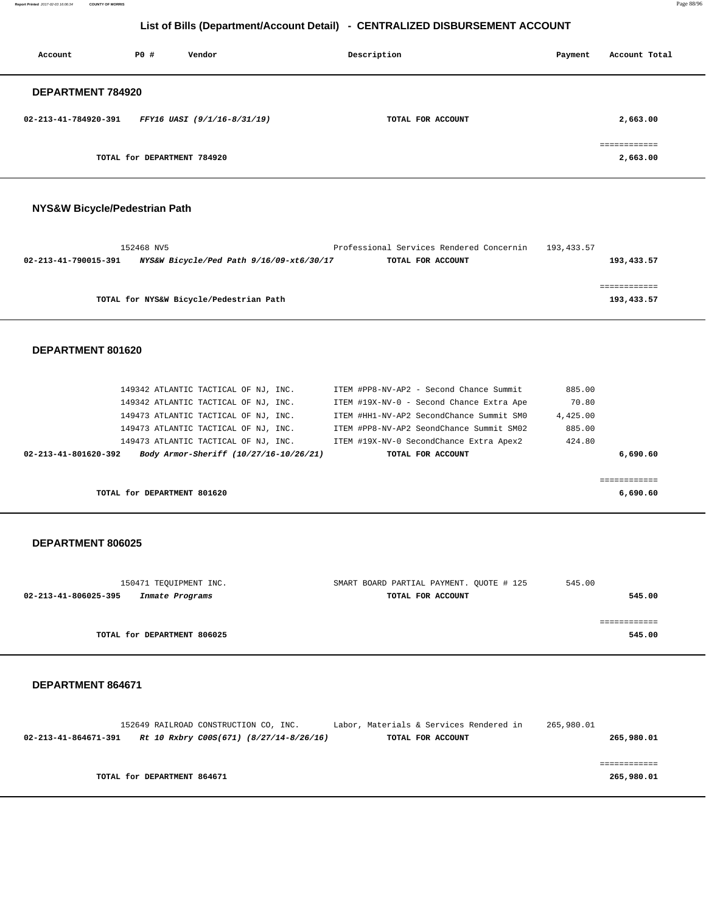## List of Bills (Department/Account Detail) - CENTRALIZED DISBURSEMENT ACCOUNT

| Account | PO # | Vendor | Description | Payment | Account Total |
|---|---|---|---|---|---|

### DEPARTMENT 784920

| Account | PO # | Vendor | Description | Payment | Account Total |
|---|---|---|---|---|---|
| **02-213-41-784920-391** | | ***FFY16 UASI (9/1/16-8/31/19)*** | **TOTAL FOR ACCOUNT** | | **2,663.00** |
| | | | | | ============ |
| | | **TOTAL for DEPARTMENT 784920** | | | **2,663.00** |

### NYS&W Bicycle/Pedestrian Path

| Account | PO # | Vendor | Description | Payment | Account Total |
|---|---|---|---|---|---|
| | 152468 | NV5 | Professional Services Rendered Concernin | 193,433.57 | |
| **02-213-41-790015-391** | | ***NYS&W Bicycle/Ped Path 9/16/09-xt6/30/17*** | **TOTAL FOR ACCOUNT** | | **193,433.57** |
| | | | | | ============ |
| | | **TOTAL for NYS&W Bicycle/Pedestrian Path** | | | **193,433.57** |

### DEPARTMENT 801620

| Account | PO # | Vendor | Description | Payment | Account Total |
|---|---|---|---|---|---|
| | 149342 | ATLANTIC TACTICAL OF NJ, INC. | ITEM #PP8-NV-AP2 - Second Chance Summit | 885.00 | |
| | 149342 | ATLANTIC TACTICAL OF NJ, INC. | ITEM #19X-NV-0 - Second Chance Extra Ape | 70.80 | |
| | 149473 | ATLANTIC TACTICAL OF NJ, INC. | ITEM #HH1-NV-AP2 SecondChance Summit SM0 | 4,425.00 | |
| | 149473 | ATLANTIC TACTICAL OF NJ, INC. | ITEM #PP8-NV-AP2 SeondChance Summit SM02 | 885.00 | |
| | 149473 | ATLANTIC TACTICAL OF NJ, INC. | ITEM #19X-NV-0 SecondChance Extra Apex2 | 424.80 | |
| **02-213-41-801620-392** | | ***Body Armor-Sheriff (10/27/16-10/26/21)*** | **TOTAL FOR ACCOUNT** | | **6,690.60** |
| | | | | | ============ |
| | | **TOTAL for DEPARTMENT 801620** | | | **6,690.60** |

### DEPARTMENT 806025

| Account | PO # | Vendor | Description | Payment | Account Total |
|---|---|---|---|---|---|
| | 150471 | TEQUIPMENT INC. | SMART BOARD PARTIAL PAYMENT. QUOTE # 125 | 545.00 | |
| **02-213-41-806025-395** | | ***Inmate Programs*** | **TOTAL FOR ACCOUNT** | | **545.00** |
| | | | | | ============ |
| | | **TOTAL for DEPARTMENT 806025** | | | **545.00** |

### DEPARTMENT 864671

| Account | PO # | Vendor | Description | Payment | Account Total |
|---|---|---|---|---|---|
| | 152649 | RAILROAD CONSTRUCTION CO, INC. | Labor, Materials & Services Rendered in | 265,980.01 | |
| **02-213-41-864671-391** | | ***Rt 10 Rxbry C00S(671) (8/27/14-8/26/16)*** | **TOTAL FOR ACCOUNT** | | **265,980.01** |
| | | | | | ============ |
| | | **TOTAL for DEPARTMENT 864671** | | | **265,980.01** |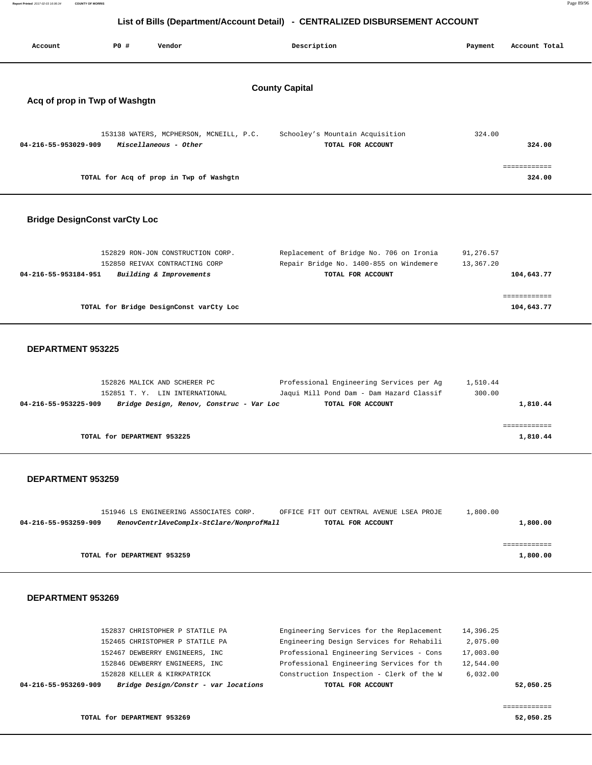## List of Bills (Department/Account Detail) - CENTRALIZED DISBURSEMENT ACCOUNT

| Account | PO # | Vendor | Description | Payment | Account Total |
|---|---|---|---|---|---|

### County Capital

### Acq of prop in Twp of Washgtn

| Account | PO # | Vendor | Description | Payment | Account Total |
|---|---|---|---|---|---|
| | 153138 | WATERS, MCPHERSON, MCNEILL, P.C. | Schooley's Mountain Acquisition | 324.00 | |
| 04-216-55-953029-909 | | *Miscellaneous - Other* | TOTAL FOR ACCOUNT | | 324.00 |

TOTAL for Acq of prop in Twp of Washgtn — 324.00

### Bridge DesignConst varCty Loc

| Account | PO # | Vendor | Description | Payment | Account Total |
|---|---|---|---|---|---|
| | 152829 | RON-JON CONSTRUCTION CORP. | Replacement of Bridge No. 706 on Ironia | 91,276.57 | |
| | 152850 | REIVAX CONTRACTING CORP | Repair Bridge No. 1400-855 on Windemere | 13,367.20 | |
| 04-216-55-953184-951 | | *Building & Improvements* | TOTAL FOR ACCOUNT | | 104,643.77 |

TOTAL for Bridge DesignConst varCty Loc — 104,643.77

### DEPARTMENT 953225

| Account | PO # | Vendor | Description | Payment | Account Total |
|---|---|---|---|---|---|
| | 152826 | MALICK AND SCHERER PC | Professional Engineering Services per Ag | 1,510.44 | |
| | 152851 | T. Y. LIN INTERNATIONAL | Jaqui Mill Pond Dam - Dam Hazard Classif | 300.00 | |
| 04-216-55-953225-909 | | *Bridge Design, Renov, Construc - Var Loc* | TOTAL FOR ACCOUNT | | 1,810.44 |

TOTAL for DEPARTMENT 953225 — 1,810.44

### DEPARTMENT 953259

| Account | PO # | Vendor | Description | Payment | Account Total |
|---|---|---|---|---|---|
| | 151946 | LS ENGINEERING ASSOCIATES CORP. | OFFICE FIT OUT CENTRAL AVENUE LSEA PROJE | 1,800.00 | |
| 04-216-55-953259-909 | | *RenovCentrlAveComplx-StClare/NonprofMall* | TOTAL FOR ACCOUNT | | 1,800.00 |

TOTAL for DEPARTMENT 953259 — 1,800.00

### DEPARTMENT 953269

| Account | PO # | Vendor | Description | Payment | Account Total |
|---|---|---|---|---|---|
| | 152837 | CHRISTOPHER P STATILE PA | Engineering Services for the Replacement | 14,396.25 | |
| | 152465 | CHRISTOPHER P STATILE PA | Engineering Design Services for Rehabili | 2,075.00 | |
| | 152467 | DEWBERRY ENGINEERS, INC | Professional Engineering Services - Cons | 17,003.00 | |
| | 152846 | DEWBERRY ENGINEERS, INC | Professional Engineering Services for th | 12,544.00 | |
| | 152828 | KELLER & KIRKPATRICK | Construction Inspection - Clerk of the W | 6,032.00 | |
| 04-216-55-953269-909 | | *Bridge Design/Constr - var locations* | TOTAL FOR ACCOUNT | | 52,050.25 |

TOTAL for DEPARTMENT 953269 — 52,050.25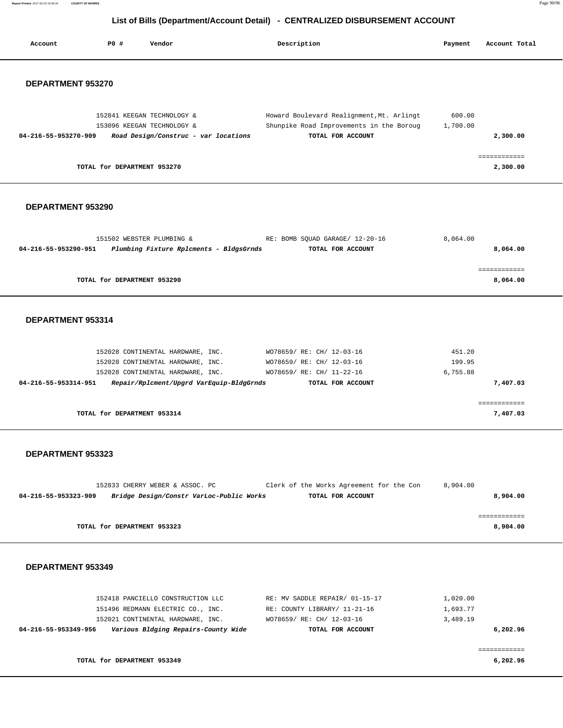## List of Bills (Department/Account Detail) - CENTRALIZED DISBURSEMENT ACCOUNT

| Account | PO # | Vendor | Description | Payment | Account Total |
|---|---|---|---|---|---|

### DEPARTMENT 953270

| Account | PO # | Vendor | Description | Payment | Account Total |
|---|---|---|---|---|---|
| | 152841 | KEEGAN TECHNOLOGY & | Howard Boulevard Realignment,Mt. Arlingt | 600.00 | |
| | 153096 | KEEGAN TECHNOLOGY & | Shunpike Road Improvements in the Boroug | 1,700.00 | |
| **04-216-55-953270-909** | | ***Road Design/Construc - var locations*** | **TOTAL FOR ACCOUNT** | | **2,300.00** |
| | | **TOTAL for DEPARTMENT 953270** | | | **2,300.00** |

### DEPARTMENT 953290

| Account | PO # | Vendor | Description | Payment | Account Total |
|---|---|---|---|---|---|
| | 151502 | WEBSTER PLUMBING & | RE: BOMB SQUAD GARAGE/ 12-20-16 | 8,064.00 | |
| **04-216-55-953290-951** | | ***Plumbing Fixture Rplcments - BldgsGrnds*** | **TOTAL FOR ACCOUNT** | | **8,064.00** |
| | | **TOTAL for DEPARTMENT 953290** | | | **8,064.00** |

### DEPARTMENT 953314

| Account | PO # | Vendor | Description | Payment | Account Total |
|---|---|---|---|---|---|
| | 152028 | CONTINENTAL HARDWARE, INC. | WO78659/ RE: CH/ 12-03-16 | 451.20 | |
| | 152028 | CONTINENTAL HARDWARE, INC. | WO78659/ RE: CH/ 12-03-16 | 199.95 | |
| | 152028 | CONTINENTAL HARDWARE, INC. | WO78659/ RE: CH/ 11-22-16 | 6,755.88 | |
| **04-216-55-953314-951** | | ***Repair/Rplcment/Upgrd VarEquip-BldgGrnds*** | **TOTAL FOR ACCOUNT** | | **7,407.03** |
| | | **TOTAL for DEPARTMENT 953314** | | | **7,407.03** |

### DEPARTMENT 953323

| Account | PO # | Vendor | Description | Payment | Account Total |
|---|---|---|---|---|---|
| | 152833 | CHERRY WEBER & ASSOC. PC | Clerk of the Works Agreement for the Con | 8,904.00 | |
| **04-216-55-953323-909** | | ***Bridge Design/Constr VarLoc-Public Works*** | **TOTAL FOR ACCOUNT** | | **8,904.00** |
| | | **TOTAL for DEPARTMENT 953323** | | | **8,904.00** |

### DEPARTMENT 953349

| Account | PO # | Vendor | Description | Payment | Account Total |
|---|---|---|---|---|---|
| | 152418 | PANCIELLO CONSTRUCTION LLC | RE: MV SADDLE REPAIR/ 01-15-17 | 1,020.00 | |
| | 151496 | REDMANN ELECTRIC CO., INC. | RE: COUNTY LIBRARY/ 11-21-16 | 1,693.77 | |
| | 152021 | CONTINENTAL HARDWARE, INC. | WO78659/ RE: CH/ 12-03-16 | 3,489.19 | |
| **04-216-55-953349-956** | | ***Various Bldging Repairs-County Wide*** | **TOTAL FOR ACCOUNT** | | **6,202.96** |
| | | **TOTAL for DEPARTMENT 953349** | | | **6,202.96** |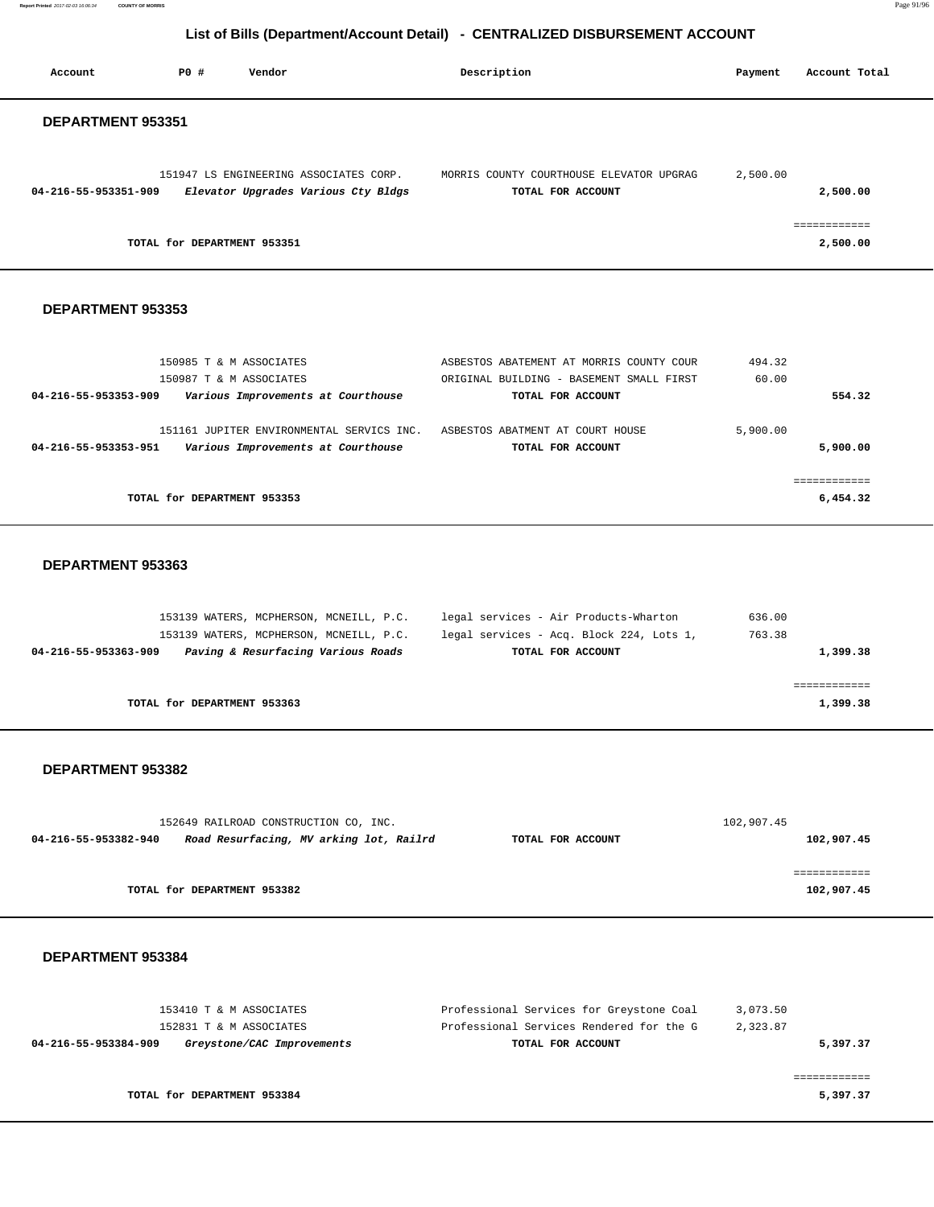# List of Bills (Department/Account Detail) - CENTRALIZED DISBURSEMENT ACCOUNT

| Account | PO # | Vendor | Description | Payment | Account Total |
|---|---|---|---|---|---|

## DEPARTMENT 953351

| Account | PO # | Vendor | Description | Payment | Account Total |
|---|---|---|---|---|---|
| | 151947 | LS ENGINEERING ASSOCIATES CORP. | MORRIS COUNTY COURTHOUSE ELEVATOR UPGRAG | 2,500.00 | |
| 04-216-55-953351-909 | | *Elevator Upgrades Various Cty Bldgs* | TOTAL FOR ACCOUNT | | 2,500.00 |
| | | TOTAL for DEPARTMENT 953351 | | | 2,500.00 |

## DEPARTMENT 953353

| Account | PO # | Vendor | Description | Payment | Account Total |
|---|---|---|---|---|---|
| | 150985 | T & M ASSOCIATES | ASBESTOS ABATEMENT AT MORRIS COUNTY COUR | 494.32 | |
| | 150987 | T & M ASSOCIATES | ORIGINAL BUILDING - BASEMENT SMALL FIRST | 60.00 | |
| 04-216-55-953353-909 | | *Various Improvements at Courthouse* | TOTAL FOR ACCOUNT | | 554.32 |
| | 151161 | JUPITER ENVIRONMENTAL SERVICS INC. | ASBESTOS ABATMENT AT COURT HOUSE | 5,900.00 | |
| 04-216-55-953353-951 | | *Various Improvements at Courthouse* | TOTAL FOR ACCOUNT | | 5,900.00 |
| | | TOTAL for DEPARTMENT 953353 | | | 6,454.32 |

## DEPARTMENT 953363

| Account | PO # | Vendor | Description | Payment | Account Total |
|---|---|---|---|---|---|
| | 153139 | WATERS, MCPHERSON, MCNEILL, P.C. | legal services - Air Products-Wharton | 636.00 | |
| | 153139 | WATERS, MCPHERSON, MCNEILL, P.C. | legal services - Acq. Block 224, Lots 1, | 763.38 | |
| 04-216-55-953363-909 | | *Paving & Resurfacing Various Roads* | TOTAL FOR ACCOUNT | | 1,399.38 |
| | | TOTAL for DEPARTMENT 953363 | | | 1,399.38 |

## DEPARTMENT 953382

| Account | PO # | Vendor | Description | Payment | Account Total |
|---|---|---|---|---|---|
| | 152649 | RAILROAD CONSTRUCTION CO, INC. | | 102,907.45 | |
| 04-216-55-953382-940 | | *Road Resurfacing, MV arking lot, Railrd* | TOTAL FOR ACCOUNT | | 102,907.45 |
| | | TOTAL for DEPARTMENT 953382 | | | 102,907.45 |

## DEPARTMENT 953384

| Account | PO # | Vendor | Description | Payment | Account Total |
|---|---|---|---|---|---|
| | 153410 | T & M ASSOCIATES | Professional Services for Greystone Coal | 3,073.50 | |
| | 152831 | T & M ASSOCIATES | Professional Services Rendered for the G | 2,323.87 | |
| 04-216-55-953384-909 | | *Greystone/CAC Improvements* | TOTAL FOR ACCOUNT | | 5,397.37 |
| | | TOTAL for DEPARTMENT 953384 | | | 5,397.37 |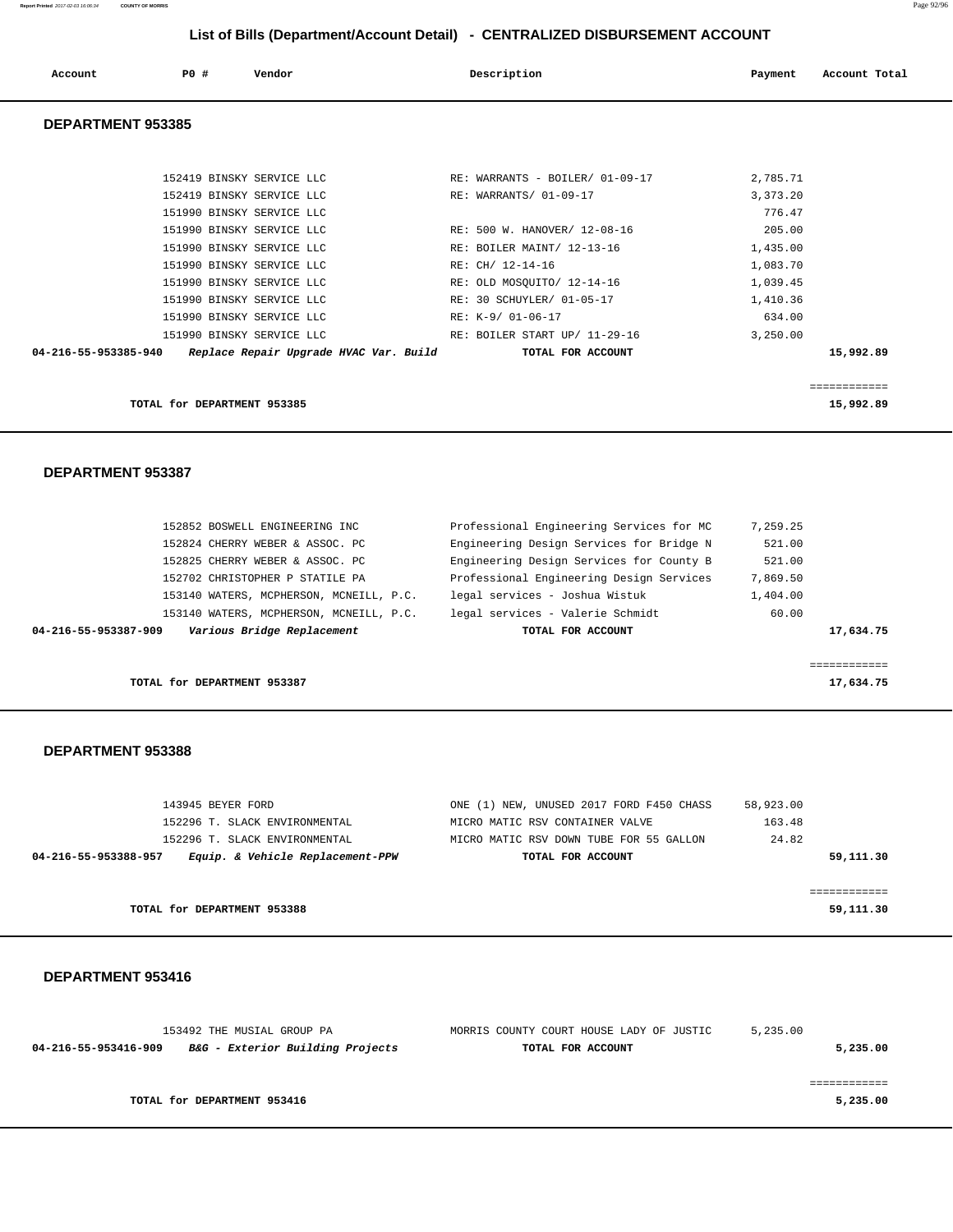# List of Bills (Department/Account Detail) - CENTRALIZED DISBURSEMENT ACCOUNT

| Account | PO # | Vendor | Description | Payment | Account Total |
|---|---|---|---|---|---|

## DEPARTMENT 953385

| Account | PO # | Vendor | Description | Payment | Account Total |
|---|---|---|---|---|---|
| | 152419 | BINSKY SERVICE LLC | RE: WARRANTS - BOILER/ 01-09-17 | 2,785.71 | |
| | 152419 | BINSKY SERVICE LLC | RE: WARRANTS/ 01-09-17 | 3,373.20 | |
| | 151990 | BINSKY SERVICE LLC | | 776.47 | |
| | 151990 | BINSKY SERVICE LLC | RE: 500 W. HANOVER/ 12-08-16 | 205.00 | |
| | 151990 | BINSKY SERVICE LLC | RE: BOILER MAINT/ 12-13-16 | 1,435.00 | |
| | 151990 | BINSKY SERVICE LLC | RE: CH/ 12-14-16 | 1,083.70 | |
| | 151990 | BINSKY SERVICE LLC | RE: OLD MOSQUITO/ 12-14-16 | 1,039.45 | |
| | 151990 | BINSKY SERVICE LLC | RE: 30 SCHUYLER/ 01-05-17 | 1,410.36 | |
| | 151990 | BINSKY SERVICE LLC | RE: K-9/ 01-06-17 | 634.00 | |
| | 151990 | BINSKY SERVICE LLC | RE: BOILER START UP/ 11-29-16 | 3,250.00 | |
| **04-216-55-953385-940** | | ***Replace Repair Upgrade HVAC Var. Build*** | **TOTAL FOR ACCOUNT** | | **15,992.89** |

**TOTAL for DEPARTMENT 953385** — **15,992.89**

## DEPARTMENT 953387

| Account | PO # | Vendor | Description | Payment | Account Total |
|---|---|---|---|---|---|
| | 152852 | BOSWELL ENGINEERING INC | Professional Engineering Services for MC | 7,259.25 | |
| | 152824 | CHERRY WEBER & ASSOC. PC | Engineering Design Services for Bridge N | 521.00 | |
| | 152825 | CHERRY WEBER & ASSOC. PC | Engineering Design Services for County B | 521.00 | |
| | 152702 | CHRISTOPHER P STATILE PA | Professional Engineering Design Services | 7,869.50 | |
| | 153140 | WATERS, MCPHERSON, MCNEILL, P.C. | legal services - Joshua Wistuk | 1,404.00 | |
| | 153140 | WATERS, MCPHERSON, MCNEILL, P.C. | legal services - Valerie Schmidt | 60.00 | |
| **04-216-55-953387-909** | | ***Various Bridge Replacement*** | **TOTAL FOR ACCOUNT** | | **17,634.75** |

**TOTAL for DEPARTMENT 953387** — **17,634.75**

## DEPARTMENT 953388

| Account | PO # | Vendor | Description | Payment | Account Total |
|---|---|---|---|---|---|
| | 143945 | BEYER FORD | ONE (1) NEW, UNUSED 2017 FORD F450 CHASS | 58,923.00 | |
| | 152296 | T. SLACK ENVIRONMENTAL | MICRO MATIC RSV CONTAINER VALVE | 163.48 | |
| | 152296 | T. SLACK ENVIRONMENTAL | MICRO MATIC RSV DOWN TUBE FOR 55 GALLON | 24.82 | |
| **04-216-55-953388-957** | | ***Equip. & Vehicle Replacement-PPW*** | **TOTAL FOR ACCOUNT** | | **59,111.30** |

**TOTAL for DEPARTMENT 953388** — **59,111.30**

## DEPARTMENT 953416

| Account | PO # | Vendor | Description | Payment | Account Total |
|---|---|---|---|---|---|
| | 153492 | THE MUSIAL GROUP PA | MORRIS COUNTY COURT HOUSE LADY OF JUSTIC | 5,235.00 | |
| **04-216-55-953416-909** | | ***B&G - Exterior Building Projects*** | **TOTAL FOR ACCOUNT** | | **5,235.00** |

**TOTAL for DEPARTMENT 953416** — **5,235.00**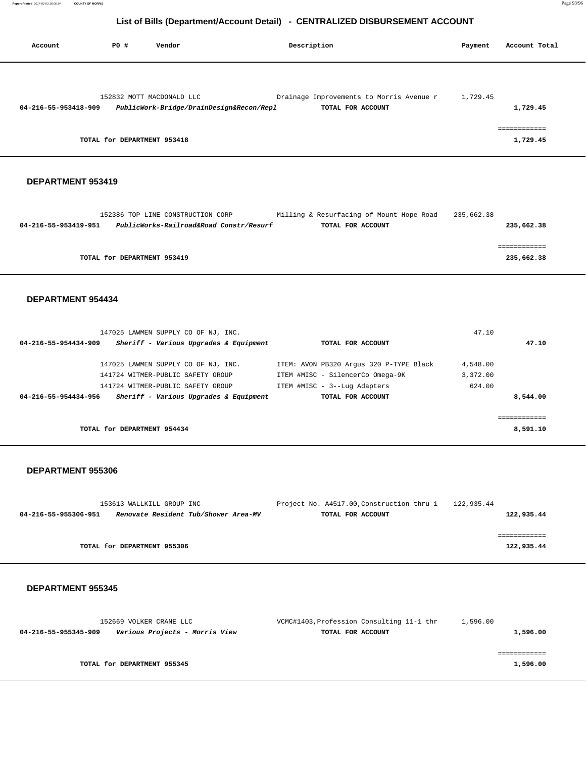## List of Bills (Department/Account Detail) - CENTRALIZED DISBURSEMENT ACCOUNT

| Account | PO # | Vendor | Description | Payment | Account Total |
|---|---|---|---|---|---|
| | 152832 | MOTT MACDONALD LLC | Drainage Improvements to Morris Avenue r | 1,729.45 | |
| **04-216-55-953418-909** | | ***PublicWork-Bridge/DrainDesign&Recon/Repl*** | **TOTAL FOR ACCOUNT** | | **1,729.45** |
| | | | | | ============ |
| | **TOTAL for DEPARTMENT 953418** | | | | **1,729.45** |

### DEPARTMENT 953419

| Account | PO # | Vendor | Description | Payment | Account Total |
|---|---|---|---|---|---|
| | 152386 | TOP LINE CONSTRUCTION CORP | Milling & Resurfacing of Mount Hope Road | 235,662.38 | |
| **04-216-55-953419-951** | | ***PublicWorks-Railroad&Road Constr/Resurf*** | **TOTAL FOR ACCOUNT** | | **235,662.38** |
| | | | | | ============ |
| | **TOTAL for DEPARTMENT 953419** | | | | **235,662.38** |

### DEPARTMENT 954434

| Account | PO # | Vendor | Description | Payment | Account Total |
|---|---|---|---|---|---|
| | 147025 | LAWMEN SUPPLY CO OF NJ, INC. | | 47.10 | |
| **04-216-55-954434-909** | | ***Sheriff - Various Upgrades & Equipment*** | **TOTAL FOR ACCOUNT** | | **47.10** |
| | 147025 | LAWMEN SUPPLY CO OF NJ, INC. | ITEM: AVON PB320 Argus 320 P-TYPE Black | 4,548.00 | |
| | 141724 | WITMER-PUBLIC SAFETY GROUP | ITEM #MISC - SilencerCo Omega-9K | 3,372.00 | |
| | 141724 | WITMER-PUBLIC SAFETY GROUP | ITEM #MISC - 3--Lug Adapters | 624.00 | |
| **04-216-55-954434-956** | | ***Sheriff - Various Upgrades & Equipment*** | **TOTAL FOR ACCOUNT** | | **8,544.00** |
| | | | | | ============ |
| | **TOTAL for DEPARTMENT 954434** | | | | **8,591.10** |

### DEPARTMENT 955306

| Account | PO # | Vendor | Description | Payment | Account Total |
|---|---|---|---|---|---|
| | 153613 | WALLKILL GROUP INC | Project No. A4517.00,Construction thru 1 | 122,935.44 | |
| **04-216-55-955306-951** | | ***Renovate Resident Tub/Shower Area-MV*** | **TOTAL FOR ACCOUNT** | | **122,935.44** |
| | | | | | ============ |
| | **TOTAL for DEPARTMENT 955306** | | | | **122,935.44** |

### DEPARTMENT 955345

| Account | PO # | Vendor | Description | Payment | Account Total |
|---|---|---|---|---|---|
| | 152669 | VOLKER CRANE LLC | VCMC#1403,Profession Consulting 11-1 thr | 1,596.00 | |
| **04-216-55-955345-909** | | ***Various Projects - Morris View*** | **TOTAL FOR ACCOUNT** | | **1,596.00** |
| | | | | | ============ |
| | **TOTAL for DEPARTMENT 955345** | | | | **1,596.00** |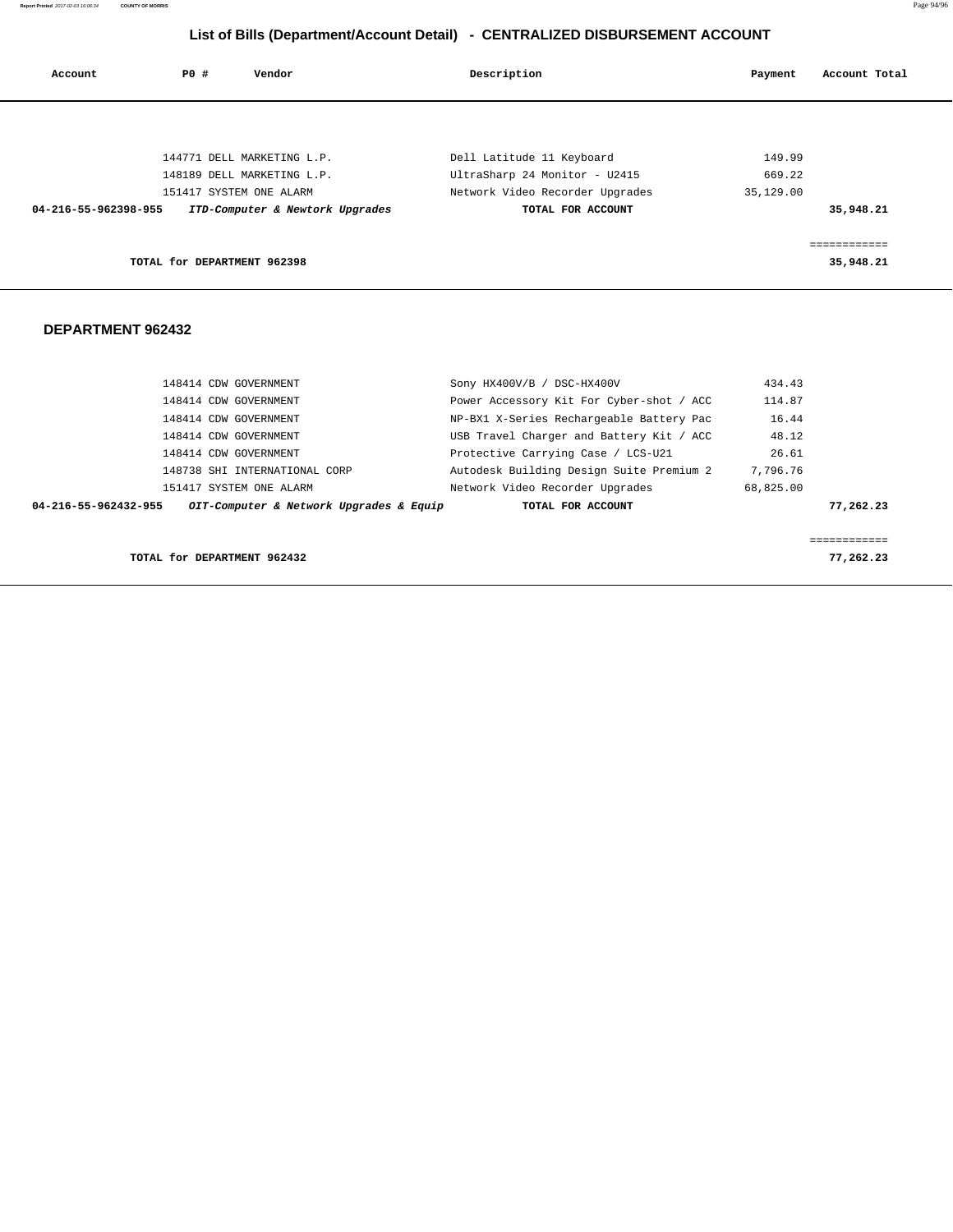# List of Bills (Department/Account Detail) - CENTRALIZED DISBURSEMENT ACCOUNT

| Account | PO # | Vendor | Description | Payment | Account Total |
|---|---|---|---|---|---|
| | 144771 | DELL MARKETING L.P. | Dell Latitude 11 Keyboard | 149.99 | |
| | 148189 | DELL MARKETING L.P. | UltraSharp 24 Monitor - U2415 | 669.22 | |
| | 151417 | SYSTEM ONE ALARM | Network Video Recorder Upgrades | 35,129.00 | |
| **04-216-55-962398-955** | | ***ITD-Computer & Newtork Upgrades*** | **TOTAL FOR ACCOUNT** | | **35,948.21** |
| | | | | | ============ |
| | **TOTAL for DEPARTMENT 962398** | | | | **35,948.21** |

## DEPARTMENT 962432

| Account | PO # | Vendor | Description | Payment | Account Total |
|---|---|---|---|---|---|
| | 148414 | CDW GOVERNMENT | Sony HX400V/B / DSC-HX400V | 434.43 | |
| | 148414 | CDW GOVERNMENT | Power Accessory Kit For Cyber-shot / ACC | 114.87 | |
| | 148414 | CDW GOVERNMENT | NP-BX1 X-Series Rechargeable Battery Pac | 16.44 | |
| | 148414 | CDW GOVERNMENT | USB Travel Charger and Battery Kit / ACC | 48.12 | |
| | 148414 | CDW GOVERNMENT | Protective Carrying Case / LCS-U21 | 26.61 | |
| | 148738 | SHI INTERNATIONAL CORP | Autodesk Building Design Suite Premium 2 | 7,796.76 | |
| | 151417 | SYSTEM ONE ALARM | Network Video Recorder Upgrades | 68,825.00 | |
| **04-216-55-962432-955** | | ***OIT-Computer & Network Upgrades & Equip*** | **TOTAL FOR ACCOUNT** | | **77,262.23** |
| | | | | | ============ |
| | **TOTAL for DEPARTMENT 962432** | | | | **77,262.23** |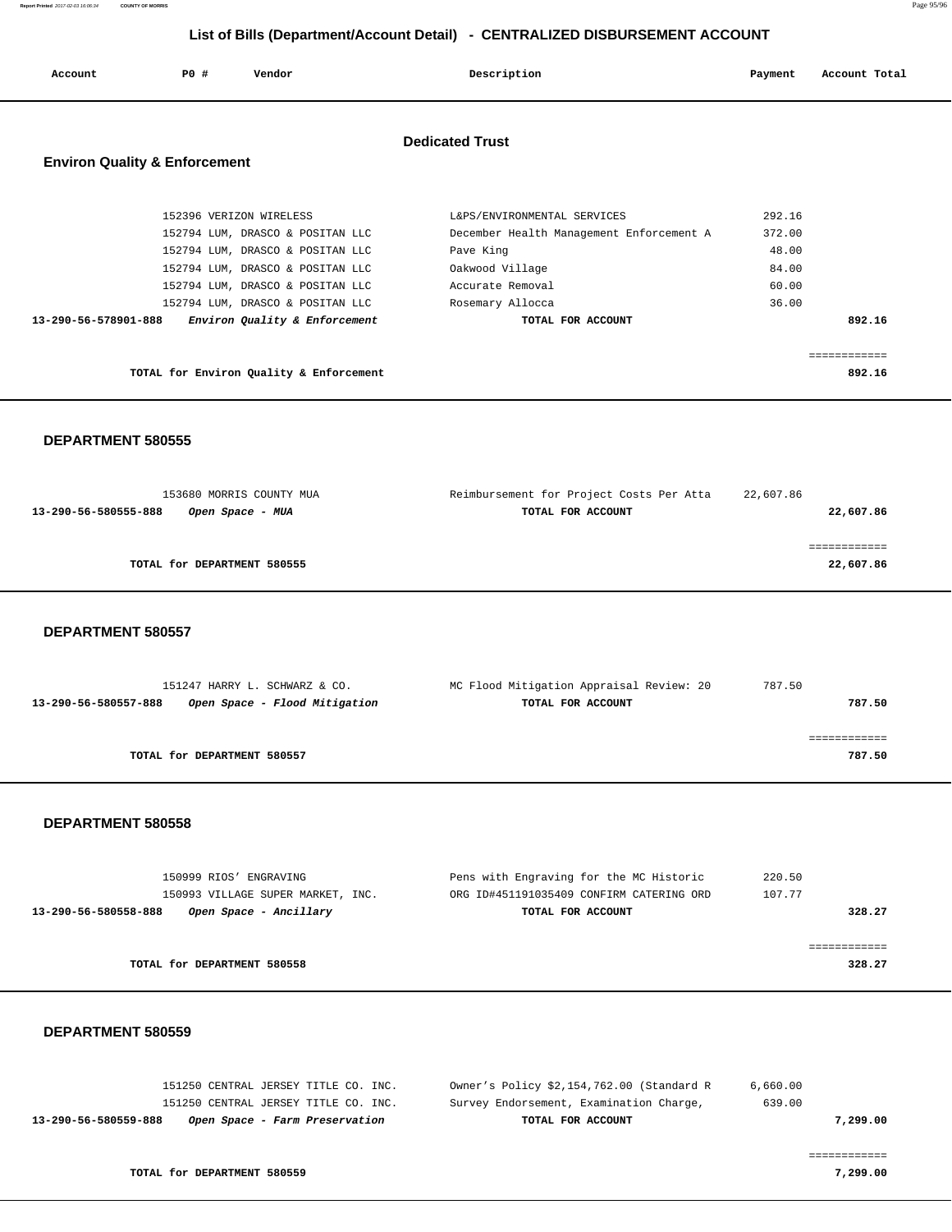## List of Bills (Department/Account Detail) - CENTRALIZED DISBURSEMENT ACCOUNT

| Account | PO # | Vendor | Description | Payment | Account Total |
|---|---|---|---|---|---|

### Dedicated Trust

#### Environ Quality & Enforcement

| Account | PO # | Vendor | Description | Payment | Account Total |
|---|---|---|---|---|---|
| | 152396 | VERIZON WIRELESS | L&PS/ENVIRONMENTAL SERVICES | 292.16 | |
| | 152794 | LUM, DRASCO & POSITAN LLC | December Health Management Enforcement A | 372.00 | |
| | 152794 | LUM, DRASCO & POSITAN LLC | Pave King | 48.00 | |
| | 152794 | LUM, DRASCO & POSITAN LLC | Oakwood Village | 84.00 | |
| | 152794 | LUM, DRASCO & POSITAN LLC | Accurate Removal | 60.00 | |
| | 152794 | LUM, DRASCO & POSITAN LLC | Rosemary Allocca | 36.00 | |
| **13-290-56-578901-888** | | *Environ Quality & Enforcement* | **TOTAL FOR ACCOUNT** | | **892.16** |
| | | **TOTAL for Environ Quality & Enforcement** | | | **892.16** |

#### DEPARTMENT 580555

| Account | PO # | Vendor | Description | Payment | Account Total |
|---|---|---|---|---|---|
| | 153680 | MORRIS COUNTY MUA | Reimbursement for Project Costs Per Atta | 22,607.86 | |
| **13-290-56-580555-888** | | *Open Space - MUA* | **TOTAL FOR ACCOUNT** | | **22,607.86** |
| | | **TOTAL for DEPARTMENT 580555** | | | **22,607.86** |

#### DEPARTMENT 580557

| Account | PO # | Vendor | Description | Payment | Account Total |
|---|---|---|---|---|---|
| | 151247 | HARRY L. SCHWARZ & CO. | MC Flood Mitigation Appraisal Review: 20 | 787.50 | |
| **13-290-56-580557-888** | | *Open Space - Flood Mitigation* | **TOTAL FOR ACCOUNT** | | **787.50** |
| | | **TOTAL for DEPARTMENT 580557** | | | **787.50** |

#### DEPARTMENT 580558

| Account | PO # | Vendor | Description | Payment | Account Total |
|---|---|---|---|---|---|
| | 150999 | RIOS' ENGRAVING | Pens with Engraving for the MC Historic | 220.50 | |
| | 150993 | VILLAGE SUPER MARKET, INC. | ORG ID#451191035409 CONFIRM CATERING ORD | 107.77 | |
| **13-290-56-580558-888** | | *Open Space - Ancillary* | **TOTAL FOR ACCOUNT** | | **328.27** |
| | | **TOTAL for DEPARTMENT 580558** | | | **328.27** |

#### DEPARTMENT 580559

| Account | PO # | Vendor | Description | Payment | Account Total |
|---|---|---|---|---|---|
| | 151250 | CENTRAL JERSEY TITLE CO. INC. | Owner's Policy $2,154,762.00 (Standard R | 6,660.00 | |
| | 151250 | CENTRAL JERSEY TITLE CO. INC. | Survey Endorsement, Examination Charge, | 639.00 | |
| **13-290-56-580559-888** | | *Open Space - Farm Preservation* | **TOTAL FOR ACCOUNT** | | **7,299.00** |
| | | **TOTAL for DEPARTMENT 580559** | | | **7,299.00** |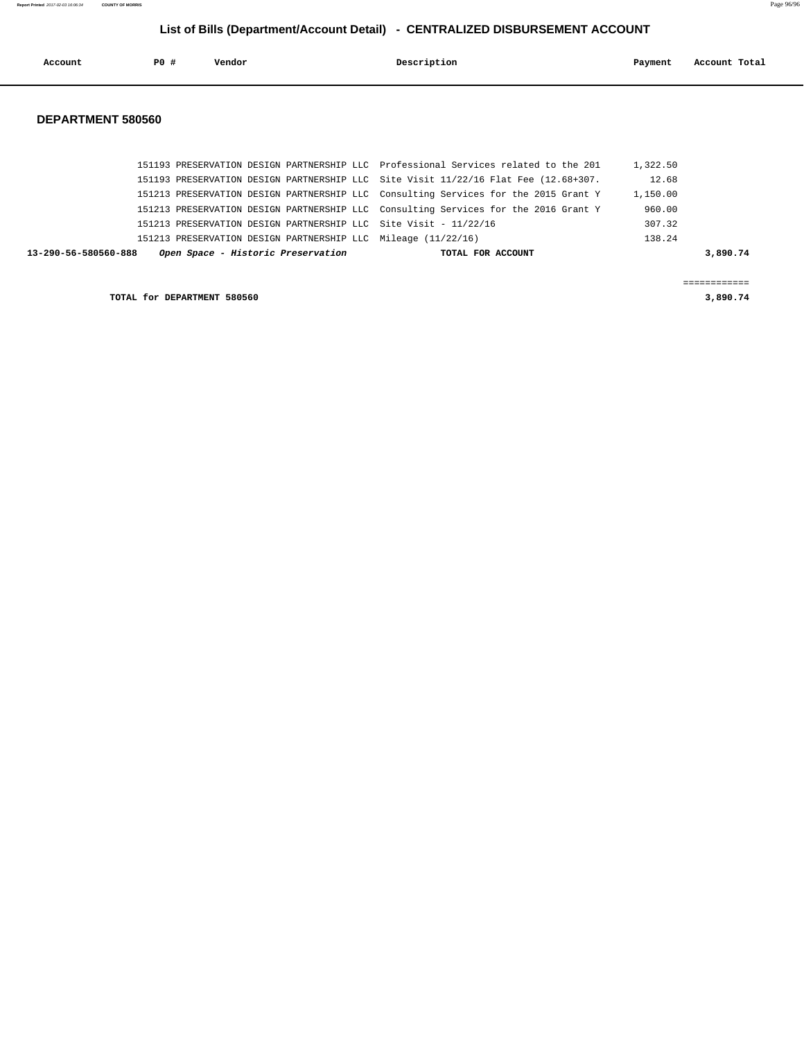## List of Bills (Department/Account Detail) - CENTRALIZED DISBURSEMENT ACCOUNT

| Account | PO # | Vendor | Description | Payment | Account Total |
|---|---|---|---|---|---|

### DEPARTMENT 580560

| Account | PO # | Vendor | Description | Payment | Account Total |
|---|---|---|---|---|---|
| | 151193 | PRESERVATION DESIGN PARTNERSHIP LLC | Professional Services related to the 201 | 1,322.50 | |
| | 151193 | PRESERVATION DESIGN PARTNERSHIP LLC | Site Visit 11/22/16 Flat Fee (12.68+307. | 12.68 | |
| | 151213 | PRESERVATION DESIGN PARTNERSHIP LLC | Consulting Services for the 2015 Grant Y | 1,150.00 | |
| | 151213 | PRESERVATION DESIGN PARTNERSHIP LLC | Consulting Services for the 2016 Grant Y | 960.00 | |
| | 151213 | PRESERVATION DESIGN PARTNERSHIP LLC | Site Visit - 11/22/16 | 307.32 | |
| | 151213 | PRESERVATION DESIGN PARTNERSHIP LLC | Mileage (11/22/16) | 138.24 | |
| **13-290-56-580560-888** | ***Open Space - Historic Preservation*** | | **TOTAL FOR ACCOUNT** | | **3,890.74** |

============

**TOTAL for DEPARTMENT 580560** **3,890.74**